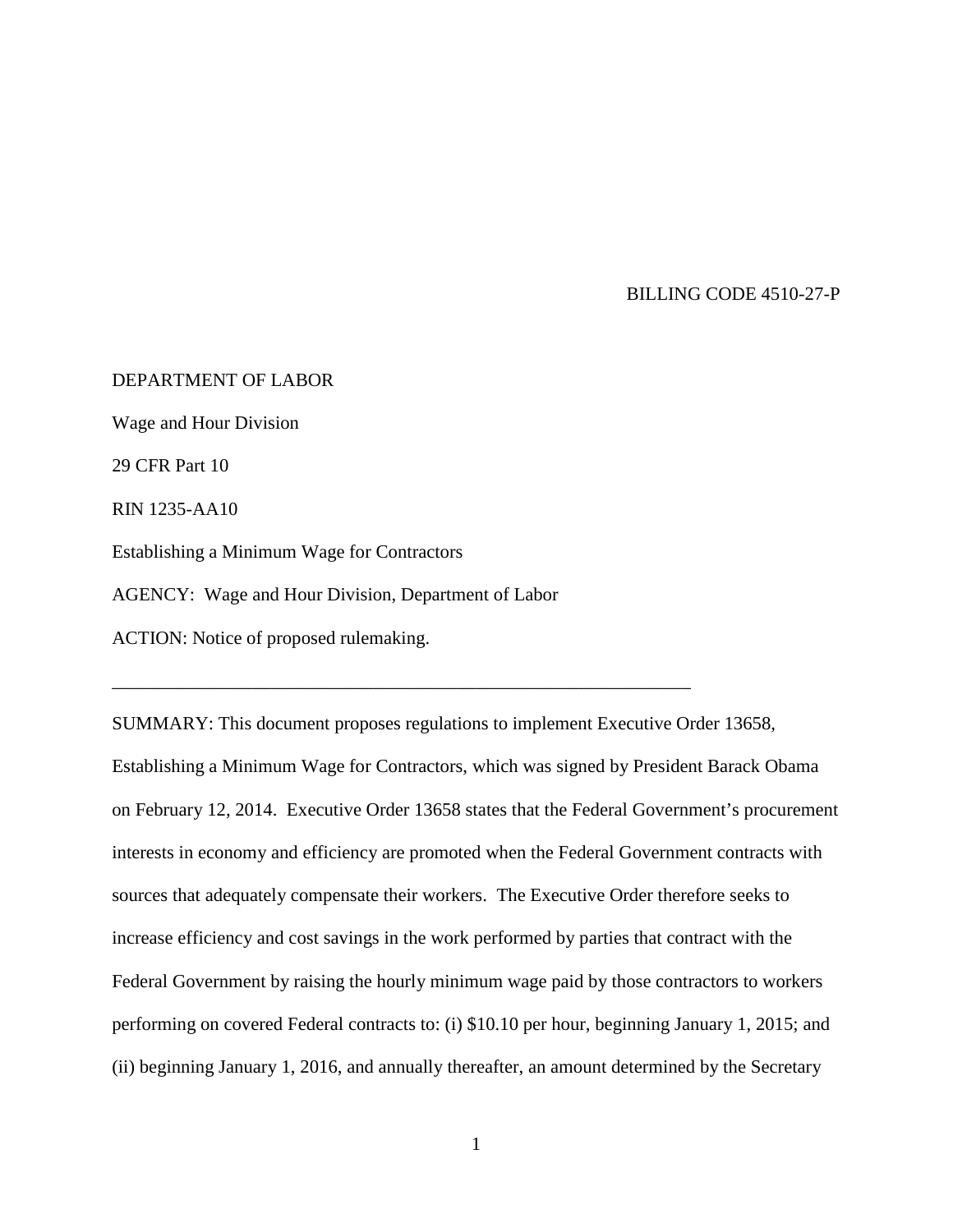BILLING CODE 4510-27-P

DEPARTMENT OF LABOR

Wage and Hour Division

29 CFR Part 10

RIN 1235-AA10

Establishing a Minimum Wage for Contractors

AGENCY: Wage and Hour Division, Department of Labor

ACTION: Notice of proposed rulemaking.

---

SUMMARY: This document proposes regulations to implement Executive Order 13658, Establishing a Minimum Wage for Contractors, which was signed by President Barack Obama on February 12, 2014. Executive Order 13658 states that the Federal Government's procurement interests in economy and efficiency are promoted when the Federal Government contracts with sources that adequately compensate their workers. The Executive Order therefore seeks to increase efficiency and cost savings in the work performed by parties that contract with the Federal Government by raising the hourly minimum wage paid by those contractors to workers performing on covered Federal contracts to: (i) $10.10 per hour, beginning January 1, 2015; and (ii) beginning January 1, 2016, and annually thereafter, an amount determined by the Secretary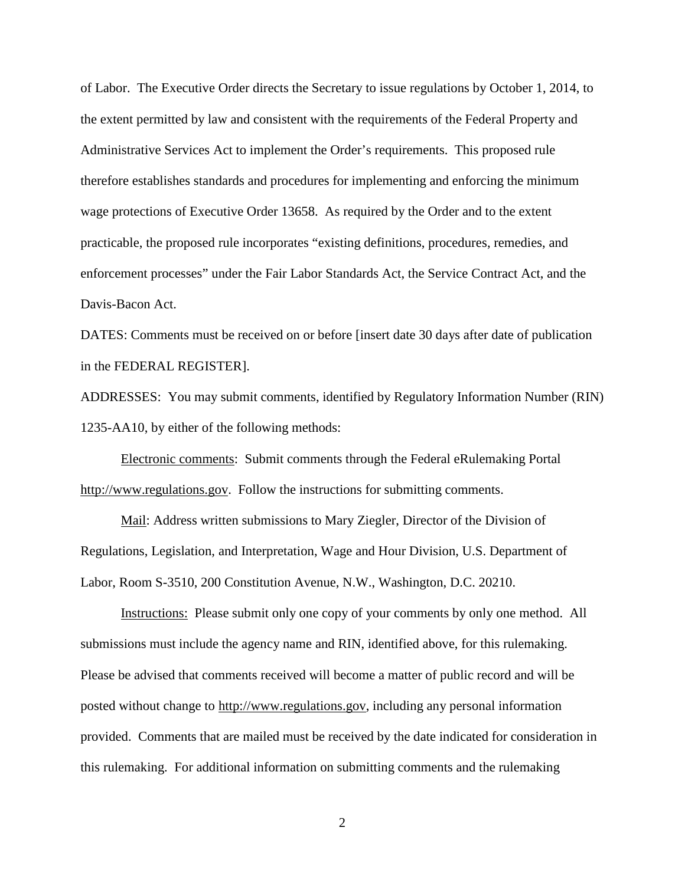of Labor. The Executive Order directs the Secretary to issue regulations by October 1, 2014, to the extent permitted by law and consistent with the requirements of the Federal Property and Administrative Services Act to implement the Order's requirements. This proposed rule therefore establishes standards and procedures for implementing and enforcing the minimum wage protections of Executive Order 13658. As required by the Order and to the extent practicable, the proposed rule incorporates "existing definitions, procedures, remedies, and enforcement processes" under the Fair Labor Standards Act, the Service Contract Act, and the Davis-Bacon Act.

DATES: Comments must be received on or before [insert date 30 days after date of publication in the FEDERAL REGISTER].

ADDRESSES: You may submit comments, identified by Regulatory Information Number (RIN) 1235-AA10, by either of the following methods:

Electronic comments: Submit comments through the Federal eRulemaking Portal http://www.regulations.gov. Follow the instructions for submitting comments.

Mail: Address written submissions to Mary Ziegler, Director of the Division of Regulations, Legislation, and Interpretation, Wage and Hour Division, U.S. Department of Labor, Room S-3510, 200 Constitution Avenue, N.W., Washington, D.C. 20210.

Instructions: Please submit only one copy of your comments by only one method. All submissions must include the agency name and RIN, identified above, for this rulemaking. Please be advised that comments received will become a matter of public record and will be posted without change to http://www.regulations.gov, including any personal information provided. Comments that are mailed must be received by the date indicated for consideration in this rulemaking. For additional information on submitting comments and the rulemaking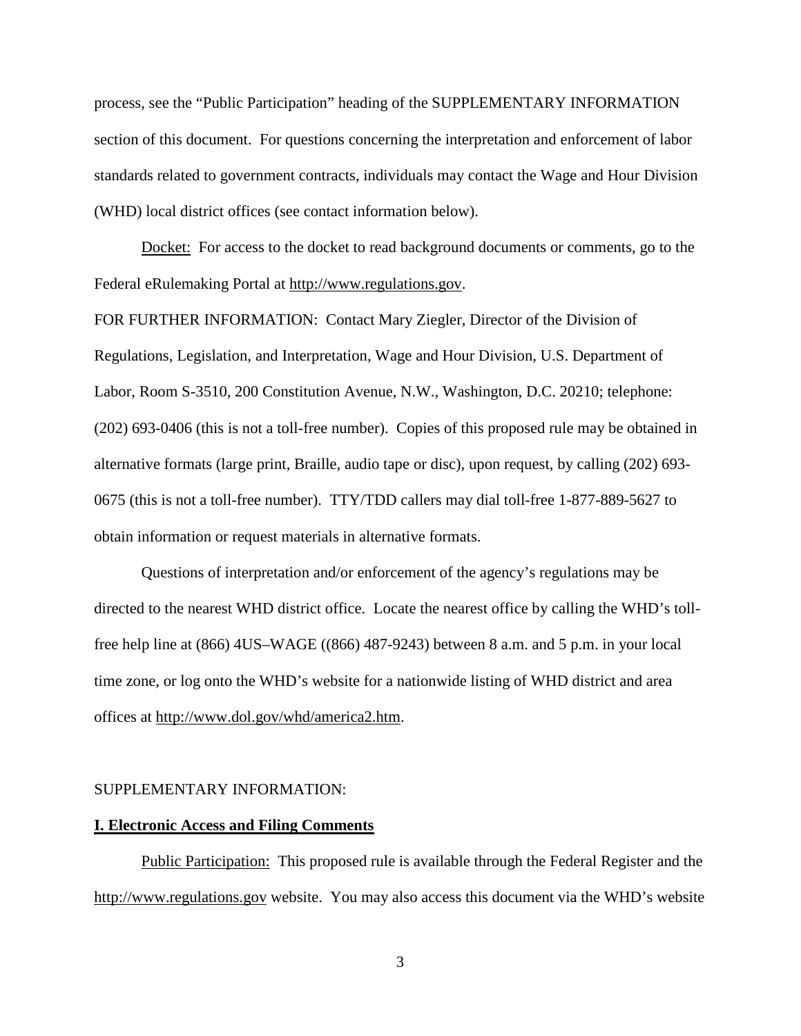process, see the "Public Participation" heading of the SUPPLEMENTARY INFORMATION section of this document. For questions concerning the interpretation and enforcement of labor standards related to government contracts, individuals may contact the Wage and Hour Division (WHD) local district offices (see contact information below).

Docket: For access to the docket to read background documents or comments, go to the Federal eRulemaking Portal at http://www.regulations.gov.

FOR FURTHER INFORMATION: Contact Mary Ziegler, Director of the Division of Regulations, Legislation, and Interpretation, Wage and Hour Division, U.S. Department of Labor, Room S-3510, 200 Constitution Avenue, N.W., Washington, D.C. 20210; telephone: (202) 693-0406 (this is not a toll-free number). Copies of this proposed rule may be obtained in alternative formats (large print, Braille, audio tape or disc), upon request, by calling (202) 693-0675 (this is not a toll-free number). TTY/TDD callers may dial toll-free 1-877-889-5627 to obtain information or request materials in alternative formats.

Questions of interpretation and/or enforcement of the agency's regulations may be directed to the nearest WHD district office. Locate the nearest office by calling the WHD's toll-free help line at (866) 4US–WAGE ((866) 487-9243) between 8 a.m. and 5 p.m. in your local time zone, or log onto the WHD's website for a nationwide listing of WHD district and area offices at http://www.dol.gov/whd/america2.htm.

SUPPLEMENTARY INFORMATION:

## I. Electronic Access and Filing Comments

Public Participation: This proposed rule is available through the Federal Register and the http://www.regulations.gov website. You may also access this document via the WHD's website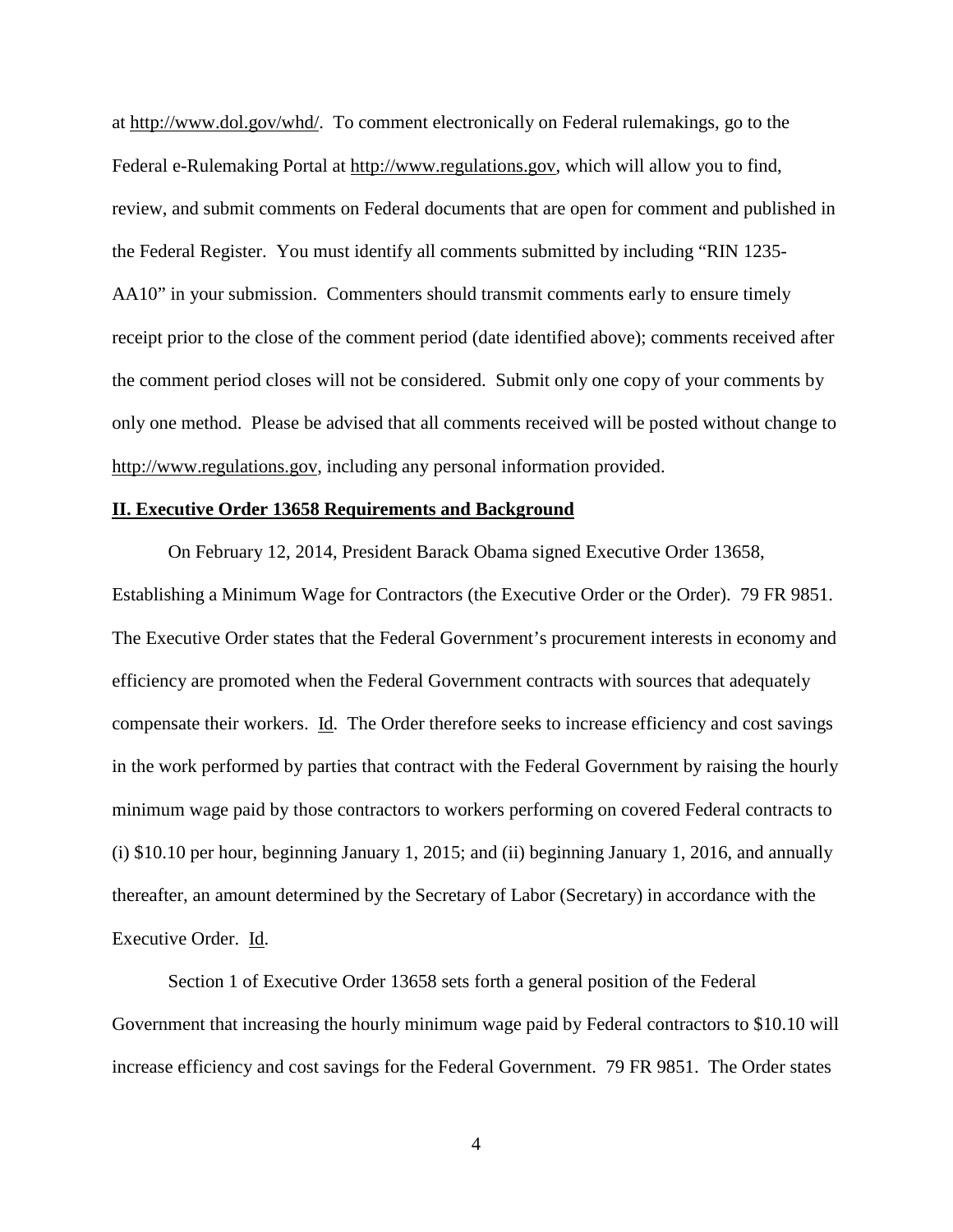at http://www.dol.gov/whd/. To comment electronically on Federal rulemakings, go to the Federal e-Rulemaking Portal at http://www.regulations.gov, which will allow you to find, review, and submit comments on Federal documents that are open for comment and published in the Federal Register. You must identify all comments submitted by including "RIN 1235-AA10" in your submission. Commenters should transmit comments early to ensure timely receipt prior to the close of the comment period (date identified above); comments received after the comment period closes will not be considered. Submit only one copy of your comments by only one method. Please be advised that all comments received will be posted without change to http://www.regulations.gov, including any personal information provided.

## II. Executive Order 13658 Requirements and Background

On February 12, 2014, President Barack Obama signed Executive Order 13658, Establishing a Minimum Wage for Contractors (the Executive Order or the Order). 79 FR 9851. The Executive Order states that the Federal Government's procurement interests in economy and efficiency are promoted when the Federal Government contracts with sources that adequately compensate their workers. Id. The Order therefore seeks to increase efficiency and cost savings in the work performed by parties that contract with the Federal Government by raising the hourly minimum wage paid by those contractors to workers performing on covered Federal contracts to (i) $10.10 per hour, beginning January 1, 2015; and (ii) beginning January 1, 2016, and annually thereafter, an amount determined by the Secretary of Labor (Secretary) in accordance with the Executive Order. Id.

Section 1 of Executive Order 13658 sets forth a general position of the Federal Government that increasing the hourly minimum wage paid by Federal contractors to $10.10 will increase efficiency and cost savings for the Federal Government. 79 FR 9851. The Order states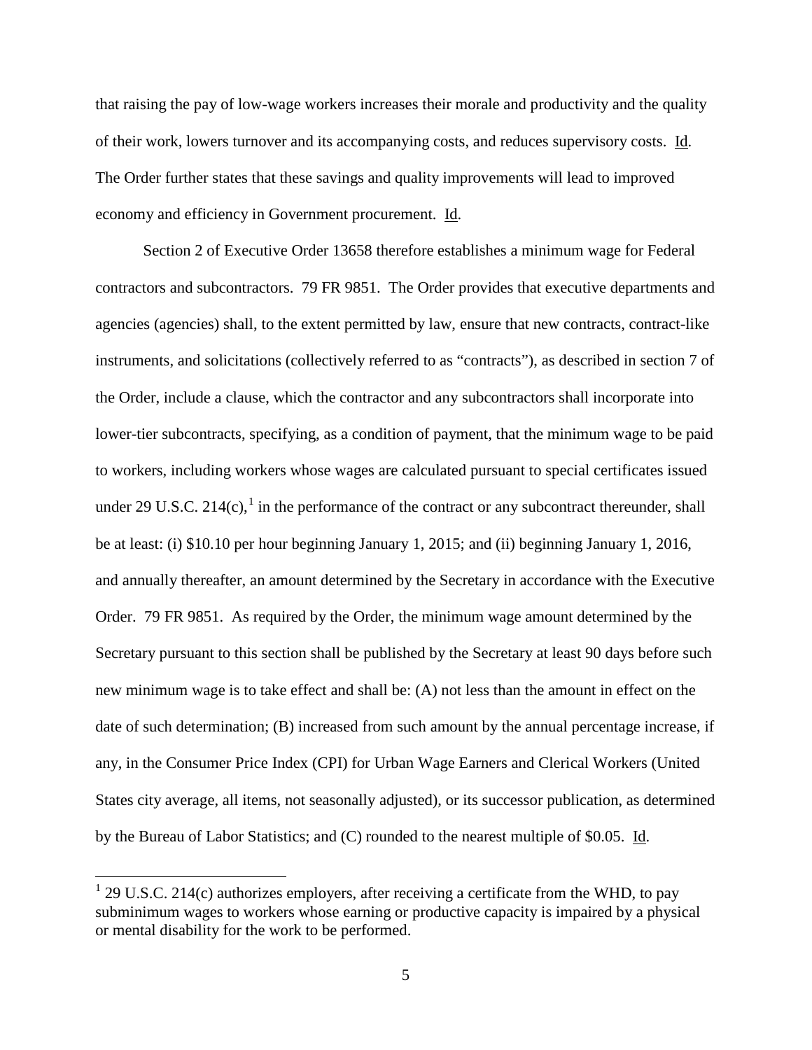that raising the pay of low-wage workers increases their morale and productivity and the quality of their work, lowers turnover and its accompanying costs, and reduces supervisory costs. Id. The Order further states that these savings and quality improvements will lead to improved economy and efficiency in Government procurement. Id.

Section 2 of Executive Order 13658 therefore establishes a minimum wage for Federal contractors and subcontractors. 79 FR 9851. The Order provides that executive departments and agencies (agencies) shall, to the extent permitted by law, ensure that new contracts, contract-like instruments, and solicitations (collectively referred to as "contracts"), as described in section 7 of the Order, include a clause, which the contractor and any subcontractors shall incorporate into lower-tier subcontracts, specifying, as a condition of payment, that the minimum wage to be paid to workers, including workers whose wages are calculated pursuant to special certificates issued under 29 U.S.C. 214(c),[1] in the performance of the contract or any subcontract thereunder, shall be at least: (i) $10.10 per hour beginning January 1, 2015; and (ii) beginning January 1, 2016, and annually thereafter, an amount determined by the Secretary in accordance with the Executive Order. 79 FR 9851. As required by the Order, the minimum wage amount determined by the Secretary pursuant to this section shall be published by the Secretary at least 90 days before such new minimum wage is to take effect and shall be: (A) not less than the amount in effect on the date of such determination; (B) increased from such amount by the annual percentage increase, if any, in the Consumer Price Index (CPI) for Urban Wage Earners and Clerical Workers (United States city average, all items, not seasonally adjusted), or its successor publication, as determined by the Bureau of Labor Statistics; and (C) rounded to the nearest multiple of $0.05. Id.

[1] 29 U.S.C. 214(c) authorizes employers, after receiving a certificate from the WHD, to pay subminimum wages to workers whose earning or productive capacity is impaired by a physical or mental disability for the work to be performed.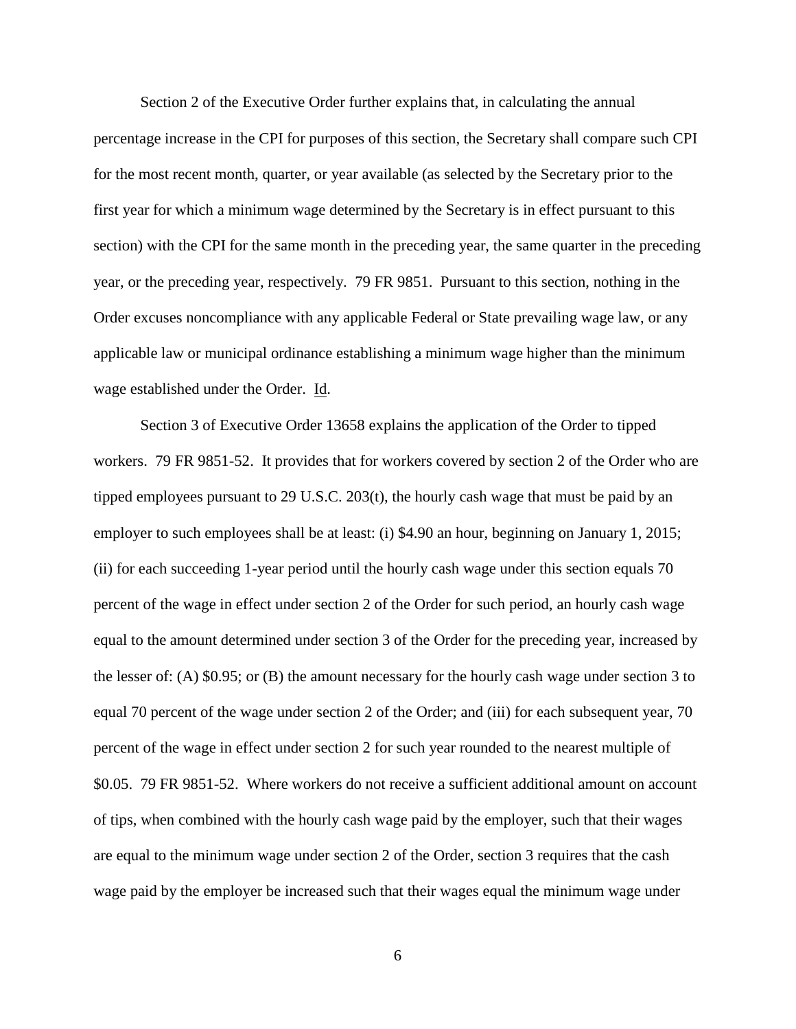Section 2 of the Executive Order further explains that, in calculating the annual percentage increase in the CPI for purposes of this section, the Secretary shall compare such CPI for the most recent month, quarter, or year available (as selected by the Secretary prior to the first year for which a minimum wage determined by the Secretary is in effect pursuant to this section) with the CPI for the same month in the preceding year, the same quarter in the preceding year, or the preceding year, respectively. 79 FR 9851. Pursuant to this section, nothing in the Order excuses noncompliance with any applicable Federal or State prevailing wage law, or any applicable law or municipal ordinance establishing a minimum wage higher than the minimum wage established under the Order. Id.

Section 3 of Executive Order 13658 explains the application of the Order to tipped workers. 79 FR 9851-52. It provides that for workers covered by section 2 of the Order who are tipped employees pursuant to 29 U.S.C. 203(t), the hourly cash wage that must be paid by an employer to such employees shall be at least: (i) $4.90 an hour, beginning on January 1, 2015; (ii) for each succeeding 1-year period until the hourly cash wage under this section equals 70 percent of the wage in effect under section 2 of the Order for such period, an hourly cash wage equal to the amount determined under section 3 of the Order for the preceding year, increased by the lesser of: (A) $0.95; or (B) the amount necessary for the hourly cash wage under section 3 to equal 70 percent of the wage under section 2 of the Order; and (iii) for each subsequent year, 70 percent of the wage in effect under section 2 for such year rounded to the nearest multiple of $0.05. 79 FR 9851-52. Where workers do not receive a sufficient additional amount on account of tips, when combined with the hourly cash wage paid by the employer, such that their wages are equal to the minimum wage under section 2 of the Order, section 3 requires that the cash wage paid by the employer be increased such that their wages equal the minimum wage under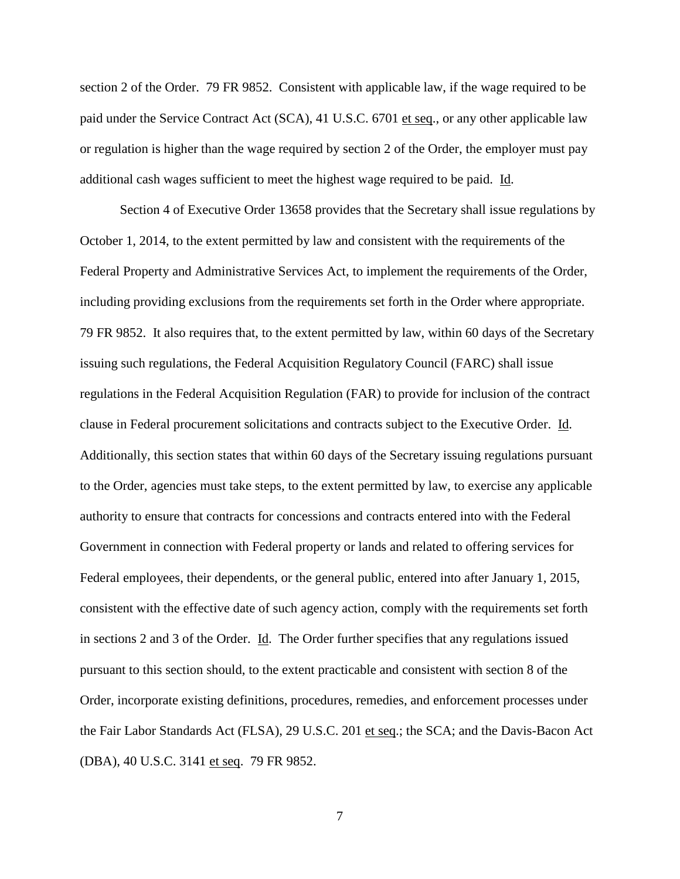section 2 of the Order. 79 FR 9852. Consistent with applicable law, if the wage required to be paid under the Service Contract Act (SCA), 41 U.S.C. 6701 et seq., or any other applicable law or regulation is higher than the wage required by section 2 of the Order, the employer must pay additional cash wages sufficient to meet the highest wage required to be paid. Id.

Section 4 of Executive Order 13658 provides that the Secretary shall issue regulations by October 1, 2014, to the extent permitted by law and consistent with the requirements of the Federal Property and Administrative Services Act, to implement the requirements of the Order, including providing exclusions from the requirements set forth in the Order where appropriate. 79 FR 9852. It also requires that, to the extent permitted by law, within 60 days of the Secretary issuing such regulations, the Federal Acquisition Regulatory Council (FARC) shall issue regulations in the Federal Acquisition Regulation (FAR) to provide for inclusion of the contract clause in Federal procurement solicitations and contracts subject to the Executive Order. Id. Additionally, this section states that within 60 days of the Secretary issuing regulations pursuant to the Order, agencies must take steps, to the extent permitted by law, to exercise any applicable authority to ensure that contracts for concessions and contracts entered into with the Federal Government in connection with Federal property or lands and related to offering services for Federal employees, their dependents, or the general public, entered into after January 1, 2015, consistent with the effective date of such agency action, comply with the requirements set forth in sections 2 and 3 of the Order. Id. The Order further specifies that any regulations issued pursuant to this section should, to the extent practicable and consistent with section 8 of the Order, incorporate existing definitions, procedures, remedies, and enforcement processes under the Fair Labor Standards Act (FLSA), 29 U.S.C. 201 et seq.; the SCA; and the Davis-Bacon Act (DBA), 40 U.S.C. 3141 et seq. 79 FR 9852.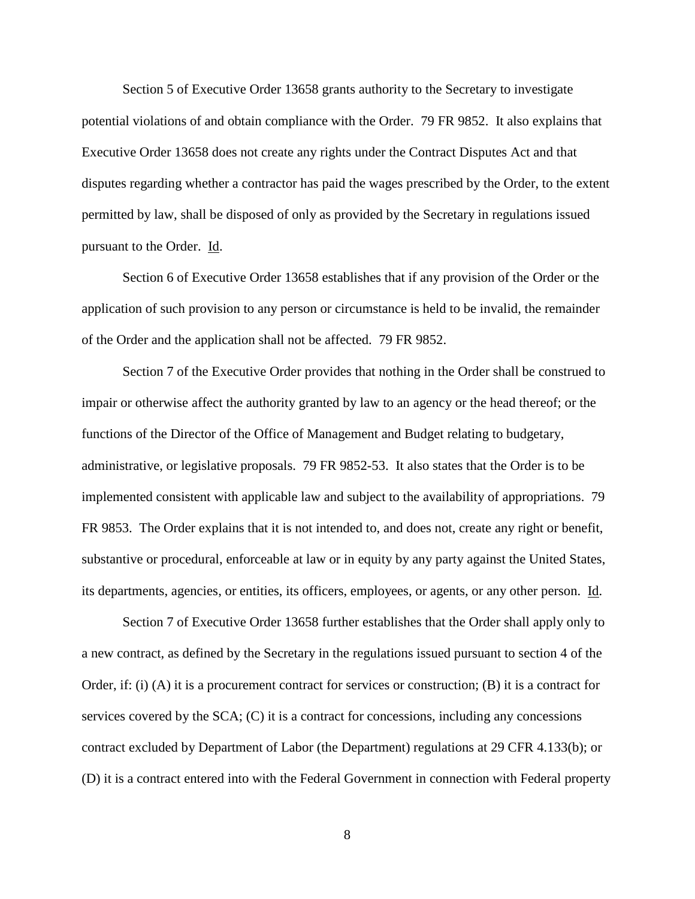Section 5 of Executive Order 13658 grants authority to the Secretary to investigate potential violations of and obtain compliance with the Order. 79 FR 9852. It also explains that Executive Order 13658 does not create any rights under the Contract Disputes Act and that disputes regarding whether a contractor has paid the wages prescribed by the Order, to the extent permitted by law, shall be disposed of only as provided by the Secretary in regulations issued pursuant to the Order. Id.

Section 6 of Executive Order 13658 establishes that if any provision of the Order or the application of such provision to any person or circumstance is held to be invalid, the remainder of the Order and the application shall not be affected. 79 FR 9852.

Section 7 of the Executive Order provides that nothing in the Order shall be construed to impair or otherwise affect the authority granted by law to an agency or the head thereof; or the functions of the Director of the Office of Management and Budget relating to budgetary, administrative, or legislative proposals. 79 FR 9852-53. It also states that the Order is to be implemented consistent with applicable law and subject to the availability of appropriations. 79 FR 9853. The Order explains that it is not intended to, and does not, create any right or benefit, substantive or procedural, enforceable at law or in equity by any party against the United States, its departments, agencies, or entities, its officers, employees, or agents, or any other person. Id.

Section 7 of Executive Order 13658 further establishes that the Order shall apply only to a new contract, as defined by the Secretary in the regulations issued pursuant to section 4 of the Order, if: (i) (A) it is a procurement contract for services or construction; (B) it is a contract for services covered by the SCA; (C) it is a contract for concessions, including any concessions contract excluded by Department of Labor (the Department) regulations at 29 CFR 4.133(b); or (D) it is a contract entered into with the Federal Government in connection with Federal property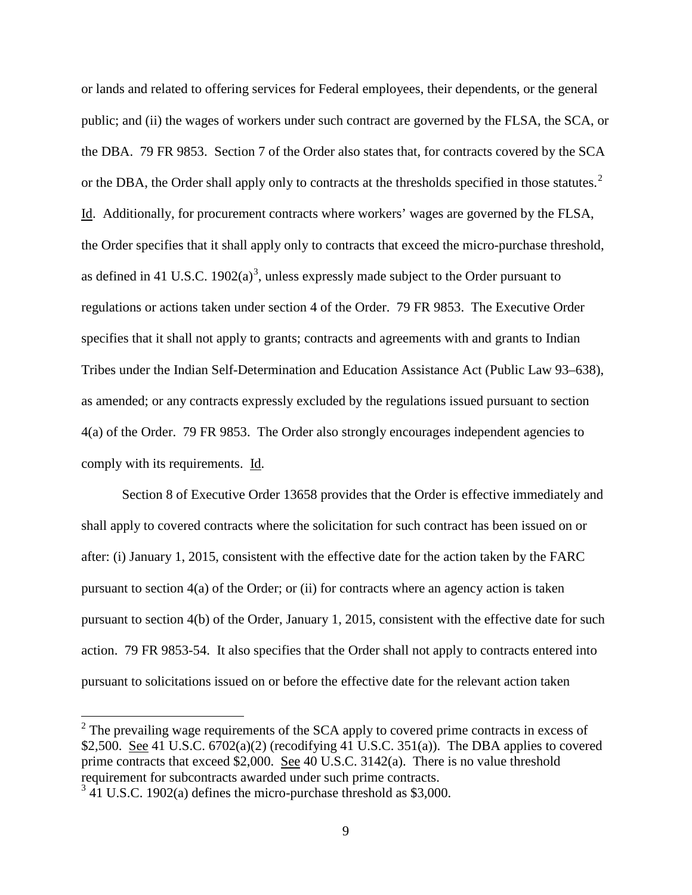or lands and related to offering services for Federal employees, their dependents, or the general public; and (ii) the wages of workers under such contract are governed by the FLSA, the SCA, or the DBA. 79 FR 9853. Section 7 of the Order also states that, for contracts covered by the SCA or the DBA, the Order shall apply only to contracts at the thresholds specified in those statutes.[2] Id. Additionally, for procurement contracts where workers' wages are governed by the FLSA, the Order specifies that it shall apply only to contracts that exceed the micro-purchase threshold, as defined in 41 U.S.C. 1902(a)[3], unless expressly made subject to the Order pursuant to regulations or actions taken under section 4 of the Order. 79 FR 9853. The Executive Order specifies that it shall not apply to grants; contracts and agreements with and grants to Indian Tribes under the Indian Self-Determination and Education Assistance Act (Public Law 93–638), as amended; or any contracts expressly excluded by the regulations issued pursuant to section 4(a) of the Order. 79 FR 9853. The Order also strongly encourages independent agencies to comply with its requirements. Id.

Section 8 of Executive Order 13658 provides that the Order is effective immediately and shall apply to covered contracts where the solicitation for such contract has been issued on or after: (i) January 1, 2015, consistent with the effective date for the action taken by the FARC pursuant to section 4(a) of the Order; or (ii) for contracts where an agency action is taken pursuant to section 4(b) of the Order, January 1, 2015, consistent with the effective date for such action. 79 FR 9853-54. It also specifies that the Order shall not apply to contracts entered into pursuant to solicitations issued on or before the effective date for the relevant action taken

---

[2] The prevailing wage requirements of the SCA apply to covered prime contracts in excess of $2,500. See 41 U.S.C. 6702(a)(2) (recodifying 41 U.S.C. 351(a)). The DBA applies to covered prime contracts that exceed $2,000. See 40 U.S.C. 3142(a). There is no value threshold requirement for subcontracts awarded under such prime contracts.

[3] 41 U.S.C. 1902(a) defines the micro-purchase threshold as $3,000.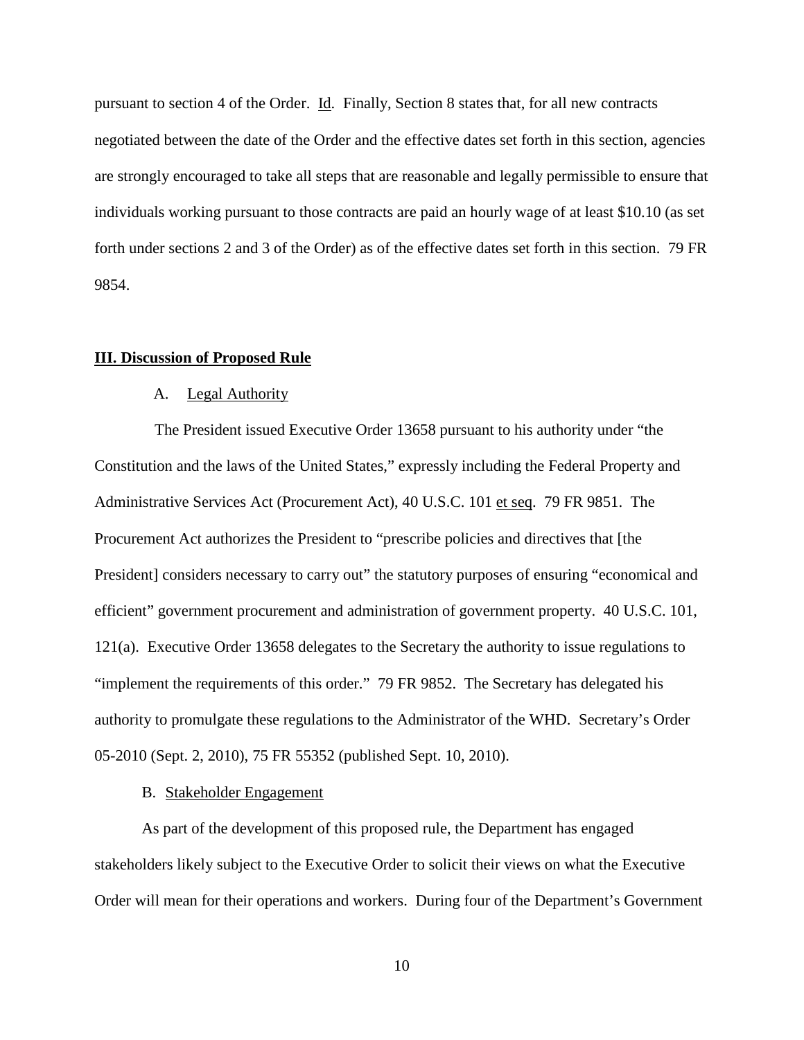pursuant to section 4 of the Order. Id. Finally, Section 8 states that, for all new contracts negotiated between the date of the Order and the effective dates set forth in this section, agencies are strongly encouraged to take all steps that are reasonable and legally permissible to ensure that individuals working pursuant to those contracts are paid an hourly wage of at least $10.10 (as set forth under sections 2 and 3 of the Order) as of the effective dates set forth in this section. 79 FR 9854.

## III. Discussion of Proposed Rule

### A. Legal Authority

The President issued Executive Order 13658 pursuant to his authority under "the Constitution and the laws of the United States," expressly including the Federal Property and Administrative Services Act (Procurement Act), 40 U.S.C. 101 et seq. 79 FR 9851. The Procurement Act authorizes the President to "prescribe policies and directives that [the President] considers necessary to carry out" the statutory purposes of ensuring "economical and efficient" government procurement and administration of government property. 40 U.S.C. 101, 121(a). Executive Order 13658 delegates to the Secretary the authority to issue regulations to "implement the requirements of this order." 79 FR 9852. The Secretary has delegated his authority to promulgate these regulations to the Administrator of the WHD. Secretary's Order 05-2010 (Sept. 2, 2010), 75 FR 55352 (published Sept. 10, 2010).

### B. Stakeholder Engagement

As part of the development of this proposed rule, the Department has engaged stakeholders likely subject to the Executive Order to solicit their views on what the Executive Order will mean for their operations and workers. During four of the Department's Government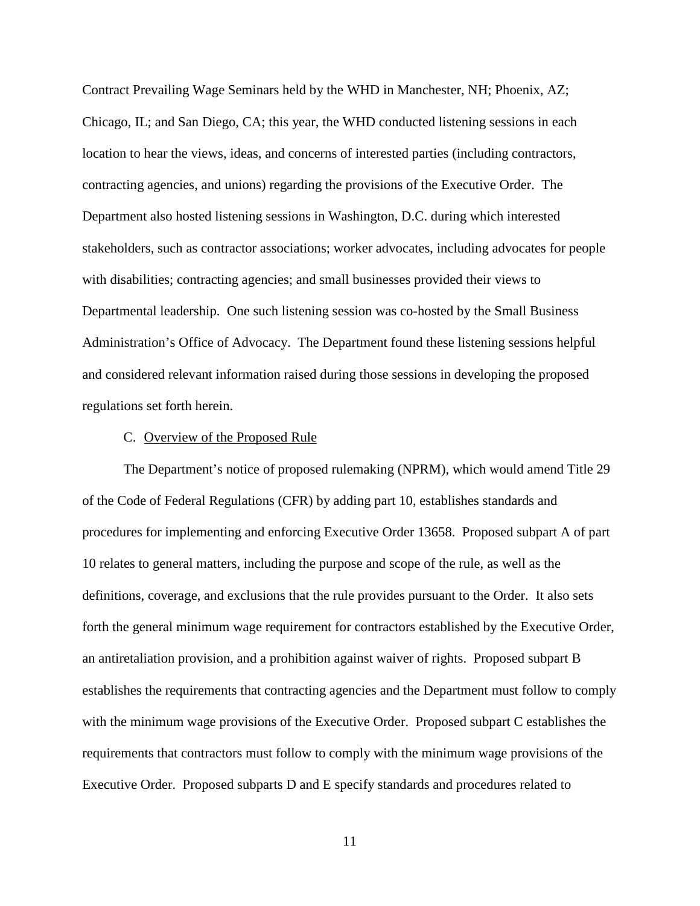Contract Prevailing Wage Seminars held by the WHD in Manchester, NH; Phoenix, AZ; Chicago, IL; and San Diego, CA; this year, the WHD conducted listening sessions in each location to hear the views, ideas, and concerns of interested parties (including contractors, contracting agencies, and unions) regarding the provisions of the Executive Order. The Department also hosted listening sessions in Washington, D.C. during which interested stakeholders, such as contractor associations; worker advocates, including advocates for people with disabilities; contracting agencies; and small businesses provided their views to Departmental leadership. One such listening session was co-hosted by the Small Business Administration's Office of Advocacy. The Department found these listening sessions helpful and considered relevant information raised during those sessions in developing the proposed regulations set forth herein.

### C. Overview of the Proposed Rule

The Department's notice of proposed rulemaking (NPRM), which would amend Title 29 of the Code of Federal Regulations (CFR) by adding part 10, establishes standards and procedures for implementing and enforcing Executive Order 13658. Proposed subpart A of part 10 relates to general matters, including the purpose and scope of the rule, as well as the definitions, coverage, and exclusions that the rule provides pursuant to the Order. It also sets forth the general minimum wage requirement for contractors established by the Executive Order, an antiretaliation provision, and a prohibition against waiver of rights. Proposed subpart B establishes the requirements that contracting agencies and the Department must follow to comply with the minimum wage provisions of the Executive Order. Proposed subpart C establishes the requirements that contractors must follow to comply with the minimum wage provisions of the Executive Order. Proposed subparts D and E specify standards and procedures related to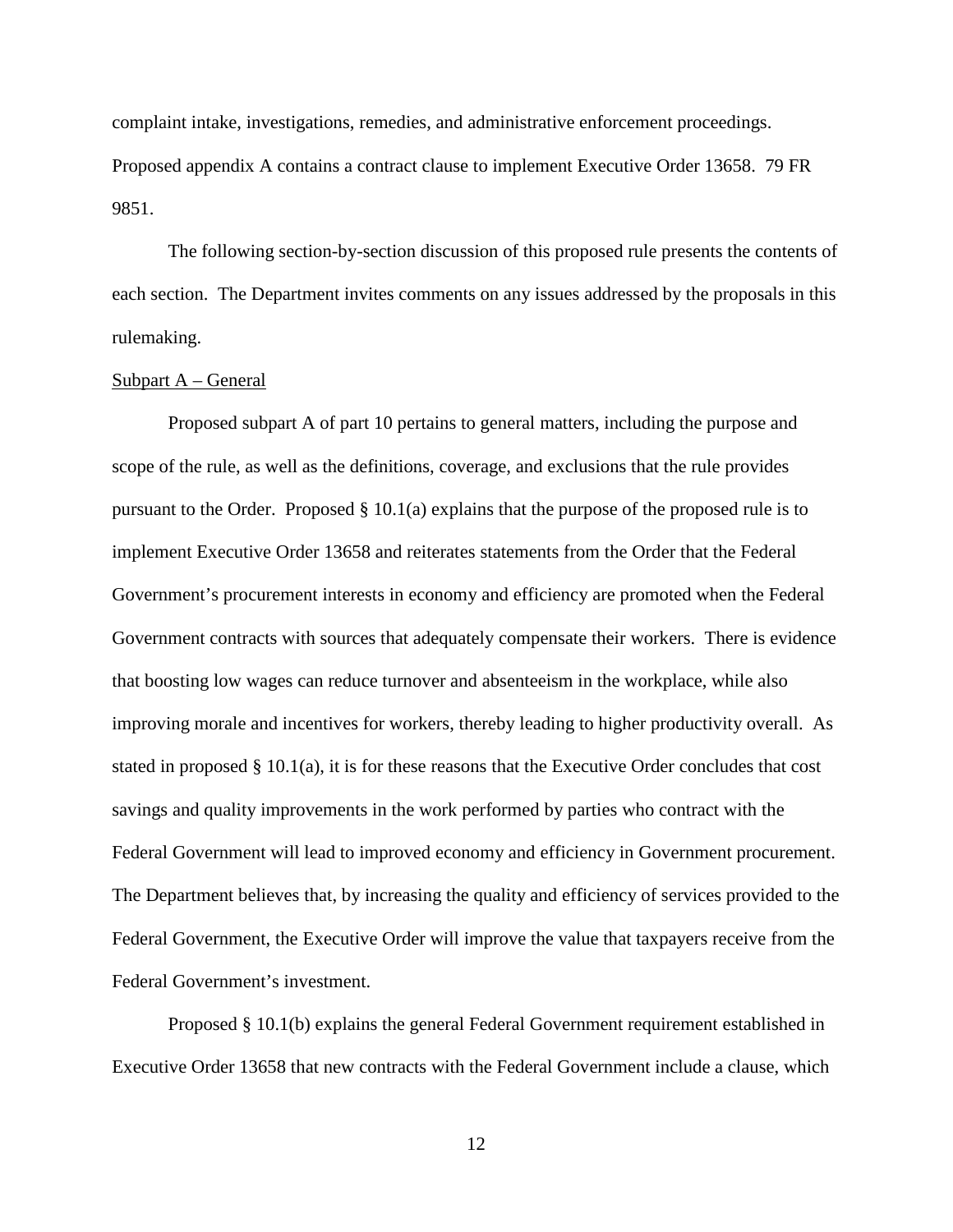complaint intake, investigations, remedies, and administrative enforcement proceedings. Proposed appendix A contains a contract clause to implement Executive Order 13658. 79 FR 9851.

The following section-by-section discussion of this proposed rule presents the contents of each section. The Department invites comments on any issues addressed by the proposals in this rulemaking.

Subpart A – General

Proposed subpart A of part 10 pertains to general matters, including the purpose and scope of the rule, as well as the definitions, coverage, and exclusions that the rule provides pursuant to the Order. Proposed § 10.1(a) explains that the purpose of the proposed rule is to implement Executive Order 13658 and reiterates statements from the Order that the Federal Government's procurement interests in economy and efficiency are promoted when the Federal Government contracts with sources that adequately compensate their workers. There is evidence that boosting low wages can reduce turnover and absenteeism in the workplace, while also improving morale and incentives for workers, thereby leading to higher productivity overall. As stated in proposed § 10.1(a), it is for these reasons that the Executive Order concludes that cost savings and quality improvements in the work performed by parties who contract with the Federal Government will lead to improved economy and efficiency in Government procurement. The Department believes that, by increasing the quality and efficiency of services provided to the Federal Government, the Executive Order will improve the value that taxpayers receive from the Federal Government's investment.

Proposed § 10.1(b) explains the general Federal Government requirement established in Executive Order 13658 that new contracts with the Federal Government include a clause, which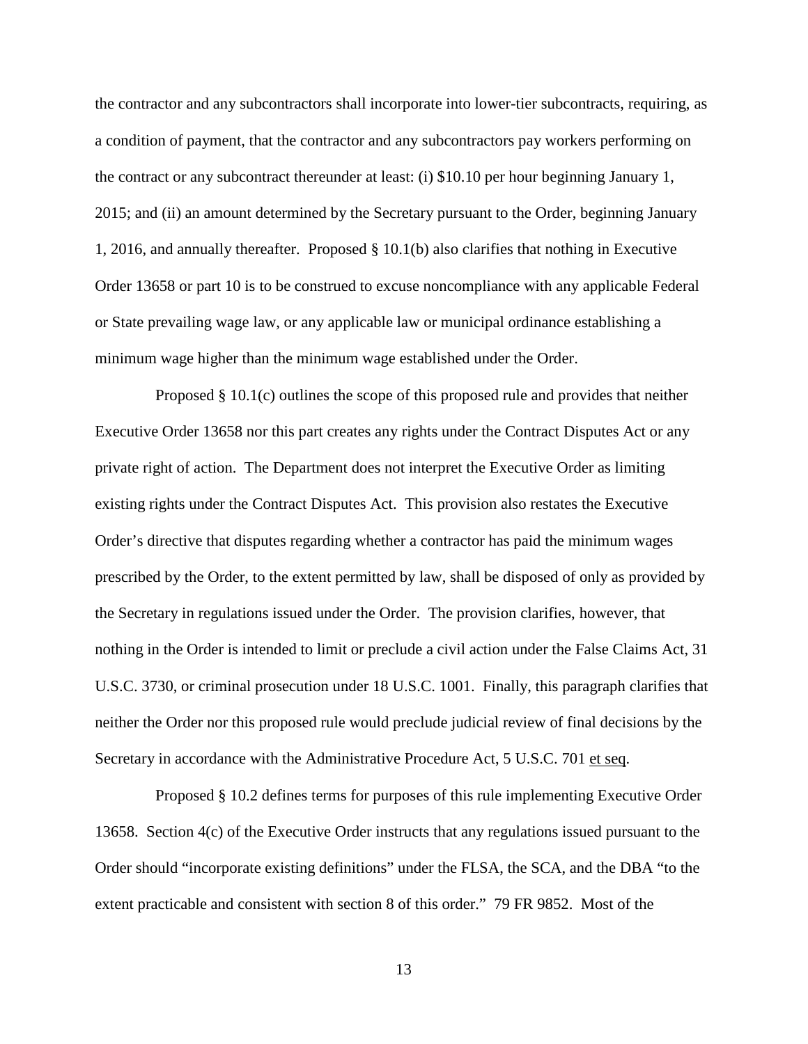the contractor and any subcontractors shall incorporate into lower-tier subcontracts, requiring, as a condition of payment, that the contractor and any subcontractors pay workers performing on the contract or any subcontract thereunder at least: (i) $10.10 per hour beginning January 1, 2015; and (ii) an amount determined by the Secretary pursuant to the Order, beginning January 1, 2016, and annually thereafter. Proposed § 10.1(b) also clarifies that nothing in Executive Order 13658 or part 10 is to be construed to excuse noncompliance with any applicable Federal or State prevailing wage law, or any applicable law or municipal ordinance establishing a minimum wage higher than the minimum wage established under the Order.

Proposed § 10.1(c) outlines the scope of this proposed rule and provides that neither Executive Order 13658 nor this part creates any rights under the Contract Disputes Act or any private right of action. The Department does not interpret the Executive Order as limiting existing rights under the Contract Disputes Act. This provision also restates the Executive Order's directive that disputes regarding whether a contractor has paid the minimum wages prescribed by the Order, to the extent permitted by law, shall be disposed of only as provided by the Secretary in regulations issued under the Order. The provision clarifies, however, that nothing in the Order is intended to limit or preclude a civil action under the False Claims Act, 31 U.S.C. 3730, or criminal prosecution under 18 U.S.C. 1001. Finally, this paragraph clarifies that neither the Order nor this proposed rule would preclude judicial review of final decisions by the Secretary in accordance with the Administrative Procedure Act, 5 U.S.C. 701 et seq.

Proposed § 10.2 defines terms for purposes of this rule implementing Executive Order 13658. Section 4(c) of the Executive Order instructs that any regulations issued pursuant to the Order should "incorporate existing definitions" under the FLSA, the SCA, and the DBA "to the extent practicable and consistent with section 8 of this order." 79 FR 9852. Most of the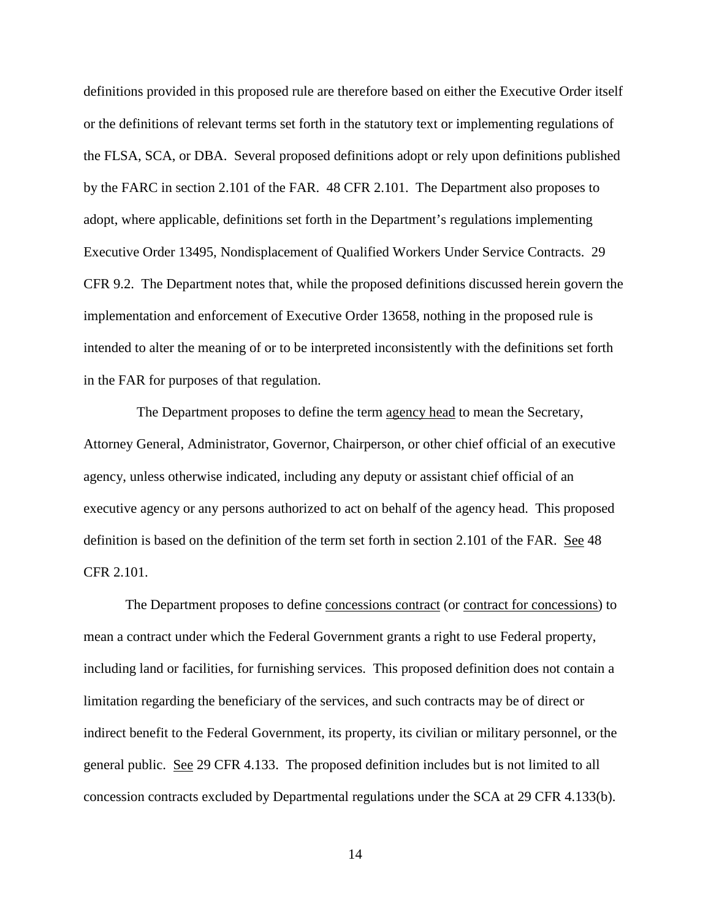definitions provided in this proposed rule are therefore based on either the Executive Order itself or the definitions of relevant terms set forth in the statutory text or implementing regulations of the FLSA, SCA, or DBA. Several proposed definitions adopt or rely upon definitions published by the FARC in section 2.101 of the FAR. 48 CFR 2.101. The Department also proposes to adopt, where applicable, definitions set forth in the Department's regulations implementing Executive Order 13495, Nondisplacement of Qualified Workers Under Service Contracts. 29 CFR 9.2. The Department notes that, while the proposed definitions discussed herein govern the implementation and enforcement of Executive Order 13658, nothing in the proposed rule is intended to alter the meaning of or to be interpreted inconsistently with the definitions set forth in the FAR for purposes of that regulation.

The Department proposes to define the term agency head to mean the Secretary, Attorney General, Administrator, Governor, Chairperson, or other chief official of an executive agency, unless otherwise indicated, including any deputy or assistant chief official of an executive agency or any persons authorized to act on behalf of the agency head. This proposed definition is based on the definition of the term set forth in section 2.101 of the FAR. See 48 CFR 2.101.

The Department proposes to define concessions contract (or contract for concessions) to mean a contract under which the Federal Government grants a right to use Federal property, including land or facilities, for furnishing services. This proposed definition does not contain a limitation regarding the beneficiary of the services, and such contracts may be of direct or indirect benefit to the Federal Government, its property, its civilian or military personnel, or the general public. See 29 CFR 4.133. The proposed definition includes but is not limited to all concession contracts excluded by Departmental regulations under the SCA at 29 CFR 4.133(b).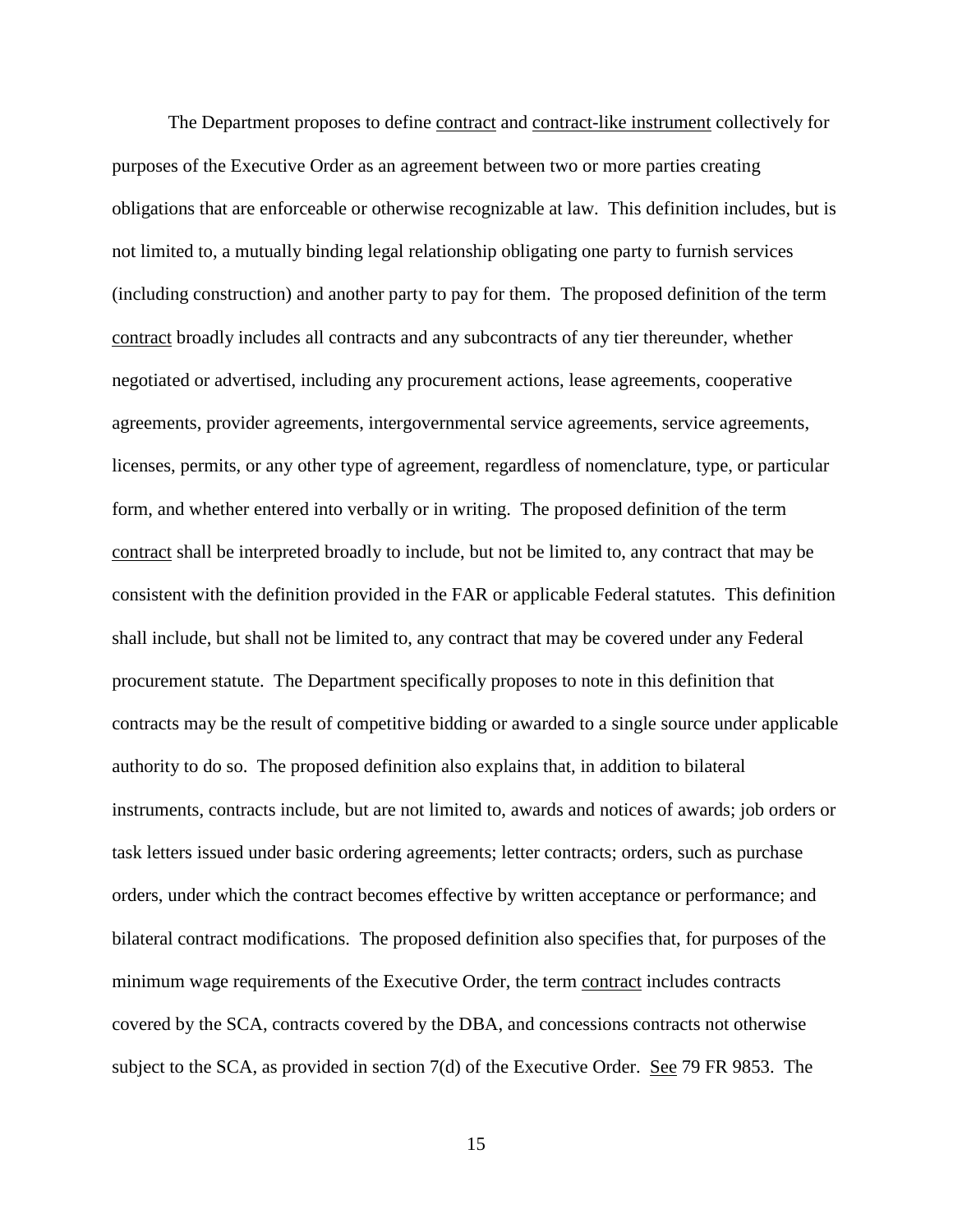The Department proposes to define contract and contract-like instrument collectively for purposes of the Executive Order as an agreement between two or more parties creating obligations that are enforceable or otherwise recognizable at law. This definition includes, but is not limited to, a mutually binding legal relationship obligating one party to furnish services (including construction) and another party to pay for them. The proposed definition of the term contract broadly includes all contracts and any subcontracts of any tier thereunder, whether negotiated or advertised, including any procurement actions, lease agreements, cooperative agreements, provider agreements, intergovernmental service agreements, service agreements, licenses, permits, or any other type of agreement, regardless of nomenclature, type, or particular form, and whether entered into verbally or in writing. The proposed definition of the term contract shall be interpreted broadly to include, but not be limited to, any contract that may be consistent with the definition provided in the FAR or applicable Federal statutes. This definition shall include, but shall not be limited to, any contract that may be covered under any Federal procurement statute. The Department specifically proposes to note in this definition that contracts may be the result of competitive bidding or awarded to a single source under applicable authority to do so. The proposed definition also explains that, in addition to bilateral instruments, contracts include, but are not limited to, awards and notices of awards; job orders or task letters issued under basic ordering agreements; letter contracts; orders, such as purchase orders, under which the contract becomes effective by written acceptance or performance; and bilateral contract modifications. The proposed definition also specifies that, for purposes of the minimum wage requirements of the Executive Order, the term contract includes contracts covered by the SCA, contracts covered by the DBA, and concessions contracts not otherwise subject to the SCA, as provided in section 7(d) of the Executive Order. See 79 FR 9853. The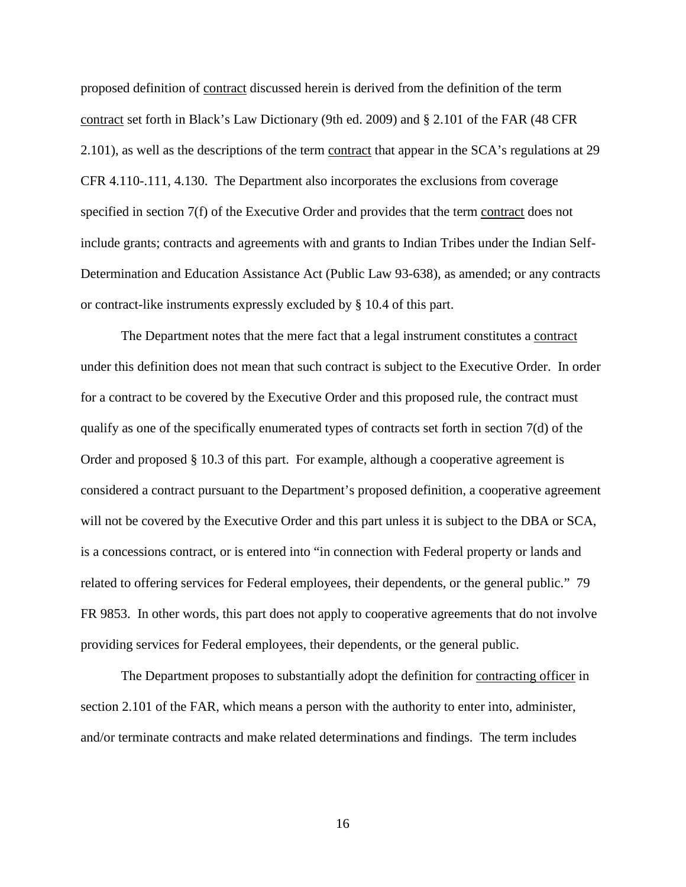proposed definition of contract discussed herein is derived from the definition of the term contract set forth in Black's Law Dictionary (9th ed. 2009) and § 2.101 of the FAR (48 CFR 2.101), as well as the descriptions of the term contract that appear in the SCA's regulations at 29 CFR 4.110-.111, 4.130. The Department also incorporates the exclusions from coverage specified in section 7(f) of the Executive Order and provides that the term contract does not include grants; contracts and agreements with and grants to Indian Tribes under the Indian Self-Determination and Education Assistance Act (Public Law 93-638), as amended; or any contracts or contract-like instruments expressly excluded by § 10.4 of this part.

The Department notes that the mere fact that a legal instrument constitutes a contract under this definition does not mean that such contract is subject to the Executive Order. In order for a contract to be covered by the Executive Order and this proposed rule, the contract must qualify as one of the specifically enumerated types of contracts set forth in section 7(d) of the Order and proposed § 10.3 of this part. For example, although a cooperative agreement is considered a contract pursuant to the Department's proposed definition, a cooperative agreement will not be covered by the Executive Order and this part unless it is subject to the DBA or SCA, is a concessions contract, or is entered into "in connection with Federal property or lands and related to offering services for Federal employees, their dependents, or the general public." 79 FR 9853. In other words, this part does not apply to cooperative agreements that do not involve providing services for Federal employees, their dependents, or the general public.

The Department proposes to substantially adopt the definition for contracting officer in section 2.101 of the FAR, which means a person with the authority to enter into, administer, and/or terminate contracts and make related determinations and findings. The term includes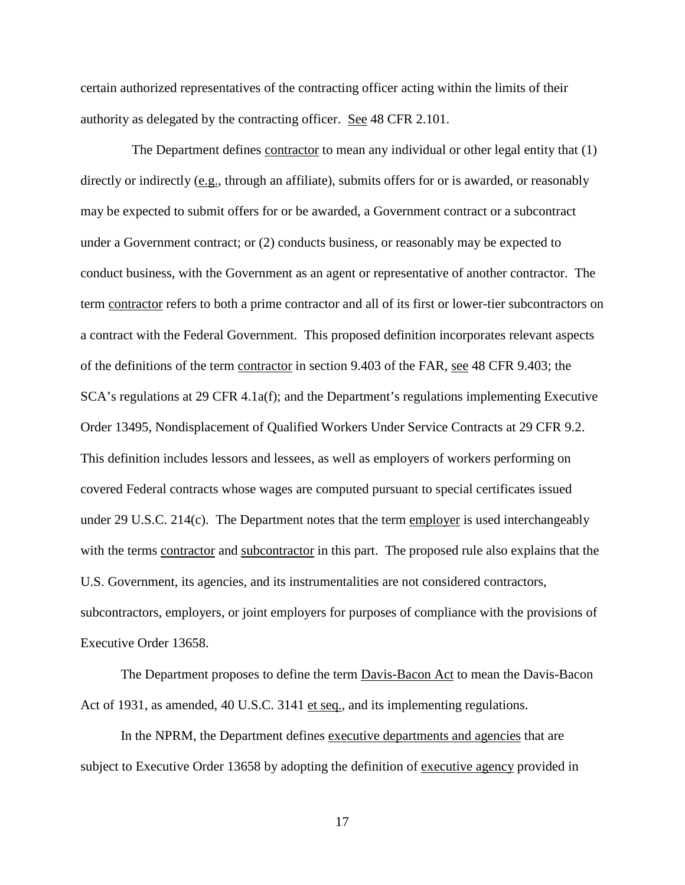certain authorized representatives of the contracting officer acting within the limits of their authority as delegated by the contracting officer. See 48 CFR 2.101.

The Department defines contractor to mean any individual or other legal entity that (1) directly or indirectly (e.g., through an affiliate), submits offers for or is awarded, or reasonably may be expected to submit offers for or be awarded, a Government contract or a subcontract under a Government contract; or (2) conducts business, or reasonably may be expected to conduct business, with the Government as an agent or representative of another contractor. The term contractor refers to both a prime contractor and all of its first or lower-tier subcontractors on a contract with the Federal Government. This proposed definition incorporates relevant aspects of the definitions of the term contractor in section 9.403 of the FAR, see 48 CFR 9.403; the SCA's regulations at 29 CFR 4.1a(f); and the Department's regulations implementing Executive Order 13495, Nondisplacement of Qualified Workers Under Service Contracts at 29 CFR 9.2. This definition includes lessors and lessees, as well as employers of workers performing on covered Federal contracts whose wages are computed pursuant to special certificates issued under 29 U.S.C. 214(c). The Department notes that the term employer is used interchangeably with the terms contractor and subcontractor in this part. The proposed rule also explains that the U.S. Government, its agencies, and its instrumentalities are not considered contractors, subcontractors, employers, or joint employers for purposes of compliance with the provisions of Executive Order 13658.

The Department proposes to define the term Davis-Bacon Act to mean the Davis-Bacon Act of 1931, as amended, 40 U.S.C. 3141 et seq., and its implementing regulations.

In the NPRM, the Department defines executive departments and agencies that are subject to Executive Order 13658 by adopting the definition of executive agency provided in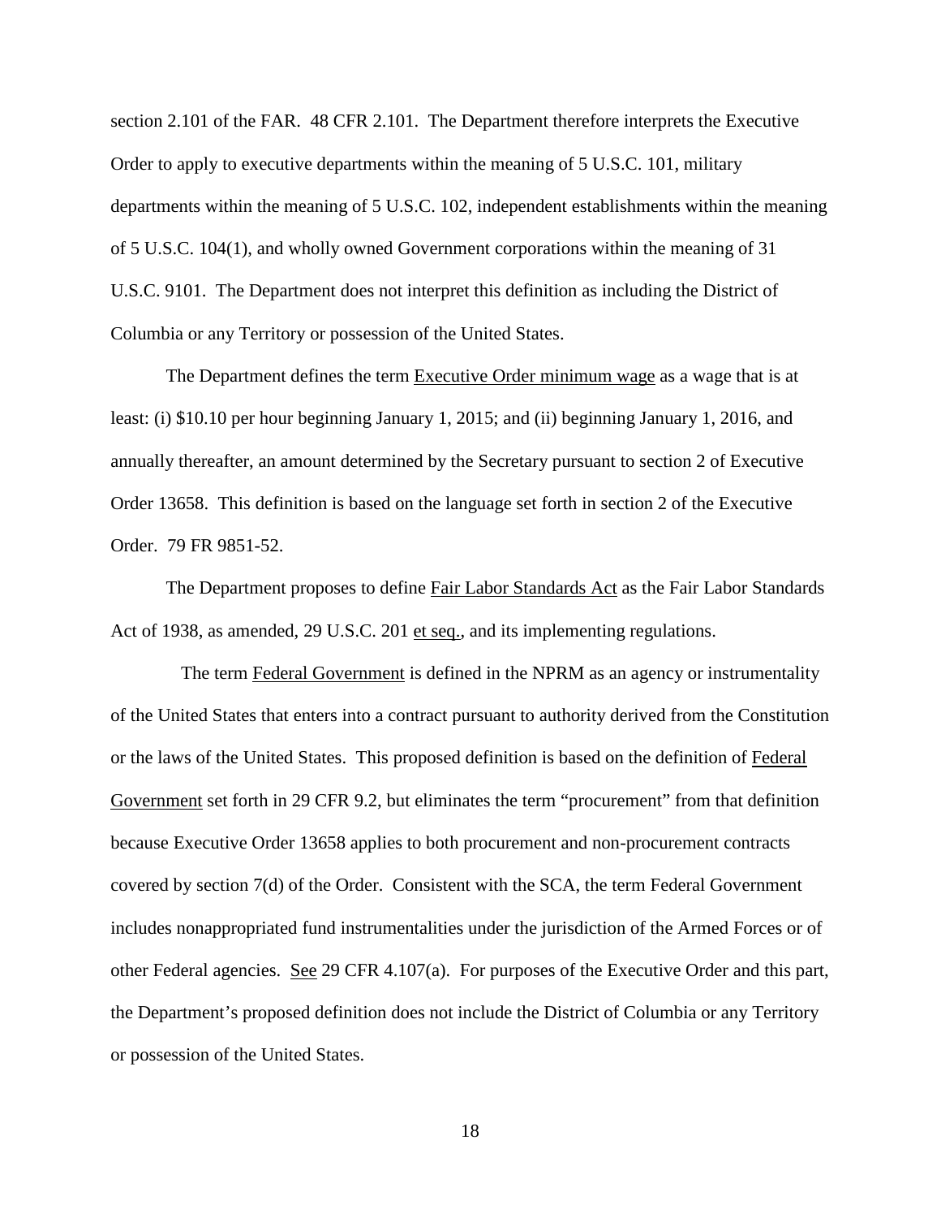section 2.101 of the FAR. 48 CFR 2.101. The Department therefore interprets the Executive Order to apply to executive departments within the meaning of 5 U.S.C. 101, military departments within the meaning of 5 U.S.C. 102, independent establishments within the meaning of 5 U.S.C. 104(1), and wholly owned Government corporations within the meaning of 31 U.S.C. 9101. The Department does not interpret this definition as including the District of Columbia or any Territory or possession of the United States.

The Department defines the term Executive Order minimum wage as a wage that is at least: (i) $10.10 per hour beginning January 1, 2015; and (ii) beginning January 1, 2016, and annually thereafter, an amount determined by the Secretary pursuant to section 2 of Executive Order 13658. This definition is based on the language set forth in section 2 of the Executive Order. 79 FR 9851-52.

The Department proposes to define Fair Labor Standards Act as the Fair Labor Standards Act of 1938, as amended, 29 U.S.C. 201 et seq., and its implementing regulations.

The term Federal Government is defined in the NPRM as an agency or instrumentality of the United States that enters into a contract pursuant to authority derived from the Constitution or the laws of the United States. This proposed definition is based on the definition of Federal Government set forth in 29 CFR 9.2, but eliminates the term "procurement" from that definition because Executive Order 13658 applies to both procurement and non-procurement contracts covered by section 7(d) of the Order. Consistent with the SCA, the term Federal Government includes nonappropriated fund instrumentalities under the jurisdiction of the Armed Forces or of other Federal agencies. See 29 CFR 4.107(a). For purposes of the Executive Order and this part, the Department's proposed definition does not include the District of Columbia or any Territory or possession of the United States.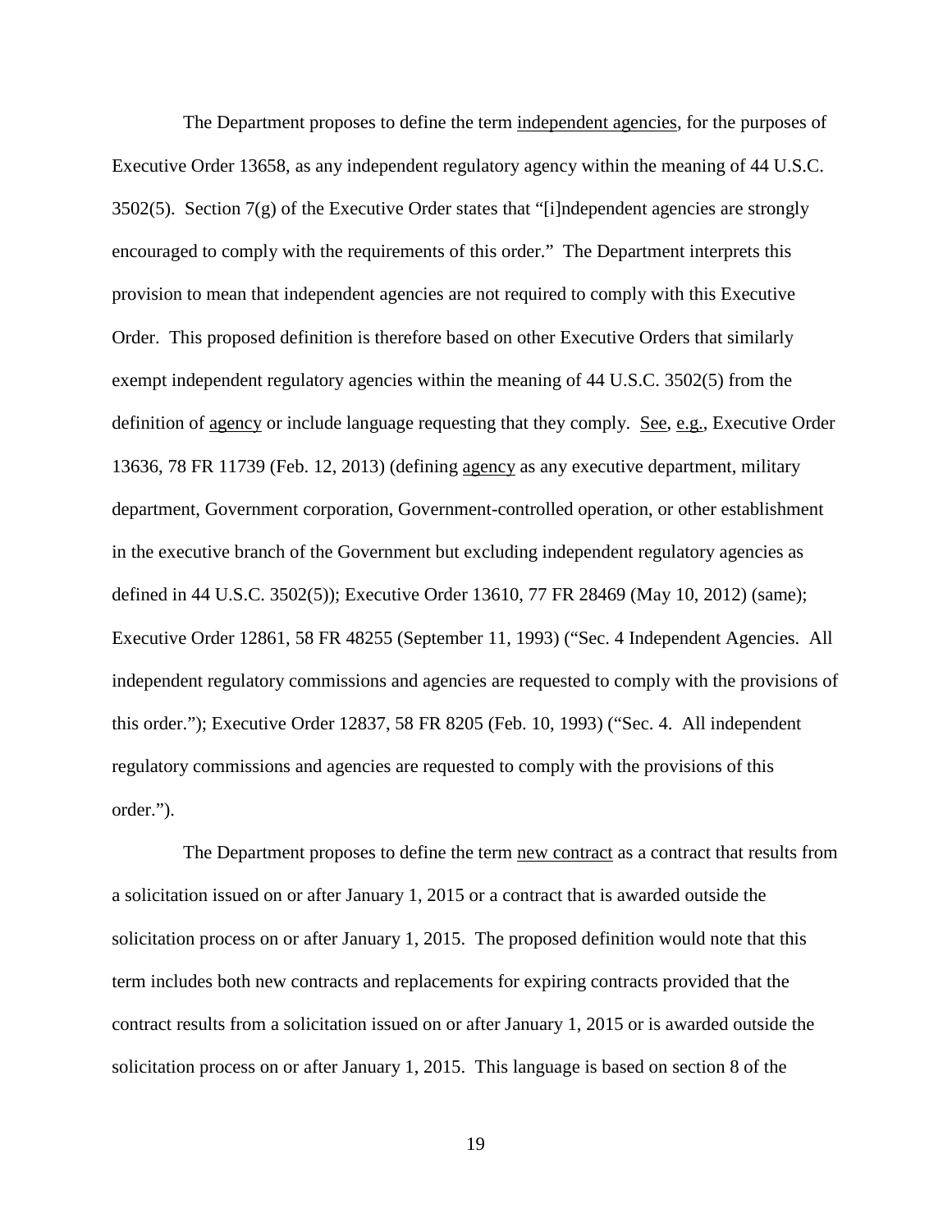The Department proposes to define the term independent agencies, for the purposes of Executive Order 13658, as any independent regulatory agency within the meaning of 44 U.S.C. 3502(5). Section 7(g) of the Executive Order states that "[i]ndependent agencies are strongly encouraged to comply with the requirements of this order." The Department interprets this provision to mean that independent agencies are not required to comply with this Executive Order. This proposed definition is therefore based on other Executive Orders that similarly exempt independent regulatory agencies within the meaning of 44 U.S.C. 3502(5) from the definition of agency or include language requesting that they comply. See, e.g., Executive Order 13636, 78 FR 11739 (Feb. 12, 2013) (defining agency as any executive department, military department, Government corporation, Government-controlled operation, or other establishment in the executive branch of the Government but excluding independent regulatory agencies as defined in 44 U.S.C. 3502(5)); Executive Order 13610, 77 FR 28469 (May 10, 2012) (same); Executive Order 12861, 58 FR 48255 (September 11, 1993) ("Sec. 4 Independent Agencies. All independent regulatory commissions and agencies are requested to comply with the provisions of this order."); Executive Order 12837, 58 FR 8205 (Feb. 10, 1993) ("Sec. 4. All independent regulatory commissions and agencies are requested to comply with the provisions of this order.").

The Department proposes to define the term new contract as a contract that results from a solicitation issued on or after January 1, 2015 or a contract that is awarded outside the solicitation process on or after January 1, 2015. The proposed definition would note that this term includes both new contracts and replacements for expiring contracts provided that the contract results from a solicitation issued on or after January 1, 2015 or is awarded outside the solicitation process on or after January 1, 2015. This language is based on section 8 of the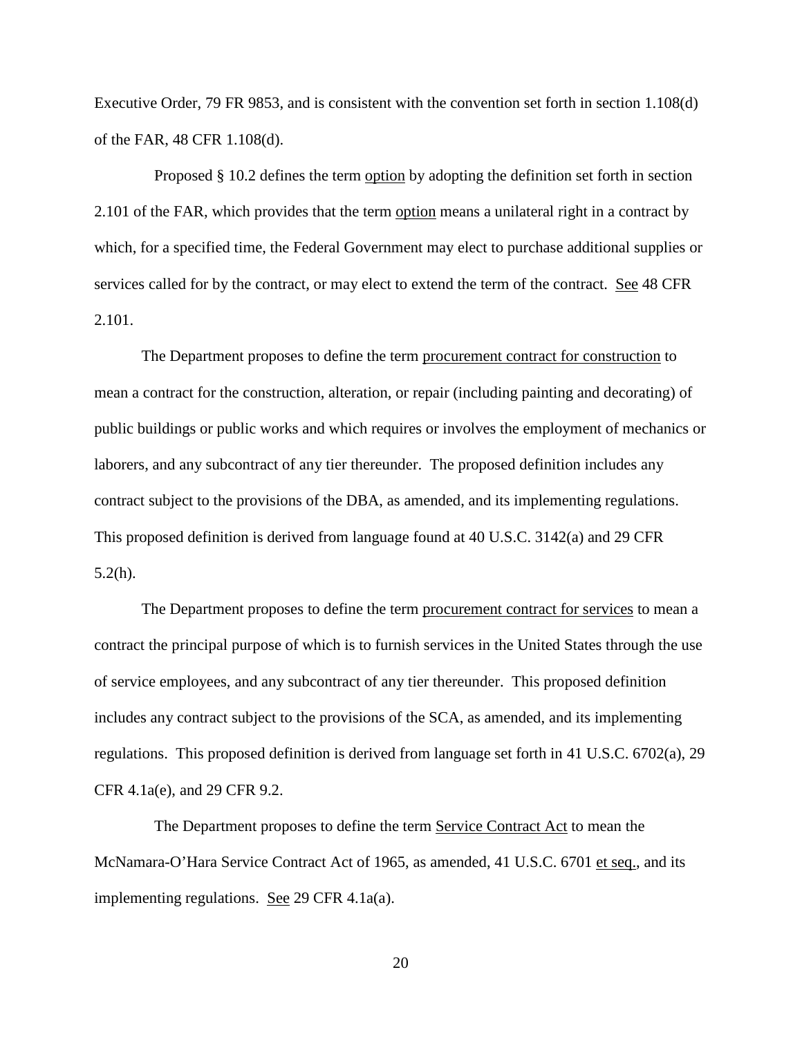Executive Order, 79 FR 9853, and is consistent with the convention set forth in section 1.108(d) of the FAR, 48 CFR 1.108(d).

Proposed § 10.2 defines the term option by adopting the definition set forth in section 2.101 of the FAR, which provides that the term option means a unilateral right in a contract by which, for a specified time, the Federal Government may elect to purchase additional supplies or services called for by the contract, or may elect to extend the term of the contract. See 48 CFR 2.101.

The Department proposes to define the term procurement contract for construction to mean a contract for the construction, alteration, or repair (including painting and decorating) of public buildings or public works and which requires or involves the employment of mechanics or laborers, and any subcontract of any tier thereunder. The proposed definition includes any contract subject to the provisions of the DBA, as amended, and its implementing regulations. This proposed definition is derived from language found at 40 U.S.C. 3142(a) and 29 CFR 5.2(h).

The Department proposes to define the term procurement contract for services to mean a contract the principal purpose of which is to furnish services in the United States through the use of service employees, and any subcontract of any tier thereunder. This proposed definition includes any contract subject to the provisions of the SCA, as amended, and its implementing regulations. This proposed definition is derived from language set forth in 41 U.S.C. 6702(a), 29 CFR 4.1a(e), and 29 CFR 9.2.

The Department proposes to define the term Service Contract Act to mean the McNamara-O'Hara Service Contract Act of 1965, as amended, 41 U.S.C. 6701 et seq., and its implementing regulations. See 29 CFR 4.1a(a).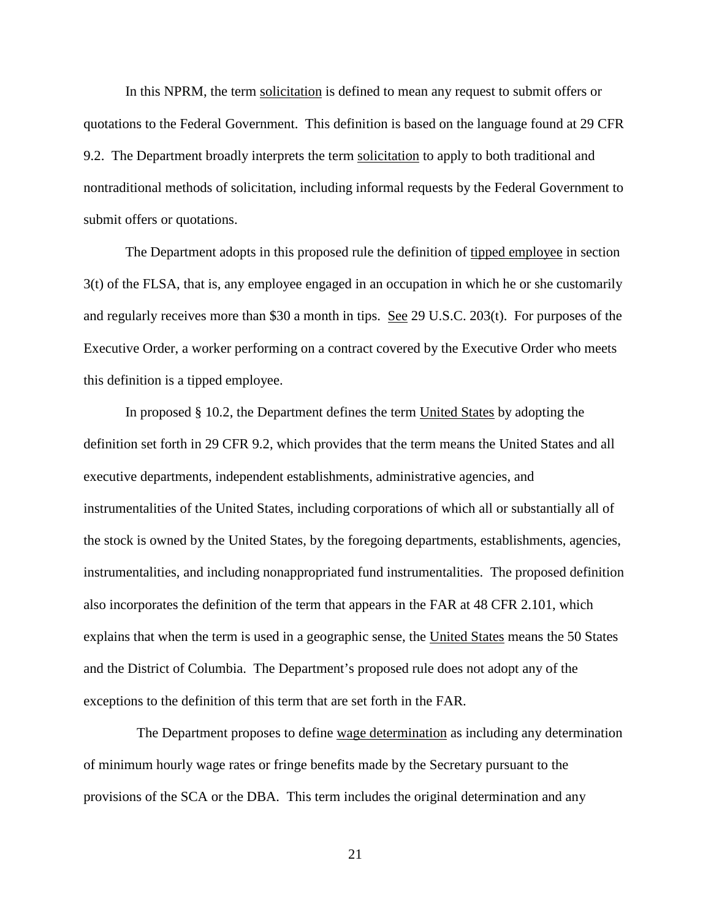In this NPRM, the term solicitation is defined to mean any request to submit offers or quotations to the Federal Government. This definition is based on the language found at 29 CFR 9.2. The Department broadly interprets the term solicitation to apply to both traditional and nontraditional methods of solicitation, including informal requests by the Federal Government to submit offers or quotations.

The Department adopts in this proposed rule the definition of tipped employee in section 3(t) of the FLSA, that is, any employee engaged in an occupation in which he or she customarily and regularly receives more than $30 a month in tips. See 29 U.S.C. 203(t). For purposes of the Executive Order, a worker performing on a contract covered by the Executive Order who meets this definition is a tipped employee.

In proposed § 10.2, the Department defines the term United States by adopting the definition set forth in 29 CFR 9.2, which provides that the term means the United States and all executive departments, independent establishments, administrative agencies, and instrumentalities of the United States, including corporations of which all or substantially all of the stock is owned by the United States, by the foregoing departments, establishments, agencies, instrumentalities, and including nonappropriated fund instrumentalities. The proposed definition also incorporates the definition of the term that appears in the FAR at 48 CFR 2.101, which explains that when the term is used in a geographic sense, the United States means the 50 States and the District of Columbia. The Department's proposed rule does not adopt any of the exceptions to the definition of this term that are set forth in the FAR.

The Department proposes to define wage determination as including any determination of minimum hourly wage rates or fringe benefits made by the Secretary pursuant to the provisions of the SCA or the DBA. This term includes the original determination and any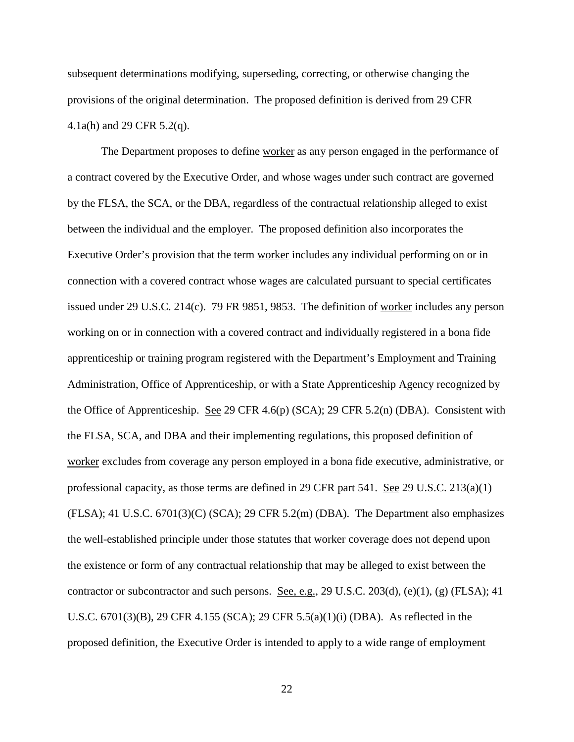subsequent determinations modifying, superseding, correcting, or otherwise changing the provisions of the original determination. The proposed definition is derived from 29 CFR 4.1a(h) and 29 CFR 5.2(q).

The Department proposes to define worker as any person engaged in the performance of a contract covered by the Executive Order, and whose wages under such contract are governed by the FLSA, the SCA, or the DBA, regardless of the contractual relationship alleged to exist between the individual and the employer. The proposed definition also incorporates the Executive Order's provision that the term worker includes any individual performing on or in connection with a covered contract whose wages are calculated pursuant to special certificates issued under 29 U.S.C. 214(c). 79 FR 9851, 9853. The definition of worker includes any person working on or in connection with a covered contract and individually registered in a bona fide apprenticeship or training program registered with the Department's Employment and Training Administration, Office of Apprenticeship, or with a State Apprenticeship Agency recognized by the Office of Apprenticeship. See 29 CFR 4.6(p) (SCA); 29 CFR 5.2(n) (DBA). Consistent with the FLSA, SCA, and DBA and their implementing regulations, this proposed definition of worker excludes from coverage any person employed in a bona fide executive, administrative, or professional capacity, as those terms are defined in 29 CFR part 541. See 29 U.S.C. 213(a)(1) (FLSA); 41 U.S.C. 6701(3)(C) (SCA); 29 CFR 5.2(m) (DBA). The Department also emphasizes the well-established principle under those statutes that worker coverage does not depend upon the existence or form of any contractual relationship that may be alleged to exist between the contractor or subcontractor and such persons. See, e.g., 29 U.S.C. 203(d), (e)(1), (g) (FLSA); 41 U.S.C. 6701(3)(B), 29 CFR 4.155 (SCA); 29 CFR 5.5(a)(1)(i) (DBA). As reflected in the proposed definition, the Executive Order is intended to apply to a wide range of employment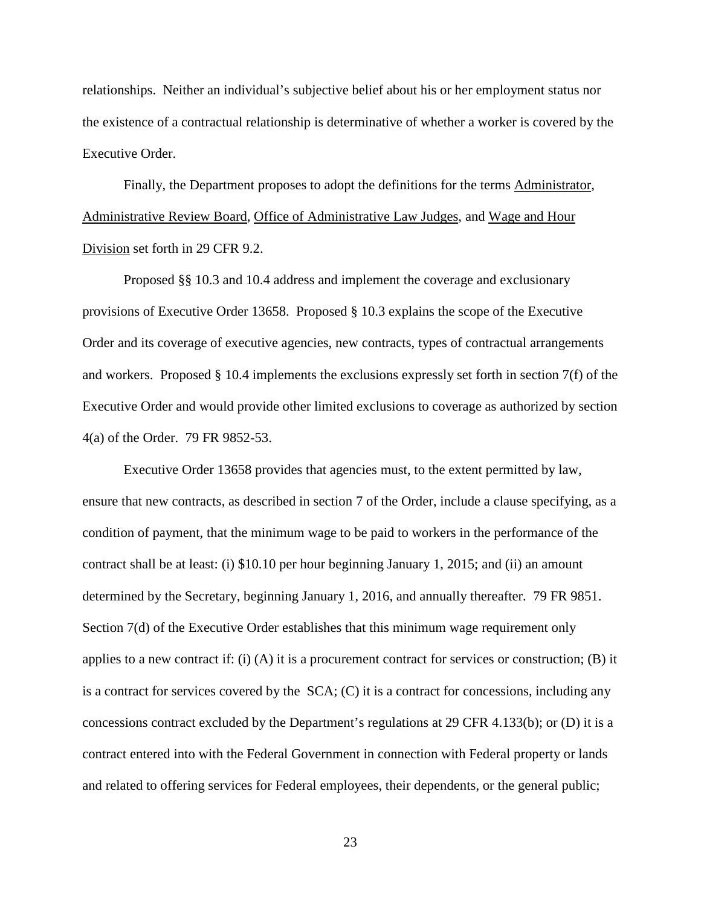relationships. Neither an individual's subjective belief about his or her employment status nor the existence of a contractual relationship is determinative of whether a worker is covered by the Executive Order.

Finally, the Department proposes to adopt the definitions for the terms Administrator, Administrative Review Board, Office of Administrative Law Judges, and Wage and Hour Division set forth in 29 CFR 9.2.

Proposed §§ 10.3 and 10.4 address and implement the coverage and exclusionary provisions of Executive Order 13658. Proposed § 10.3 explains the scope of the Executive Order and its coverage of executive agencies, new contracts, types of contractual arrangements and workers. Proposed § 10.4 implements the exclusions expressly set forth in section 7(f) of the Executive Order and would provide other limited exclusions to coverage as authorized by section 4(a) of the Order. 79 FR 9852-53.

Executive Order 13658 provides that agencies must, to the extent permitted by law, ensure that new contracts, as described in section 7 of the Order, include a clause specifying, as a condition of payment, that the minimum wage to be paid to workers in the performance of the contract shall be at least: (i) $10.10 per hour beginning January 1, 2015; and (ii) an amount determined by the Secretary, beginning January 1, 2016, and annually thereafter. 79 FR 9851. Section 7(d) of the Executive Order establishes that this minimum wage requirement only applies to a new contract if: (i) (A) it is a procurement contract for services or construction; (B) it is a contract for services covered by the SCA; (C) it is a contract for concessions, including any concessions contract excluded by the Department's regulations at 29 CFR 4.133(b); or (D) it is a contract entered into with the Federal Government in connection with Federal property or lands and related to offering services for Federal employees, their dependents, or the general public;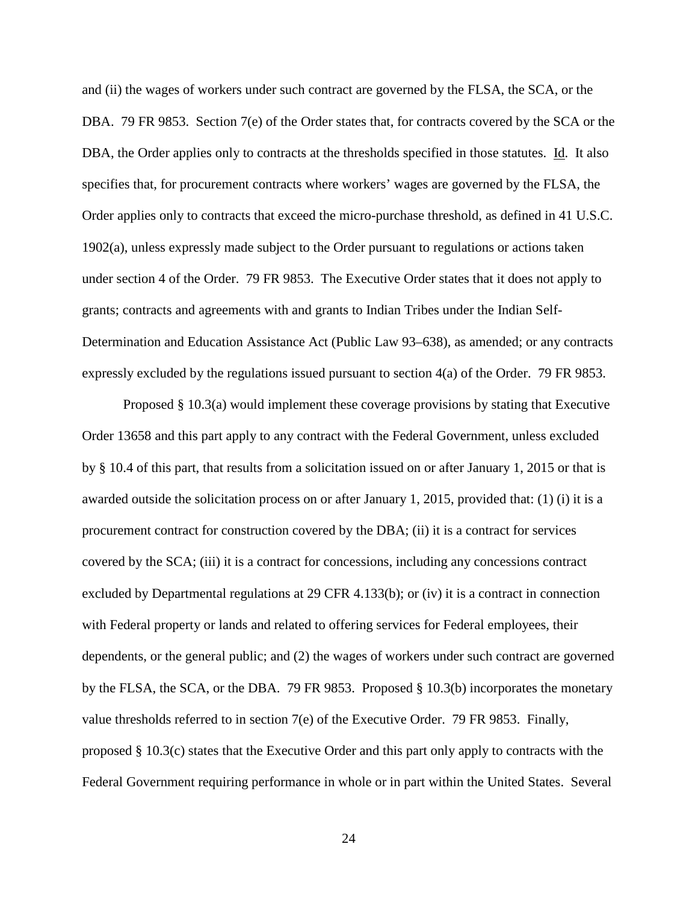and (ii) the wages of workers under such contract are governed by the FLSA, the SCA, or the DBA. 79 FR 9853. Section 7(e) of the Order states that, for contracts covered by the SCA or the DBA, the Order applies only to contracts at the thresholds specified in those statutes. Id. It also specifies that, for procurement contracts where workers' wages are governed by the FLSA, the Order applies only to contracts that exceed the micro-purchase threshold, as defined in 41 U.S.C. 1902(a), unless expressly made subject to the Order pursuant to regulations or actions taken under section 4 of the Order. 79 FR 9853. The Executive Order states that it does not apply to grants; contracts and agreements with and grants to Indian Tribes under the Indian Self-Determination and Education Assistance Act (Public Law 93–638), as amended; or any contracts expressly excluded by the regulations issued pursuant to section 4(a) of the Order. 79 FR 9853.

Proposed § 10.3(a) would implement these coverage provisions by stating that Executive Order 13658 and this part apply to any contract with the Federal Government, unless excluded by § 10.4 of this part, that results from a solicitation issued on or after January 1, 2015 or that is awarded outside the solicitation process on or after January 1, 2015, provided that: (1) (i) it is a procurement contract for construction covered by the DBA; (ii) it is a contract for services covered by the SCA; (iii) it is a contract for concessions, including any concessions contract excluded by Departmental regulations at 29 CFR 4.133(b); or (iv) it is a contract in connection with Federal property or lands and related to offering services for Federal employees, their dependents, or the general public; and (2) the wages of workers under such contract are governed by the FLSA, the SCA, or the DBA. 79 FR 9853. Proposed § 10.3(b) incorporates the monetary value thresholds referred to in section 7(e) of the Executive Order. 79 FR 9853. Finally, proposed § 10.3(c) states that the Executive Order and this part only apply to contracts with the Federal Government requiring performance in whole or in part within the United States. Several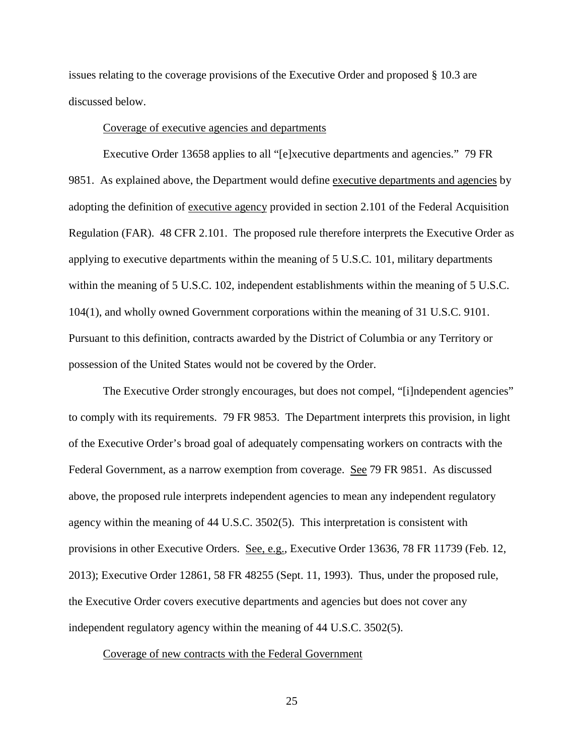issues relating to the coverage provisions of the Executive Order and proposed § 10.3 are discussed below.

Coverage of executive agencies and departments

Executive Order 13658 applies to all "[e]xecutive departments and agencies." 79 FR 9851. As explained above, the Department would define executive departments and agencies by adopting the definition of executive agency provided in section 2.101 of the Federal Acquisition Regulation (FAR). 48 CFR 2.101. The proposed rule therefore interprets the Executive Order as applying to executive departments within the meaning of 5 U.S.C. 101, military departments within the meaning of 5 U.S.C. 102, independent establishments within the meaning of 5 U.S.C. 104(1), and wholly owned Government corporations within the meaning of 31 U.S.C. 9101. Pursuant to this definition, contracts awarded by the District of Columbia or any Territory or possession of the United States would not be covered by the Order.

The Executive Order strongly encourages, but does not compel, "[i]ndependent agencies" to comply with its requirements. 79 FR 9853. The Department interprets this provision, in light of the Executive Order's broad goal of adequately compensating workers on contracts with the Federal Government, as a narrow exemption from coverage. See 79 FR 9851. As discussed above, the proposed rule interprets independent agencies to mean any independent regulatory agency within the meaning of 44 U.S.C. 3502(5). This interpretation is consistent with provisions in other Executive Orders. See, e.g., Executive Order 13636, 78 FR 11739 (Feb. 12, 2013); Executive Order 12861, 58 FR 48255 (Sept. 11, 1993). Thus, under the proposed rule, the Executive Order covers executive departments and agencies but does not cover any independent regulatory agency within the meaning of 44 U.S.C. 3502(5).

Coverage of new contracts with the Federal Government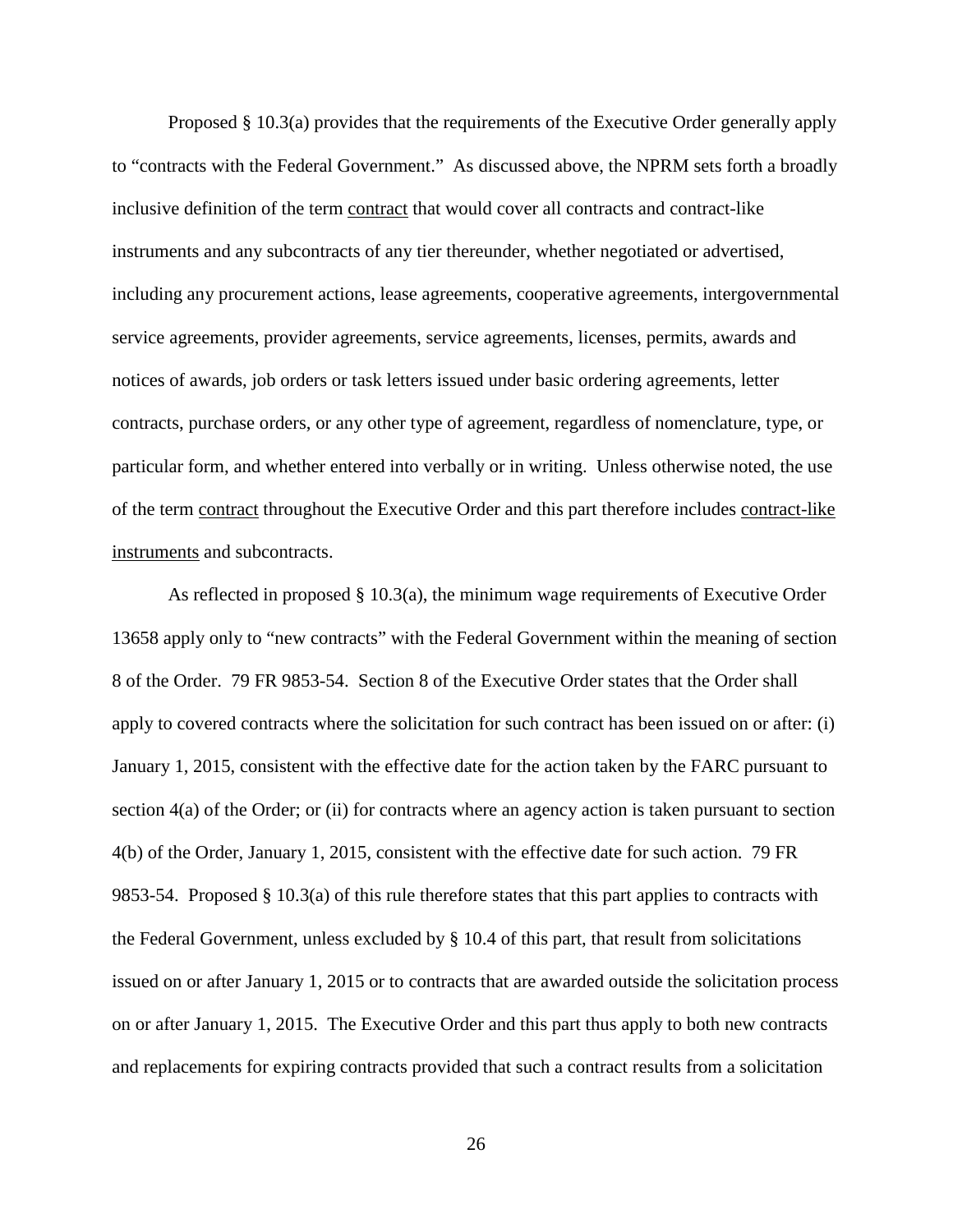Proposed § 10.3(a) provides that the requirements of the Executive Order generally apply to "contracts with the Federal Government." As discussed above, the NPRM sets forth a broadly inclusive definition of the term contract that would cover all contracts and contract-like instruments and any subcontracts of any tier thereunder, whether negotiated or advertised, including any procurement actions, lease agreements, cooperative agreements, intergovernmental service agreements, provider agreements, service agreements, licenses, permits, awards and notices of awards, job orders or task letters issued under basic ordering agreements, letter contracts, purchase orders, or any other type of agreement, regardless of nomenclature, type, or particular form, and whether entered into verbally or in writing. Unless otherwise noted, the use of the term contract throughout the Executive Order and this part therefore includes contract-like instruments and subcontracts.

As reflected in proposed § 10.3(a), the minimum wage requirements of Executive Order 13658 apply only to "new contracts" with the Federal Government within the meaning of section 8 of the Order. 79 FR 9853-54. Section 8 of the Executive Order states that the Order shall apply to covered contracts where the solicitation for such contract has been issued on or after: (i) January 1, 2015, consistent with the effective date for the action taken by the FARC pursuant to section 4(a) of the Order; or (ii) for contracts where an agency action is taken pursuant to section 4(b) of the Order, January 1, 2015, consistent with the effective date for such action. 79 FR 9853-54. Proposed § 10.3(a) of this rule therefore states that this part applies to contracts with the Federal Government, unless excluded by § 10.4 of this part, that result from solicitations issued on or after January 1, 2015 or to contracts that are awarded outside the solicitation process on or after January 1, 2015. The Executive Order and this part thus apply to both new contracts and replacements for expiring contracts provided that such a contract results from a solicitation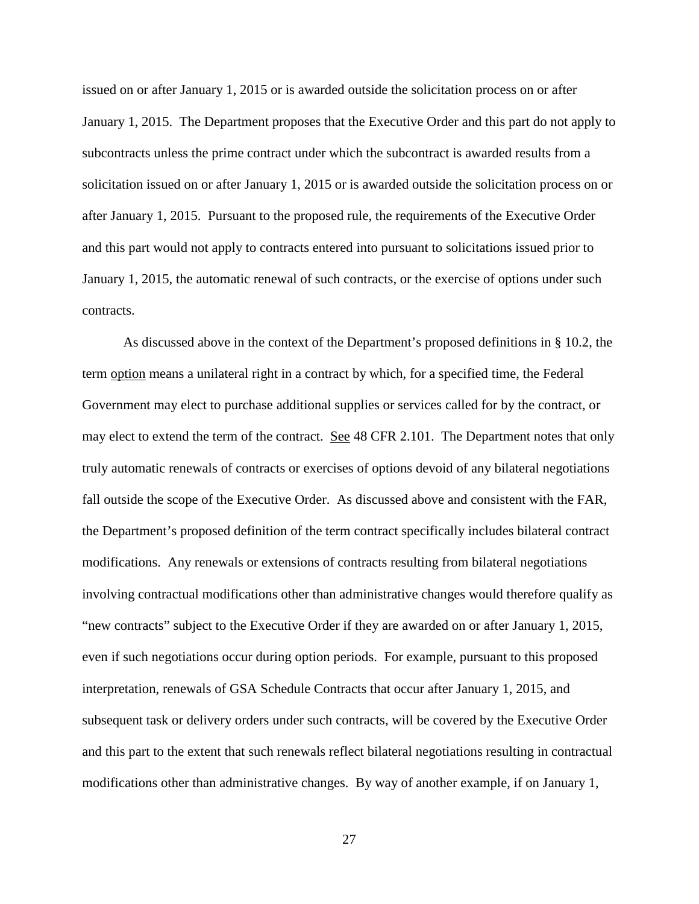issued on or after January 1, 2015 or is awarded outside the solicitation process on or after January 1, 2015. The Department proposes that the Executive Order and this part do not apply to subcontracts unless the prime contract under which the subcontract is awarded results from a solicitation issued on or after January 1, 2015 or is awarded outside the solicitation process on or after January 1, 2015. Pursuant to the proposed rule, the requirements of the Executive Order and this part would not apply to contracts entered into pursuant to solicitations issued prior to January 1, 2015, the automatic renewal of such contracts, or the exercise of options under such contracts.

As discussed above in the context of the Department's proposed definitions in § 10.2, the term option means a unilateral right in a contract by which, for a specified time, the Federal Government may elect to purchase additional supplies or services called for by the contract, or may elect to extend the term of the contract. See 48 CFR 2.101. The Department notes that only truly automatic renewals of contracts or exercises of options devoid of any bilateral negotiations fall outside the scope of the Executive Order. As discussed above and consistent with the FAR, the Department's proposed definition of the term contract specifically includes bilateral contract modifications. Any renewals or extensions of contracts resulting from bilateral negotiations involving contractual modifications other than administrative changes would therefore qualify as "new contracts" subject to the Executive Order if they are awarded on or after January 1, 2015, even if such negotiations occur during option periods. For example, pursuant to this proposed interpretation, renewals of GSA Schedule Contracts that occur after January 1, 2015, and subsequent task or delivery orders under such contracts, will be covered by the Executive Order and this part to the extent that such renewals reflect bilateral negotiations resulting in contractual modifications other than administrative changes. By way of another example, if on January 1,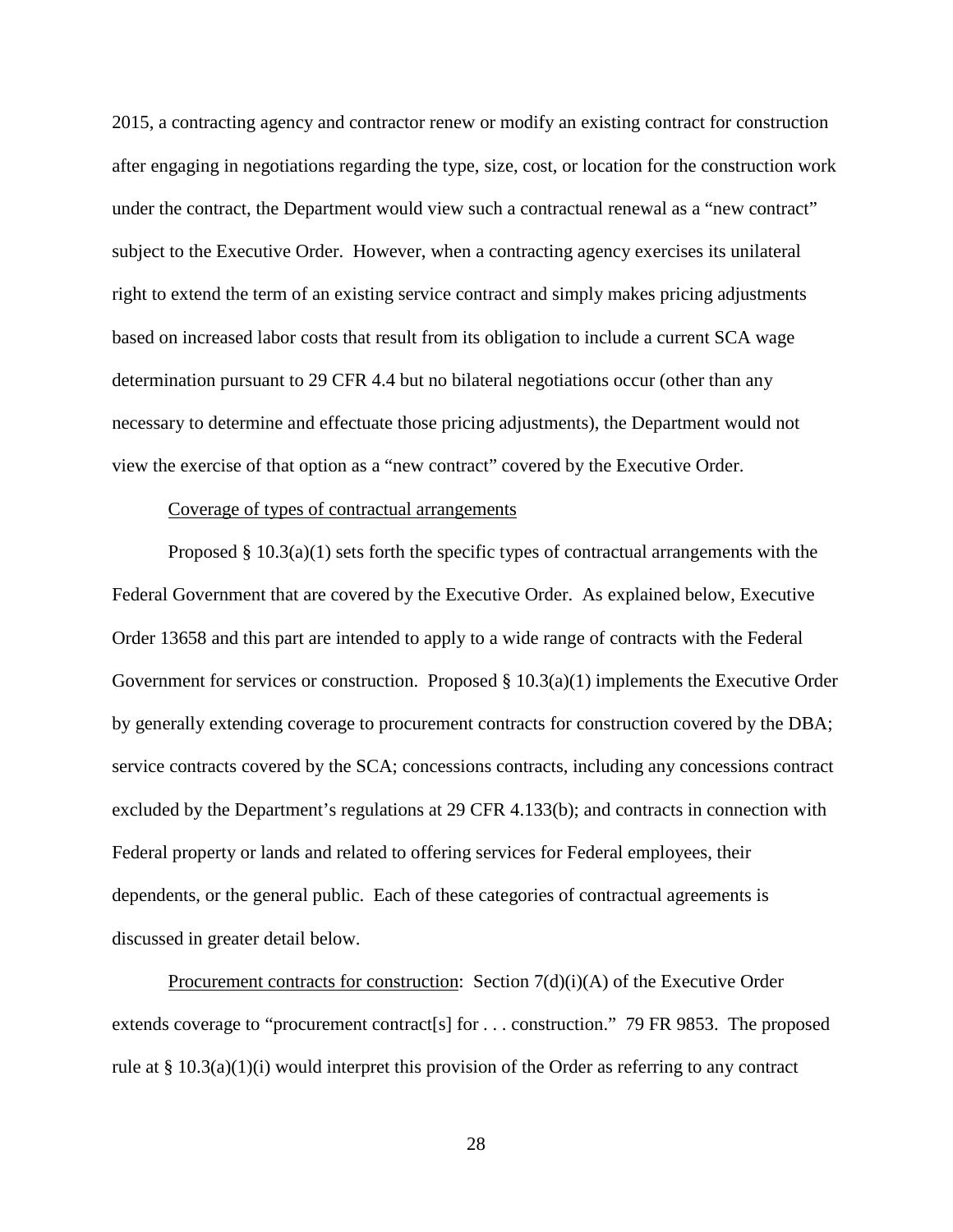2015, a contracting agency and contractor renew or modify an existing contract for construction after engaging in negotiations regarding the type, size, cost, or location for the construction work under the contract, the Department would view such a contractual renewal as a "new contract" subject to the Executive Order. However, when a contracting agency exercises its unilateral right to extend the term of an existing service contract and simply makes pricing adjustments based on increased labor costs that result from its obligation to include a current SCA wage determination pursuant to 29 CFR 4.4 but no bilateral negotiations occur (other than any necessary to determine and effectuate those pricing adjustments), the Department would not view the exercise of that option as a "new contract" covered by the Executive Order.

Coverage of types of contractual arrangements

Proposed § 10.3(a)(1) sets forth the specific types of contractual arrangements with the Federal Government that are covered by the Executive Order. As explained below, Executive Order 13658 and this part are intended to apply to a wide range of contracts with the Federal Government for services or construction. Proposed § 10.3(a)(1) implements the Executive Order by generally extending coverage to procurement contracts for construction covered by the DBA; service contracts covered by the SCA; concessions contracts, including any concessions contract excluded by the Department's regulations at 29 CFR 4.133(b); and contracts in connection with Federal property or lands and related to offering services for Federal employees, their dependents, or the general public. Each of these categories of contractual agreements is discussed in greater detail below.

Procurement contracts for construction: Section 7(d)(i)(A) of the Executive Order extends coverage to "procurement contract[s] for . . . construction." 79 FR 9853. The proposed rule at § 10.3(a)(1)(i) would interpret this provision of the Order as referring to any contract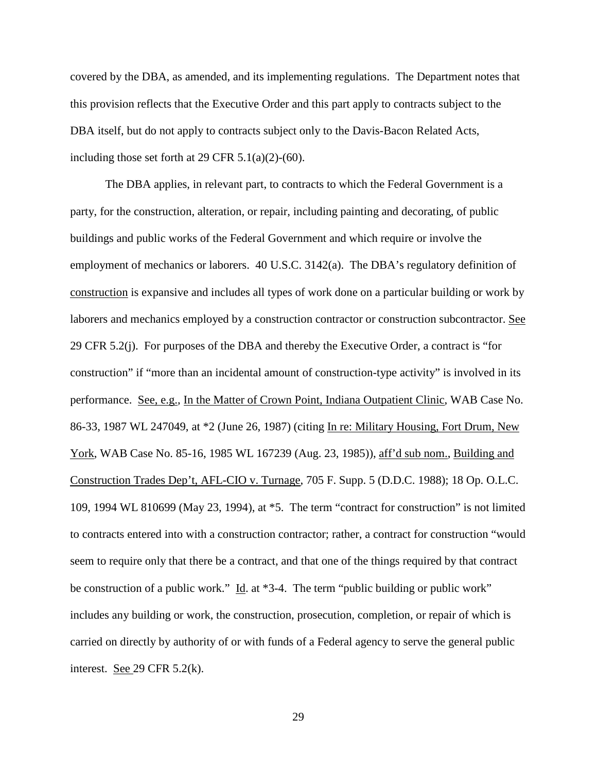covered by the DBA, as amended, and its implementing regulations. The Department notes that this provision reflects that the Executive Order and this part apply to contracts subject to the DBA itself, but do not apply to contracts subject only to the Davis-Bacon Related Acts, including those set forth at 29 CFR 5.1(a)(2)-(60).

The DBA applies, in relevant part, to contracts to which the Federal Government is a party, for the construction, alteration, or repair, including painting and decorating, of public buildings and public works of the Federal Government and which require or involve the employment of mechanics or laborers. 40 U.S.C. 3142(a). The DBA's regulatory definition of construction is expansive and includes all types of work done on a particular building or work by laborers and mechanics employed by a construction contractor or construction subcontractor. See 29 CFR 5.2(j). For purposes of the DBA and thereby the Executive Order, a contract is "for construction" if "more than an incidental amount of construction-type activity" is involved in its performance. See, e.g., In the Matter of Crown Point, Indiana Outpatient Clinic, WAB Case No. 86-33, 1987 WL 247049, at *2 (June 26, 1987) (citing In re: Military Housing, Fort Drum, New York, WAB Case No. 85-16, 1985 WL 167239 (Aug. 23, 1985)), aff'd sub nom., Building and Construction Trades Dep't, AFL-CIO v. Turnage, 705 F. Supp. 5 (D.D.C. 1988); 18 Op. O.L.C. 109, 1994 WL 810699 (May 23, 1994), at *5. The term "contract for construction" is not limited to contracts entered into with a construction contractor; rather, a contract for construction "would seem to require only that there be a contract, and that one of the things required by that contract be construction of a public work." Id. at *3-4. The term "public building or public work" includes any building or work, the construction, prosecution, completion, or repair of which is carried on directly by authority of or with funds of a Federal agency to serve the general public interest. See 29 CFR 5.2(k).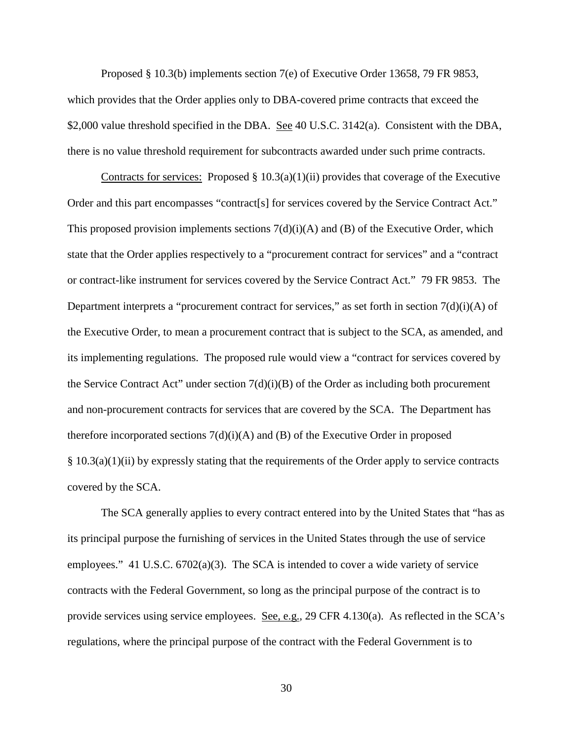Proposed § 10.3(b) implements section 7(e) of Executive Order 13658, 79 FR 9853, which provides that the Order applies only to DBA-covered prime contracts that exceed the $2,000 value threshold specified in the DBA. See 40 U.S.C. 3142(a). Consistent with the DBA, there is no value threshold requirement for subcontracts awarded under such prime contracts.

Contracts for services: Proposed § 10.3(a)(1)(ii) provides that coverage of the Executive Order and this part encompasses "contract[s] for services covered by the Service Contract Act." This proposed provision implements sections 7(d)(i)(A) and (B) of the Executive Order, which state that the Order applies respectively to a "procurement contract for services" and a "contract or contract-like instrument for services covered by the Service Contract Act." 79 FR 9853. The Department interprets a "procurement contract for services," as set forth in section 7(d)(i)(A) of the Executive Order, to mean a procurement contract that is subject to the SCA, as amended, and its implementing regulations. The proposed rule would view a "contract for services covered by the Service Contract Act" under section 7(d)(i)(B) of the Order as including both procurement and non-procurement contracts for services that are covered by the SCA. The Department has therefore incorporated sections 7(d)(i)(A) and (B) of the Executive Order in proposed § 10.3(a)(1)(ii) by expressly stating that the requirements of the Order apply to service contracts covered by the SCA.

The SCA generally applies to every contract entered into by the United States that "has as its principal purpose the furnishing of services in the United States through the use of service employees." 41 U.S.C. 6702(a)(3). The SCA is intended to cover a wide variety of service contracts with the Federal Government, so long as the principal purpose of the contract is to provide services using service employees. See, e.g., 29 CFR 4.130(a). As reflected in the SCA's regulations, where the principal purpose of the contract with the Federal Government is to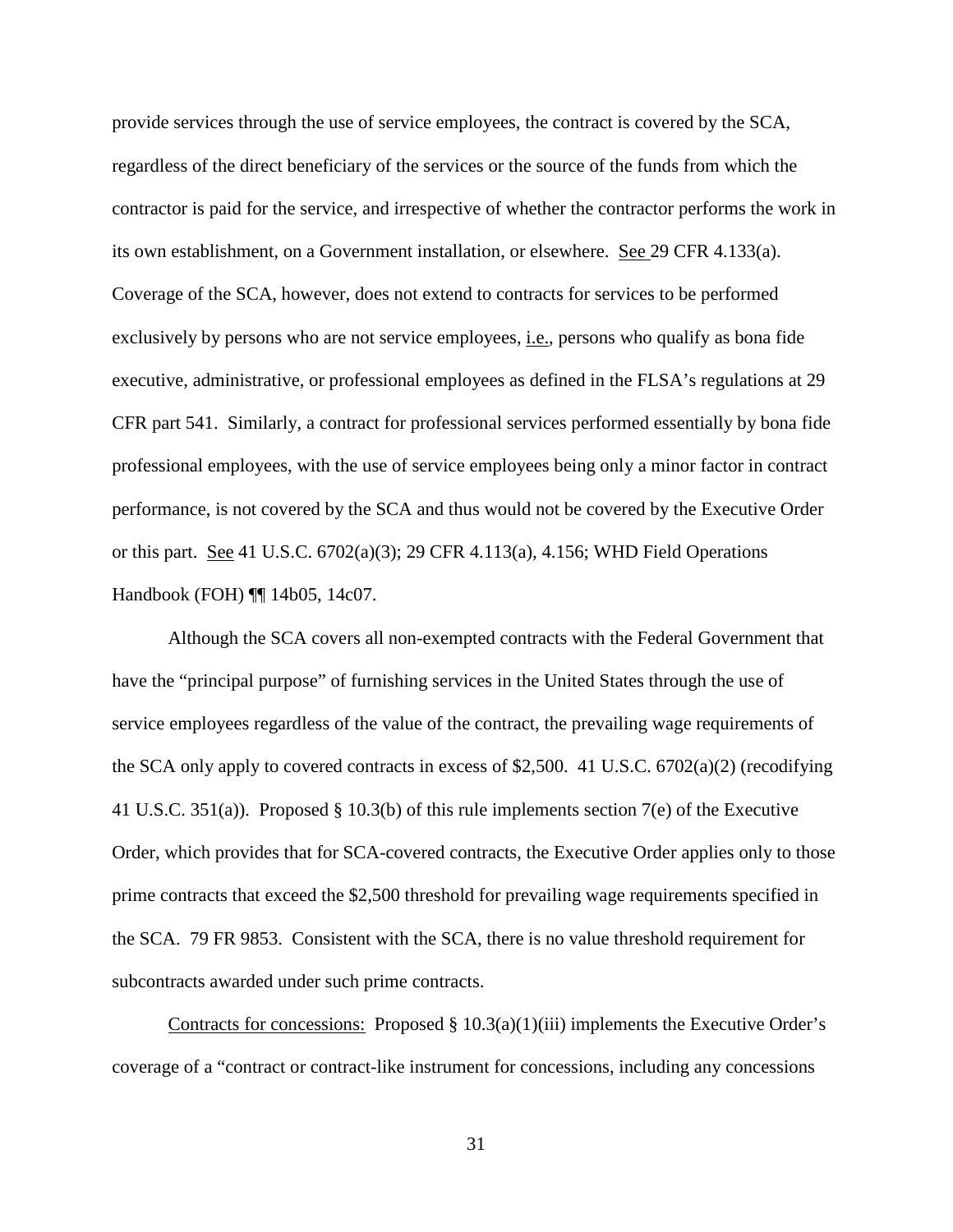provide services through the use of service employees, the contract is covered by the SCA, regardless of the direct beneficiary of the services or the source of the funds from which the contractor is paid for the service, and irrespective of whether the contractor performs the work in its own establishment, on a Government installation, or elsewhere. See 29 CFR 4.133(a). Coverage of the SCA, however, does not extend to contracts for services to be performed exclusively by persons who are not service employees, i.e., persons who qualify as bona fide executive, administrative, or professional employees as defined in the FLSA's regulations at 29 CFR part 541. Similarly, a contract for professional services performed essentially by bona fide professional employees, with the use of service employees being only a minor factor in contract performance, is not covered by the SCA and thus would not be covered by the Executive Order or this part. See 41 U.S.C. 6702(a)(3); 29 CFR 4.113(a), 4.156; WHD Field Operations Handbook (FOH) ¶¶ 14b05, 14c07.

Although the SCA covers all non-exempted contracts with the Federal Government that have the "principal purpose" of furnishing services in the United States through the use of service employees regardless of the value of the contract, the prevailing wage requirements of the SCA only apply to covered contracts in excess of $2,500. 41 U.S.C. 6702(a)(2) (recodifying 41 U.S.C. 351(a)). Proposed § 10.3(b) of this rule implements section 7(e) of the Executive Order, which provides that for SCA-covered contracts, the Executive Order applies only to those prime contracts that exceed the $2,500 threshold for prevailing wage requirements specified in the SCA. 79 FR 9853. Consistent with the SCA, there is no value threshold requirement for subcontracts awarded under such prime contracts.

Contracts for concessions: Proposed § 10.3(a)(1)(iii) implements the Executive Order's coverage of a "contract or contract-like instrument for concessions, including any concessions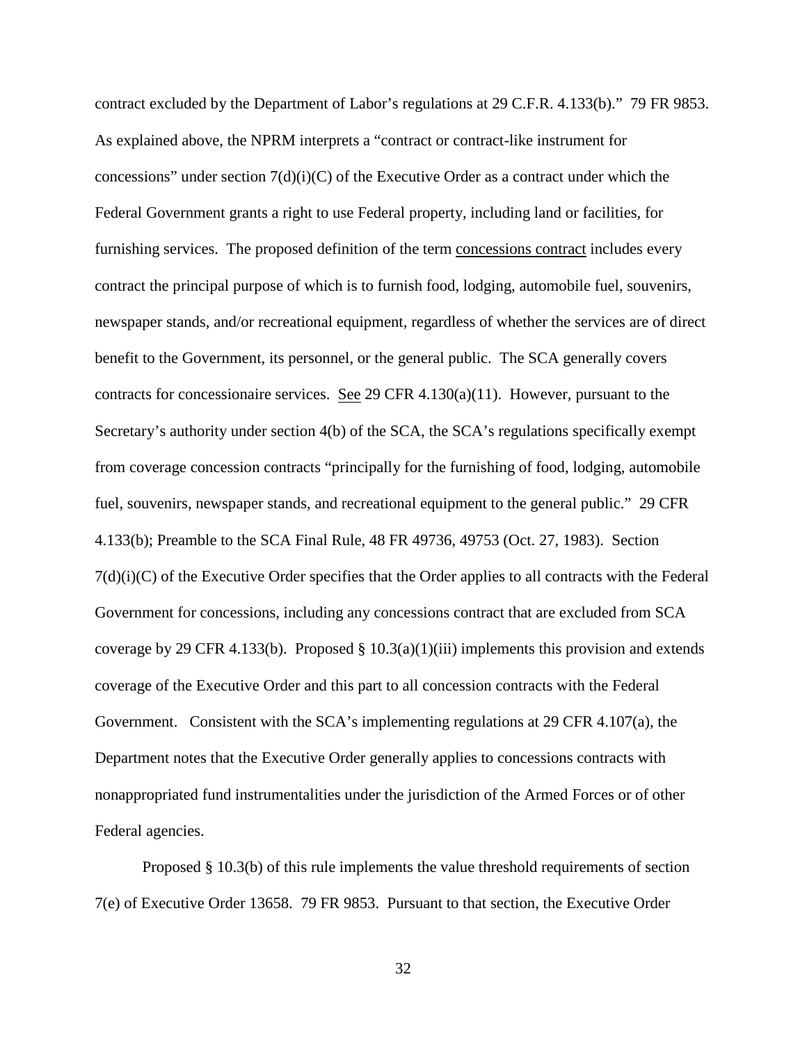contract excluded by the Department of Labor's regulations at 29 C.F.R. 4.133(b)." 79 FR 9853. As explained above, the NPRM interprets a "contract or contract-like instrument for concessions" under section 7(d)(i)(C) of the Executive Order as a contract under which the Federal Government grants a right to use Federal property, including land or facilities, for furnishing services. The proposed definition of the term concessions contract includes every contract the principal purpose of which is to furnish food, lodging, automobile fuel, souvenirs, newspaper stands, and/or recreational equipment, regardless of whether the services are of direct benefit to the Government, its personnel, or the general public. The SCA generally covers contracts for concessionaire services. See 29 CFR 4.130(a)(11). However, pursuant to the Secretary's authority under section 4(b) of the SCA, the SCA's regulations specifically exempt from coverage concession contracts "principally for the furnishing of food, lodging, automobile fuel, souvenirs, newspaper stands, and recreational equipment to the general public." 29 CFR 4.133(b); Preamble to the SCA Final Rule, 48 FR 49736, 49753 (Oct. 27, 1983). Section 7(d)(i)(C) of the Executive Order specifies that the Order applies to all contracts with the Federal Government for concessions, including any concessions contract that are excluded from SCA coverage by 29 CFR 4.133(b). Proposed § 10.3(a)(1)(iii) implements this provision and extends coverage of the Executive Order and this part to all concession contracts with the Federal Government. Consistent with the SCA's implementing regulations at 29 CFR 4.107(a), the Department notes that the Executive Order generally applies to concessions contracts with nonappropriated fund instrumentalities under the jurisdiction of the Armed Forces or of other Federal agencies.

Proposed § 10.3(b) of this rule implements the value threshold requirements of section 7(e) of Executive Order 13658. 79 FR 9853. Pursuant to that section, the Executive Order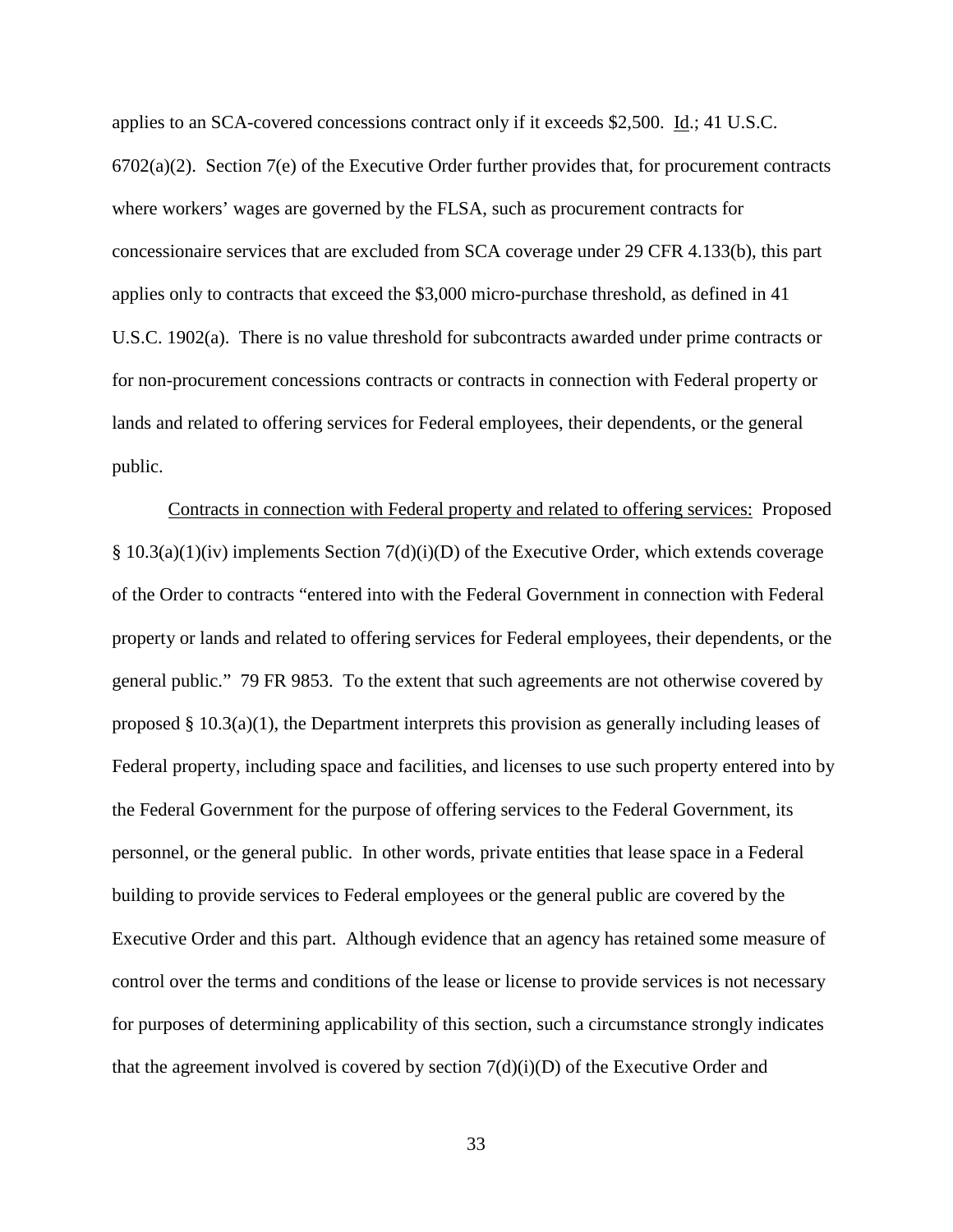applies to an SCA-covered concessions contract only if it exceeds $2,500. Id.; 41 U.S.C. 6702(a)(2). Section 7(e) of the Executive Order further provides that, for procurement contracts where workers' wages are governed by the FLSA, such as procurement contracts for concessionaire services that are excluded from SCA coverage under 29 CFR 4.133(b), this part applies only to contracts that exceed the $3,000 micro-purchase threshold, as defined in 41 U.S.C. 1902(a). There is no value threshold for subcontracts awarded under prime contracts or for non-procurement concessions contracts or contracts in connection with Federal property or lands and related to offering services for Federal employees, their dependents, or the general public.

Contracts in connection with Federal property and related to offering services: Proposed § 10.3(a)(1)(iv) implements Section 7(d)(i)(D) of the Executive Order, which extends coverage of the Order to contracts "entered into with the Federal Government in connection with Federal property or lands and related to offering services for Federal employees, their dependents, or the general public." 79 FR 9853. To the extent that such agreements are not otherwise covered by proposed § 10.3(a)(1), the Department interprets this provision as generally including leases of Federal property, including space and facilities, and licenses to use such property entered into by the Federal Government for the purpose of offering services to the Federal Government, its personnel, or the general public. In other words, private entities that lease space in a Federal building to provide services to Federal employees or the general public are covered by the Executive Order and this part. Although evidence that an agency has retained some measure of control over the terms and conditions of the lease or license to provide services is not necessary for purposes of determining applicability of this section, such a circumstance strongly indicates that the agreement involved is covered by section 7(d)(i)(D) of the Executive Order and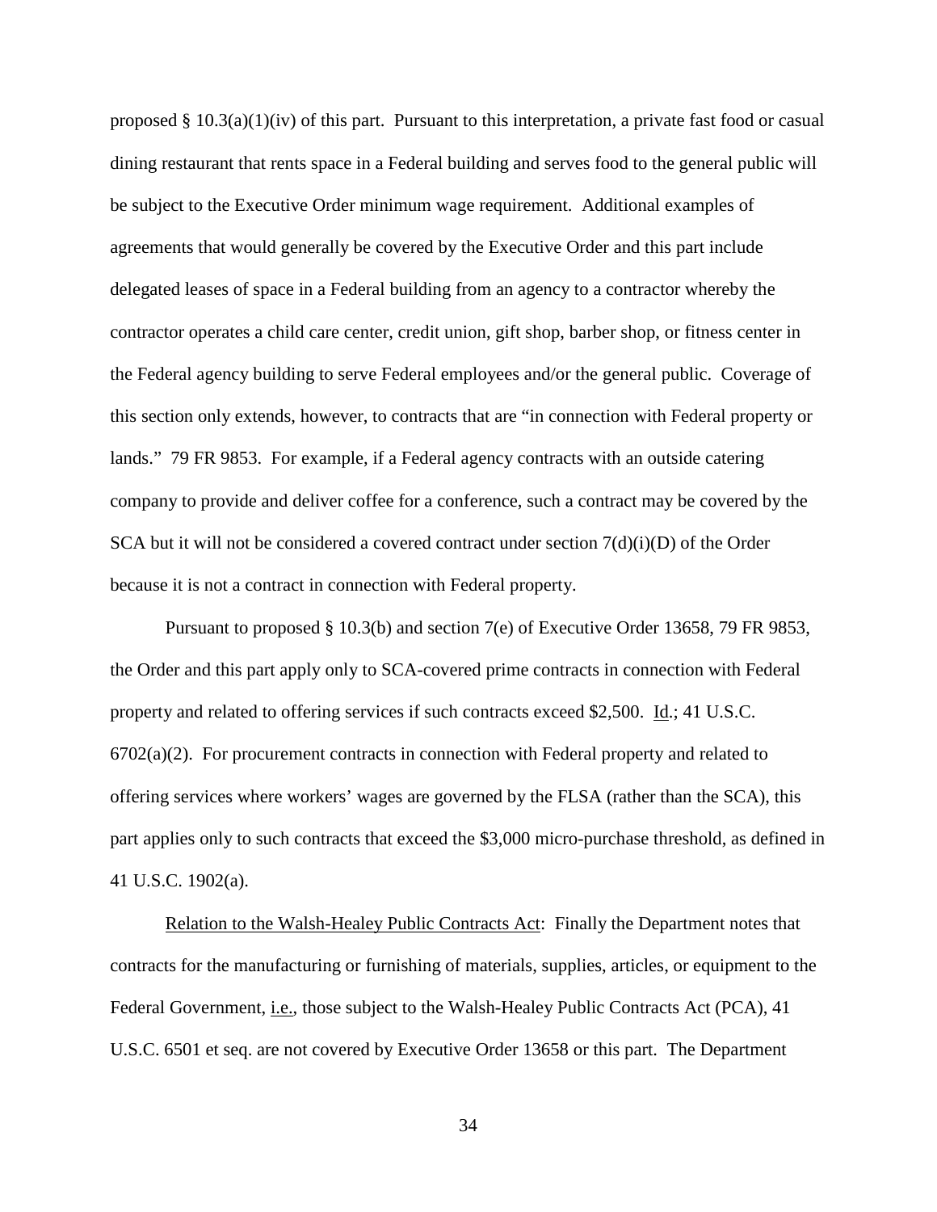proposed § 10.3(a)(1)(iv) of this part. Pursuant to this interpretation, a private fast food or casual dining restaurant that rents space in a Federal building and serves food to the general public will be subject to the Executive Order minimum wage requirement. Additional examples of agreements that would generally be covered by the Executive Order and this part include delegated leases of space in a Federal building from an agency to a contractor whereby the contractor operates a child care center, credit union, gift shop, barber shop, or fitness center in the Federal agency building to serve Federal employees and/or the general public. Coverage of this section only extends, however, to contracts that are "in connection with Federal property or lands." 79 FR 9853. For example, if a Federal agency contracts with an outside catering company to provide and deliver coffee for a conference, such a contract may be covered by the SCA but it will not be considered a covered contract under section 7(d)(i)(D) of the Order because it is not a contract in connection with Federal property.

Pursuant to proposed § 10.3(b) and section 7(e) of Executive Order 13658, 79 FR 9853, the Order and this part apply only to SCA-covered prime contracts in connection with Federal property and related to offering services if such contracts exceed $2,500. Id.; 41 U.S.C. 6702(a)(2). For procurement contracts in connection with Federal property and related to offering services where workers' wages are governed by the FLSA (rather than the SCA), this part applies only to such contracts that exceed the $3,000 micro-purchase threshold, as defined in 41 U.S.C. 1902(a).

Relation to the Walsh-Healey Public Contracts Act: Finally the Department notes that contracts for the manufacturing or furnishing of materials, supplies, articles, or equipment to the Federal Government, i.e., those subject to the Walsh-Healey Public Contracts Act (PCA), 41 U.S.C. 6501 et seq. are not covered by Executive Order 13658 or this part. The Department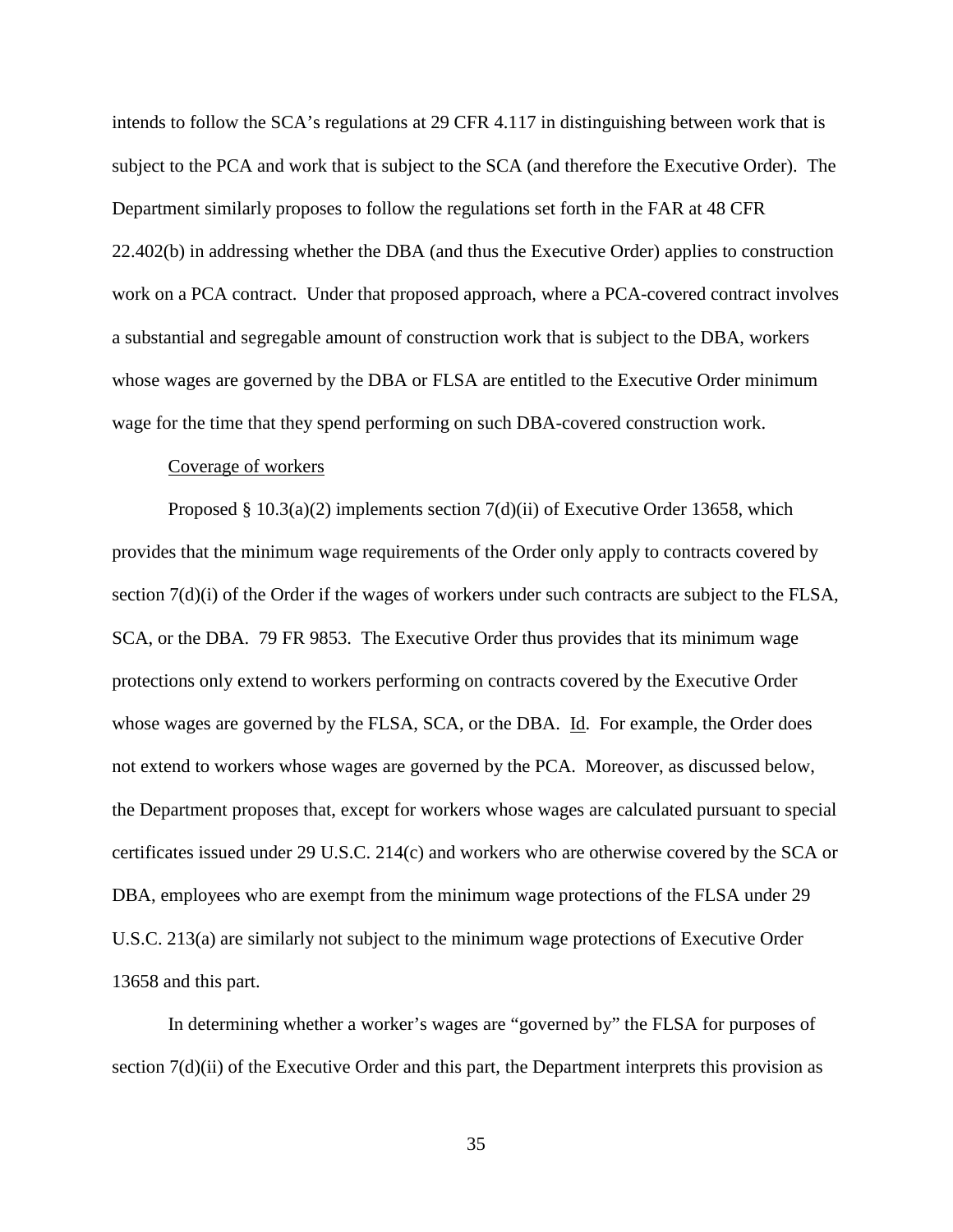intends to follow the SCA's regulations at 29 CFR 4.117 in distinguishing between work that is subject to the PCA and work that is subject to the SCA (and therefore the Executive Order). The Department similarly proposes to follow the regulations set forth in the FAR at 48 CFR 22.402(b) in addressing whether the DBA (and thus the Executive Order) applies to construction work on a PCA contract. Under that proposed approach, where a PCA-covered contract involves a substantial and segregable amount of construction work that is subject to the DBA, workers whose wages are governed by the DBA or FLSA are entitled to the Executive Order minimum wage for the time that they spend performing on such DBA-covered construction work.

Coverage of workers

Proposed § 10.3(a)(2) implements section 7(d)(ii) of Executive Order 13658, which provides that the minimum wage requirements of the Order only apply to contracts covered by section 7(d)(i) of the Order if the wages of workers under such contracts are subject to the FLSA, SCA, or the DBA. 79 FR 9853. The Executive Order thus provides that its minimum wage protections only extend to workers performing on contracts covered by the Executive Order whose wages are governed by the FLSA, SCA, or the DBA. Id. For example, the Order does not extend to workers whose wages are governed by the PCA. Moreover, as discussed below, the Department proposes that, except for workers whose wages are calculated pursuant to special certificates issued under 29 U.S.C. 214(c) and workers who are otherwise covered by the SCA or DBA, employees who are exempt from the minimum wage protections of the FLSA under 29 U.S.C. 213(a) are similarly not subject to the minimum wage protections of Executive Order 13658 and this part.

In determining whether a worker's wages are "governed by" the FLSA for purposes of section 7(d)(ii) of the Executive Order and this part, the Department interprets this provision as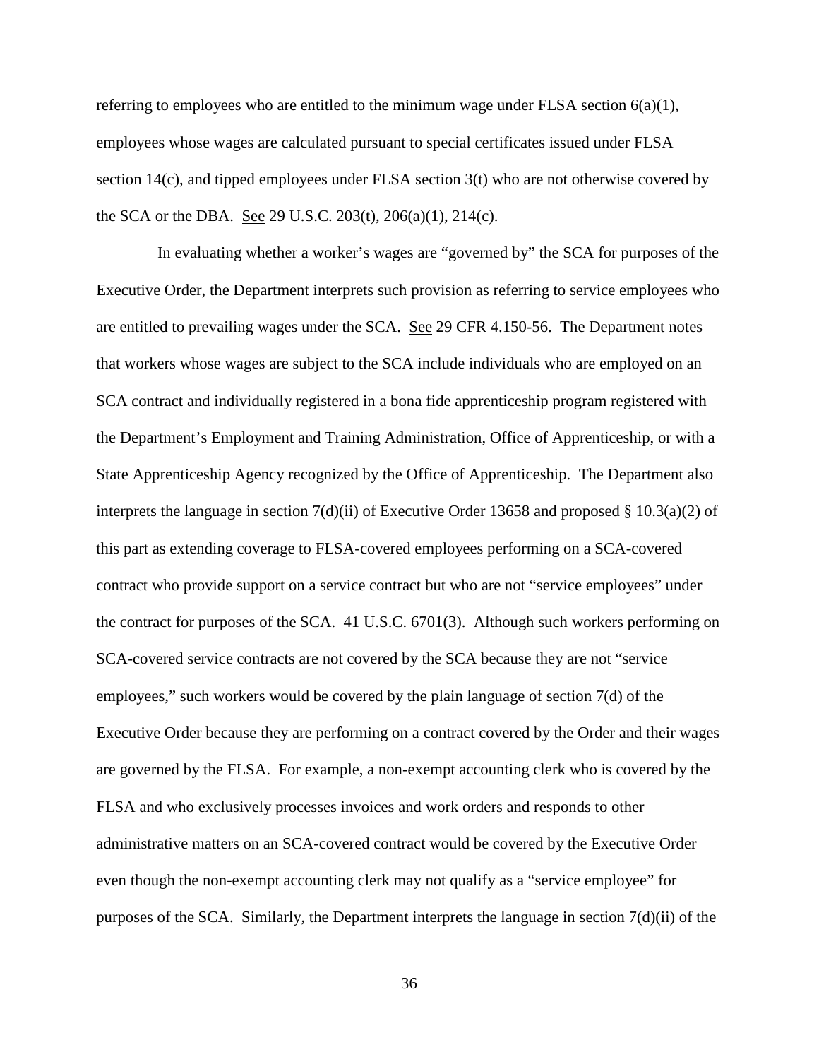referring to employees who are entitled to the minimum wage under FLSA section 6(a)(1), employees whose wages are calculated pursuant to special certificates issued under FLSA section 14(c), and tipped employees under FLSA section 3(t) who are not otherwise covered by the SCA or the DBA. See 29 U.S.C. 203(t), 206(a)(1), 214(c).

In evaluating whether a worker's wages are "governed by" the SCA for purposes of the Executive Order, the Department interprets such provision as referring to service employees who are entitled to prevailing wages under the SCA. See 29 CFR 4.150-56. The Department notes that workers whose wages are subject to the SCA include individuals who are employed on an SCA contract and individually registered in a bona fide apprenticeship program registered with the Department's Employment and Training Administration, Office of Apprenticeship, or with a State Apprenticeship Agency recognized by the Office of Apprenticeship. The Department also interprets the language in section 7(d)(ii) of Executive Order 13658 and proposed § 10.3(a)(2) of this part as extending coverage to FLSA-covered employees performing on a SCA-covered contract who provide support on a service contract but who are not "service employees" under the contract for purposes of the SCA. 41 U.S.C. 6701(3). Although such workers performing on SCA-covered service contracts are not covered by the SCA because they are not "service employees," such workers would be covered by the plain language of section 7(d) of the Executive Order because they are performing on a contract covered by the Order and their wages are governed by the FLSA. For example, a non-exempt accounting clerk who is covered by the FLSA and who exclusively processes invoices and work orders and responds to other administrative matters on an SCA-covered contract would be covered by the Executive Order even though the non-exempt accounting clerk may not qualify as a "service employee" for purposes of the SCA. Similarly, the Department interprets the language in section 7(d)(ii) of the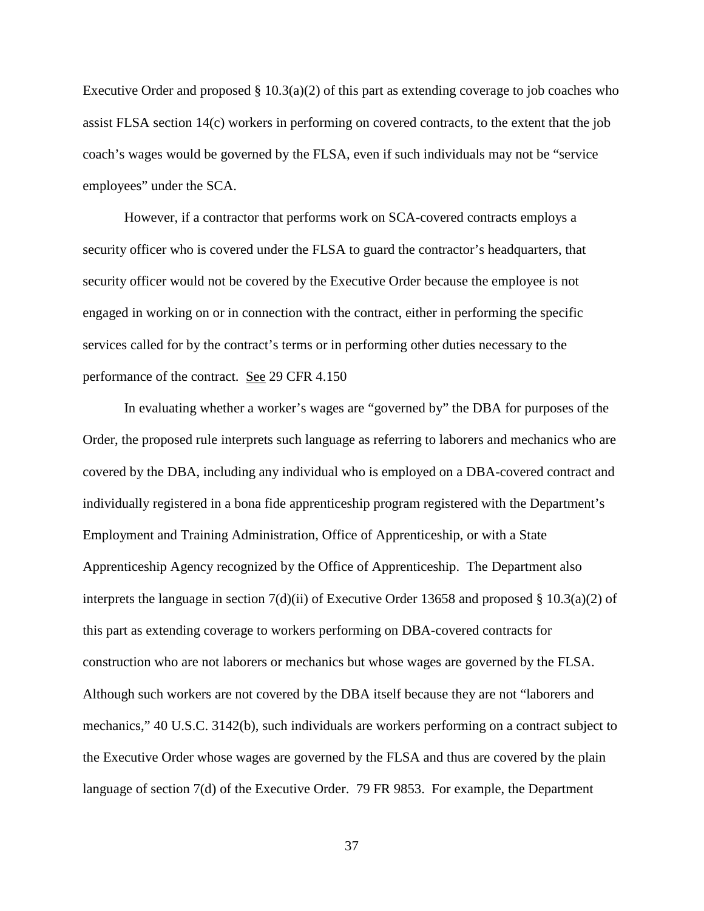Executive Order and proposed § 10.3(a)(2) of this part as extending coverage to job coaches who assist FLSA section 14(c) workers in performing on covered contracts, to the extent that the job coach's wages would be governed by the FLSA, even if such individuals may not be "service employees" under the SCA.

However, if a contractor that performs work on SCA-covered contracts employs a security officer who is covered under the FLSA to guard the contractor's headquarters, that security officer would not be covered by the Executive Order because the employee is not engaged in working on or in connection with the contract, either in performing the specific services called for by the contract's terms or in performing other duties necessary to the performance of the contract. See 29 CFR 4.150

In evaluating whether a worker's wages are "governed by" the DBA for purposes of the Order, the proposed rule interprets such language as referring to laborers and mechanics who are covered by the DBA, including any individual who is employed on a DBA-covered contract and individually registered in a bona fide apprenticeship program registered with the Department's Employment and Training Administration, Office of Apprenticeship, or with a State Apprenticeship Agency recognized by the Office of Apprenticeship. The Department also interprets the language in section 7(d)(ii) of Executive Order 13658 and proposed § 10.3(a)(2) of this part as extending coverage to workers performing on DBA-covered contracts for construction who are not laborers or mechanics but whose wages are governed by the FLSA. Although such workers are not covered by the DBA itself because they are not "laborers and mechanics," 40 U.S.C. 3142(b), such individuals are workers performing on a contract subject to the Executive Order whose wages are governed by the FLSA and thus are covered by the plain language of section 7(d) of the Executive Order. 79 FR 9853. For example, the Department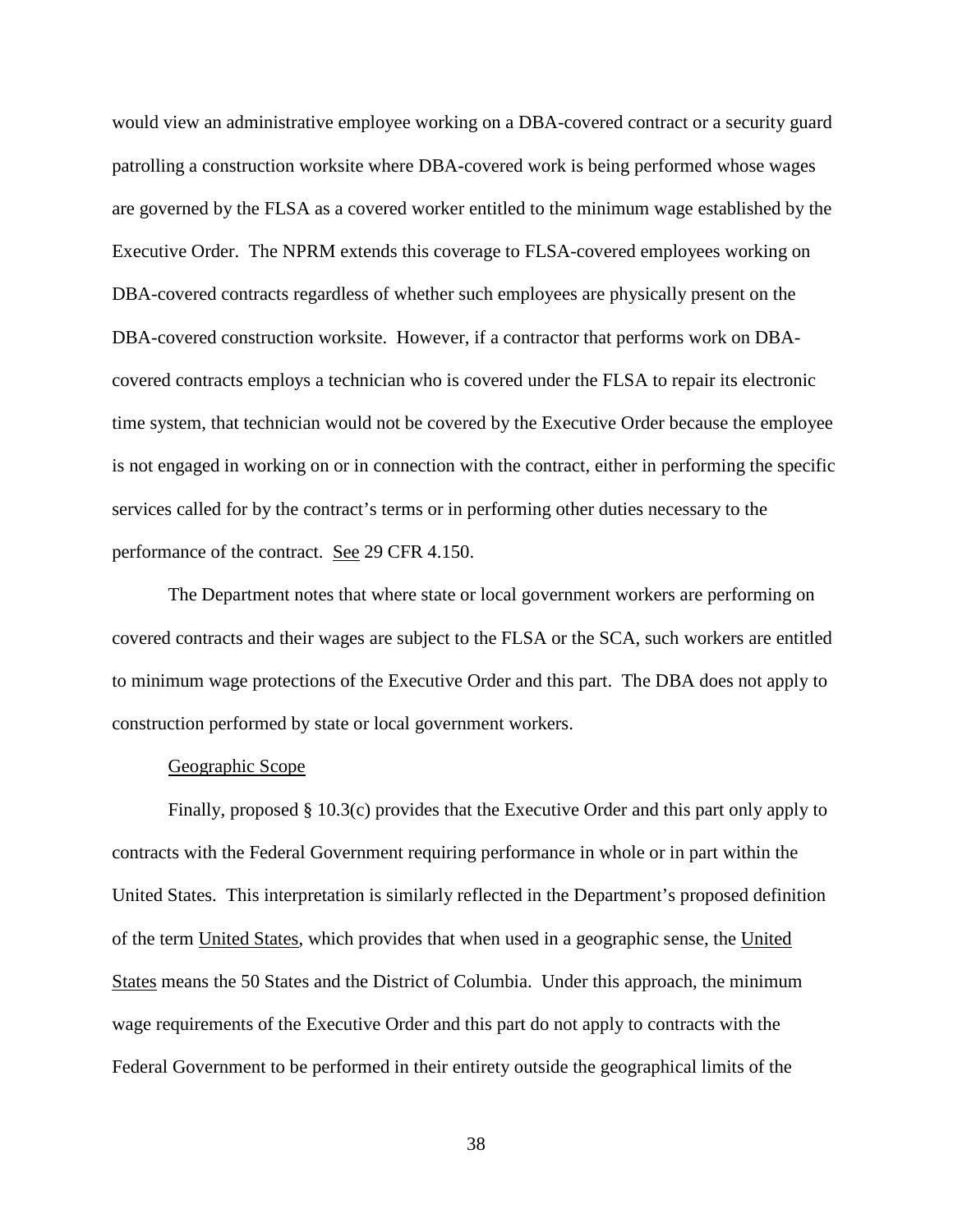would view an administrative employee working on a DBA-covered contract or a security guard patrolling a construction worksite where DBA-covered work is being performed whose wages are governed by the FLSA as a covered worker entitled to the minimum wage established by the Executive Order. The NPRM extends this coverage to FLSA-covered employees working on DBA-covered contracts regardless of whether such employees are physically present on the DBA-covered construction worksite. However, if a contractor that performs work on DBA-covered contracts employs a technician who is covered under the FLSA to repair its electronic time system, that technician would not be covered by the Executive Order because the employee is not engaged in working on or in connection with the contract, either in performing the specific services called for by the contract's terms or in performing other duties necessary to the performance of the contract. See 29 CFR 4.150.

The Department notes that where state or local government workers are performing on covered contracts and their wages are subject to the FLSA or the SCA, such workers are entitled to minimum wage protections of the Executive Order and this part. The DBA does not apply to construction performed by state or local government workers.

Geographic Scope

Finally, proposed § 10.3(c) provides that the Executive Order and this part only apply to contracts with the Federal Government requiring performance in whole or in part within the United States. This interpretation is similarly reflected in the Department's proposed definition of the term United States, which provides that when used in a geographic sense, the United States means the 50 States and the District of Columbia. Under this approach, the minimum wage requirements of the Executive Order and this part do not apply to contracts with the Federal Government to be performed in their entirety outside the geographical limits of the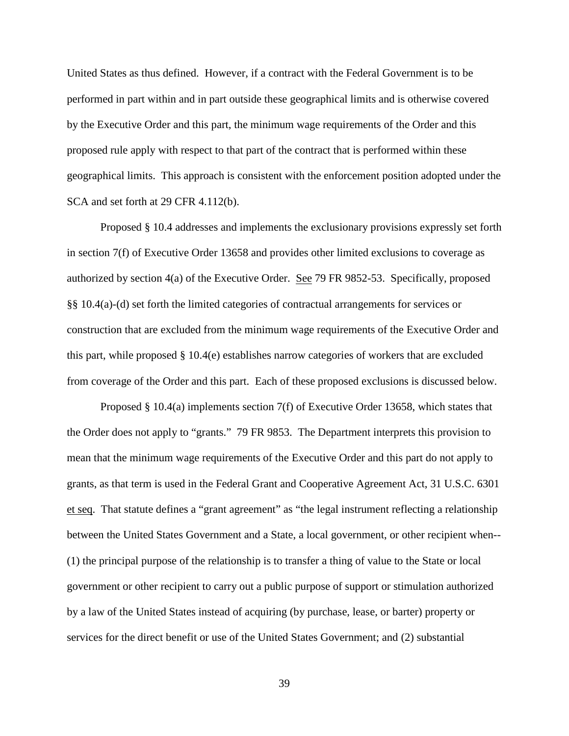United States as thus defined. However, if a contract with the Federal Government is to be performed in part within and in part outside these geographical limits and is otherwise covered by the Executive Order and this part, the minimum wage requirements of the Order and this proposed rule apply with respect to that part of the contract that is performed within these geographical limits. This approach is consistent with the enforcement position adopted under the SCA and set forth at 29 CFR 4.112(b).

Proposed § 10.4 addresses and implements the exclusionary provisions expressly set forth in section 7(f) of Executive Order 13658 and provides other limited exclusions to coverage as authorized by section 4(a) of the Executive Order. See 79 FR 9852-53. Specifically, proposed §§ 10.4(a)-(d) set forth the limited categories of contractual arrangements for services or construction that are excluded from the minimum wage requirements of the Executive Order and this part, while proposed § 10.4(e) establishes narrow categories of workers that are excluded from coverage of the Order and this part. Each of these proposed exclusions is discussed below.

Proposed § 10.4(a) implements section 7(f) of Executive Order 13658, which states that the Order does not apply to "grants." 79 FR 9853. The Department interprets this provision to mean that the minimum wage requirements of the Executive Order and this part do not apply to grants, as that term is used in the Federal Grant and Cooperative Agreement Act, 31 U.S.C. 6301 et seq. That statute defines a "grant agreement" as "the legal instrument reflecting a relationship between the United States Government and a State, a local government, or other recipient when--(1) the principal purpose of the relationship is to transfer a thing of value to the State or local government or other recipient to carry out a public purpose of support or stimulation authorized by a law of the United States instead of acquiring (by purchase, lease, or barter) property or services for the direct benefit or use of the United States Government; and (2) substantial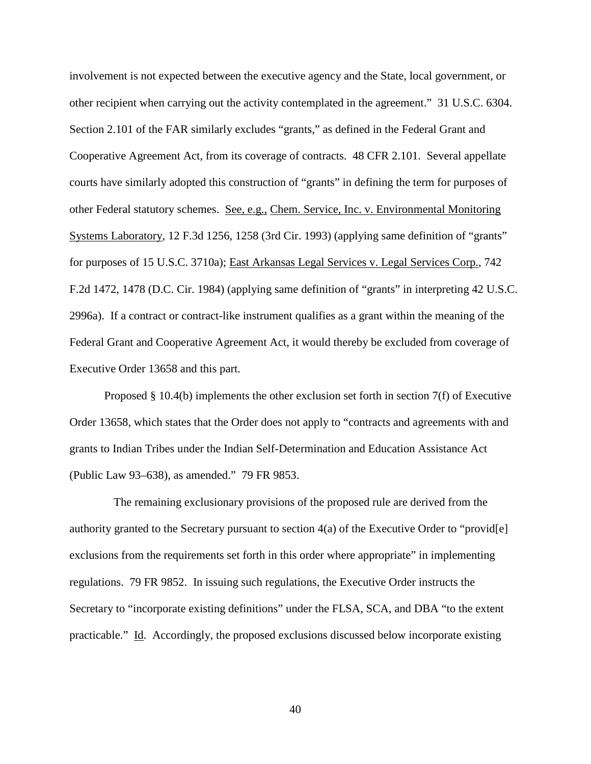involvement is not expected between the executive agency and the State, local government, or other recipient when carrying out the activity contemplated in the agreement." 31 U.S.C. 6304. Section 2.101 of the FAR similarly excludes "grants," as defined in the Federal Grant and Cooperative Agreement Act, from its coverage of contracts. 48 CFR 2.101. Several appellate courts have similarly adopted this construction of "grants" in defining the term for purposes of other Federal statutory schemes. See, e.g., Chem. Service, Inc. v. Environmental Monitoring Systems Laboratory, 12 F.3d 1256, 1258 (3rd Cir. 1993) (applying same definition of "grants" for purposes of 15 U.S.C. 3710a); East Arkansas Legal Services v. Legal Services Corp., 742 F.2d 1472, 1478 (D.C. Cir. 1984) (applying same definition of "grants" in interpreting 42 U.S.C. 2996a). If a contract or contract-like instrument qualifies as a grant within the meaning of the Federal Grant and Cooperative Agreement Act, it would thereby be excluded from coverage of Executive Order 13658 and this part.

Proposed § 10.4(b) implements the other exclusion set forth in section 7(f) of Executive Order 13658, which states that the Order does not apply to "contracts and agreements with and grants to Indian Tribes under the Indian Self-Determination and Education Assistance Act (Public Law 93–638), as amended." 79 FR 9853.

The remaining exclusionary provisions of the proposed rule are derived from the authority granted to the Secretary pursuant to section 4(a) of the Executive Order to "provid[e] exclusions from the requirements set forth in this order where appropriate" in implementing regulations. 79 FR 9852. In issuing such regulations, the Executive Order instructs the Secretary to "incorporate existing definitions" under the FLSA, SCA, and DBA "to the extent practicable." Id. Accordingly, the proposed exclusions discussed below incorporate existing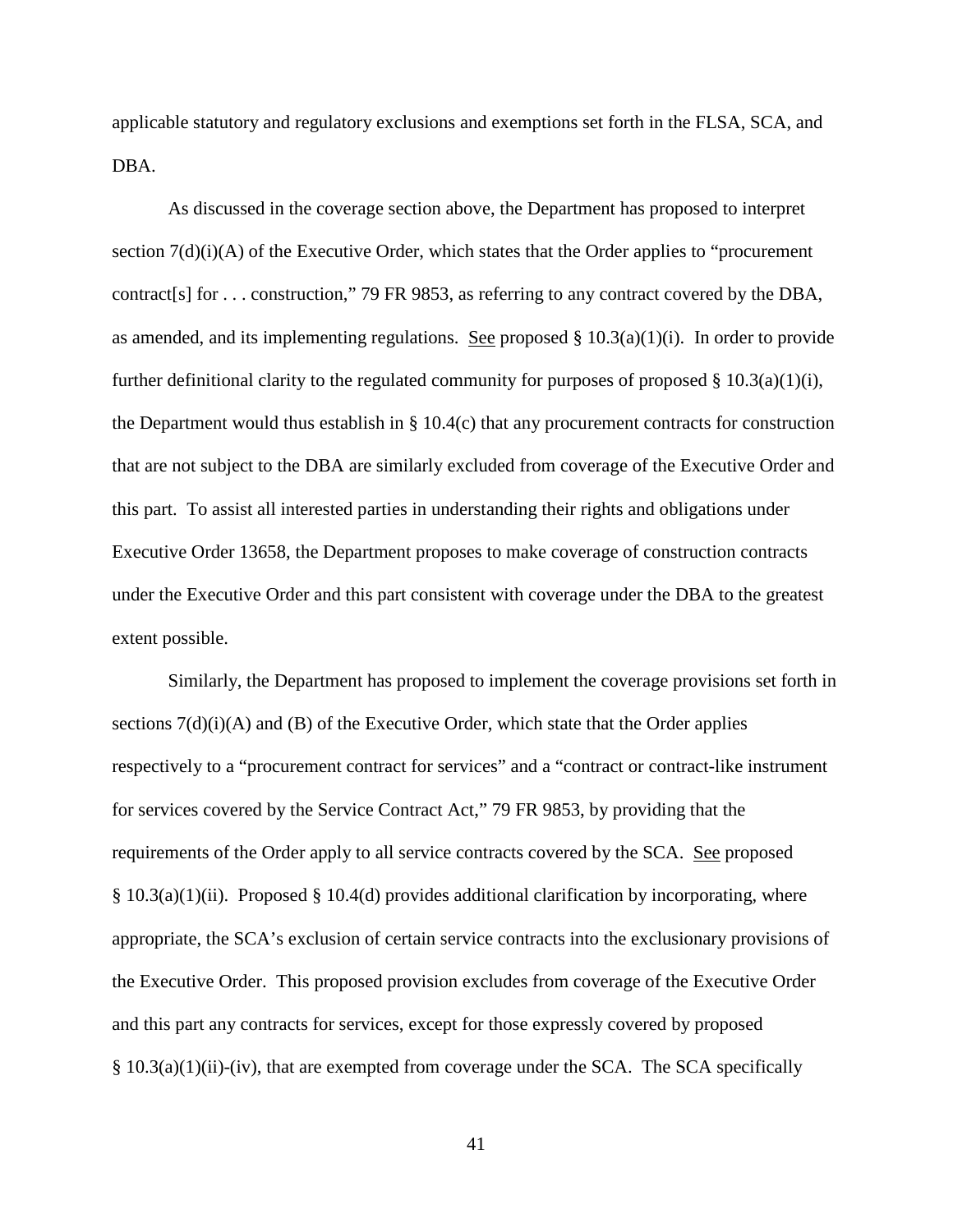applicable statutory and regulatory exclusions and exemptions set forth in the FLSA, SCA, and DBA.

As discussed in the coverage section above, the Department has proposed to interpret section 7(d)(i)(A) of the Executive Order, which states that the Order applies to "procurement contract[s] for . . . construction," 79 FR 9853, as referring to any contract covered by the DBA, as amended, and its implementing regulations. See proposed § 10.3(a)(1)(i). In order to provide further definitional clarity to the regulated community for purposes of proposed § 10.3(a)(1)(i), the Department would thus establish in § 10.4(c) that any procurement contracts for construction that are not subject to the DBA are similarly excluded from coverage of the Executive Order and this part. To assist all interested parties in understanding their rights and obligations under Executive Order 13658, the Department proposes to make coverage of construction contracts under the Executive Order and this part consistent with coverage under the DBA to the greatest extent possible.

Similarly, the Department has proposed to implement the coverage provisions set forth in sections 7(d)(i)(A) and (B) of the Executive Order, which state that the Order applies respectively to a "procurement contract for services" and a "contract or contract-like instrument for services covered by the Service Contract Act," 79 FR 9853, by providing that the requirements of the Order apply to all service contracts covered by the SCA. See proposed § 10.3(a)(1)(ii). Proposed § 10.4(d) provides additional clarification by incorporating, where appropriate, the SCA's exclusion of certain service contracts into the exclusionary provisions of the Executive Order. This proposed provision excludes from coverage of the Executive Order and this part any contracts for services, except for those expressly covered by proposed § 10.3(a)(1)(ii)-(iv), that are exempted from coverage under the SCA. The SCA specifically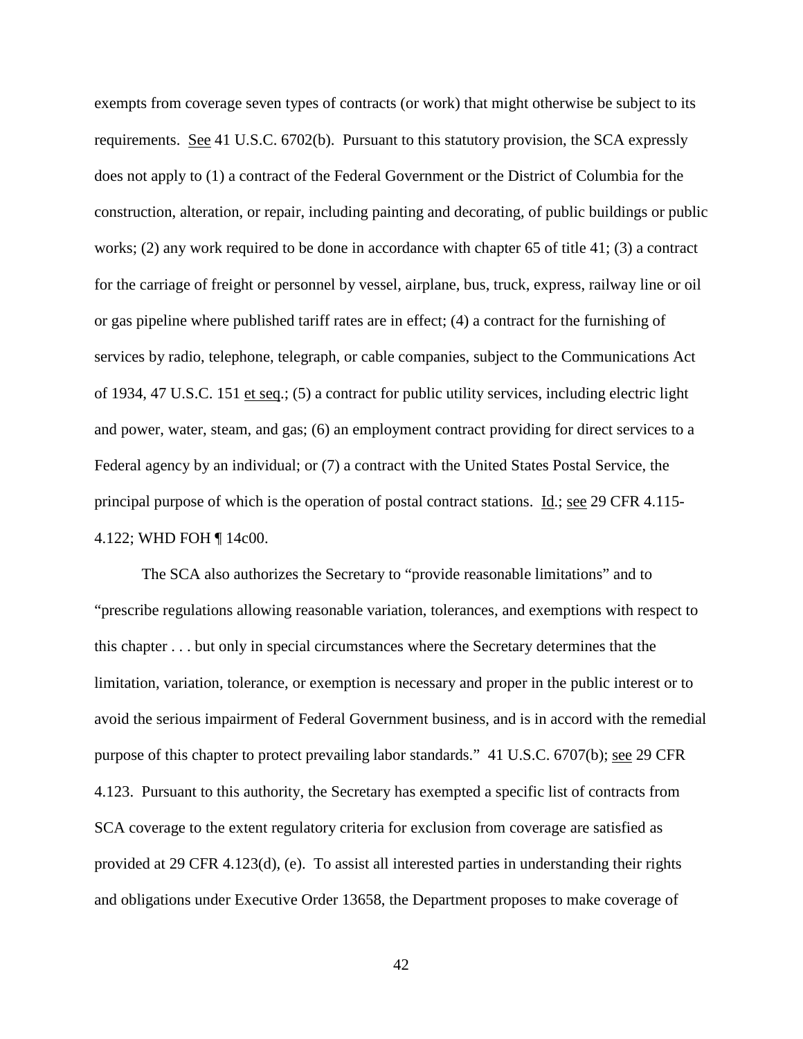exempts from coverage seven types of contracts (or work) that might otherwise be subject to its requirements. See 41 U.S.C. 6702(b). Pursuant to this statutory provision, the SCA expressly does not apply to (1) a contract of the Federal Government or the District of Columbia for the construction, alteration, or repair, including painting and decorating, of public buildings or public works; (2) any work required to be done in accordance with chapter 65 of title 41; (3) a contract for the carriage of freight or personnel by vessel, airplane, bus, truck, express, railway line or oil or gas pipeline where published tariff rates are in effect; (4) a contract for the furnishing of services by radio, telephone, telegraph, or cable companies, subject to the Communications Act of 1934, 47 U.S.C. 151 et seq.; (5) a contract for public utility services, including electric light and power, water, steam, and gas; (6) an employment contract providing for direct services to a Federal agency by an individual; or (7) a contract with the United States Postal Service, the principal purpose of which is the operation of postal contract stations. Id.; see 29 CFR 4.115-4.122; WHD FOH ¶ 14c00.

The SCA also authorizes the Secretary to "provide reasonable limitations" and to "prescribe regulations allowing reasonable variation, tolerances, and exemptions with respect to this chapter . . . but only in special circumstances where the Secretary determines that the limitation, variation, tolerance, or exemption is necessary and proper in the public interest or to avoid the serious impairment of Federal Government business, and is in accord with the remedial purpose of this chapter to protect prevailing labor standards." 41 U.S.C. 6707(b); see 29 CFR 4.123. Pursuant to this authority, the Secretary has exempted a specific list of contracts from SCA coverage to the extent regulatory criteria for exclusion from coverage are satisfied as provided at 29 CFR 4.123(d), (e). To assist all interested parties in understanding their rights and obligations under Executive Order 13658, the Department proposes to make coverage of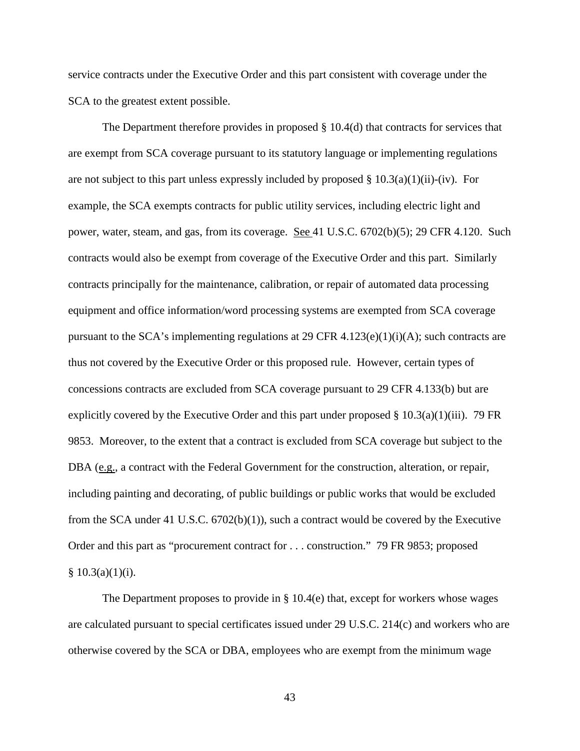service contracts under the Executive Order and this part consistent with coverage under the SCA to the greatest extent possible.

The Department therefore provides in proposed § 10.4(d) that contracts for services that are exempt from SCA coverage pursuant to its statutory language or implementing regulations are not subject to this part unless expressly included by proposed § 10.3(a)(1)(ii)-(iv). For example, the SCA exempts contracts for public utility services, including electric light and power, water, steam, and gas, from its coverage. See 41 U.S.C. 6702(b)(5); 29 CFR 4.120. Such contracts would also be exempt from coverage of the Executive Order and this part. Similarly contracts principally for the maintenance, calibration, or repair of automated data processing equipment and office information/word processing systems are exempted from SCA coverage pursuant to the SCA's implementing regulations at 29 CFR 4.123(e)(1)(i)(A); such contracts are thus not covered by the Executive Order or this proposed rule. However, certain types of concessions contracts are excluded from SCA coverage pursuant to 29 CFR 4.133(b) but are explicitly covered by the Executive Order and this part under proposed § 10.3(a)(1)(iii). 79 FR 9853. Moreover, to the extent that a contract is excluded from SCA coverage but subject to the DBA (e.g., a contract with the Federal Government for the construction, alteration, or repair, including painting and decorating, of public buildings or public works that would be excluded from the SCA under 41 U.S.C. 6702(b)(1)), such a contract would be covered by the Executive Order and this part as "procurement contract for . . . construction." 79 FR 9853; proposed § 10.3(a)(1)(i).

The Department proposes to provide in § 10.4(e) that, except for workers whose wages are calculated pursuant to special certificates issued under 29 U.S.C. 214(c) and workers who are otherwise covered by the SCA or DBA, employees who are exempt from the minimum wage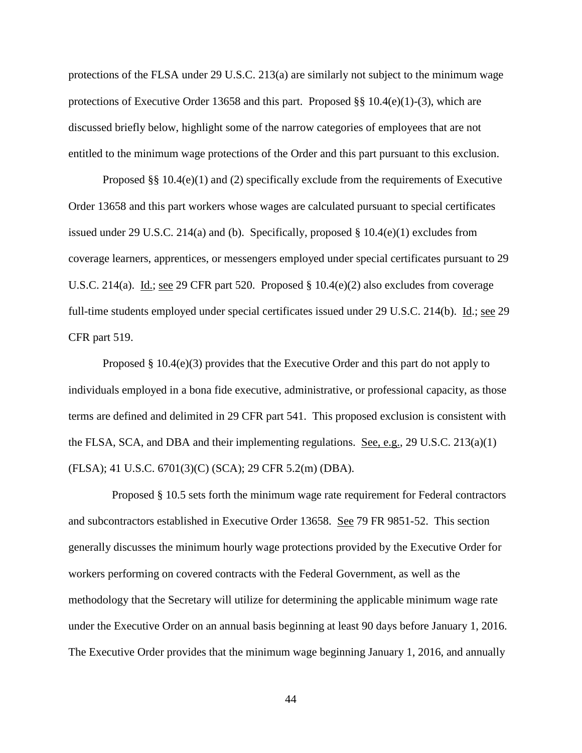protections of the FLSA under 29 U.S.C. 213(a) are similarly not subject to the minimum wage protections of Executive Order 13658 and this part. Proposed §§ 10.4(e)(1)-(3), which are discussed briefly below, highlight some of the narrow categories of employees that are not entitled to the minimum wage protections of the Order and this part pursuant to this exclusion.

Proposed §§ 10.4(e)(1) and (2) specifically exclude from the requirements of Executive Order 13658 and this part workers whose wages are calculated pursuant to special certificates issued under 29 U.S.C. 214(a) and (b). Specifically, proposed § 10.4(e)(1) excludes from coverage learners, apprentices, or messengers employed under special certificates pursuant to 29 U.S.C. 214(a). Id.; see 29 CFR part 520. Proposed § 10.4(e)(2) also excludes from coverage full-time students employed under special certificates issued under 29 U.S.C. 214(b). Id.; see 29 CFR part 519.

Proposed § 10.4(e)(3) provides that the Executive Order and this part do not apply to individuals employed in a bona fide executive, administrative, or professional capacity, as those terms are defined and delimited in 29 CFR part 541. This proposed exclusion is consistent with the FLSA, SCA, and DBA and their implementing regulations. See, e.g., 29 U.S.C. 213(a)(1) (FLSA); 41 U.S.C. 6701(3)(C) (SCA); 29 CFR 5.2(m) (DBA).

Proposed § 10.5 sets forth the minimum wage rate requirement for Federal contractors and subcontractors established in Executive Order 13658. See 79 FR 9851-52. This section generally discusses the minimum hourly wage protections provided by the Executive Order for workers performing on covered contracts with the Federal Government, as well as the methodology that the Secretary will utilize for determining the applicable minimum wage rate under the Executive Order on an annual basis beginning at least 90 days before January 1, 2016. The Executive Order provides that the minimum wage beginning January 1, 2016, and annually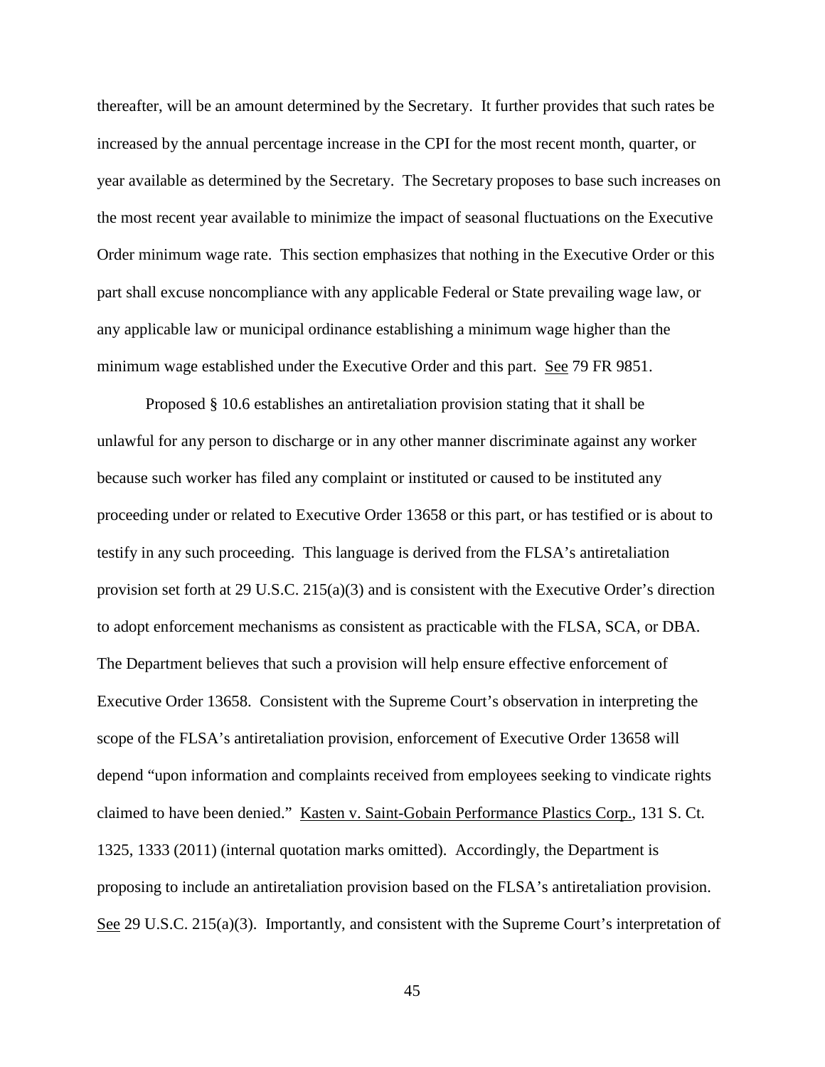thereafter, will be an amount determined by the Secretary. It further provides that such rates be increased by the annual percentage increase in the CPI for the most recent month, quarter, or year available as determined by the Secretary. The Secretary proposes to base such increases on the most recent year available to minimize the impact of seasonal fluctuations on the Executive Order minimum wage rate. This section emphasizes that nothing in the Executive Order or this part shall excuse noncompliance with any applicable Federal or State prevailing wage law, or any applicable law or municipal ordinance establishing a minimum wage higher than the minimum wage established under the Executive Order and this part. See 79 FR 9851.

Proposed § 10.6 establishes an antiretaliation provision stating that it shall be unlawful for any person to discharge or in any other manner discriminate against any worker because such worker has filed any complaint or instituted or caused to be instituted any proceeding under or related to Executive Order 13658 or this part, or has testified or is about to testify in any such proceeding. This language is derived from the FLSA's antiretaliation provision set forth at 29 U.S.C. 215(a)(3) and is consistent with the Executive Order's direction to adopt enforcement mechanisms as consistent as practicable with the FLSA, SCA, or DBA. The Department believes that such a provision will help ensure effective enforcement of Executive Order 13658. Consistent with the Supreme Court's observation in interpreting the scope of the FLSA's antiretaliation provision, enforcement of Executive Order 13658 will depend "upon information and complaints received from employees seeking to vindicate rights claimed to have been denied." Kasten v. Saint-Gobain Performance Plastics Corp., 131 S. Ct. 1325, 1333 (2011) (internal quotation marks omitted). Accordingly, the Department is proposing to include an antiretaliation provision based on the FLSA's antiretaliation provision. See 29 U.S.C. 215(a)(3). Importantly, and consistent with the Supreme Court's interpretation of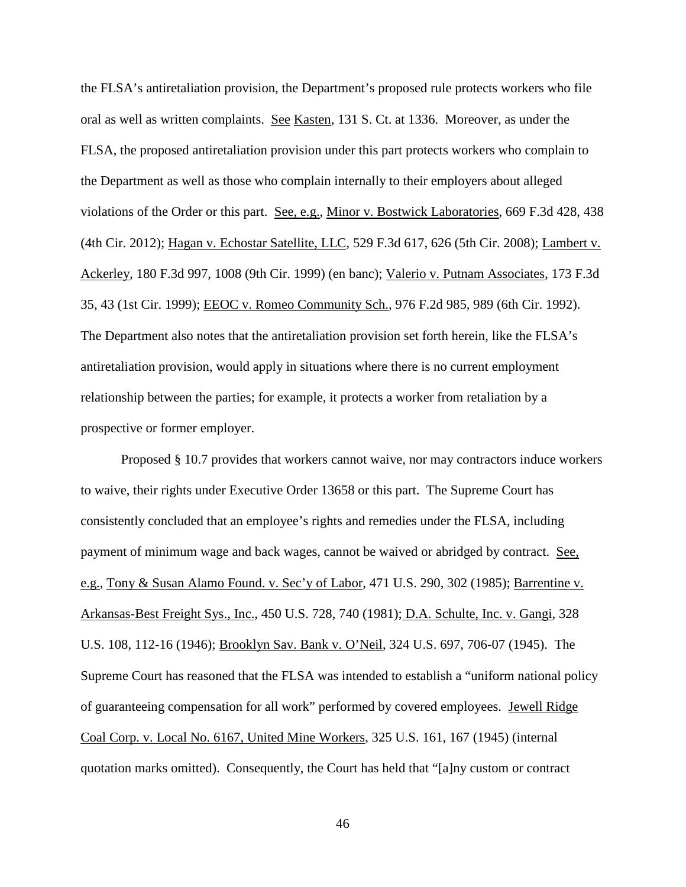the FLSA's antiretaliation provision, the Department's proposed rule protects workers who file oral as well as written complaints. See Kasten, 131 S. Ct. at 1336. Moreover, as under the FLSA, the proposed antiretaliation provision under this part protects workers who complain to the Department as well as those who complain internally to their employers about alleged violations of the Order or this part. See, e.g., Minor v. Bostwick Laboratories, 669 F.3d 428, 438 (4th Cir. 2012); Hagan v. Echostar Satellite, LLC, 529 F.3d 617, 626 (5th Cir. 2008); Lambert v. Ackerley, 180 F.3d 997, 1008 (9th Cir. 1999) (en banc); Valerio v. Putnam Associates, 173 F.3d 35, 43 (1st Cir. 1999); EEOC v. Romeo Community Sch., 976 F.2d 985, 989 (6th Cir. 1992). The Department also notes that the antiretaliation provision set forth herein, like the FLSA's antiretaliation provision, would apply in situations where there is no current employment relationship between the parties; for example, it protects a worker from retaliation by a prospective or former employer.

Proposed § 10.7 provides that workers cannot waive, nor may contractors induce workers to waive, their rights under Executive Order 13658 or this part. The Supreme Court has consistently concluded that an employee's rights and remedies under the FLSA, including payment of minimum wage and back wages, cannot be waived or abridged by contract. See, e.g., Tony & Susan Alamo Found. v. Sec'y of Labor, 471 U.S. 290, 302 (1985); Barrentine v. Arkansas-Best Freight Sys., Inc., 450 U.S. 728, 740 (1981); D.A. Schulte, Inc. v. Gangi, 328 U.S. 108, 112-16 (1946); Brooklyn Sav. Bank v. O'Neil, 324 U.S. 697, 706-07 (1945). The Supreme Court has reasoned that the FLSA was intended to establish a "uniform national policy of guaranteeing compensation for all work" performed by covered employees. Jewell Ridge Coal Corp. v. Local No. 6167, United Mine Workers, 325 U.S. 161, 167 (1945) (internal quotation marks omitted). Consequently, the Court has held that "[a]ny custom or contract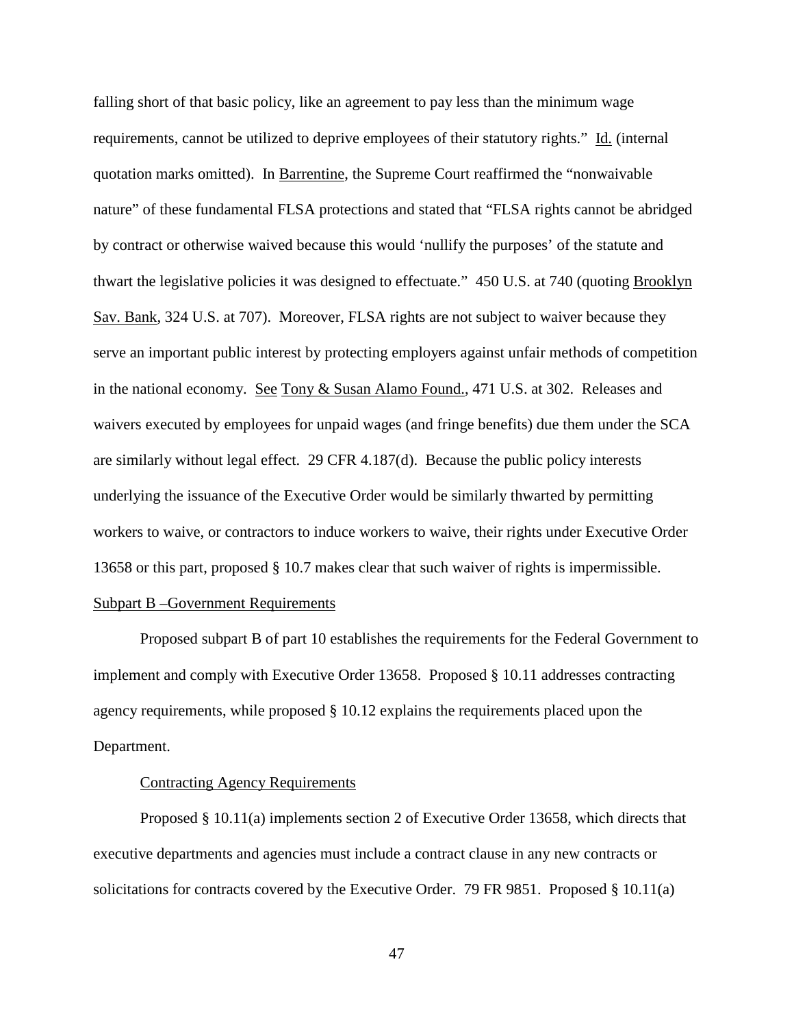falling short of that basic policy, like an agreement to pay less than the minimum wage requirements, cannot be utilized to deprive employees of their statutory rights." Id. (internal quotation marks omitted). In Barrentine, the Supreme Court reaffirmed the "nonwaivable nature" of these fundamental FLSA protections and stated that "FLSA rights cannot be abridged by contract or otherwise waived because this would 'nullify the purposes' of the statute and thwart the legislative policies it was designed to effectuate." 450 U.S. at 740 (quoting Brooklyn Sav. Bank, 324 U.S. at 707). Moreover, FLSA rights are not subject to waiver because they serve an important public interest by protecting employers against unfair methods of competition in the national economy. See Tony & Susan Alamo Found., 471 U.S. at 302. Releases and waivers executed by employees for unpaid wages (and fringe benefits) due them under the SCA are similarly without legal effect. 29 CFR 4.187(d). Because the public policy interests underlying the issuance of the Executive Order would be similarly thwarted by permitting workers to waive, or contractors to induce workers to waive, their rights under Executive Order 13658 or this part, proposed § 10.7 makes clear that such waiver of rights is impermissible.

## Subpart B –Government Requirements

Proposed subpart B of part 10 establishes the requirements for the Federal Government to implement and comply with Executive Order 13658. Proposed § 10.11 addresses contracting agency requirements, while proposed § 10.12 explains the requirements placed upon the Department.

### Contracting Agency Requirements

Proposed § 10.11(a) implements section 2 of Executive Order 13658, which directs that executive departments and agencies must include a contract clause in any new contracts or solicitations for contracts covered by the Executive Order. 79 FR 9851. Proposed § 10.11(a)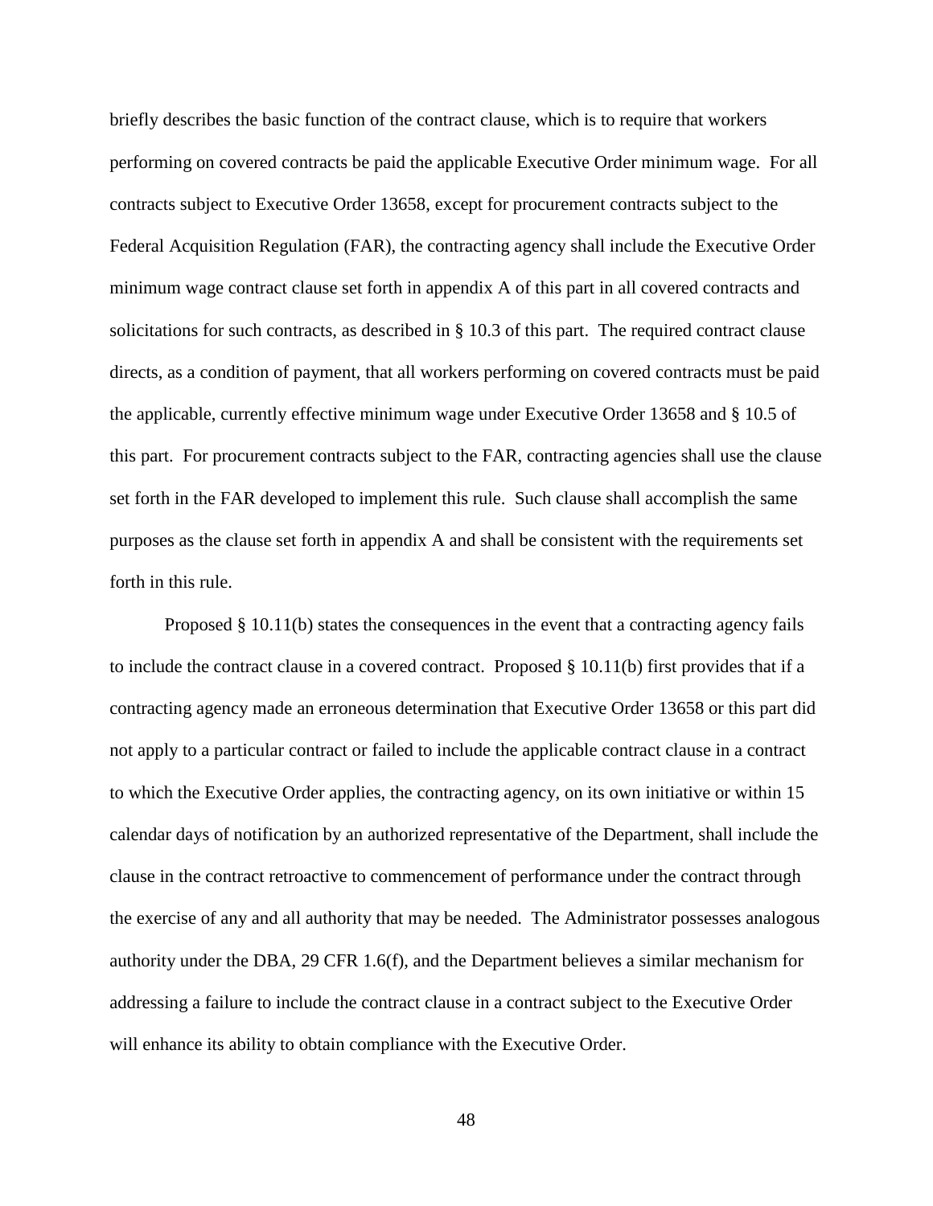briefly describes the basic function of the contract clause, which is to require that workers performing on covered contracts be paid the applicable Executive Order minimum wage. For all contracts subject to Executive Order 13658, except for procurement contracts subject to the Federal Acquisition Regulation (FAR), the contracting agency shall include the Executive Order minimum wage contract clause set forth in appendix A of this part in all covered contracts and solicitations for such contracts, as described in § 10.3 of this part. The required contract clause directs, as a condition of payment, that all workers performing on covered contracts must be paid the applicable, currently effective minimum wage under Executive Order 13658 and § 10.5 of this part. For procurement contracts subject to the FAR, contracting agencies shall use the clause set forth in the FAR developed to implement this rule. Such clause shall accomplish the same purposes as the clause set forth in appendix A and shall be consistent with the requirements set forth in this rule.

Proposed § 10.11(b) states the consequences in the event that a contracting agency fails to include the contract clause in a covered contract. Proposed § 10.11(b) first provides that if a contracting agency made an erroneous determination that Executive Order 13658 or this part did not apply to a particular contract or failed to include the applicable contract clause in a contract to which the Executive Order applies, the contracting agency, on its own initiative or within 15 calendar days of notification by an authorized representative of the Department, shall include the clause in the contract retroactive to commencement of performance under the contract through the exercise of any and all authority that may be needed. The Administrator possesses analogous authority under the DBA, 29 CFR 1.6(f), and the Department believes a similar mechanism for addressing a failure to include the contract clause in a contract subject to the Executive Order will enhance its ability to obtain compliance with the Executive Order.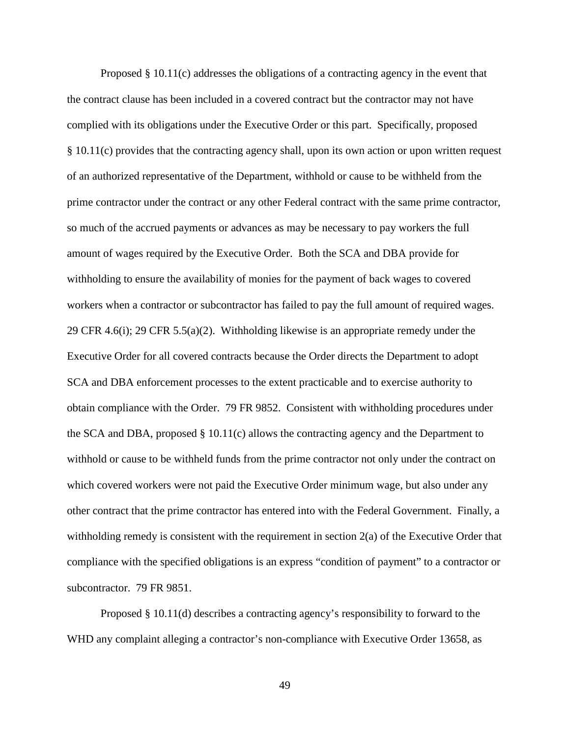Proposed § 10.11(c) addresses the obligations of a contracting agency in the event that the contract clause has been included in a covered contract but the contractor may not have complied with its obligations under the Executive Order or this part. Specifically, proposed § 10.11(c) provides that the contracting agency shall, upon its own action or upon written request of an authorized representative of the Department, withhold or cause to be withheld from the prime contractor under the contract or any other Federal contract with the same prime contractor, so much of the accrued payments or advances as may be necessary to pay workers the full amount of wages required by the Executive Order. Both the SCA and DBA provide for withholding to ensure the availability of monies for the payment of back wages to covered workers when a contractor or subcontractor has failed to pay the full amount of required wages. 29 CFR 4.6(i); 29 CFR 5.5(a)(2). Withholding likewise is an appropriate remedy under the Executive Order for all covered contracts because the Order directs the Department to adopt SCA and DBA enforcement processes to the extent practicable and to exercise authority to obtain compliance with the Order. 79 FR 9852. Consistent with withholding procedures under the SCA and DBA, proposed § 10.11(c) allows the contracting agency and the Department to withhold or cause to be withheld funds from the prime contractor not only under the contract on which covered workers were not paid the Executive Order minimum wage, but also under any other contract that the prime contractor has entered into with the Federal Government. Finally, a withholding remedy is consistent with the requirement in section 2(a) of the Executive Order that compliance with the specified obligations is an express "condition of payment" to a contractor or subcontractor. 79 FR 9851.

Proposed § 10.11(d) describes a contracting agency's responsibility to forward to the WHD any complaint alleging a contractor's non-compliance with Executive Order 13658, as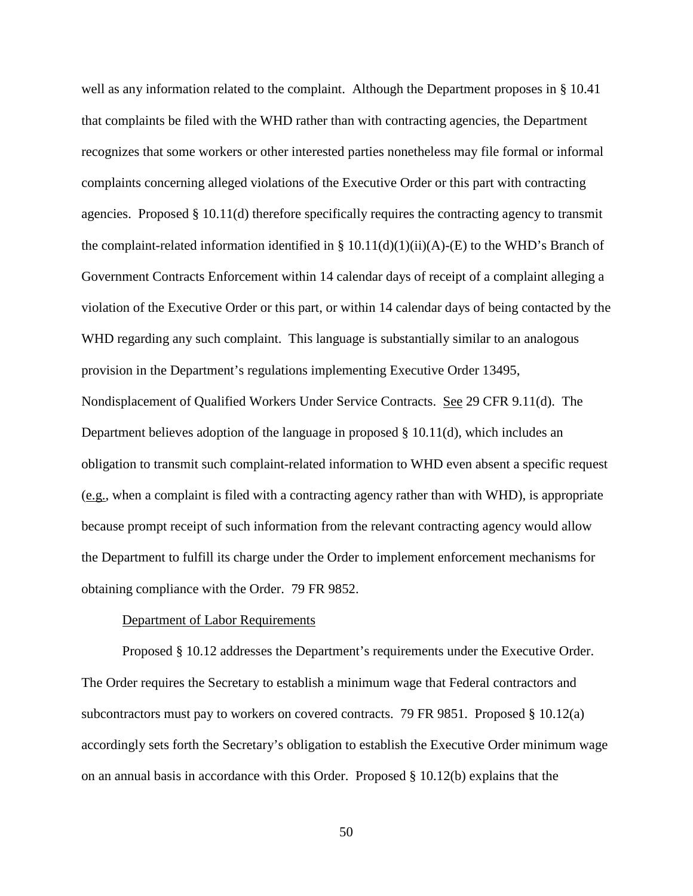well as any information related to the complaint. Although the Department proposes in § 10.41 that complaints be filed with the WHD rather than with contracting agencies, the Department recognizes that some workers or other interested parties nonetheless may file formal or informal complaints concerning alleged violations of the Executive Order or this part with contracting agencies. Proposed § 10.11(d) therefore specifically requires the contracting agency to transmit the complaint-related information identified in § 10.11(d)(1)(ii)(A)-(E) to the WHD's Branch of Government Contracts Enforcement within 14 calendar days of receipt of a complaint alleging a violation of the Executive Order or this part, or within 14 calendar days of being contacted by the WHD regarding any such complaint. This language is substantially similar to an analogous provision in the Department's regulations implementing Executive Order 13495, Nondisplacement of Qualified Workers Under Service Contracts. See 29 CFR 9.11(d). The Department believes adoption of the language in proposed § 10.11(d), which includes an obligation to transmit such complaint-related information to WHD even absent a specific request (e.g., when a complaint is filed with a contracting agency rather than with WHD), is appropriate because prompt receipt of such information from the relevant contracting agency would allow the Department to fulfill its charge under the Order to implement enforcement mechanisms for obtaining compliance with the Order. 79 FR 9852.

Department of Labor Requirements

Proposed § 10.12 addresses the Department's requirements under the Executive Order. The Order requires the Secretary to establish a minimum wage that Federal contractors and subcontractors must pay to workers on covered contracts. 79 FR 9851. Proposed § 10.12(a) accordingly sets forth the Secretary's obligation to establish the Executive Order minimum wage on an annual basis in accordance with this Order. Proposed § 10.12(b) explains that the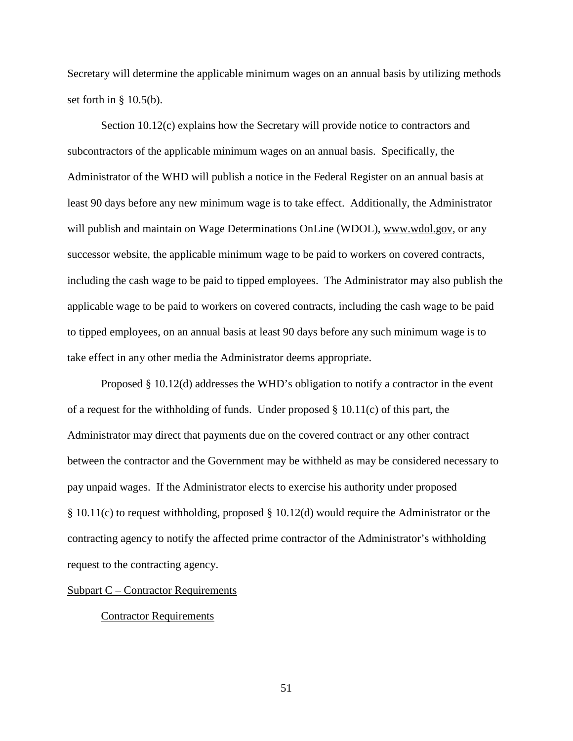Secretary will determine the applicable minimum wages on an annual basis by utilizing methods set forth in § 10.5(b).

Section 10.12(c) explains how the Secretary will provide notice to contractors and subcontractors of the applicable minimum wages on an annual basis. Specifically, the Administrator of the WHD will publish a notice in the Federal Register on an annual basis at least 90 days before any new minimum wage is to take effect. Additionally, the Administrator will publish and maintain on Wage Determinations OnLine (WDOL), www.wdol.gov, or any successor website, the applicable minimum wage to be paid to workers on covered contracts, including the cash wage to be paid to tipped employees. The Administrator may also publish the applicable wage to be paid to workers on covered contracts, including the cash wage to be paid to tipped employees, on an annual basis at least 90 days before any such minimum wage is to take effect in any other media the Administrator deems appropriate.

Proposed § 10.12(d) addresses the WHD's obligation to notify a contractor in the event of a request for the withholding of funds. Under proposed § 10.11(c) of this part, the Administrator may direct that payments due on the covered contract or any other contract between the contractor and the Government may be withheld as may be considered necessary to pay unpaid wages. If the Administrator elects to exercise his authority under proposed § 10.11(c) to request withholding, proposed § 10.12(d) would require the Administrator or the contracting agency to notify the affected prime contractor of the Administrator's withholding request to the contracting agency.

## Subpart C – Contractor Requirements

### Contractor Requirements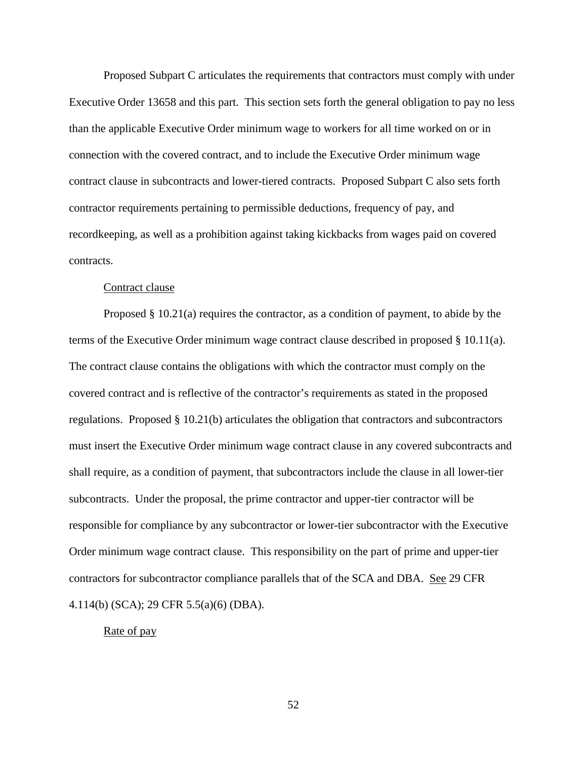Proposed Subpart C articulates the requirements that contractors must comply with under Executive Order 13658 and this part. This section sets forth the general obligation to pay no less than the applicable Executive Order minimum wage to workers for all time worked on or in connection with the covered contract, and to include the Executive Order minimum wage contract clause in subcontracts and lower-tiered contracts. Proposed Subpart C also sets forth contractor requirements pertaining to permissible deductions, frequency of pay, and recordkeeping, as well as a prohibition against taking kickbacks from wages paid on covered contracts.

Contract clause

Proposed § 10.21(a) requires the contractor, as a condition of payment, to abide by the terms of the Executive Order minimum wage contract clause described in proposed § 10.11(a). The contract clause contains the obligations with which the contractor must comply on the covered contract and is reflective of the contractor's requirements as stated in the proposed regulations. Proposed § 10.21(b) articulates the obligation that contractors and subcontractors must insert the Executive Order minimum wage contract clause in any covered subcontracts and shall require, as a condition of payment, that subcontractors include the clause in all lower-tier subcontracts. Under the proposal, the prime contractor and upper-tier contractor will be responsible for compliance by any subcontractor or lower-tier subcontractor with the Executive Order minimum wage contract clause. This responsibility on the part of prime and upper-tier contractors for subcontractor compliance parallels that of the SCA and DBA. See 29 CFR 4.114(b) (SCA); 29 CFR 5.5(a)(6) (DBA).

Rate of pay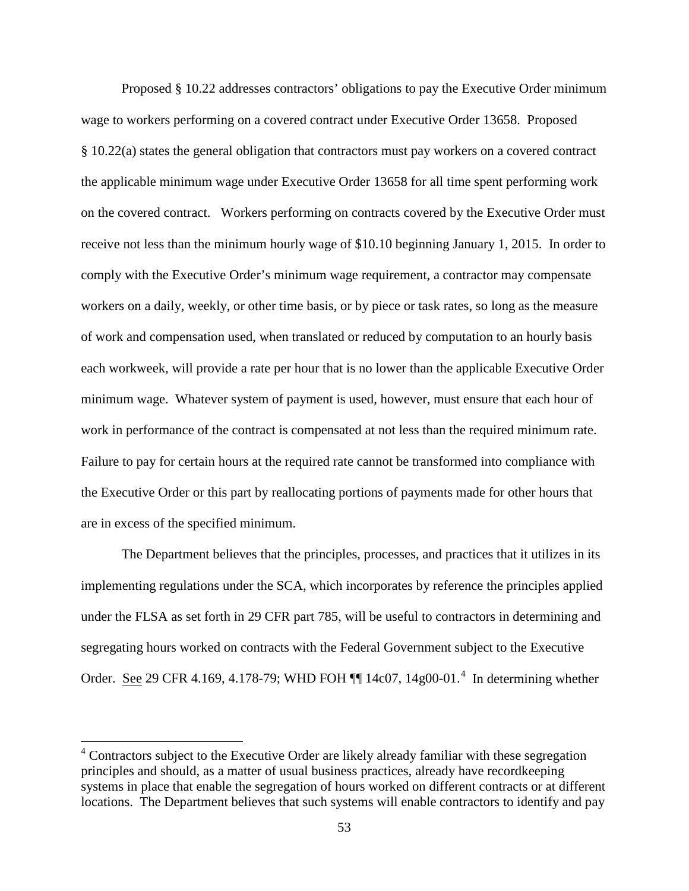Proposed § 10.22 addresses contractors' obligations to pay the Executive Order minimum wage to workers performing on a covered contract under Executive Order 13658. Proposed § 10.22(a) states the general obligation that contractors must pay workers on a covered contract the applicable minimum wage under Executive Order 13658 for all time spent performing work on the covered contract. Workers performing on contracts covered by the Executive Order must receive not less than the minimum hourly wage of $10.10 beginning January 1, 2015. In order to comply with the Executive Order's minimum wage requirement, a contractor may compensate workers on a daily, weekly, or other time basis, or by piece or task rates, so long as the measure of work and compensation used, when translated or reduced by computation to an hourly basis each workweek, will provide a rate per hour that is no lower than the applicable Executive Order minimum wage. Whatever system of payment is used, however, must ensure that each hour of work in performance of the contract is compensated at not less than the required minimum rate. Failure to pay for certain hours at the required rate cannot be transformed into compliance with the Executive Order or this part by reallocating portions of payments made for other hours that are in excess of the specified minimum.

The Department believes that the principles, processes, and practices that it utilizes in its implementing regulations under the SCA, which incorporates by reference the principles applied under the FLSA as set forth in 29 CFR part 785, will be useful to contractors in determining and segregating hours worked on contracts with the Federal Government subject to the Executive Order. See 29 CFR 4.169, 4.178-79; WHD FOH ¶¶ 14c07, 14g00-01.[4] In determining whether

[4] Contractors subject to the Executive Order are likely already familiar with these segregation principles and should, as a matter of usual business practices, already have recordkeeping systems in place that enable the segregation of hours worked on different contracts or at different locations. The Department believes that such systems will enable contractors to identify and pay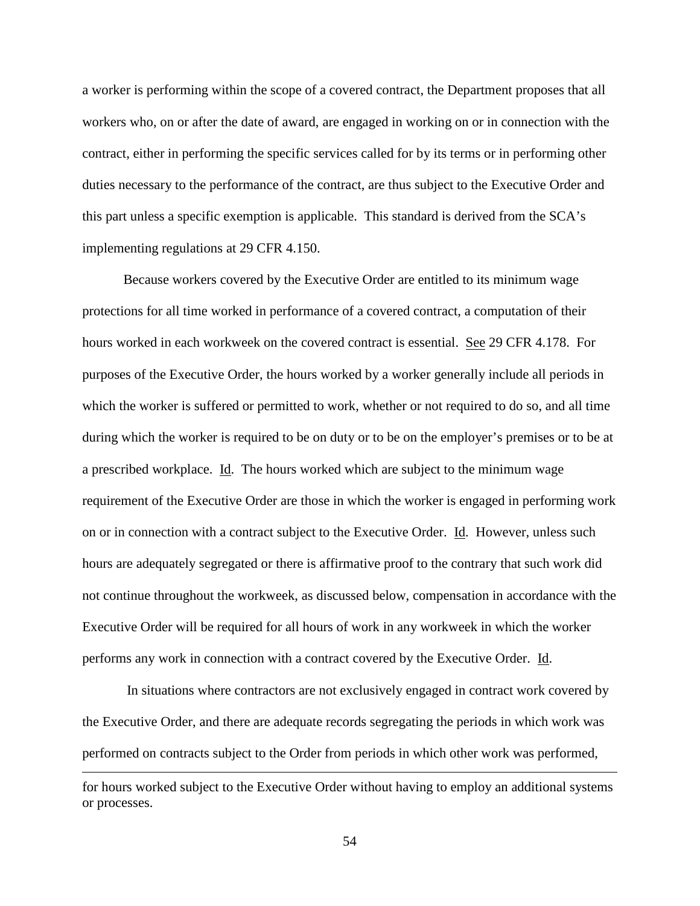a worker is performing within the scope of a covered contract, the Department proposes that all workers who, on or after the date of award, are engaged in working on or in connection with the contract, either in performing the specific services called for by its terms or in performing other duties necessary to the performance of the contract, are thus subject to the Executive Order and this part unless a specific exemption is applicable. This standard is derived from the SCA's implementing regulations at 29 CFR 4.150.

Because workers covered by the Executive Order are entitled to its minimum wage protections for all time worked in performance of a covered contract, a computation of their hours worked in each workweek on the covered contract is essential. See 29 CFR 4.178. For purposes of the Executive Order, the hours worked by a worker generally include all periods in which the worker is suffered or permitted to work, whether or not required to do so, and all time during which the worker is required to be on duty or to be on the employer's premises or to be at a prescribed workplace. Id. The hours worked which are subject to the minimum wage requirement of the Executive Order are those in which the worker is engaged in performing work on or in connection with a contract subject to the Executive Order. Id. However, unless such hours are adequately segregated or there is affirmative proof to the contrary that such work did not continue throughout the workweek, as discussed below, compensation in accordance with the Executive Order will be required for all hours of work in any workweek in which the worker performs any work in connection with a contract covered by the Executive Order. Id.

In situations where contractors are not exclusively engaged in contract work covered by the Executive Order, and there are adequate records segregating the periods in which work was performed on contracts subject to the Order from periods in which other work was performed,

---

for hours worked subject to the Executive Order without having to employ an additional systems or processes.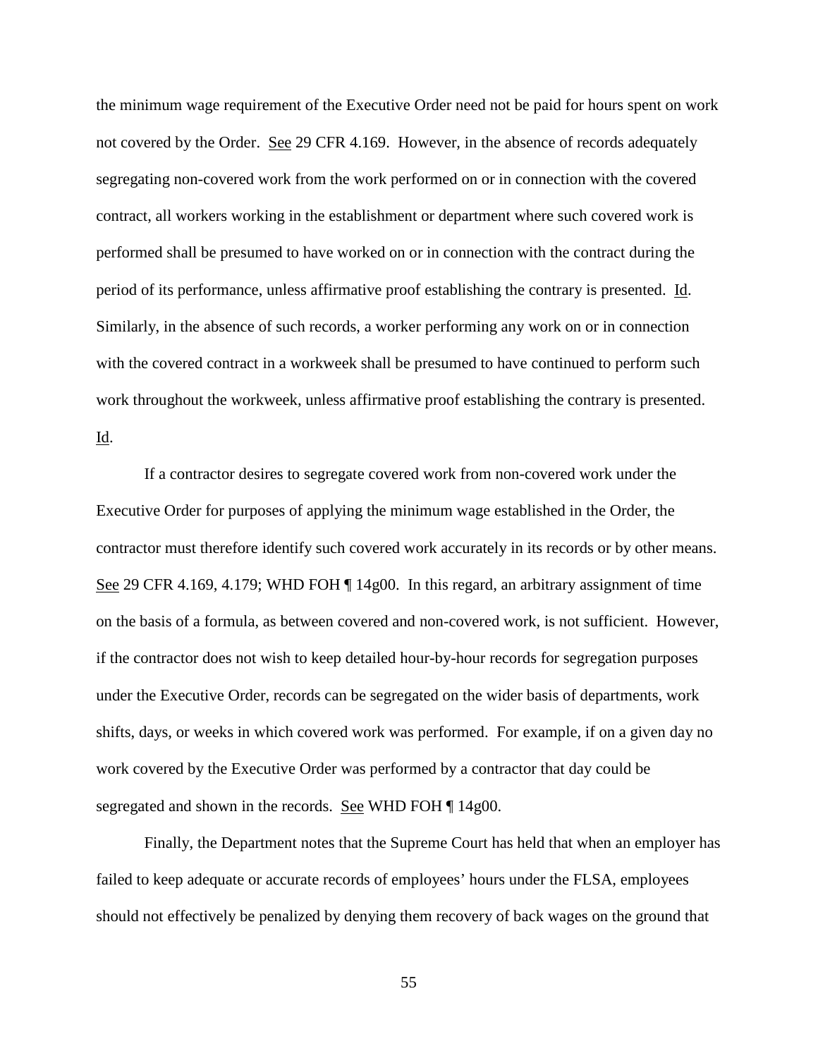the minimum wage requirement of the Executive Order need not be paid for hours spent on work not covered by the Order. See 29 CFR 4.169. However, in the absence of records adequately segregating non-covered work from the work performed on or in connection with the covered contract, all workers working in the establishment or department where such covered work is performed shall be presumed to have worked on or in connection with the contract during the period of its performance, unless affirmative proof establishing the contrary is presented. Id. Similarly, in the absence of such records, a worker performing any work on or in connection with the covered contract in a workweek shall be presumed to have continued to perform such work throughout the workweek, unless affirmative proof establishing the contrary is presented. Id.

If a contractor desires to segregate covered work from non-covered work under the Executive Order for purposes of applying the minimum wage established in the Order, the contractor must therefore identify such covered work accurately in its records or by other means. See 29 CFR 4.169, 4.179; WHD FOH ¶ 14g00. In this regard, an arbitrary assignment of time on the basis of a formula, as between covered and non-covered work, is not sufficient. However, if the contractor does not wish to keep detailed hour-by-hour records for segregation purposes under the Executive Order, records can be segregated on the wider basis of departments, work shifts, days, or weeks in which covered work was performed. For example, if on a given day no work covered by the Executive Order was performed by a contractor that day could be segregated and shown in the records. See WHD FOH ¶ 14g00.

Finally, the Department notes that the Supreme Court has held that when an employer has failed to keep adequate or accurate records of employees' hours under the FLSA, employees should not effectively be penalized by denying them recovery of back wages on the ground that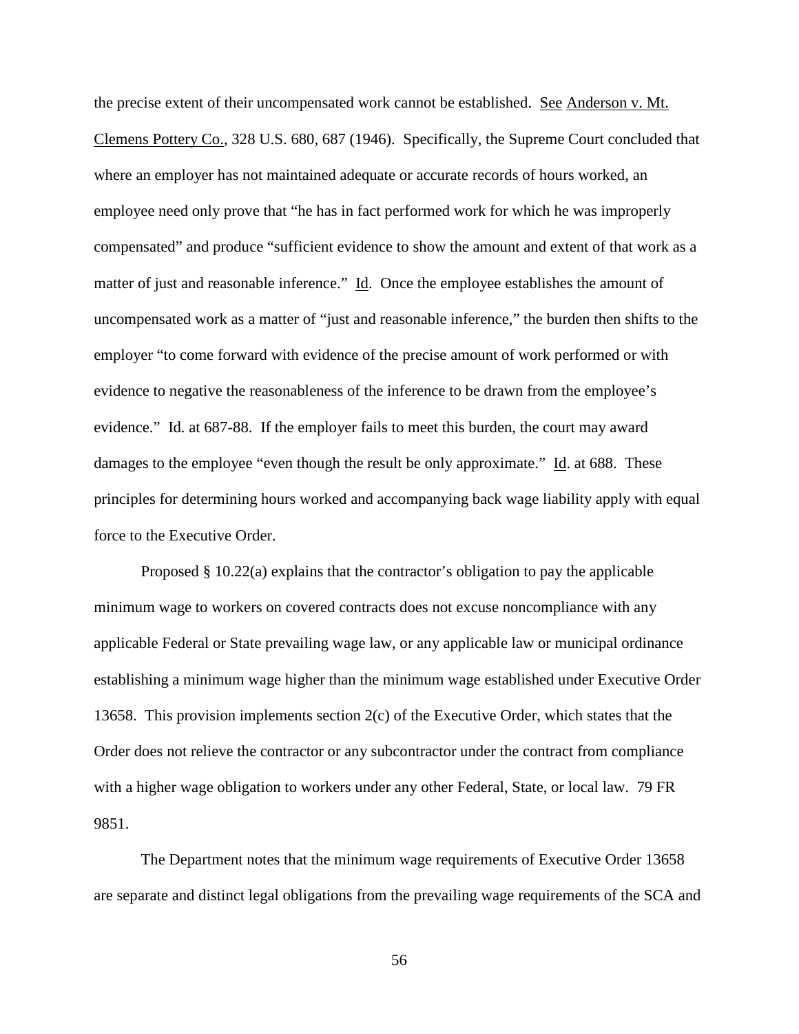the precise extent of their uncompensated work cannot be established. See Anderson v. Mt. Clemens Pottery Co., 328 U.S. 680, 687 (1946). Specifically, the Supreme Court concluded that where an employer has not maintained adequate or accurate records of hours worked, an employee need only prove that "he has in fact performed work for which he was improperly compensated" and produce "sufficient evidence to show the amount and extent of that work as a matter of just and reasonable inference." Id. Once the employee establishes the amount of uncompensated work as a matter of "just and reasonable inference," the burden then shifts to the employer "to come forward with evidence of the precise amount of work performed or with evidence to negative the reasonableness of the inference to be drawn from the employee's evidence." Id. at 687-88. If the employer fails to meet this burden, the court may award damages to the employee "even though the result be only approximate." Id. at 688. These principles for determining hours worked and accompanying back wage liability apply with equal force to the Executive Order.

Proposed § 10.22(a) explains that the contractor's obligation to pay the applicable minimum wage to workers on covered contracts does not excuse noncompliance with any applicable Federal or State prevailing wage law, or any applicable law or municipal ordinance establishing a minimum wage higher than the minimum wage established under Executive Order 13658. This provision implements section 2(c) of the Executive Order, which states that the Order does not relieve the contractor or any subcontractor under the contract from compliance with a higher wage obligation to workers under any other Federal, State, or local law. 79 FR 9851.

The Department notes that the minimum wage requirements of Executive Order 13658 are separate and distinct legal obligations from the prevailing wage requirements of the SCA and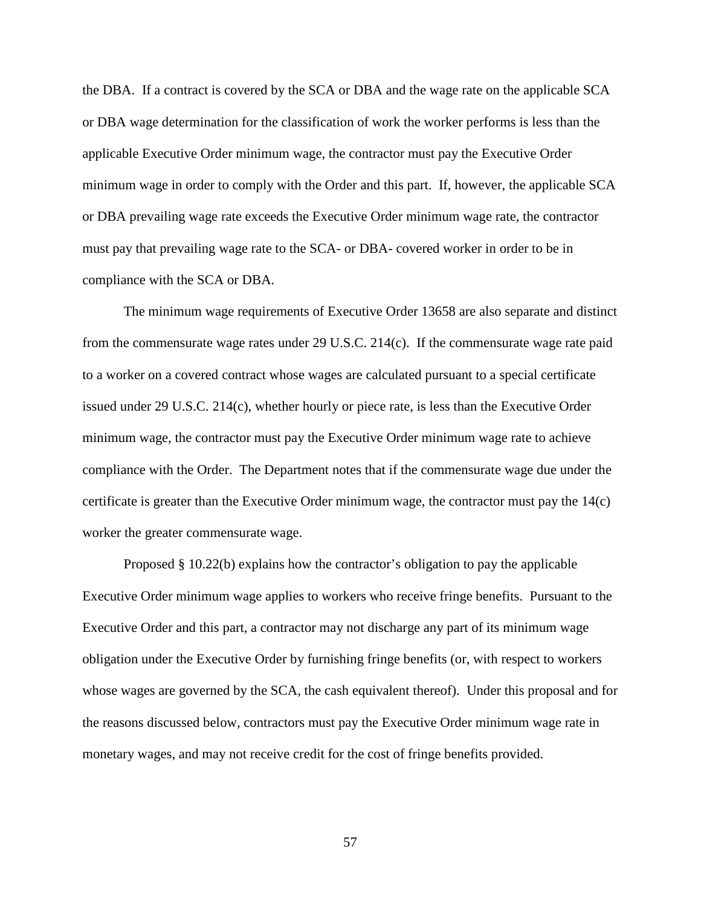the DBA. If a contract is covered by the SCA or DBA and the wage rate on the applicable SCA or DBA wage determination for the classification of work the worker performs is less than the applicable Executive Order minimum wage, the contractor must pay the Executive Order minimum wage in order to comply with the Order and this part. If, however, the applicable SCA or DBA prevailing wage rate exceeds the Executive Order minimum wage rate, the contractor must pay that prevailing wage rate to the SCA- or DBA- covered worker in order to be in compliance with the SCA or DBA.

The minimum wage requirements of Executive Order 13658 are also separate and distinct from the commensurate wage rates under 29 U.S.C. 214(c). If the commensurate wage rate paid to a worker on a covered contract whose wages are calculated pursuant to a special certificate issued under 29 U.S.C. 214(c), whether hourly or piece rate, is less than the Executive Order minimum wage, the contractor must pay the Executive Order minimum wage rate to achieve compliance with the Order. The Department notes that if the commensurate wage due under the certificate is greater than the Executive Order minimum wage, the contractor must pay the 14(c) worker the greater commensurate wage.

Proposed § 10.22(b) explains how the contractor's obligation to pay the applicable Executive Order minimum wage applies to workers who receive fringe benefits. Pursuant to the Executive Order and this part, a contractor may not discharge any part of its minimum wage obligation under the Executive Order by furnishing fringe benefits (or, with respect to workers whose wages are governed by the SCA, the cash equivalent thereof). Under this proposal and for the reasons discussed below, contractors must pay the Executive Order minimum wage rate in monetary wages, and may not receive credit for the cost of fringe benefits provided.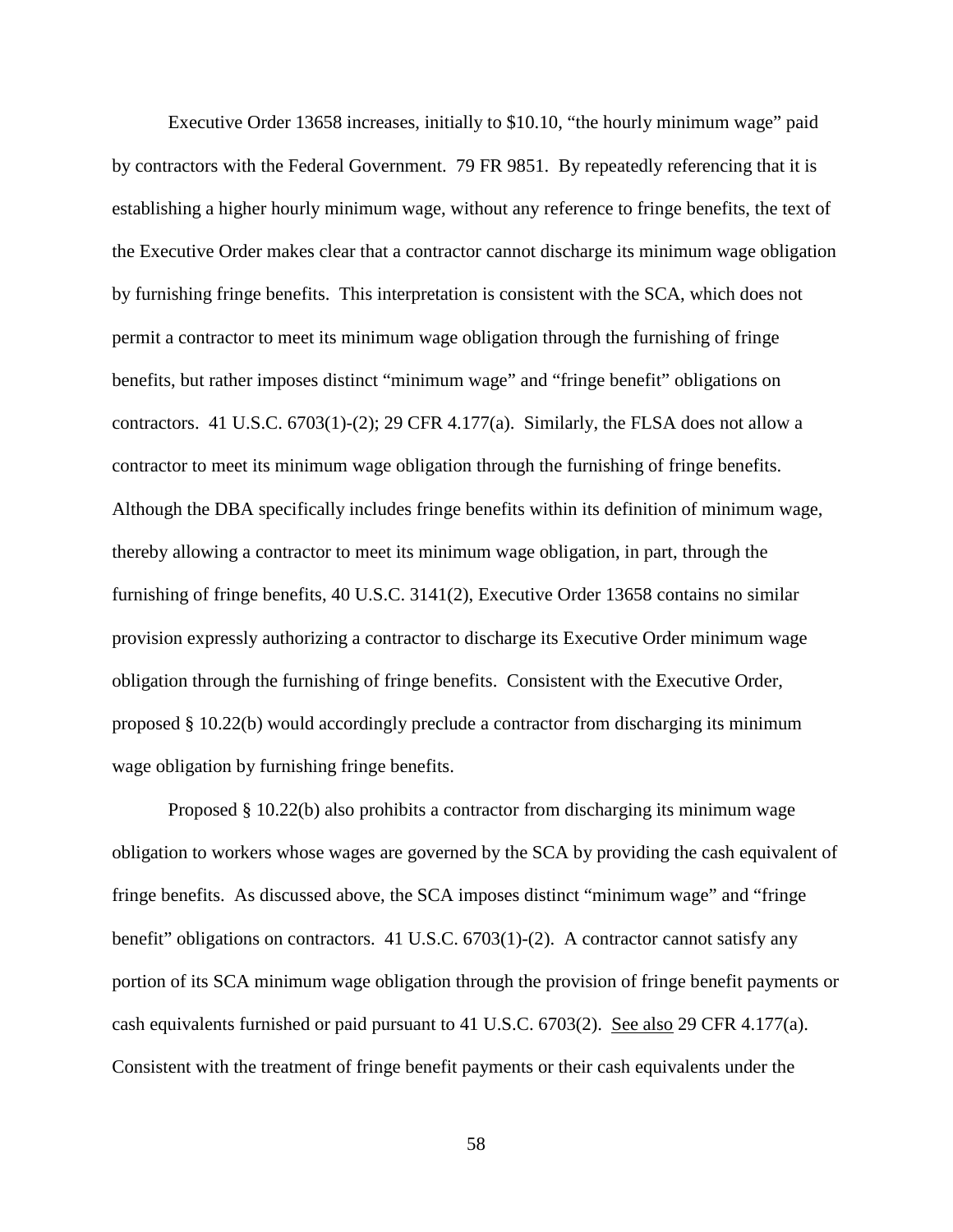Executive Order 13658 increases, initially to \$10.10, "the hourly minimum wage" paid by contractors with the Federal Government. 79 FR 9851. By repeatedly referencing that it is establishing a higher hourly minimum wage, without any reference to fringe benefits, the text of the Executive Order makes clear that a contractor cannot discharge its minimum wage obligation by furnishing fringe benefits. This interpretation is consistent with the SCA, which does not permit a contractor to meet its minimum wage obligation through the furnishing of fringe benefits, but rather imposes distinct "minimum wage" and "fringe benefit" obligations on contractors. 41 U.S.C. 6703(1)-(2); 29 CFR 4.177(a). Similarly, the FLSA does not allow a contractor to meet its minimum wage obligation through the furnishing of fringe benefits. Although the DBA specifically includes fringe benefits within its definition of minimum wage, thereby allowing a contractor to meet its minimum wage obligation, in part, through the furnishing of fringe benefits, 40 U.S.C. 3141(2), Executive Order 13658 contains no similar provision expressly authorizing a contractor to discharge its Executive Order minimum wage obligation through the furnishing of fringe benefits. Consistent with the Executive Order, proposed § 10.22(b) would accordingly preclude a contractor from discharging its minimum wage obligation by furnishing fringe benefits.

Proposed § 10.22(b) also prohibits a contractor from discharging its minimum wage obligation to workers whose wages are governed by the SCA by providing the cash equivalent of fringe benefits. As discussed above, the SCA imposes distinct "minimum wage" and "fringe benefit" obligations on contractors. 41 U.S.C. 6703(1)-(2). A contractor cannot satisfy any portion of its SCA minimum wage obligation through the provision of fringe benefit payments or cash equivalents furnished or paid pursuant to 41 U.S.C. 6703(2). See also 29 CFR 4.177(a). Consistent with the treatment of fringe benefit payments or their cash equivalents under the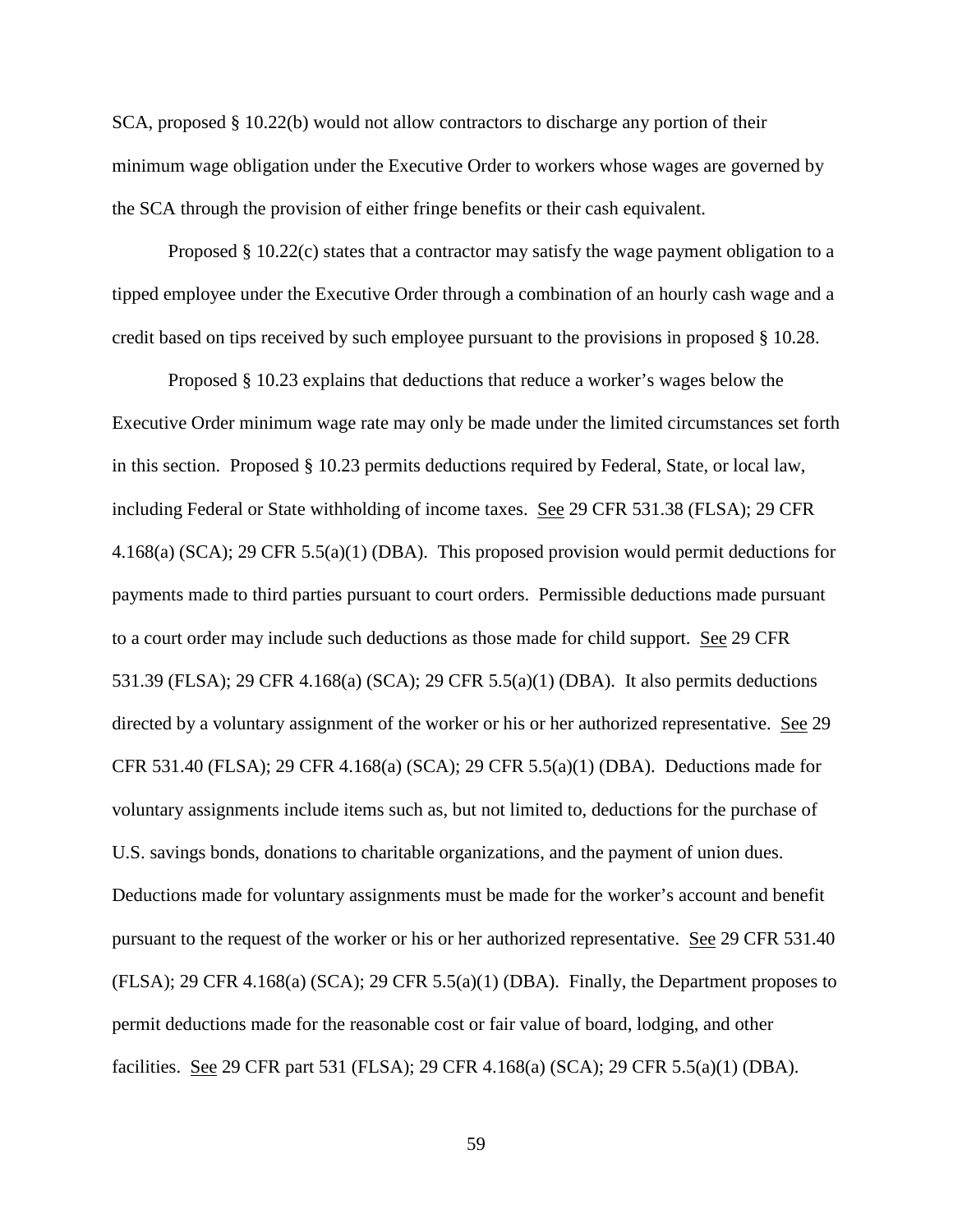SCA, proposed § 10.22(b) would not allow contractors to discharge any portion of their minimum wage obligation under the Executive Order to workers whose wages are governed by the SCA through the provision of either fringe benefits or their cash equivalent.

Proposed § 10.22(c) states that a contractor may satisfy the wage payment obligation to a tipped employee under the Executive Order through a combination of an hourly cash wage and a credit based on tips received by such employee pursuant to the provisions in proposed § 10.28.

Proposed § 10.23 explains that deductions that reduce a worker's wages below the Executive Order minimum wage rate may only be made under the limited circumstances set forth in this section. Proposed § 10.23 permits deductions required by Federal, State, or local law, including Federal or State withholding of income taxes. See 29 CFR 531.38 (FLSA); 29 CFR 4.168(a) (SCA); 29 CFR 5.5(a)(1) (DBA). This proposed provision would permit deductions for payments made to third parties pursuant to court orders. Permissible deductions made pursuant to a court order may include such deductions as those made for child support. See 29 CFR 531.39 (FLSA); 29 CFR 4.168(a) (SCA); 29 CFR 5.5(a)(1) (DBA). It also permits deductions directed by a voluntary assignment of the worker or his or her authorized representative. See 29 CFR 531.40 (FLSA); 29 CFR 4.168(a) (SCA); 29 CFR 5.5(a)(1) (DBA). Deductions made for voluntary assignments include items such as, but not limited to, deductions for the purchase of U.S. savings bonds, donations to charitable organizations, and the payment of union dues. Deductions made for voluntary assignments must be made for the worker's account and benefit pursuant to the request of the worker or his or her authorized representative. See 29 CFR 531.40 (FLSA); 29 CFR 4.168(a) (SCA); 29 CFR 5.5(a)(1) (DBA). Finally, the Department proposes to permit deductions made for the reasonable cost or fair value of board, lodging, and other facilities. See 29 CFR part 531 (FLSA); 29 CFR 4.168(a) (SCA); 29 CFR 5.5(a)(1) (DBA).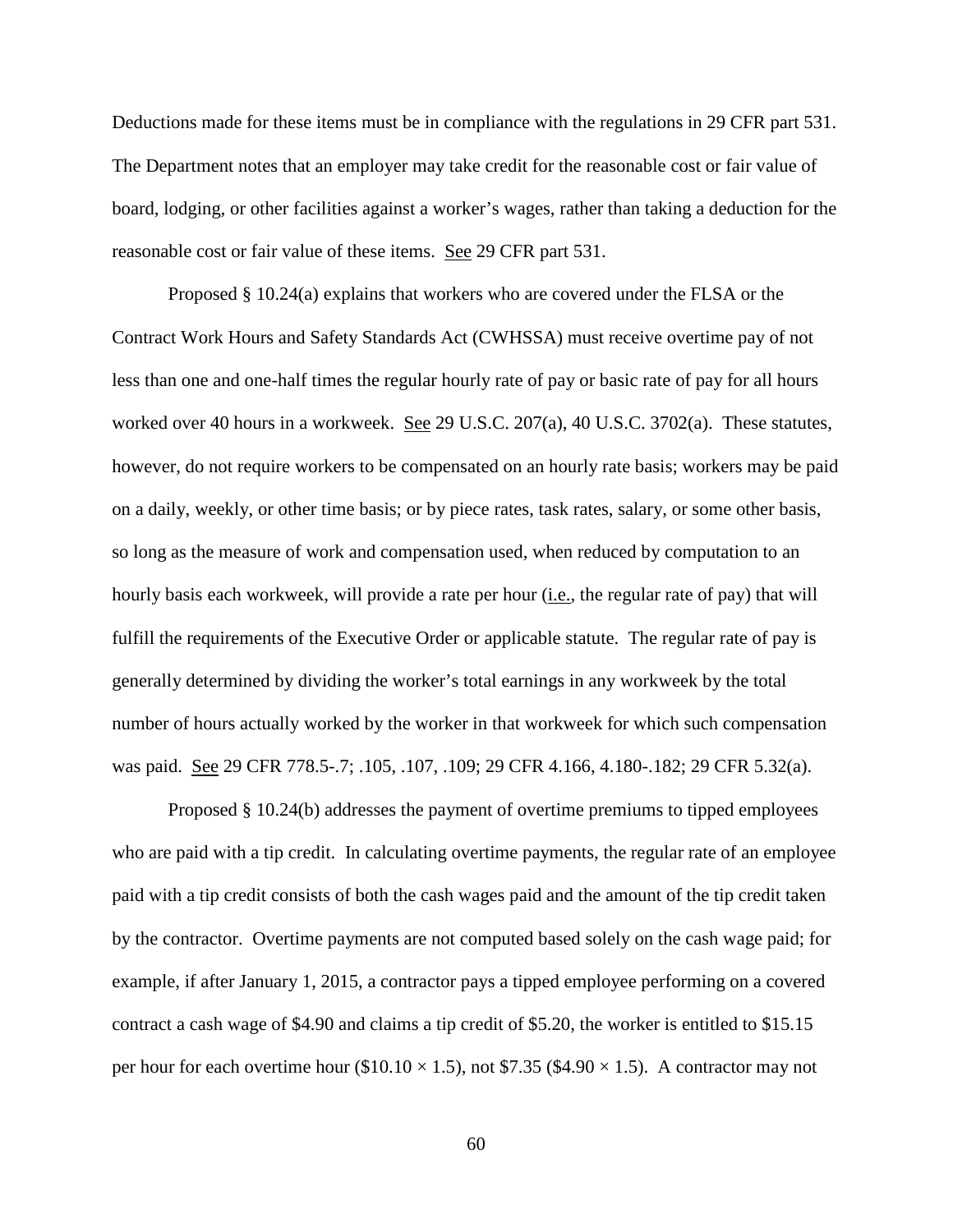Deductions made for these items must be in compliance with the regulations in 29 CFR part 531. The Department notes that an employer may take credit for the reasonable cost or fair value of board, lodging, or other facilities against a worker's wages, rather than taking a deduction for the reasonable cost or fair value of these items. See 29 CFR part 531.

Proposed § 10.24(a) explains that workers who are covered under the FLSA or the Contract Work Hours and Safety Standards Act (CWHSSA) must receive overtime pay of not less than one and one-half times the regular hourly rate of pay or basic rate of pay for all hours worked over 40 hours in a workweek. See 29 U.S.C. 207(a), 40 U.S.C. 3702(a). These statutes, however, do not require workers to be compensated on an hourly rate basis; workers may be paid on a daily, weekly, or other time basis; or by piece rates, task rates, salary, or some other basis, so long as the measure of work and compensation used, when reduced by computation to an hourly basis each workweek, will provide a rate per hour (i.e., the regular rate of pay) that will fulfill the requirements of the Executive Order or applicable statute. The regular rate of pay is generally determined by dividing the worker's total earnings in any workweek by the total number of hours actually worked by the worker in that workweek for which such compensation was paid. See 29 CFR 778.5-.7; .105, .107, .109; 29 CFR 4.166, 4.180-.182; 29 CFR 5.32(a).

Proposed § 10.24(b) addresses the payment of overtime premiums to tipped employees who are paid with a tip credit. In calculating overtime payments, the regular rate of an employee paid with a tip credit consists of both the cash wages paid and the amount of the tip credit taken by the contractor. Overtime payments are not computed based solely on the cash wage paid; for example, if after January 1, 2015, a contractor pays a tipped employee performing on a covered contract a cash wage of \$4.90 and claims a tip credit of \$5.20, the worker is entitled to \$15.15 per hour for each overtime hour (\$10.10 × 1.5), not \$7.35 (\$4.90 × 1.5). A contractor may not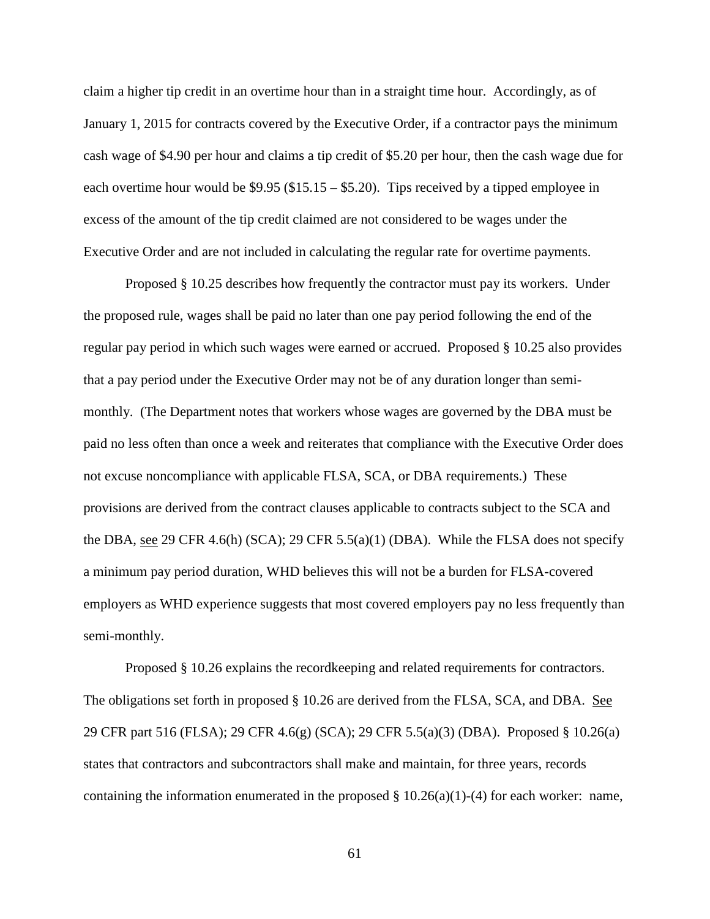claim a higher tip credit in an overtime hour than in a straight time hour. Accordingly, as of January 1, 2015 for contracts covered by the Executive Order, if a contractor pays the minimum cash wage of $4.90 per hour and claims a tip credit of $5.20 per hour, then the cash wage due for each overtime hour would be $9.95 ($15.15 – $5.20). Tips received by a tipped employee in excess of the amount of the tip credit claimed are not considered to be wages under the Executive Order and are not included in calculating the regular rate for overtime payments.

Proposed § 10.25 describes how frequently the contractor must pay its workers. Under the proposed rule, wages shall be paid no later than one pay period following the end of the regular pay period in which such wages were earned or accrued. Proposed § 10.25 also provides that a pay period under the Executive Order may not be of any duration longer than semi-monthly. (The Department notes that workers whose wages are governed by the DBA must be paid no less often than once a week and reiterates that compliance with the Executive Order does not excuse noncompliance with applicable FLSA, SCA, or DBA requirements.) These provisions are derived from the contract clauses applicable to contracts subject to the SCA and the DBA, see 29 CFR 4.6(h) (SCA); 29 CFR 5.5(a)(1) (DBA). While the FLSA does not specify a minimum pay period duration, WHD believes this will not be a burden for FLSA-covered employers as WHD experience suggests that most covered employers pay no less frequently than semi-monthly.

Proposed § 10.26 explains the recordkeeping and related requirements for contractors. The obligations set forth in proposed § 10.26 are derived from the FLSA, SCA, and DBA. See 29 CFR part 516 (FLSA); 29 CFR 4.6(g) (SCA); 29 CFR 5.5(a)(3) (DBA). Proposed § 10.26(a) states that contractors and subcontractors shall make and maintain, for three years, records containing the information enumerated in the proposed § 10.26(a)(1)-(4) for each worker: name,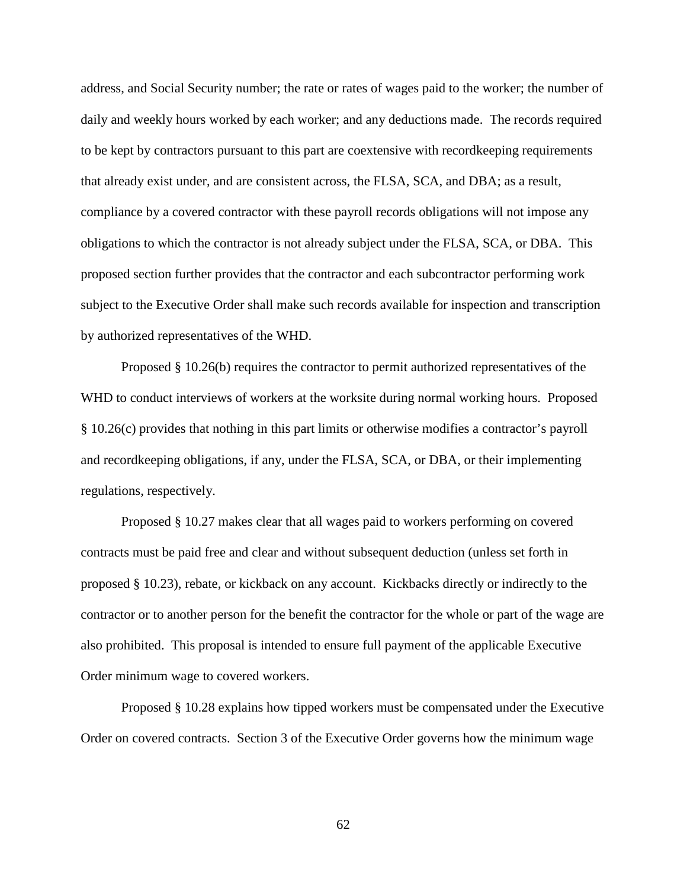address, and Social Security number; the rate or rates of wages paid to the worker; the number of daily and weekly hours worked by each worker; and any deductions made. The records required to be kept by contractors pursuant to this part are coextensive with recordkeeping requirements that already exist under, and are consistent across, the FLSA, SCA, and DBA; as a result, compliance by a covered contractor with these payroll records obligations will not impose any obligations to which the contractor is not already subject under the FLSA, SCA, or DBA. This proposed section further provides that the contractor and each subcontractor performing work subject to the Executive Order shall make such records available for inspection and transcription by authorized representatives of the WHD.

Proposed § 10.26(b) requires the contractor to permit authorized representatives of the WHD to conduct interviews of workers at the worksite during normal working hours. Proposed § 10.26(c) provides that nothing in this part limits or otherwise modifies a contractor's payroll and recordkeeping obligations, if any, under the FLSA, SCA, or DBA, or their implementing regulations, respectively.

Proposed § 10.27 makes clear that all wages paid to workers performing on covered contracts must be paid free and clear and without subsequent deduction (unless set forth in proposed § 10.23), rebate, or kickback on any account. Kickbacks directly or indirectly to the contractor or to another person for the benefit the contractor for the whole or part of the wage are also prohibited. This proposal is intended to ensure full payment of the applicable Executive Order minimum wage to covered workers.

Proposed § 10.28 explains how tipped workers must be compensated under the Executive Order on covered contracts. Section 3 of the Executive Order governs how the minimum wage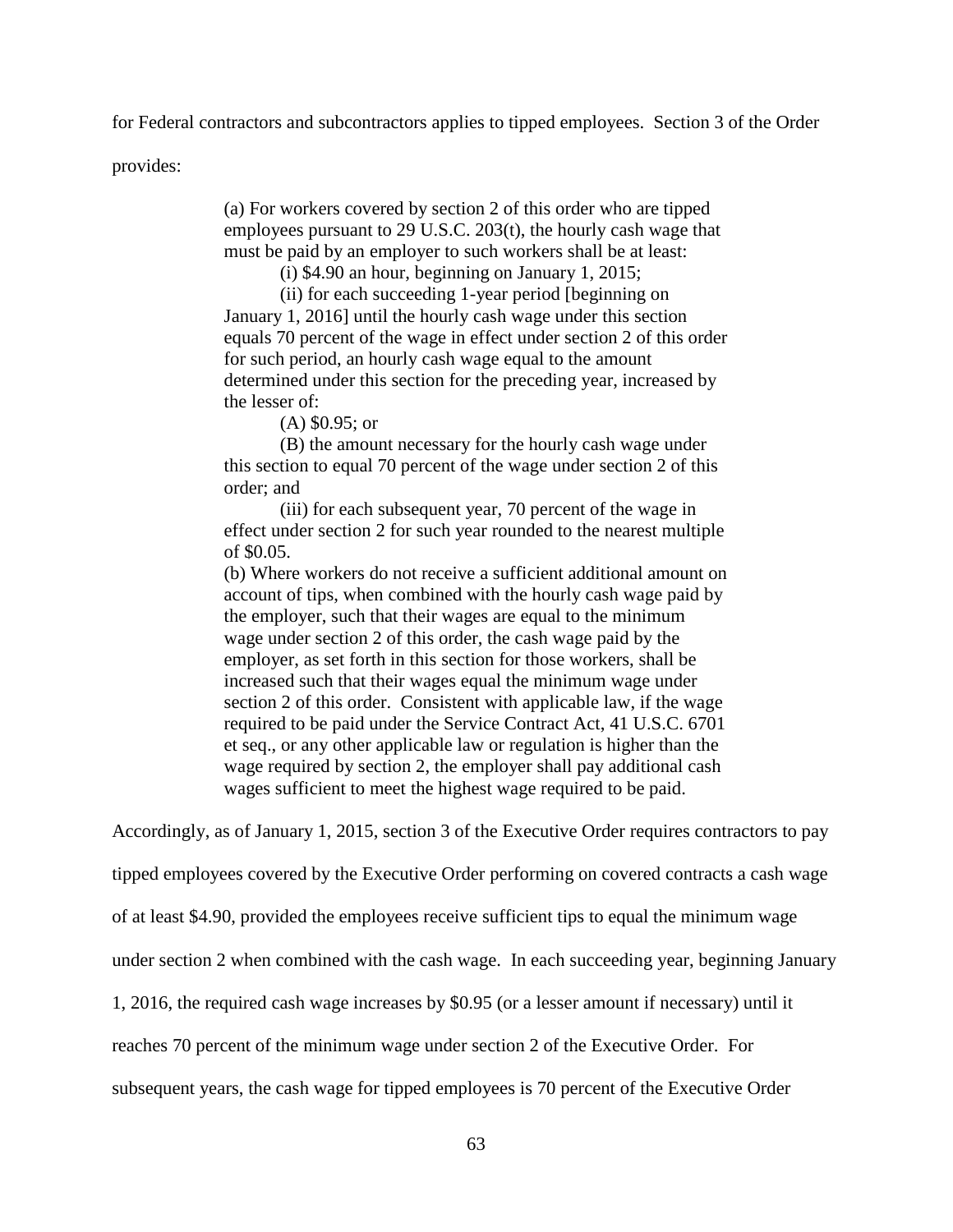for Federal contractors and subcontractors applies to tipped employees. Section 3 of the Order provides:

> (a) For workers covered by section 2 of this order who are tipped employees pursuant to 29 U.S.C. 203(t), the hourly cash wage that must be paid by an employer to such workers shall be at least:
>
> (i) $4.90 an hour, beginning on January 1, 2015;
>
> (ii) for each succeeding 1-year period [beginning on January 1, 2016] until the hourly cash wage under this section equals 70 percent of the wage in effect under section 2 of this order for such period, an hourly cash wage equal to the amount determined under this section for the preceding year, increased by the lesser of:
>
> (A) $0.95; or
>
> (B) the amount necessary for the hourly cash wage under this section to equal 70 percent of the wage under section 2 of this order; and
>
> (iii) for each subsequent year, 70 percent of the wage in effect under section 2 for such year rounded to the nearest multiple of $0.05.
>
> (b) Where workers do not receive a sufficient additional amount on account of tips, when combined with the hourly cash wage paid by the employer, such that their wages are equal to the minimum wage under section 2 of this order, the cash wage paid by the employer, as set forth in this section for those workers, shall be increased such that their wages equal the minimum wage under section 2 of this order. Consistent with applicable law, if the wage required to be paid under the Service Contract Act, 41 U.S.C. 6701 et seq., or any other applicable law or regulation is higher than the wage required by section 2, the employer shall pay additional cash wages sufficient to meet the highest wage required to be paid.

Accordingly, as of January 1, 2015, section 3 of the Executive Order requires contractors to pay tipped employees covered by the Executive Order performing on covered contracts a cash wage of at least $4.90, provided the employees receive sufficient tips to equal the minimum wage under section 2 when combined with the cash wage. In each succeeding year, beginning January 1, 2016, the required cash wage increases by $0.95 (or a lesser amount if necessary) until it reaches 70 percent of the minimum wage under section 2 of the Executive Order. For subsequent years, the cash wage for tipped employees is 70 percent of the Executive Order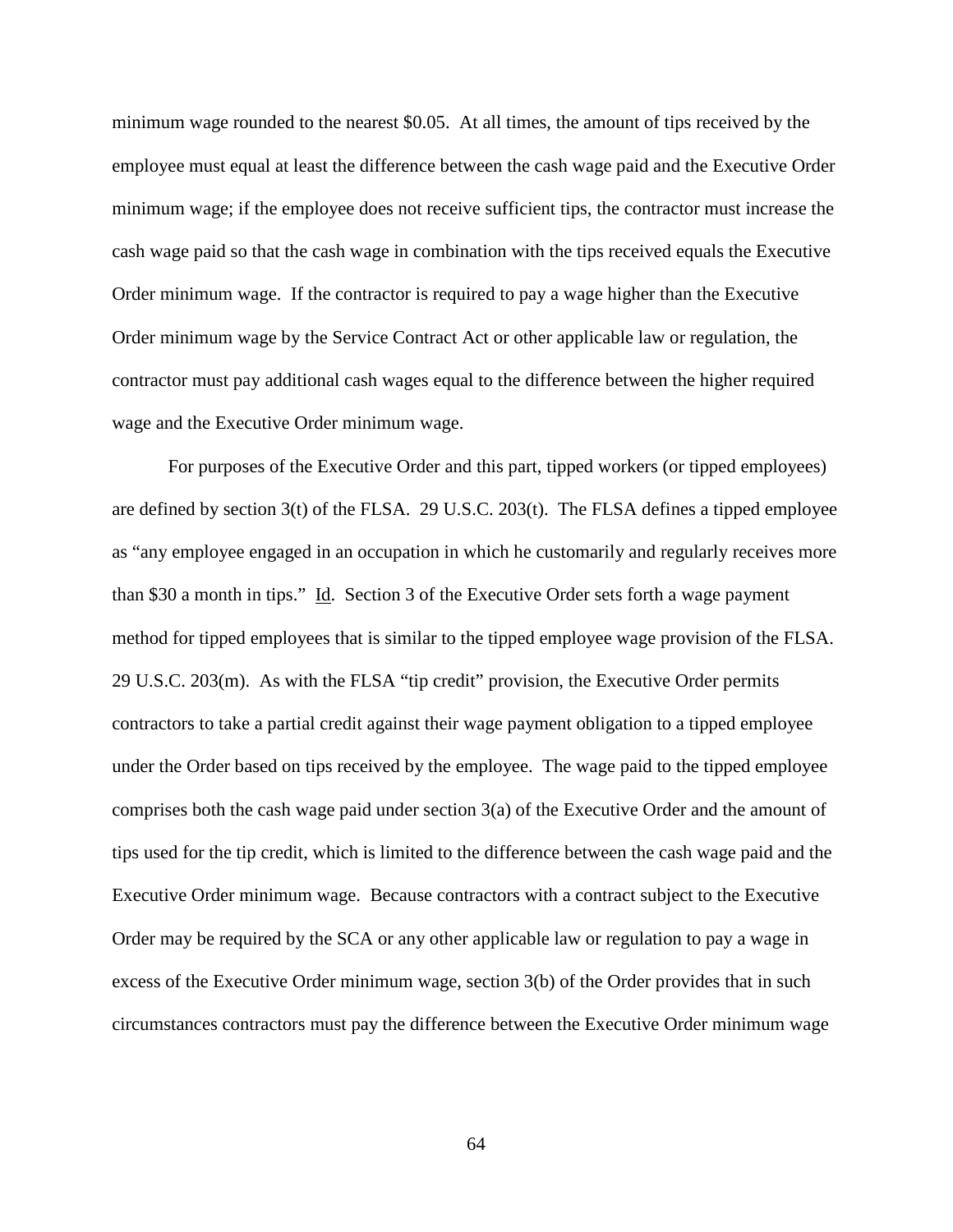minimum wage rounded to the nearest $0.05. At all times, the amount of tips received by the employee must equal at least the difference between the cash wage paid and the Executive Order minimum wage; if the employee does not receive sufficient tips, the contractor must increase the cash wage paid so that the cash wage in combination with the tips received equals the Executive Order minimum wage. If the contractor is required to pay a wage higher than the Executive Order minimum wage by the Service Contract Act or other applicable law or regulation, the contractor must pay additional cash wages equal to the difference between the higher required wage and the Executive Order minimum wage.

For purposes of the Executive Order and this part, tipped workers (or tipped employees) are defined by section 3(t) of the FLSA. 29 U.S.C. 203(t). The FLSA defines a tipped employee as "any employee engaged in an occupation in which he customarily and regularly receives more than $30 a month in tips." Id. Section 3 of the Executive Order sets forth a wage payment method for tipped employees that is similar to the tipped employee wage provision of the FLSA. 29 U.S.C. 203(m). As with the FLSA "tip credit" provision, the Executive Order permits contractors to take a partial credit against their wage payment obligation to a tipped employee under the Order based on tips received by the employee. The wage paid to the tipped employee comprises both the cash wage paid under section 3(a) of the Executive Order and the amount of tips used for the tip credit, which is limited to the difference between the cash wage paid and the Executive Order minimum wage. Because contractors with a contract subject to the Executive Order may be required by the SCA or any other applicable law or regulation to pay a wage in excess of the Executive Order minimum wage, section 3(b) of the Order provides that in such circumstances contractors must pay the difference between the Executive Order minimum wage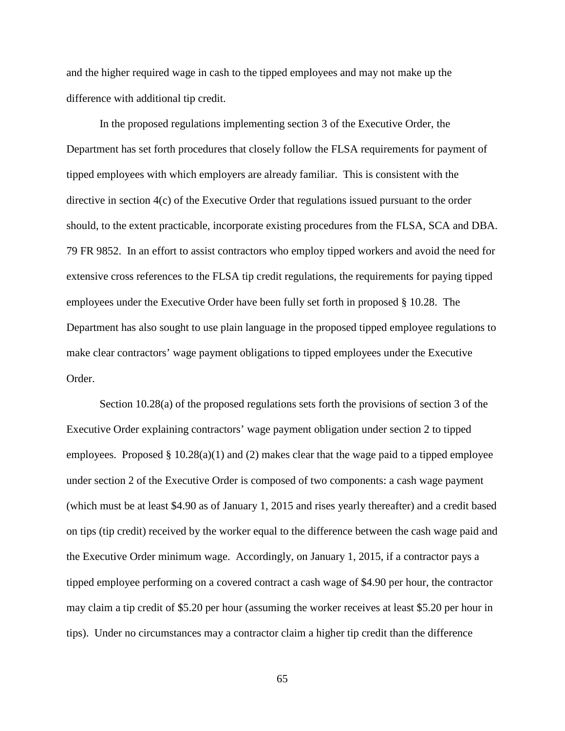and the higher required wage in cash to the tipped employees and may not make up the difference with additional tip credit.

In the proposed regulations implementing section 3 of the Executive Order, the Department has set forth procedures that closely follow the FLSA requirements for payment of tipped employees with which employers are already familiar. This is consistent with the directive in section 4(c) of the Executive Order that regulations issued pursuant to the order should, to the extent practicable, incorporate existing procedures from the FLSA, SCA and DBA. 79 FR 9852. In an effort to assist contractors who employ tipped workers and avoid the need for extensive cross references to the FLSA tip credit regulations, the requirements for paying tipped employees under the Executive Order have been fully set forth in proposed § 10.28. The Department has also sought to use plain language in the proposed tipped employee regulations to make clear contractors' wage payment obligations to tipped employees under the Executive Order.

Section 10.28(a) of the proposed regulations sets forth the provisions of section 3 of the Executive Order explaining contractors' wage payment obligation under section 2 to tipped employees. Proposed § 10.28(a)(1) and (2) makes clear that the wage paid to a tipped employee under section 2 of the Executive Order is composed of two components: a cash wage payment (which must be at least $4.90 as of January 1, 2015 and rises yearly thereafter) and a credit based on tips (tip credit) received by the worker equal to the difference between the cash wage paid and the Executive Order minimum wage. Accordingly, on January 1, 2015, if a contractor pays a tipped employee performing on a covered contract a cash wage of $4.90 per hour, the contractor may claim a tip credit of $5.20 per hour (assuming the worker receives at least $5.20 per hour in tips). Under no circumstances may a contractor claim a higher tip credit than the difference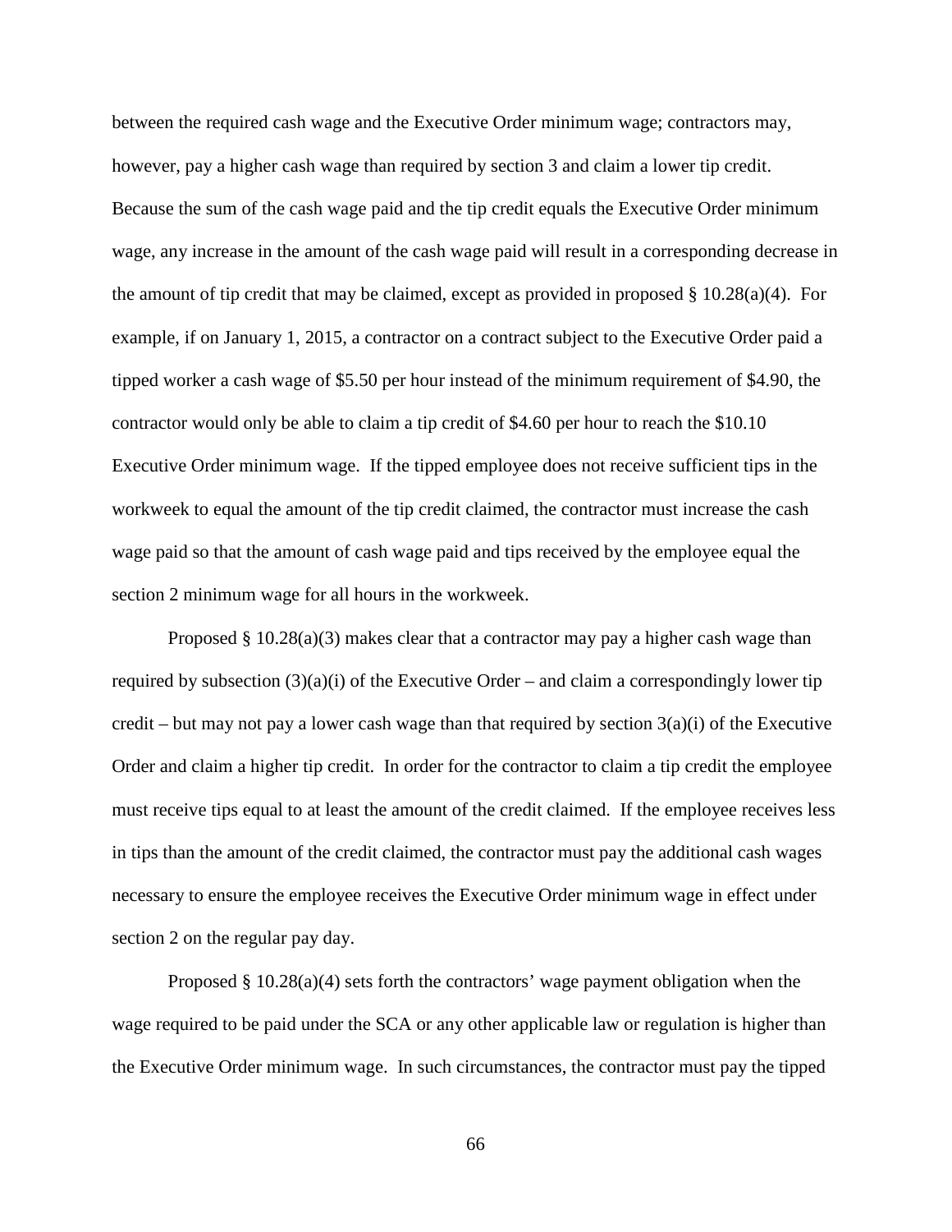between the required cash wage and the Executive Order minimum wage; contractors may, however, pay a higher cash wage than required by section 3 and claim a lower tip credit. Because the sum of the cash wage paid and the tip credit equals the Executive Order minimum wage, any increase in the amount of the cash wage paid will result in a corresponding decrease in the amount of tip credit that may be claimed, except as provided in proposed § 10.28(a)(4). For example, if on January 1, 2015, a contractor on a contract subject to the Executive Order paid a tipped worker a cash wage of $5.50 per hour instead of the minimum requirement of $4.90, the contractor would only be able to claim a tip credit of $4.60 per hour to reach the $10.10 Executive Order minimum wage. If the tipped employee does not receive sufficient tips in the workweek to equal the amount of the tip credit claimed, the contractor must increase the cash wage paid so that the amount of cash wage paid and tips received by the employee equal the section 2 minimum wage for all hours in the workweek.

Proposed § 10.28(a)(3) makes clear that a contractor may pay a higher cash wage than required by subsection (3)(a)(i) of the Executive Order – and claim a correspondingly lower tip credit – but may not pay a lower cash wage than that required by section 3(a)(i) of the Executive Order and claim a higher tip credit. In order for the contractor to claim a tip credit the employee must receive tips equal to at least the amount of the credit claimed. If the employee receives less in tips than the amount of the credit claimed, the contractor must pay the additional cash wages necessary to ensure the employee receives the Executive Order minimum wage in effect under section 2 on the regular pay day.

Proposed § 10.28(a)(4) sets forth the contractors' wage payment obligation when the wage required to be paid under the SCA or any other applicable law or regulation is higher than the Executive Order minimum wage. In such circumstances, the contractor must pay the tipped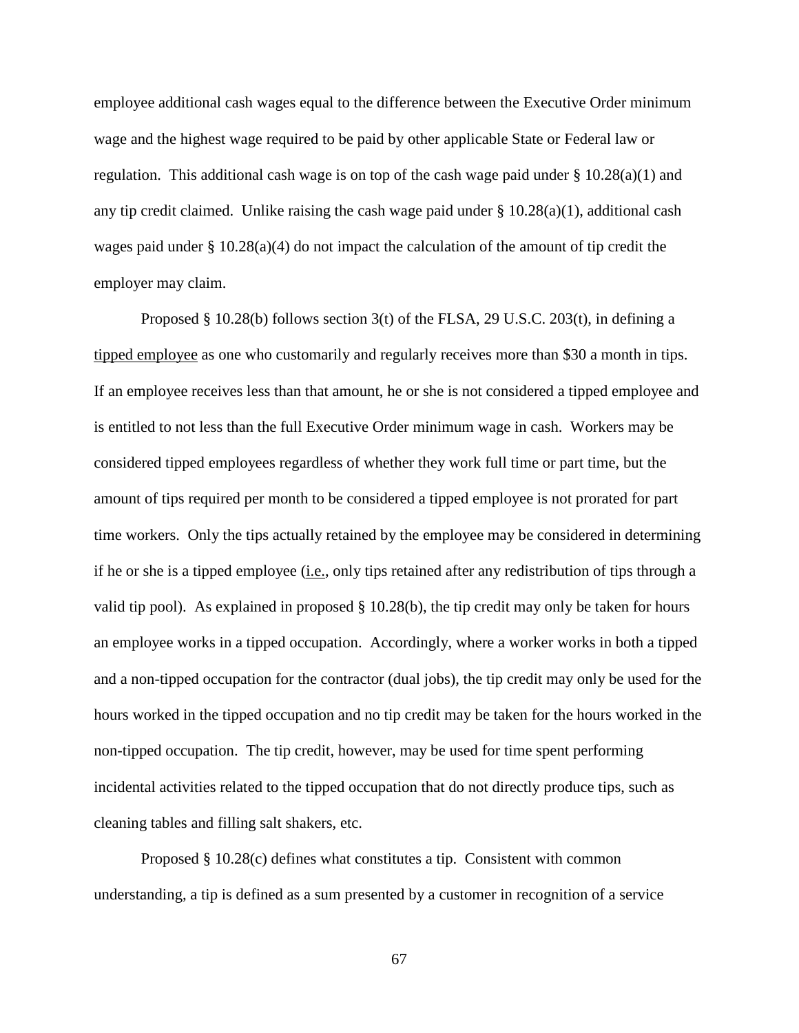employee additional cash wages equal to the difference between the Executive Order minimum wage and the highest wage required to be paid by other applicable State or Federal law or regulation. This additional cash wage is on top of the cash wage paid under § 10.28(a)(1) and any tip credit claimed. Unlike raising the cash wage paid under § 10.28(a)(1), additional cash wages paid under § 10.28(a)(4) do not impact the calculation of the amount of tip credit the employer may claim.

Proposed § 10.28(b) follows section 3(t) of the FLSA, 29 U.S.C. 203(t), in defining a tipped employee as one who customarily and regularly receives more than $30 a month in tips. If an employee receives less than that amount, he or she is not considered a tipped employee and is entitled to not less than the full Executive Order minimum wage in cash. Workers may be considered tipped employees regardless of whether they work full time or part time, but the amount of tips required per month to be considered a tipped employee is not prorated for part time workers. Only the tips actually retained by the employee may be considered in determining if he or she is a tipped employee (i.e., only tips retained after any redistribution of tips through a valid tip pool). As explained in proposed § 10.28(b), the tip credit may only be taken for hours an employee works in a tipped occupation. Accordingly, where a worker works in both a tipped and a non-tipped occupation for the contractor (dual jobs), the tip credit may only be used for the hours worked in the tipped occupation and no tip credit may be taken for the hours worked in the non-tipped occupation. The tip credit, however, may be used for time spent performing incidental activities related to the tipped occupation that do not directly produce tips, such as cleaning tables and filling salt shakers, etc.

Proposed § 10.28(c) defines what constitutes a tip. Consistent with common understanding, a tip is defined as a sum presented by a customer in recognition of a service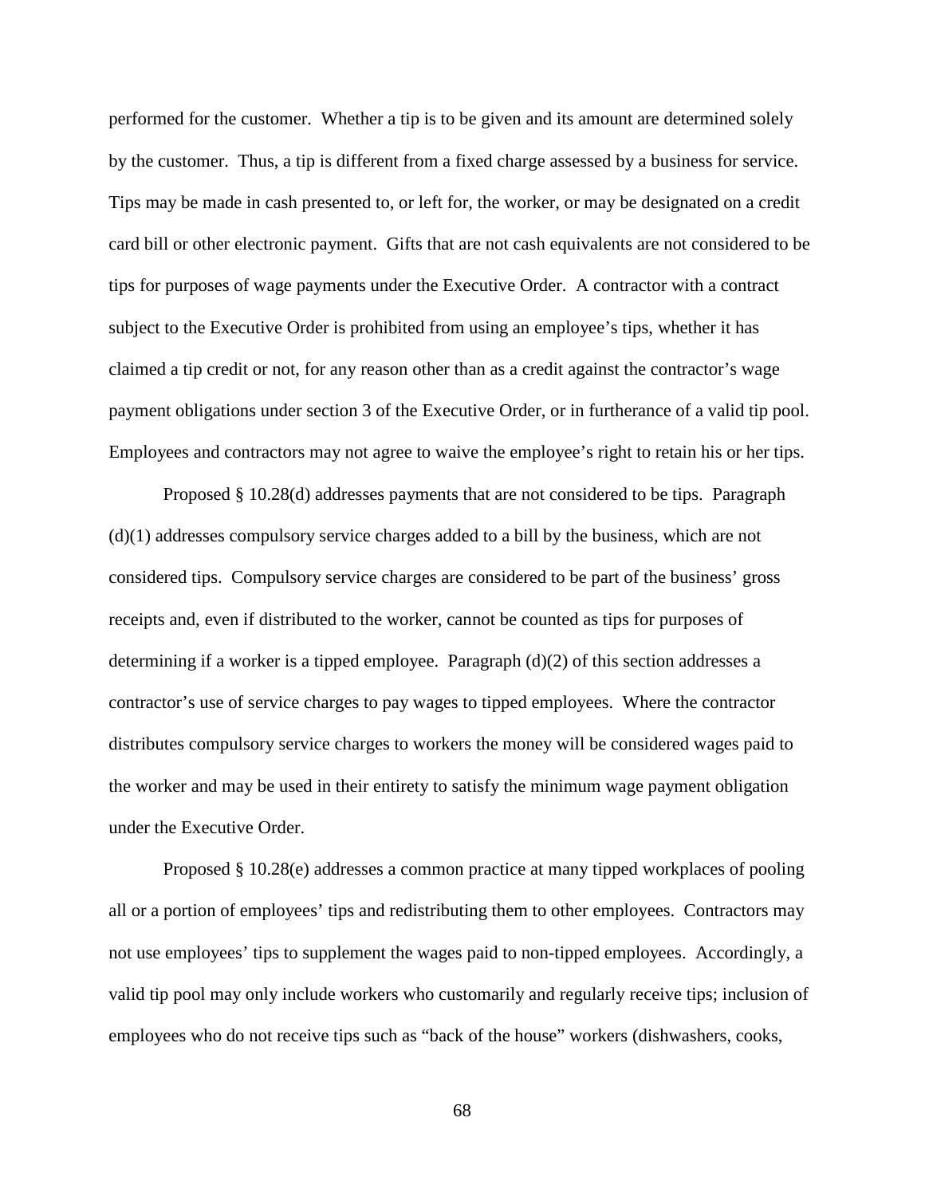performed for the customer. Whether a tip is to be given and its amount are determined solely by the customer. Thus, a tip is different from a fixed charge assessed by a business for service. Tips may be made in cash presented to, or left for, the worker, or may be designated on a credit card bill or other electronic payment. Gifts that are not cash equivalents are not considered to be tips for purposes of wage payments under the Executive Order. A contractor with a contract subject to the Executive Order is prohibited from using an employee's tips, whether it has claimed a tip credit or not, for any reason other than as a credit against the contractor's wage payment obligations under section 3 of the Executive Order, or in furtherance of a valid tip pool. Employees and contractors may not agree to waive the employee's right to retain his or her tips.

Proposed § 10.28(d) addresses payments that are not considered to be tips. Paragraph (d)(1) addresses compulsory service charges added to a bill by the business, which are not considered tips. Compulsory service charges are considered to be part of the business' gross receipts and, even if distributed to the worker, cannot be counted as tips for purposes of determining if a worker is a tipped employee. Paragraph (d)(2) of this section addresses a contractor's use of service charges to pay wages to tipped employees. Where the contractor distributes compulsory service charges to workers the money will be considered wages paid to the worker and may be used in their entirety to satisfy the minimum wage payment obligation under the Executive Order.

Proposed § 10.28(e) addresses a common practice at many tipped workplaces of pooling all or a portion of employees' tips and redistributing them to other employees. Contractors may not use employees' tips to supplement the wages paid to non-tipped employees. Accordingly, a valid tip pool may only include workers who customarily and regularly receive tips; inclusion of employees who do not receive tips such as "back of the house" workers (dishwashers, cooks,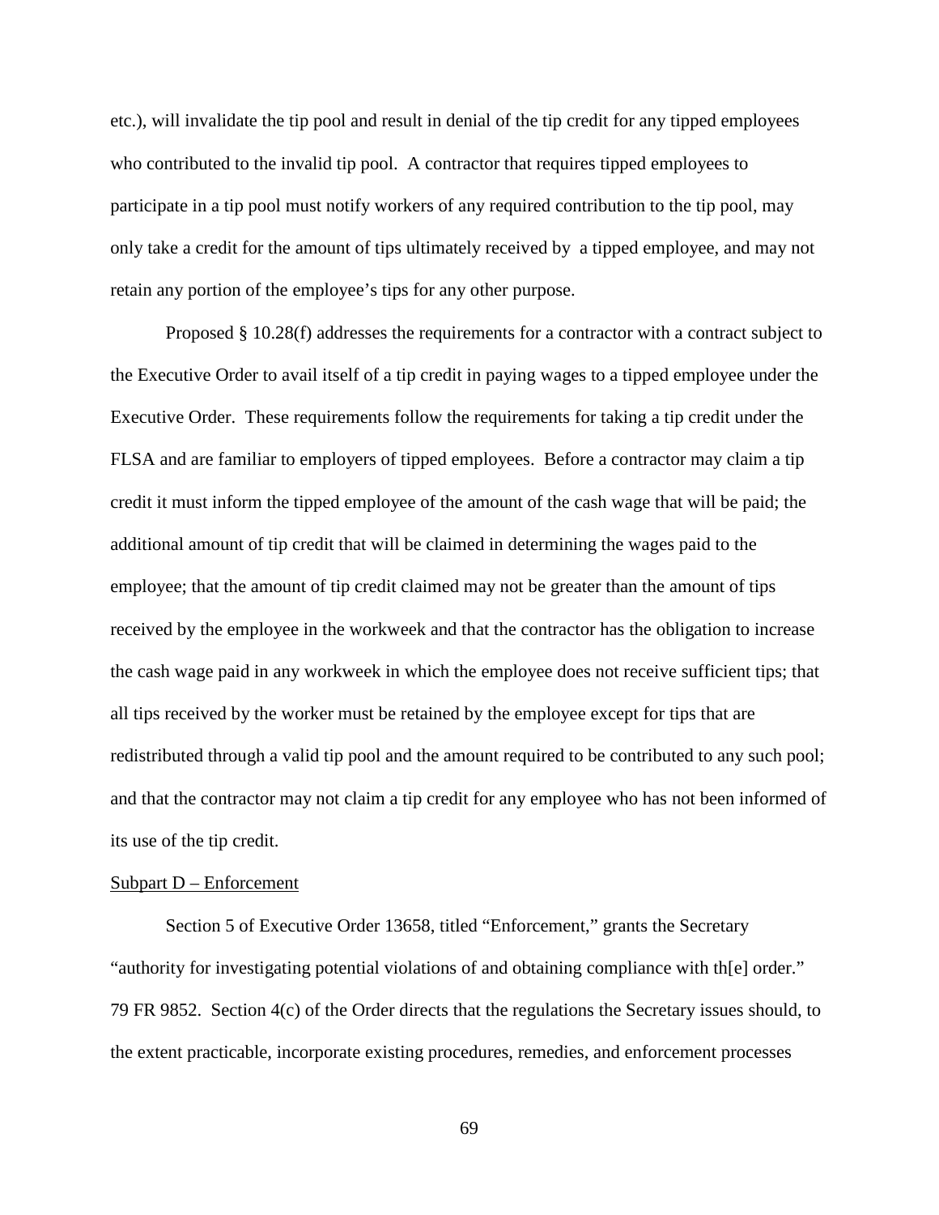etc.), will invalidate the tip pool and result in denial of the tip credit for any tipped employees who contributed to the invalid tip pool. A contractor that requires tipped employees to participate in a tip pool must notify workers of any required contribution to the tip pool, may only take a credit for the amount of tips ultimately received by a tipped employee, and may not retain any portion of the employee's tips for any other purpose.

Proposed § 10.28(f) addresses the requirements for a contractor with a contract subject to the Executive Order to avail itself of a tip credit in paying wages to a tipped employee under the Executive Order. These requirements follow the requirements for taking a tip credit under the FLSA and are familiar to employers of tipped employees. Before a contractor may claim a tip credit it must inform the tipped employee of the amount of the cash wage that will be paid; the additional amount of tip credit that will be claimed in determining the wages paid to the employee; that the amount of tip credit claimed may not be greater than the amount of tips received by the employee in the workweek and that the contractor has the obligation to increase the cash wage paid in any workweek in which the employee does not receive sufficient tips; that all tips received by the worker must be retained by the employee except for tips that are redistributed through a valid tip pool and the amount required to be contributed to any such pool; and that the contractor may not claim a tip credit for any employee who has not been informed of its use of the tip credit.

Subpart D – Enforcement

Section 5 of Executive Order 13658, titled "Enforcement," grants the Secretary "authority for investigating potential violations of and obtaining compliance with th[e] order." 79 FR 9852. Section 4(c) of the Order directs that the regulations the Secretary issues should, to the extent practicable, incorporate existing procedures, remedies, and enforcement processes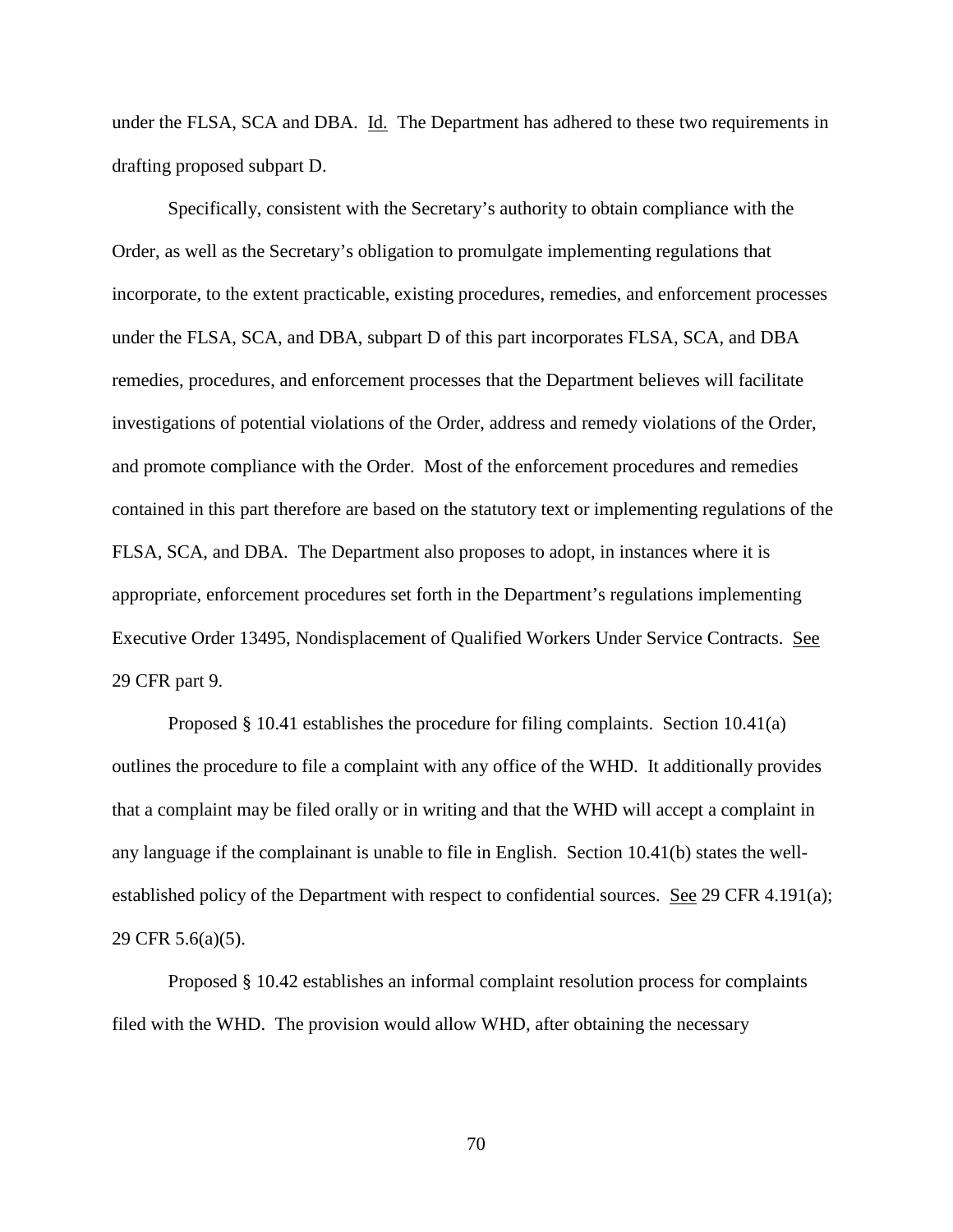under the FLSA, SCA and DBA. Id. The Department has adhered to these two requirements in drafting proposed subpart D.

Specifically, consistent with the Secretary's authority to obtain compliance with the Order, as well as the Secretary's obligation to promulgate implementing regulations that incorporate, to the extent practicable, existing procedures, remedies, and enforcement processes under the FLSA, SCA, and DBA, subpart D of this part incorporates FLSA, SCA, and DBA remedies, procedures, and enforcement processes that the Department believes will facilitate investigations of potential violations of the Order, address and remedy violations of the Order, and promote compliance with the Order. Most of the enforcement procedures and remedies contained in this part therefore are based on the statutory text or implementing regulations of the FLSA, SCA, and DBA. The Department also proposes to adopt, in instances where it is appropriate, enforcement procedures set forth in the Department's regulations implementing Executive Order 13495, Nondisplacement of Qualified Workers Under Service Contracts. See 29 CFR part 9.

Proposed § 10.41 establishes the procedure for filing complaints. Section 10.41(a) outlines the procedure to file a complaint with any office of the WHD. It additionally provides that a complaint may be filed orally or in writing and that the WHD will accept a complaint in any language if the complainant is unable to file in English. Section 10.41(b) states the well-established policy of the Department with respect to confidential sources. See 29 CFR 4.191(a); 29 CFR 5.6(a)(5).

Proposed § 10.42 establishes an informal complaint resolution process for complaints filed with the WHD. The provision would allow WHD, after obtaining the necessary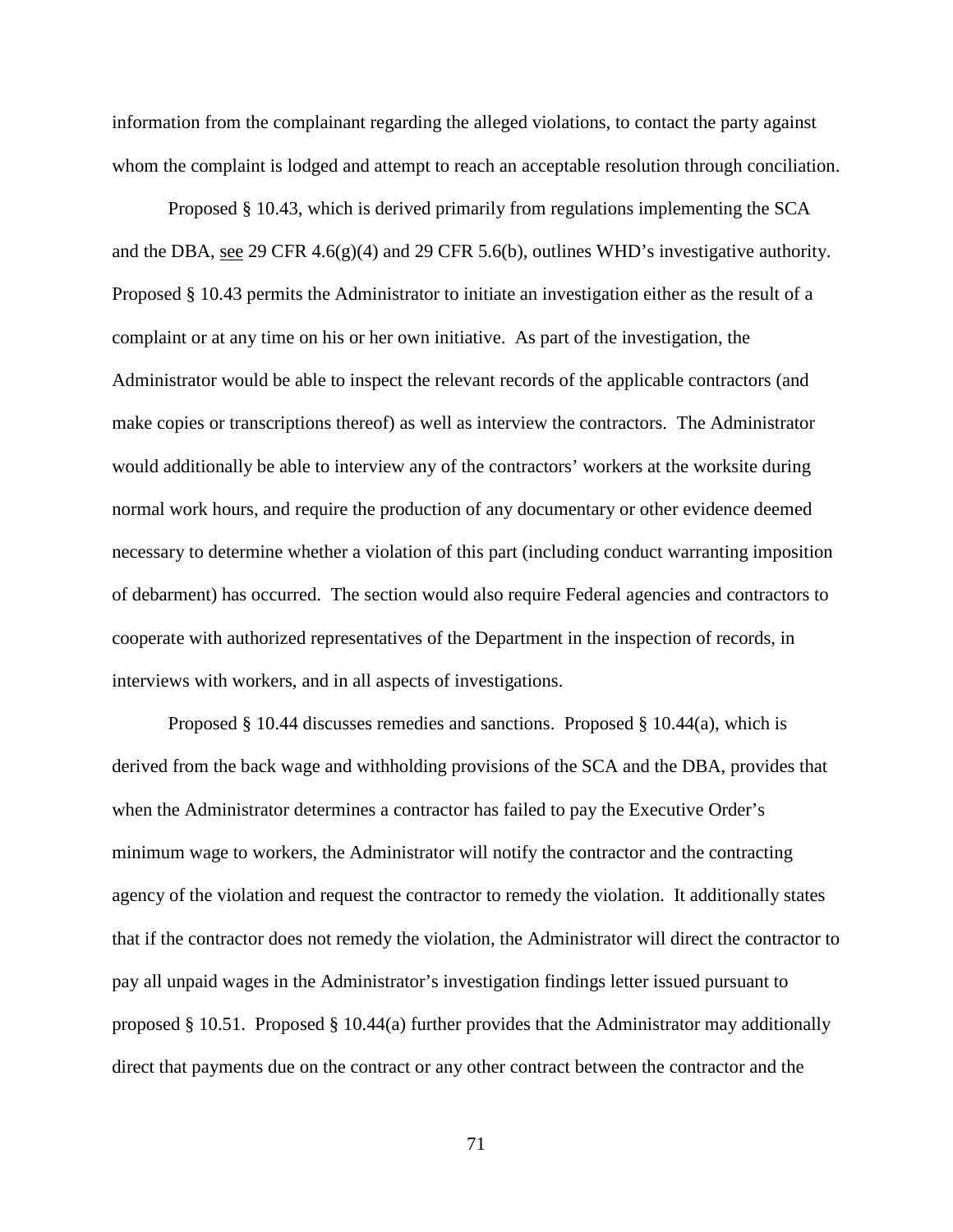information from the complainant regarding the alleged violations, to contact the party against whom the complaint is lodged and attempt to reach an acceptable resolution through conciliation.

Proposed § 10.43, which is derived primarily from regulations implementing the SCA and the DBA, see 29 CFR 4.6(g)(4) and 29 CFR 5.6(b), outlines WHD's investigative authority. Proposed § 10.43 permits the Administrator to initiate an investigation either as the result of a complaint or at any time on his or her own initiative. As part of the investigation, the Administrator would be able to inspect the relevant records of the applicable contractors (and make copies or transcriptions thereof) as well as interview the contractors. The Administrator would additionally be able to interview any of the contractors' workers at the worksite during normal work hours, and require the production of any documentary or other evidence deemed necessary to determine whether a violation of this part (including conduct warranting imposition of debarment) has occurred. The section would also require Federal agencies and contractors to cooperate with authorized representatives of the Department in the inspection of records, in interviews with workers, and in all aspects of investigations.

Proposed § 10.44 discusses remedies and sanctions. Proposed § 10.44(a), which is derived from the back wage and withholding provisions of the SCA and the DBA, provides that when the Administrator determines a contractor has failed to pay the Executive Order's minimum wage to workers, the Administrator will notify the contractor and the contracting agency of the violation and request the contractor to remedy the violation. It additionally states that if the contractor does not remedy the violation, the Administrator will direct the contractor to pay all unpaid wages in the Administrator's investigation findings letter issued pursuant to proposed § 10.51. Proposed § 10.44(a) further provides that the Administrator may additionally direct that payments due on the contract or any other contract between the contractor and the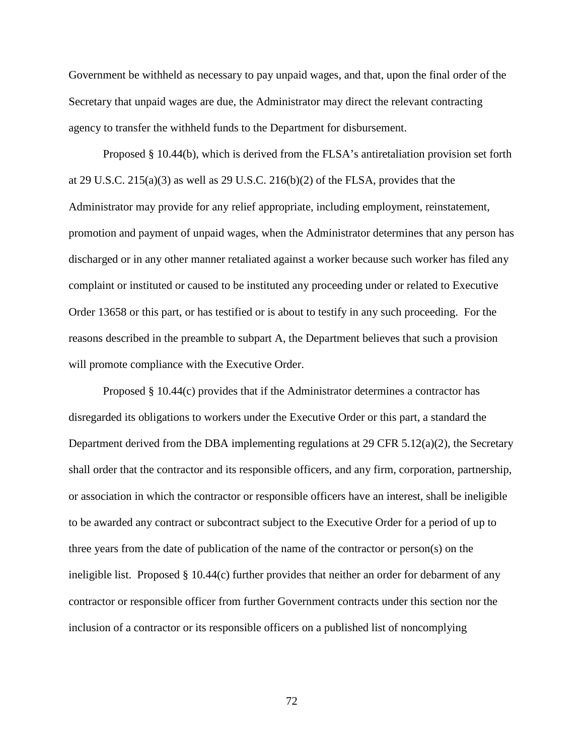Government be withheld as necessary to pay unpaid wages, and that, upon the final order of the Secretary that unpaid wages are due, the Administrator may direct the relevant contracting agency to transfer the withheld funds to the Department for disbursement.

Proposed § 10.44(b), which is derived from the FLSA's antiretaliation provision set forth at 29 U.S.C. 215(a)(3) as well as 29 U.S.C. 216(b)(2) of the FLSA, provides that the Administrator may provide for any relief appropriate, including employment, reinstatement, promotion and payment of unpaid wages, when the Administrator determines that any person has discharged or in any other manner retaliated against a worker because such worker has filed any complaint or instituted or caused to be instituted any proceeding under or related to Executive Order 13658 or this part, or has testified or is about to testify in any such proceeding. For the reasons described in the preamble to subpart A, the Department believes that such a provision will promote compliance with the Executive Order.

Proposed § 10.44(c) provides that if the Administrator determines a contractor has disregarded its obligations to workers under the Executive Order or this part, a standard the Department derived from the DBA implementing regulations at 29 CFR 5.12(a)(2), the Secretary shall order that the contractor and its responsible officers, and any firm, corporation, partnership, or association in which the contractor or responsible officers have an interest, shall be ineligible to be awarded any contract or subcontract subject to the Executive Order for a period of up to three years from the date of publication of the name of the contractor or person(s) on the ineligible list. Proposed § 10.44(c) further provides that neither an order for debarment of any contractor or responsible officer from further Government contracts under this section nor the inclusion of a contractor or its responsible officers on a published list of noncomplying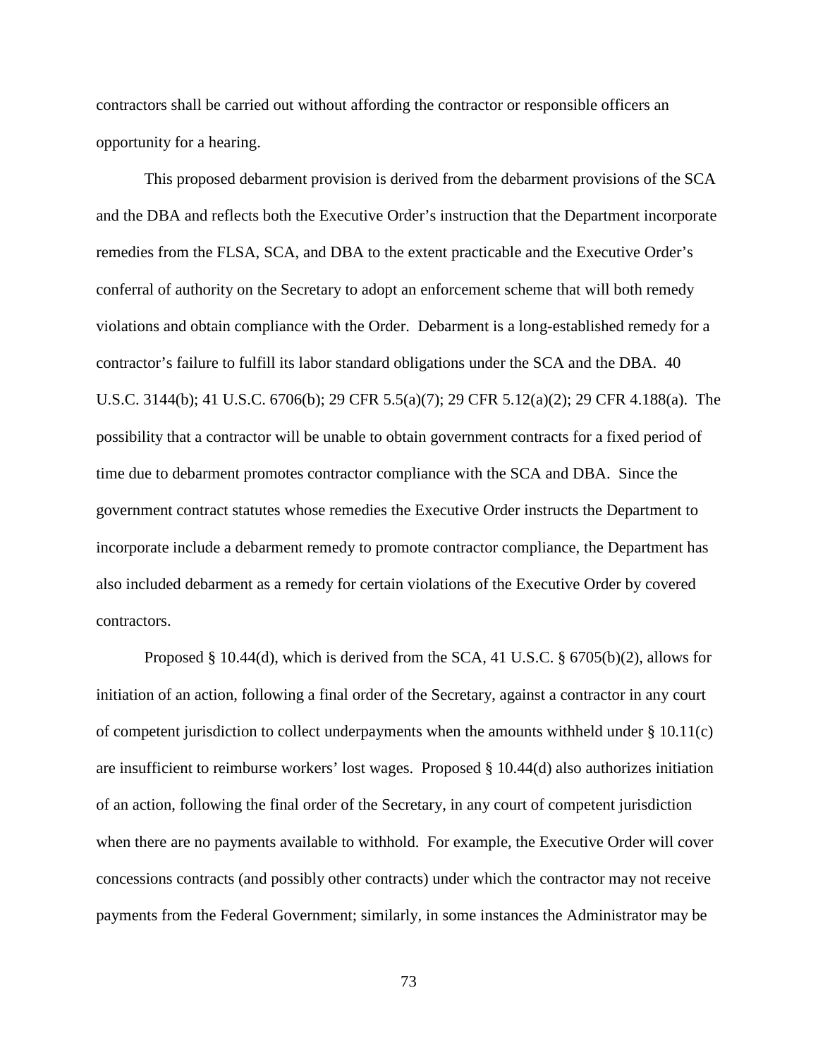contractors shall be carried out without affording the contractor or responsible officers an opportunity for a hearing.

This proposed debarment provision is derived from the debarment provisions of the SCA and the DBA and reflects both the Executive Order's instruction that the Department incorporate remedies from the FLSA, SCA, and DBA to the extent practicable and the Executive Order's conferral of authority on the Secretary to adopt an enforcement scheme that will both remedy violations and obtain compliance with the Order. Debarment is a long-established remedy for a contractor's failure to fulfill its labor standard obligations under the SCA and the DBA. 40 U.S.C. 3144(b); 41 U.S.C. 6706(b); 29 CFR 5.5(a)(7); 29 CFR 5.12(a)(2); 29 CFR 4.188(a). The possibility that a contractor will be unable to obtain government contracts for a fixed period of time due to debarment promotes contractor compliance with the SCA and DBA. Since the government contract statutes whose remedies the Executive Order instructs the Department to incorporate include a debarment remedy to promote contractor compliance, the Department has also included debarment as a remedy for certain violations of the Executive Order by covered contractors.

Proposed § 10.44(d), which is derived from the SCA, 41 U.S.C. § 6705(b)(2), allows for initiation of an action, following a final order of the Secretary, against a contractor in any court of competent jurisdiction to collect underpayments when the amounts withheld under § 10.11(c) are insufficient to reimburse workers' lost wages. Proposed § 10.44(d) also authorizes initiation of an action, following the final order of the Secretary, in any court of competent jurisdiction when there are no payments available to withhold. For example, the Executive Order will cover concessions contracts (and possibly other contracts) under which the contractor may not receive payments from the Federal Government; similarly, in some instances the Administrator may be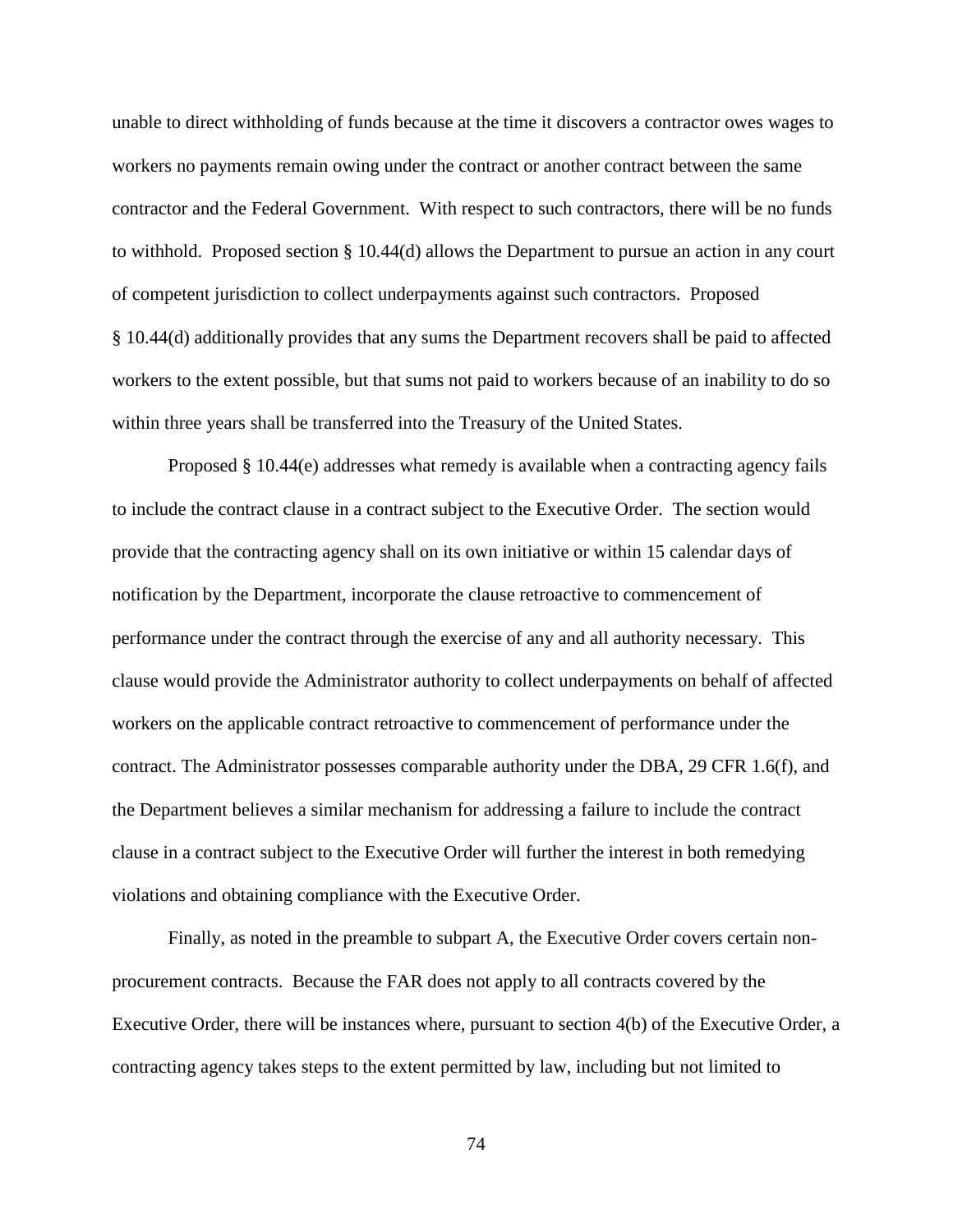unable to direct withholding of funds because at the time it discovers a contractor owes wages to workers no payments remain owing under the contract or another contract between the same contractor and the Federal Government. With respect to such contractors, there will be no funds to withhold. Proposed section § 10.44(d) allows the Department to pursue an action in any court of competent jurisdiction to collect underpayments against such contractors. Proposed § 10.44(d) additionally provides that any sums the Department recovers shall be paid to affected workers to the extent possible, but that sums not paid to workers because of an inability to do so within three years shall be transferred into the Treasury of the United States.

Proposed § 10.44(e) addresses what remedy is available when a contracting agency fails to include the contract clause in a contract subject to the Executive Order. The section would provide that the contracting agency shall on its own initiative or within 15 calendar days of notification by the Department, incorporate the clause retroactive to commencement of performance under the contract through the exercise of any and all authority necessary. This clause would provide the Administrator authority to collect underpayments on behalf of affected workers on the applicable contract retroactive to commencement of performance under the contract. The Administrator possesses comparable authority under the DBA, 29 CFR 1.6(f), and the Department believes a similar mechanism for addressing a failure to include the contract clause in a contract subject to the Executive Order will further the interest in both remedying violations and obtaining compliance with the Executive Order.

Finally, as noted in the preamble to subpart A, the Executive Order covers certain non-procurement contracts. Because the FAR does not apply to all contracts covered by the Executive Order, there will be instances where, pursuant to section 4(b) of the Executive Order, a contracting agency takes steps to the extent permitted by law, including but not limited to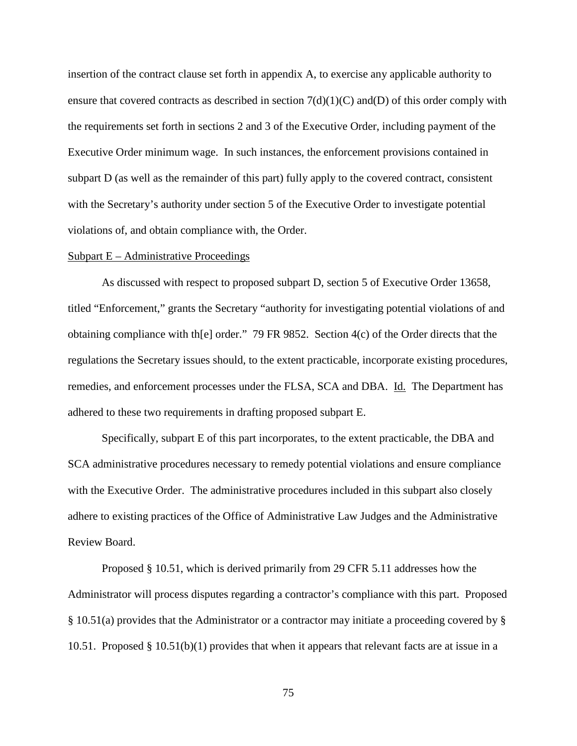insertion of the contract clause set forth in appendix A, to exercise any applicable authority to ensure that covered contracts as described in section 7(d)(1)(C) and(D) of this order comply with the requirements set forth in sections 2 and 3 of the Executive Order, including payment of the Executive Order minimum wage. In such instances, the enforcement provisions contained in subpart D (as well as the remainder of this part) fully apply to the covered contract, consistent with the Secretary's authority under section 5 of the Executive Order to investigate potential violations of, and obtain compliance with, the Order.

Subpart E – Administrative Proceedings

As discussed with respect to proposed subpart D, section 5 of Executive Order 13658, titled "Enforcement," grants the Secretary "authority for investigating potential violations of and obtaining compliance with th[e] order." 79 FR 9852. Section 4(c) of the Order directs that the regulations the Secretary issues should, to the extent practicable, incorporate existing procedures, remedies, and enforcement processes under the FLSA, SCA and DBA. Id. The Department has adhered to these two requirements in drafting proposed subpart E.

Specifically, subpart E of this part incorporates, to the extent practicable, the DBA and SCA administrative procedures necessary to remedy potential violations and ensure compliance with the Executive Order. The administrative procedures included in this subpart also closely adhere to existing practices of the Office of Administrative Law Judges and the Administrative Review Board.

Proposed § 10.51, which is derived primarily from 29 CFR 5.11 addresses how the Administrator will process disputes regarding a contractor's compliance with this part. Proposed § 10.51(a) provides that the Administrator or a contractor may initiate a proceeding covered by § 10.51. Proposed § 10.51(b)(1) provides that when it appears that relevant facts are at issue in a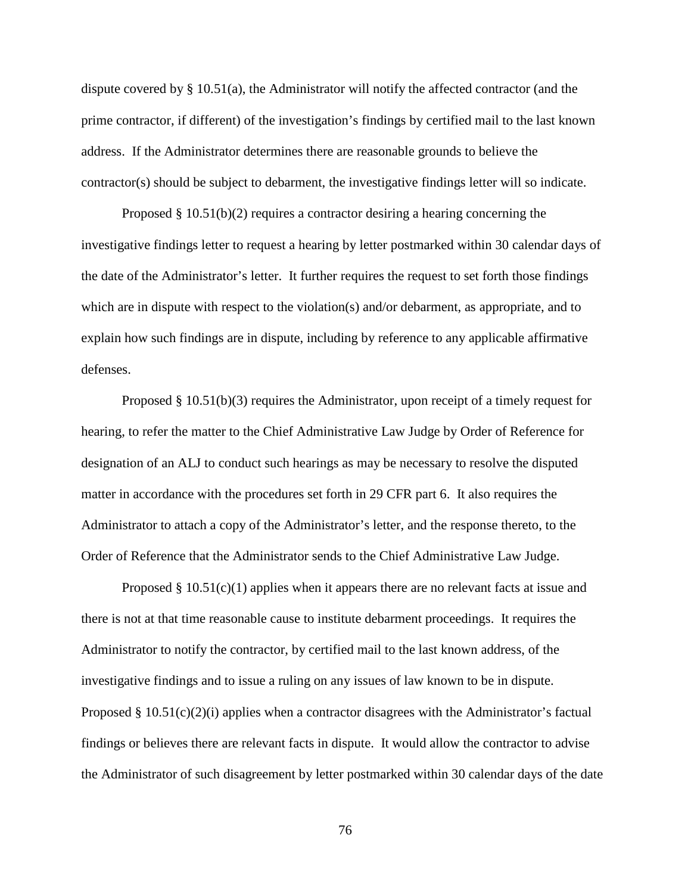dispute covered by § 10.51(a), the Administrator will notify the affected contractor (and the prime contractor, if different) of the investigation's findings by certified mail to the last known address. If the Administrator determines there are reasonable grounds to believe the contractor(s) should be subject to debarment, the investigative findings letter will so indicate.

Proposed § 10.51(b)(2) requires a contractor desiring a hearing concerning the investigative findings letter to request a hearing by letter postmarked within 30 calendar days of the date of the Administrator's letter. It further requires the request to set forth those findings which are in dispute with respect to the violation(s) and/or debarment, as appropriate, and to explain how such findings are in dispute, including by reference to any applicable affirmative defenses.

Proposed § 10.51(b)(3) requires the Administrator, upon receipt of a timely request for hearing, to refer the matter to the Chief Administrative Law Judge by Order of Reference for designation of an ALJ to conduct such hearings as may be necessary to resolve the disputed matter in accordance with the procedures set forth in 29 CFR part 6. It also requires the Administrator to attach a copy of the Administrator's letter, and the response thereto, to the Order of Reference that the Administrator sends to the Chief Administrative Law Judge.

Proposed § 10.51(c)(1) applies when it appears there are no relevant facts at issue and there is not at that time reasonable cause to institute debarment proceedings. It requires the Administrator to notify the contractor, by certified mail to the last known address, of the investigative findings and to issue a ruling on any issues of law known to be in dispute. Proposed § 10.51(c)(2)(i) applies when a contractor disagrees with the Administrator's factual findings or believes there are relevant facts in dispute. It would allow the contractor to advise the Administrator of such disagreement by letter postmarked within 30 calendar days of the date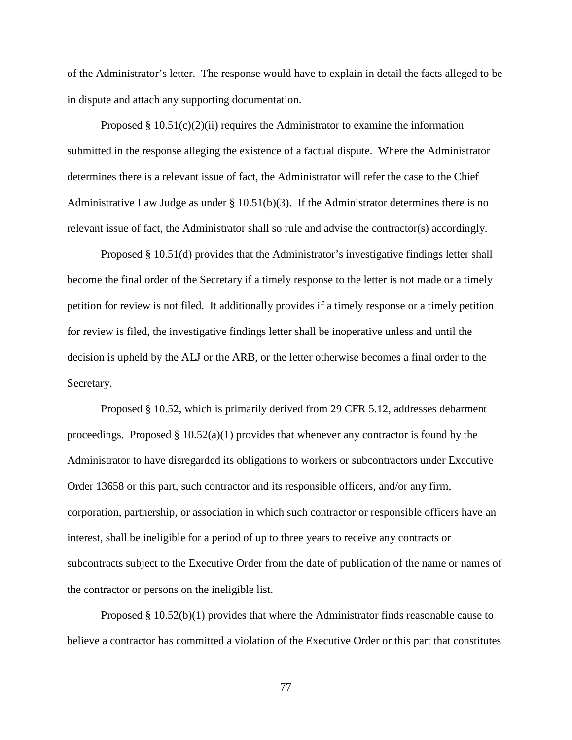of the Administrator's letter. The response would have to explain in detail the facts alleged to be in dispute and attach any supporting documentation.

Proposed § 10.51(c)(2)(ii) requires the Administrator to examine the information submitted in the response alleging the existence of a factual dispute. Where the Administrator determines there is a relevant issue of fact, the Administrator will refer the case to the Chief Administrative Law Judge as under § 10.51(b)(3). If the Administrator determines there is no relevant issue of fact, the Administrator shall so rule and advise the contractor(s) accordingly.

Proposed § 10.51(d) provides that the Administrator's investigative findings letter shall become the final order of the Secretary if a timely response to the letter is not made or a timely petition for review is not filed. It additionally provides if a timely response or a timely petition for review is filed, the investigative findings letter shall be inoperative unless and until the decision is upheld by the ALJ or the ARB, or the letter otherwise becomes a final order to the Secretary.

Proposed § 10.52, which is primarily derived from 29 CFR 5.12, addresses debarment proceedings. Proposed § 10.52(a)(1) provides that whenever any contractor is found by the Administrator to have disregarded its obligations to workers or subcontractors under Executive Order 13658 or this part, such contractor and its responsible officers, and/or any firm, corporation, partnership, or association in which such contractor or responsible officers have an interest, shall be ineligible for a period of up to three years to receive any contracts or subcontracts subject to the Executive Order from the date of publication of the name or names of the contractor or persons on the ineligible list.

Proposed § 10.52(b)(1) provides that where the Administrator finds reasonable cause to believe a contractor has committed a violation of the Executive Order or this part that constitutes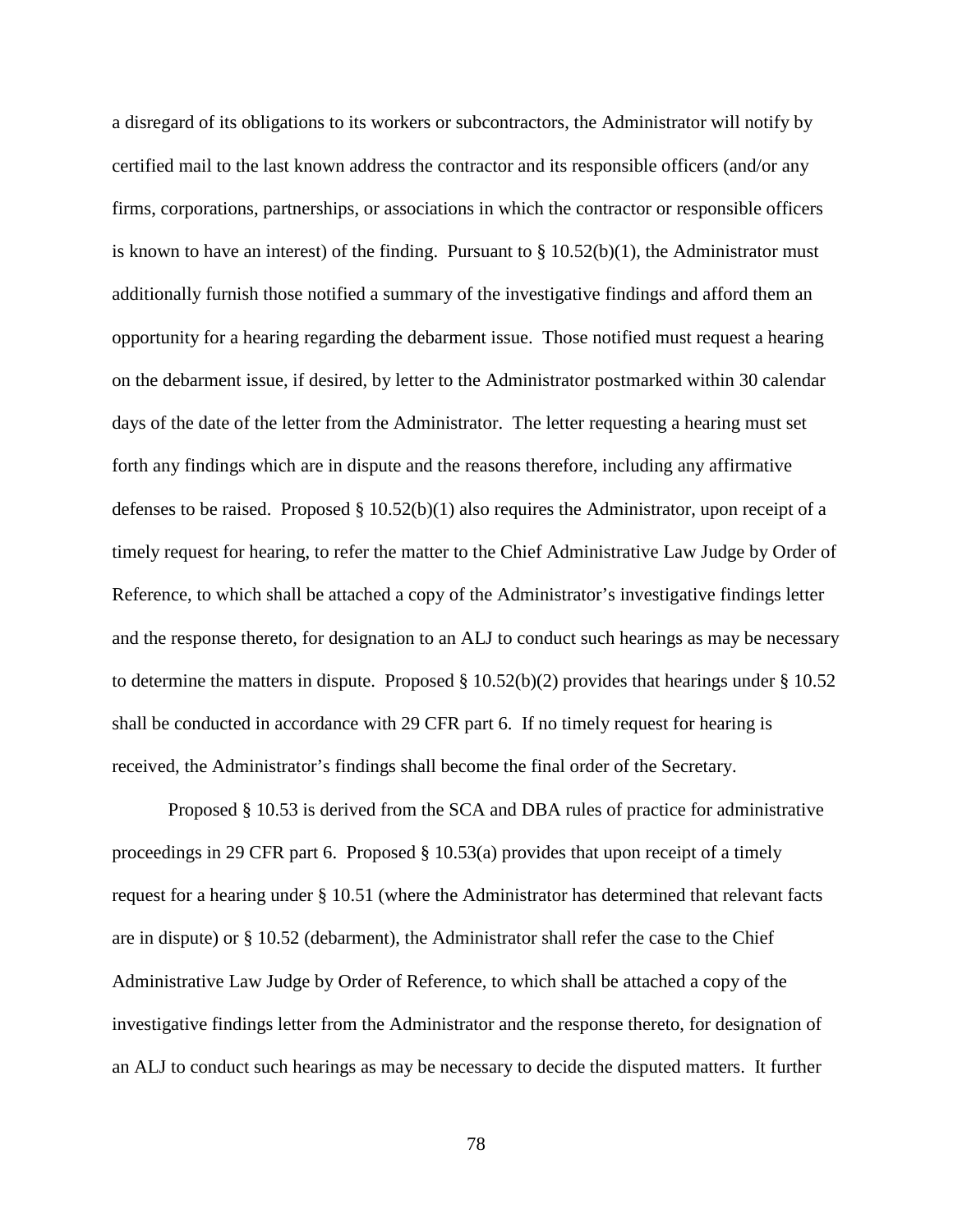a disregard of its obligations to its workers or subcontractors, the Administrator will notify by certified mail to the last known address the contractor and its responsible officers (and/or any firms, corporations, partnerships, or associations in which the contractor or responsible officers is known to have an interest) of the finding. Pursuant to § 10.52(b)(1), the Administrator must additionally furnish those notified a summary of the investigative findings and afford them an opportunity for a hearing regarding the debarment issue. Those notified must request a hearing on the debarment issue, if desired, by letter to the Administrator postmarked within 30 calendar days of the date of the letter from the Administrator. The letter requesting a hearing must set forth any findings which are in dispute and the reasons therefore, including any affirmative defenses to be raised. Proposed § 10.52(b)(1) also requires the Administrator, upon receipt of a timely request for hearing, to refer the matter to the Chief Administrative Law Judge by Order of Reference, to which shall be attached a copy of the Administrator's investigative findings letter and the response thereto, for designation to an ALJ to conduct such hearings as may be necessary to determine the matters in dispute. Proposed § 10.52(b)(2) provides that hearings under § 10.52 shall be conducted in accordance with 29 CFR part 6. If no timely request for hearing is received, the Administrator's findings shall become the final order of the Secretary.

Proposed § 10.53 is derived from the SCA and DBA rules of practice for administrative proceedings in 29 CFR part 6. Proposed § 10.53(a) provides that upon receipt of a timely request for a hearing under § 10.51 (where the Administrator has determined that relevant facts are in dispute) or § 10.52 (debarment), the Administrator shall refer the case to the Chief Administrative Law Judge by Order of Reference, to which shall be attached a copy of the investigative findings letter from the Administrator and the response thereto, for designation of an ALJ to conduct such hearings as may be necessary to decide the disputed matters. It further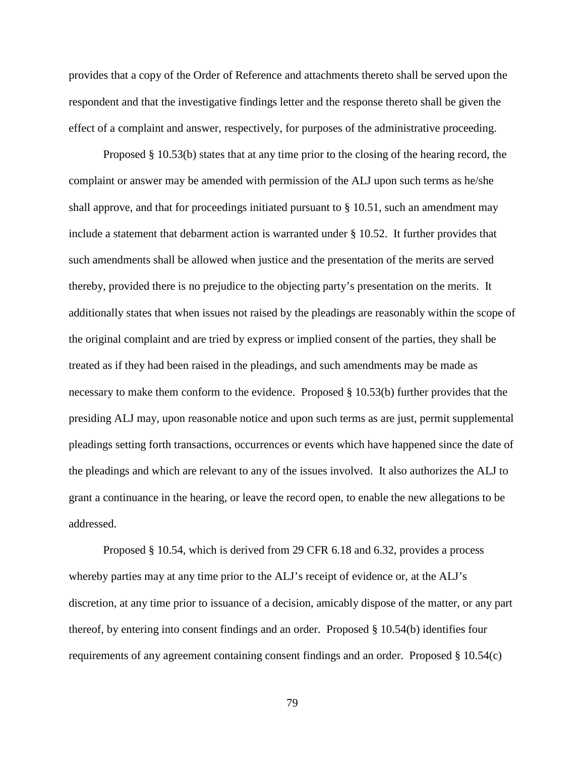provides that a copy of the Order of Reference and attachments thereto shall be served upon the respondent and that the investigative findings letter and the response thereto shall be given the effect of a complaint and answer, respectively, for purposes of the administrative proceeding.

Proposed § 10.53(b) states that at any time prior to the closing of the hearing record, the complaint or answer may be amended with permission of the ALJ upon such terms as he/she shall approve, and that for proceedings initiated pursuant to § 10.51, such an amendment may include a statement that debarment action is warranted under § 10.52. It further provides that such amendments shall be allowed when justice and the presentation of the merits are served thereby, provided there is no prejudice to the objecting party's presentation on the merits. It additionally states that when issues not raised by the pleadings are reasonably within the scope of the original complaint and are tried by express or implied consent of the parties, they shall be treated as if they had been raised in the pleadings, and such amendments may be made as necessary to make them conform to the evidence. Proposed § 10.53(b) further provides that the presiding ALJ may, upon reasonable notice and upon such terms as are just, permit supplemental pleadings setting forth transactions, occurrences or events which have happened since the date of the pleadings and which are relevant to any of the issues involved. It also authorizes the ALJ to grant a continuance in the hearing, or leave the record open, to enable the new allegations to be addressed.

Proposed § 10.54, which is derived from 29 CFR 6.18 and 6.32, provides a process whereby parties may at any time prior to the ALJ's receipt of evidence or, at the ALJ's discretion, at any time prior to issuance of a decision, amicably dispose of the matter, or any part thereof, by entering into consent findings and an order. Proposed § 10.54(b) identifies four requirements of any agreement containing consent findings and an order. Proposed § 10.54(c)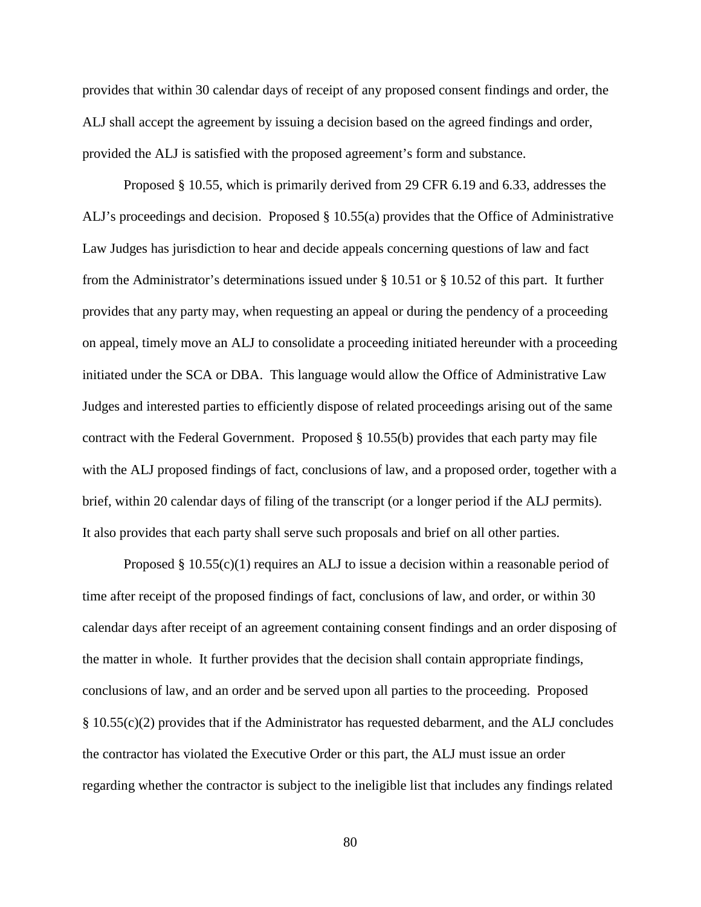provides that within 30 calendar days of receipt of any proposed consent findings and order, the ALJ shall accept the agreement by issuing a decision based on the agreed findings and order, provided the ALJ is satisfied with the proposed agreement's form and substance.

Proposed § 10.55, which is primarily derived from 29 CFR 6.19 and 6.33, addresses the ALJ's proceedings and decision. Proposed § 10.55(a) provides that the Office of Administrative Law Judges has jurisdiction to hear and decide appeals concerning questions of law and fact from the Administrator's determinations issued under § 10.51 or § 10.52 of this part. It further provides that any party may, when requesting an appeal or during the pendency of a proceeding on appeal, timely move an ALJ to consolidate a proceeding initiated hereunder with a proceeding initiated under the SCA or DBA. This language would allow the Office of Administrative Law Judges and interested parties to efficiently dispose of related proceedings arising out of the same contract with the Federal Government. Proposed § 10.55(b) provides that each party may file with the ALJ proposed findings of fact, conclusions of law, and a proposed order, together with a brief, within 20 calendar days of filing of the transcript (or a longer period if the ALJ permits). It also provides that each party shall serve such proposals and brief on all other parties.

Proposed § 10.55(c)(1) requires an ALJ to issue a decision within a reasonable period of time after receipt of the proposed findings of fact, conclusions of law, and order, or within 30 calendar days after receipt of an agreement containing consent findings and an order disposing of the matter in whole. It further provides that the decision shall contain appropriate findings, conclusions of law, and an order and be served upon all parties to the proceeding. Proposed § 10.55(c)(2) provides that if the Administrator has requested debarment, and the ALJ concludes the contractor has violated the Executive Order or this part, the ALJ must issue an order regarding whether the contractor is subject to the ineligible list that includes any findings related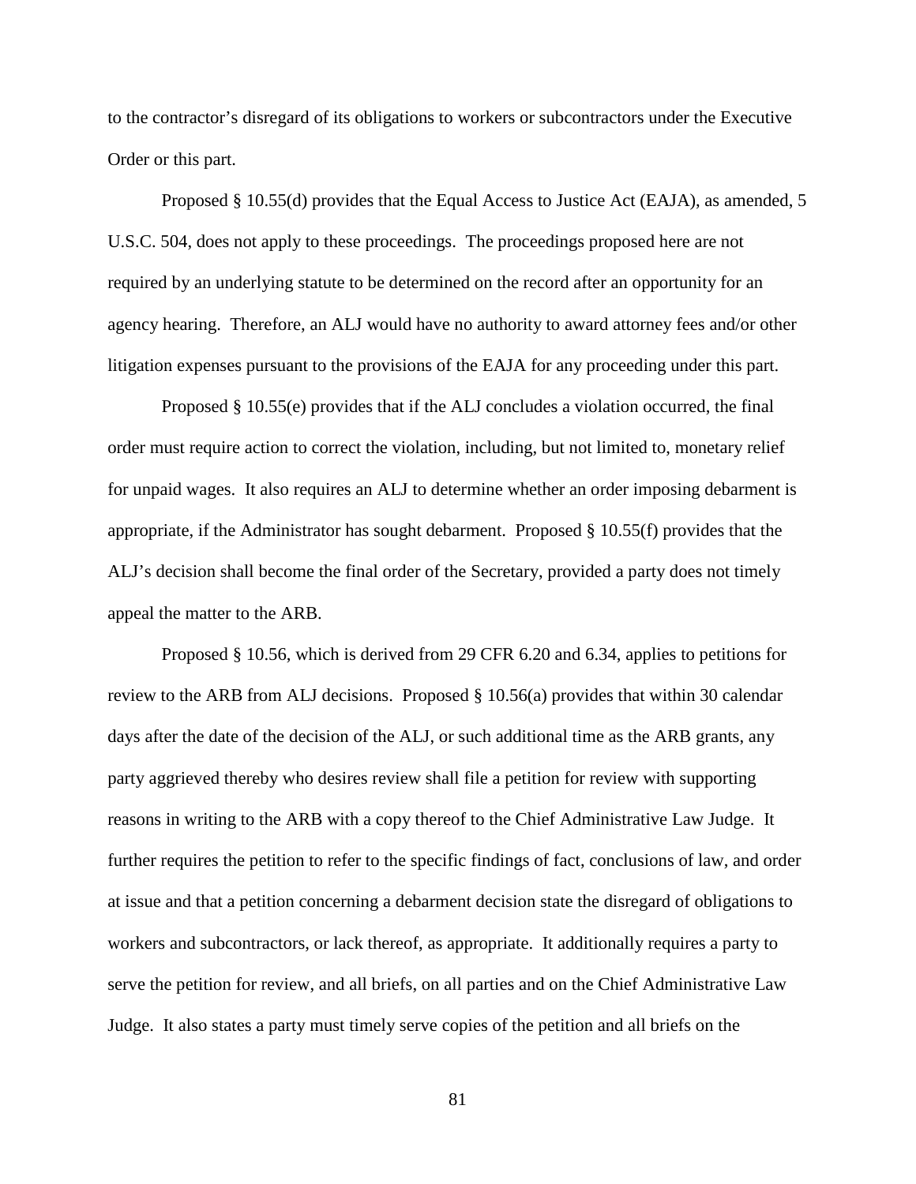to the contractor's disregard of its obligations to workers or subcontractors under the Executive Order or this part.

Proposed § 10.55(d) provides that the Equal Access to Justice Act (EAJA), as amended, 5 U.S.C. 504, does not apply to these proceedings. The proceedings proposed here are not required by an underlying statute to be determined on the record after an opportunity for an agency hearing. Therefore, an ALJ would have no authority to award attorney fees and/or other litigation expenses pursuant to the provisions of the EAJA for any proceeding under this part.

Proposed § 10.55(e) provides that if the ALJ concludes a violation occurred, the final order must require action to correct the violation, including, but not limited to, monetary relief for unpaid wages. It also requires an ALJ to determine whether an order imposing debarment is appropriate, if the Administrator has sought debarment. Proposed § 10.55(f) provides that the ALJ's decision shall become the final order of the Secretary, provided a party does not timely appeal the matter to the ARB.

Proposed § 10.56, which is derived from 29 CFR 6.20 and 6.34, applies to petitions for review to the ARB from ALJ decisions. Proposed § 10.56(a) provides that within 30 calendar days after the date of the decision of the ALJ, or such additional time as the ARB grants, any party aggrieved thereby who desires review shall file a petition for review with supporting reasons in writing to the ARB with a copy thereof to the Chief Administrative Law Judge. It further requires the petition to refer to the specific findings of fact, conclusions of law, and order at issue and that a petition concerning a debarment decision state the disregard of obligations to workers and subcontractors, or lack thereof, as appropriate. It additionally requires a party to serve the petition for review, and all briefs, on all parties and on the Chief Administrative Law Judge. It also states a party must timely serve copies of the petition and all briefs on the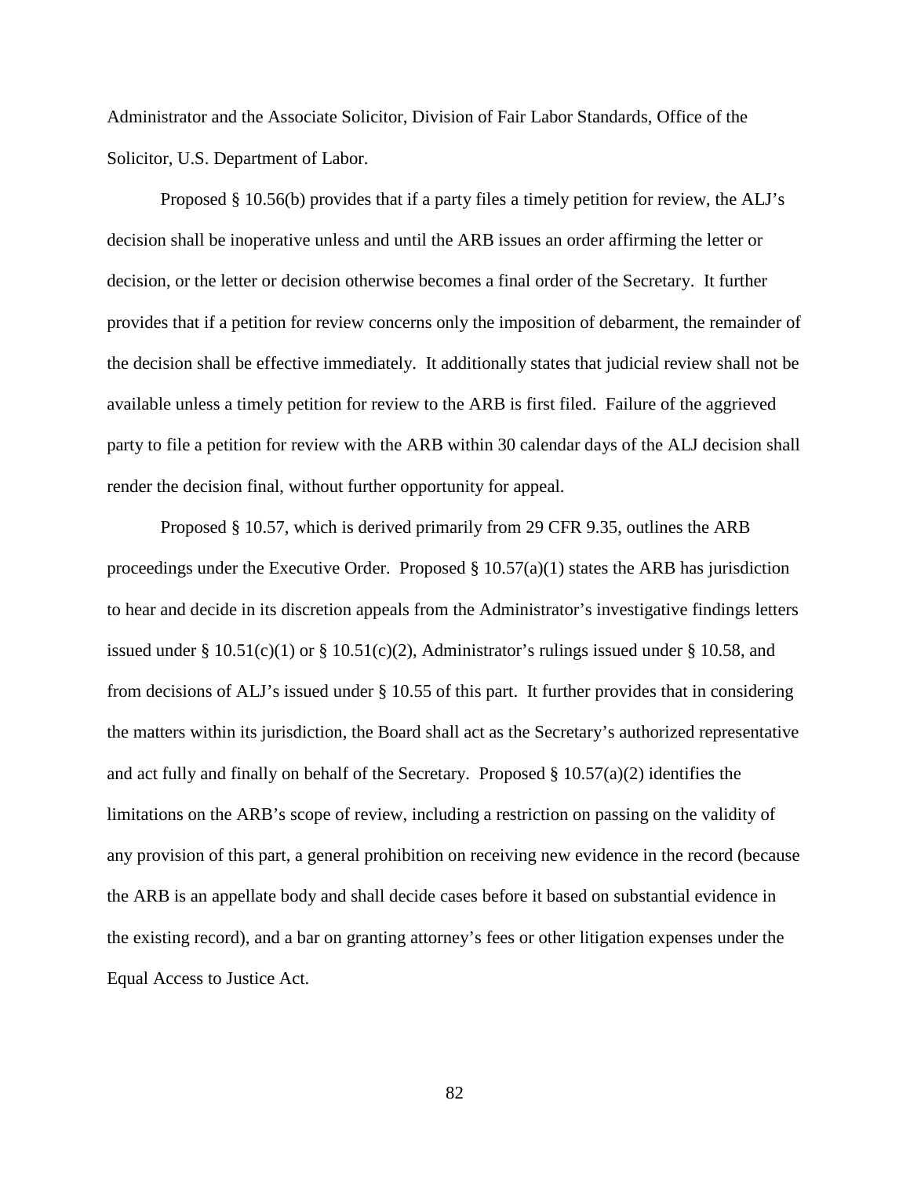Administrator and the Associate Solicitor, Division of Fair Labor Standards, Office of the Solicitor, U.S. Department of Labor.

Proposed § 10.56(b) provides that if a party files a timely petition for review, the ALJ's decision shall be inoperative unless and until the ARB issues an order affirming the letter or decision, or the letter or decision otherwise becomes a final order of the Secretary. It further provides that if a petition for review concerns only the imposition of debarment, the remainder of the decision shall be effective immediately. It additionally states that judicial review shall not be available unless a timely petition for review to the ARB is first filed. Failure of the aggrieved party to file a petition for review with the ARB within 30 calendar days of the ALJ decision shall render the decision final, without further opportunity for appeal.

Proposed § 10.57, which is derived primarily from 29 CFR 9.35, outlines the ARB proceedings under the Executive Order. Proposed § 10.57(a)(1) states the ARB has jurisdiction to hear and decide in its discretion appeals from the Administrator's investigative findings letters issued under § 10.51(c)(1) or § 10.51(c)(2), Administrator's rulings issued under § 10.58, and from decisions of ALJ's issued under § 10.55 of this part. It further provides that in considering the matters within its jurisdiction, the Board shall act as the Secretary's authorized representative and act fully and finally on behalf of the Secretary. Proposed § 10.57(a)(2) identifies the limitations on the ARB's scope of review, including a restriction on passing on the validity of any provision of this part, a general prohibition on receiving new evidence in the record (because the ARB is an appellate body and shall decide cases before it based on substantial evidence in the existing record), and a bar on granting attorney's fees or other litigation expenses under the Equal Access to Justice Act.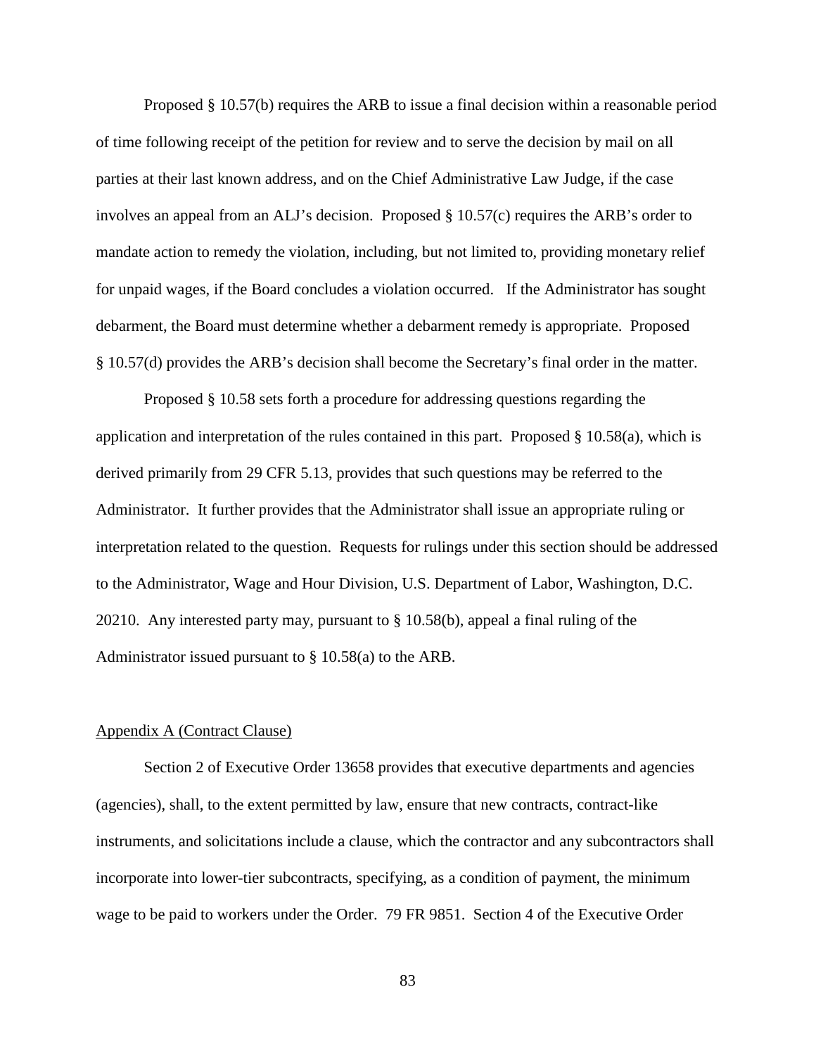Proposed § 10.57(b) requires the ARB to issue a final decision within a reasonable period of time following receipt of the petition for review and to serve the decision by mail on all parties at their last known address, and on the Chief Administrative Law Judge, if the case involves an appeal from an ALJ's decision. Proposed § 10.57(c) requires the ARB's order to mandate action to remedy the violation, including, but not limited to, providing monetary relief for unpaid wages, if the Board concludes a violation occurred. If the Administrator has sought debarment, the Board must determine whether a debarment remedy is appropriate. Proposed § 10.57(d) provides the ARB's decision shall become the Secretary's final order in the matter.

Proposed § 10.58 sets forth a procedure for addressing questions regarding the application and interpretation of the rules contained in this part. Proposed § 10.58(a), which is derived primarily from 29 CFR 5.13, provides that such questions may be referred to the Administrator. It further provides that the Administrator shall issue an appropriate ruling or interpretation related to the question. Requests for rulings under this section should be addressed to the Administrator, Wage and Hour Division, U.S. Department of Labor, Washington, D.C. 20210. Any interested party may, pursuant to § 10.58(b), appeal a final ruling of the Administrator issued pursuant to § 10.58(a) to the ARB.

Appendix A (Contract Clause)

Section 2 of Executive Order 13658 provides that executive departments and agencies (agencies), shall, to the extent permitted by law, ensure that new contracts, contract-like instruments, and solicitations include a clause, which the contractor and any subcontractors shall incorporate into lower-tier subcontracts, specifying, as a condition of payment, the minimum wage to be paid to workers under the Order. 79 FR 9851. Section 4 of the Executive Order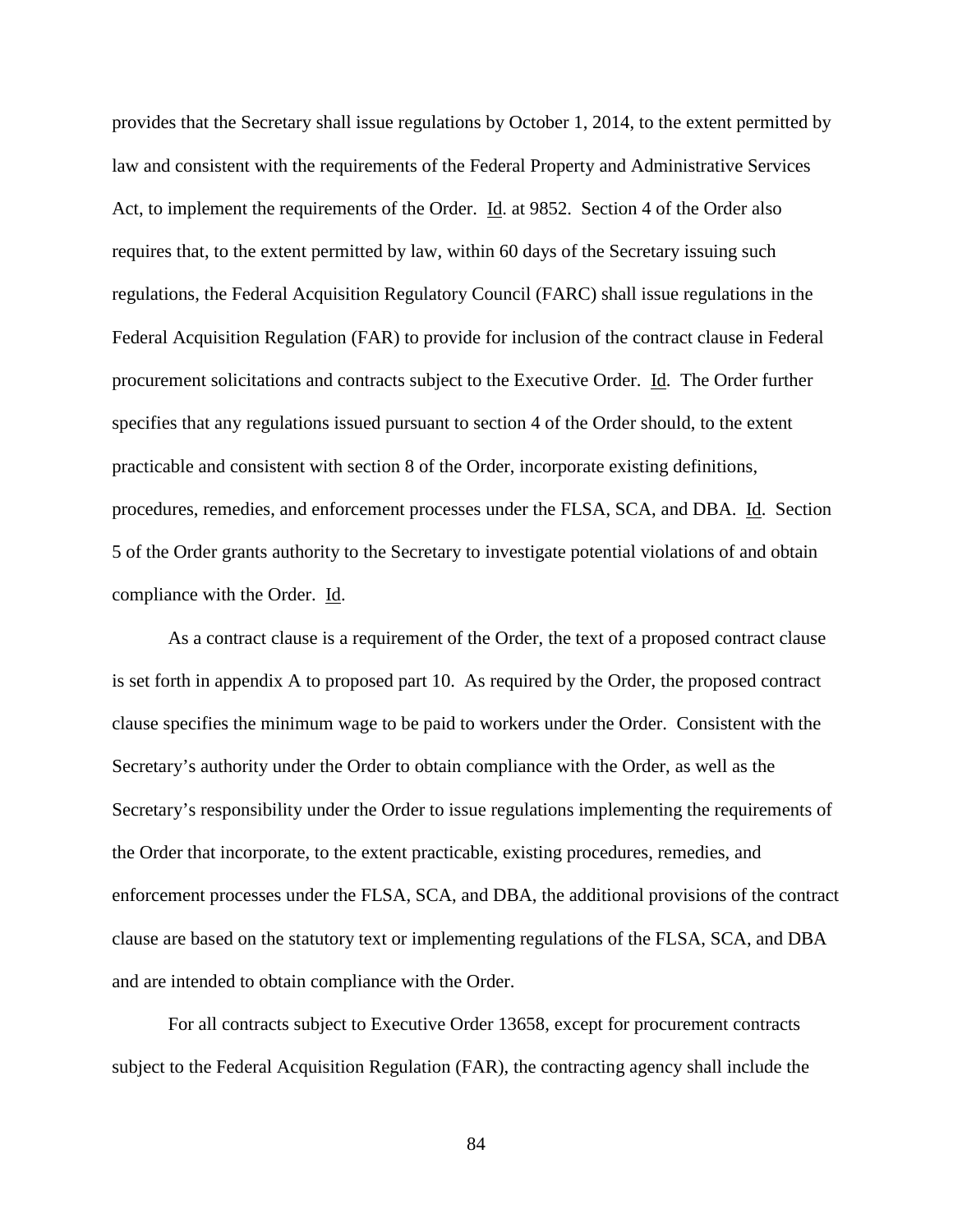provides that the Secretary shall issue regulations by October 1, 2014, to the extent permitted by law and consistent with the requirements of the Federal Property and Administrative Services Act, to implement the requirements of the Order. Id. at 9852. Section 4 of the Order also requires that, to the extent permitted by law, within 60 days of the Secretary issuing such regulations, the Federal Acquisition Regulatory Council (FARC) shall issue regulations in the Federal Acquisition Regulation (FAR) to provide for inclusion of the contract clause in Federal procurement solicitations and contracts subject to the Executive Order. Id. The Order further specifies that any regulations issued pursuant to section 4 of the Order should, to the extent practicable and consistent with section 8 of the Order, incorporate existing definitions, procedures, remedies, and enforcement processes under the FLSA, SCA, and DBA. Id. Section 5 of the Order grants authority to the Secretary to investigate potential violations of and obtain compliance with the Order. Id.

As a contract clause is a requirement of the Order, the text of a proposed contract clause is set forth in appendix A to proposed part 10. As required by the Order, the proposed contract clause specifies the minimum wage to be paid to workers under the Order. Consistent with the Secretary's authority under the Order to obtain compliance with the Order, as well as the Secretary's responsibility under the Order to issue regulations implementing the requirements of the Order that incorporate, to the extent practicable, existing procedures, remedies, and enforcement processes under the FLSA, SCA, and DBA, the additional provisions of the contract clause are based on the statutory text or implementing regulations of the FLSA, SCA, and DBA and are intended to obtain compliance with the Order.

For all contracts subject to Executive Order 13658, except for procurement contracts subject to the Federal Acquisition Regulation (FAR), the contracting agency shall include the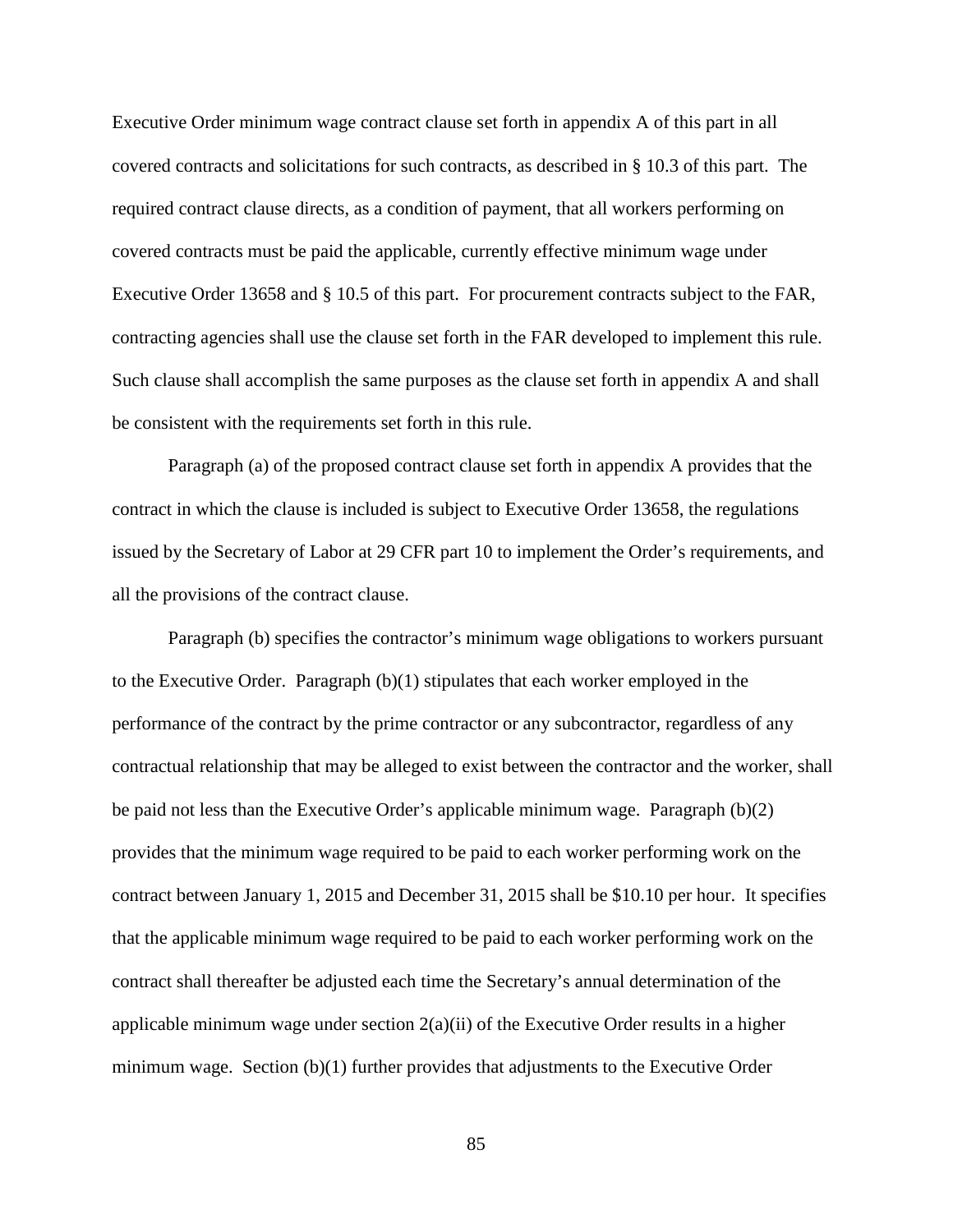Executive Order minimum wage contract clause set forth in appendix A of this part in all covered contracts and solicitations for such contracts, as described in § 10.3 of this part. The required contract clause directs, as a condition of payment, that all workers performing on covered contracts must be paid the applicable, currently effective minimum wage under Executive Order 13658 and § 10.5 of this part. For procurement contracts subject to the FAR, contracting agencies shall use the clause set forth in the FAR developed to implement this rule. Such clause shall accomplish the same purposes as the clause set forth in appendix A and shall be consistent with the requirements set forth in this rule.

Paragraph (a) of the proposed contract clause set forth in appendix A provides that the contract in which the clause is included is subject to Executive Order 13658, the regulations issued by the Secretary of Labor at 29 CFR part 10 to implement the Order's requirements, and all the provisions of the contract clause.

Paragraph (b) specifies the contractor's minimum wage obligations to workers pursuant to the Executive Order. Paragraph (b)(1) stipulates that each worker employed in the performance of the contract by the prime contractor or any subcontractor, regardless of any contractual relationship that may be alleged to exist between the contractor and the worker, shall be paid not less than the Executive Order's applicable minimum wage. Paragraph (b)(2) provides that the minimum wage required to be paid to each worker performing work on the contract between January 1, 2015 and December 31, 2015 shall be $10.10 per hour. It specifies that the applicable minimum wage required to be paid to each worker performing work on the contract shall thereafter be adjusted each time the Secretary's annual determination of the applicable minimum wage under section 2(a)(ii) of the Executive Order results in a higher minimum wage. Section (b)(1) further provides that adjustments to the Executive Order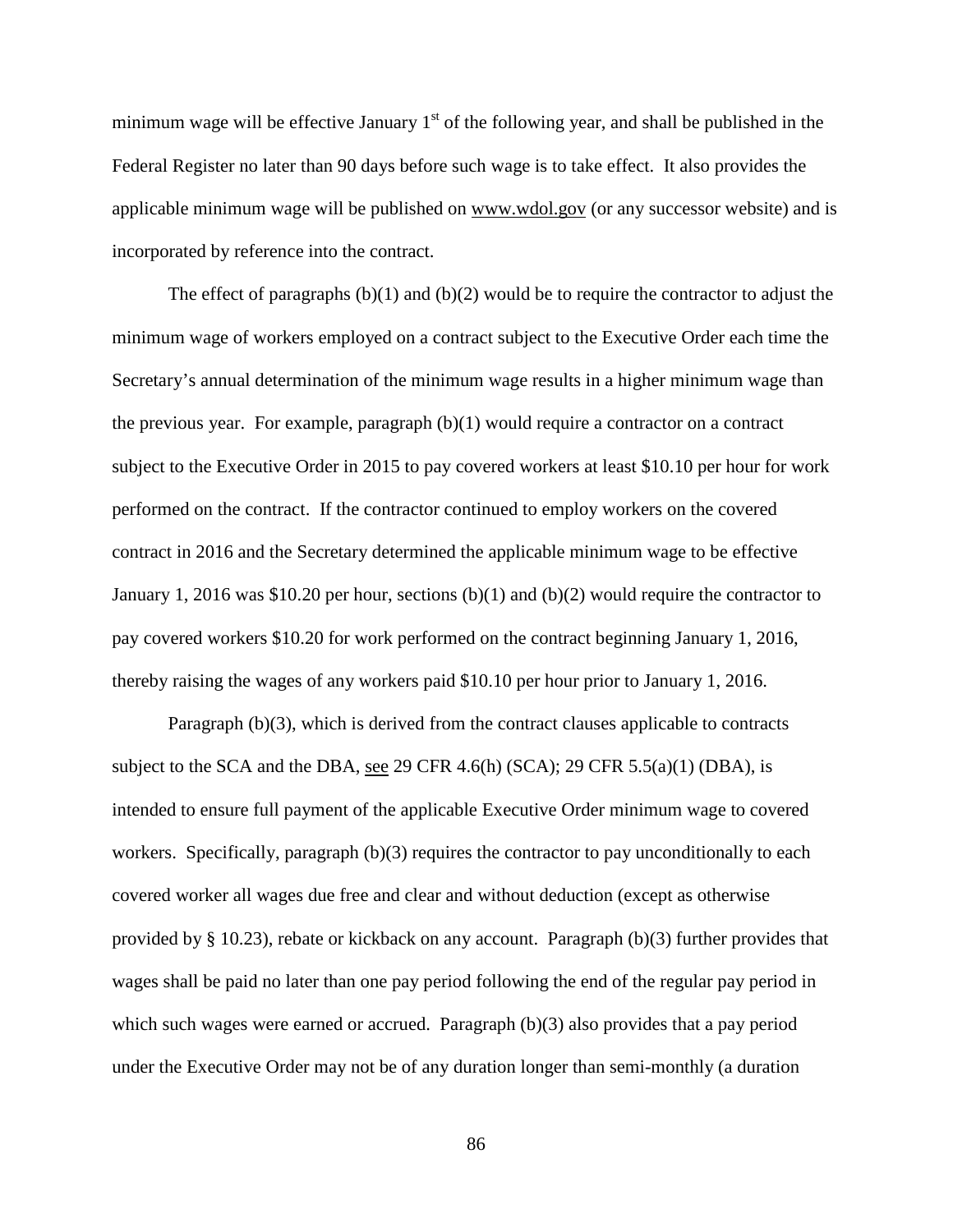minimum wage will be effective January 1st of the following year, and shall be published in the Federal Register no later than 90 days before such wage is to take effect. It also provides the applicable minimum wage will be published on www.wdol.gov (or any successor website) and is incorporated by reference into the contract.

The effect of paragraphs (b)(1) and (b)(2) would be to require the contractor to adjust the minimum wage of workers employed on a contract subject to the Executive Order each time the Secretary's annual determination of the minimum wage results in a higher minimum wage than the previous year. For example, paragraph (b)(1) would require a contractor on a contract subject to the Executive Order in 2015 to pay covered workers at least $10.10 per hour for work performed on the contract. If the contractor continued to employ workers on the covered contract in 2016 and the Secretary determined the applicable minimum wage to be effective January 1, 2016 was $10.20 per hour, sections (b)(1) and (b)(2) would require the contractor to pay covered workers $10.20 for work performed on the contract beginning January 1, 2016, thereby raising the wages of any workers paid $10.10 per hour prior to January 1, 2016.

Paragraph (b)(3), which is derived from the contract clauses applicable to contracts subject to the SCA and the DBA, see 29 CFR 4.6(h) (SCA); 29 CFR 5.5(a)(1) (DBA), is intended to ensure full payment of the applicable Executive Order minimum wage to covered workers. Specifically, paragraph (b)(3) requires the contractor to pay unconditionally to each covered worker all wages due free and clear and without deduction (except as otherwise provided by § 10.23), rebate or kickback on any account. Paragraph (b)(3) further provides that wages shall be paid no later than one pay period following the end of the regular pay period in which such wages were earned or accrued. Paragraph (b)(3) also provides that a pay period under the Executive Order may not be of any duration longer than semi-monthly (a duration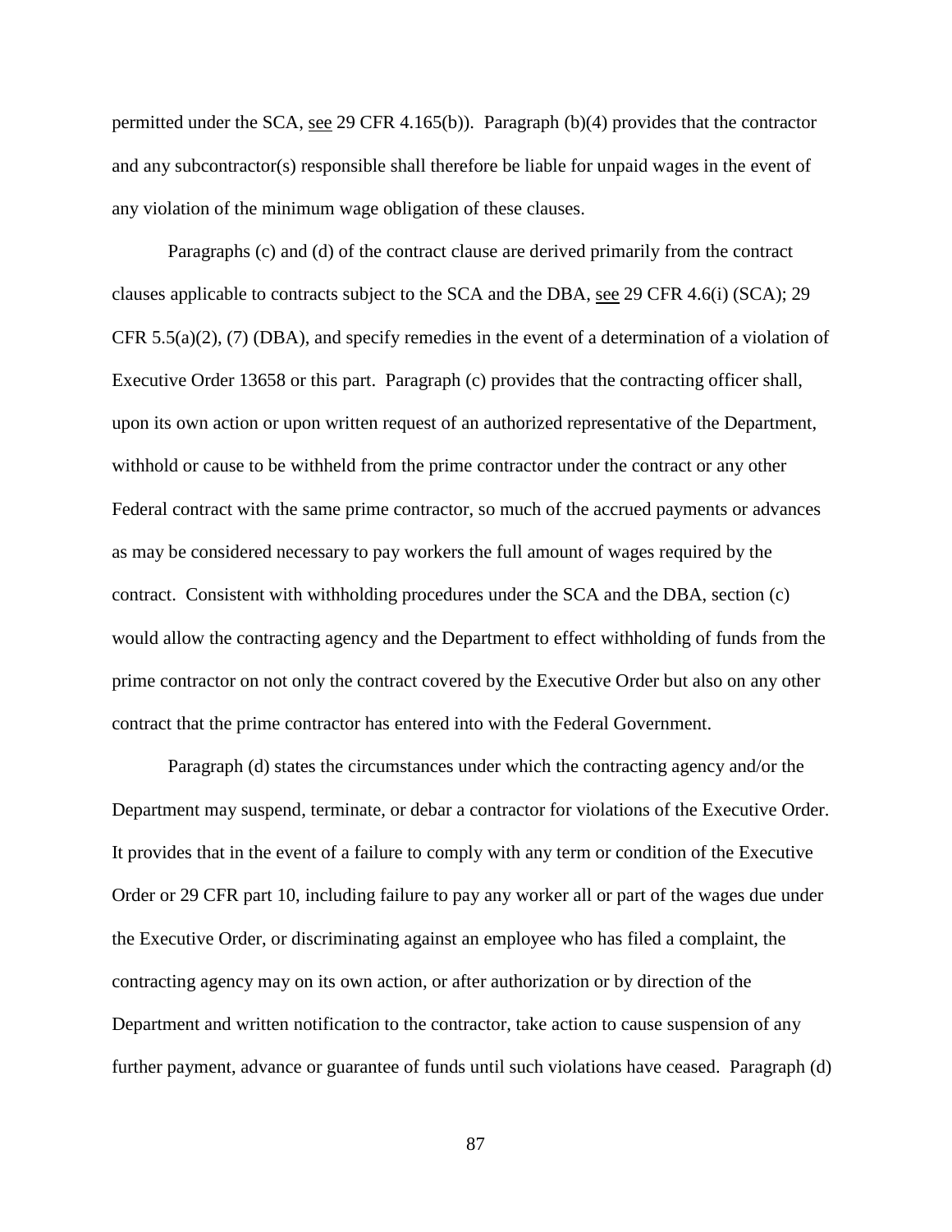permitted under the SCA, see 29 CFR 4.165(b)). Paragraph (b)(4) provides that the contractor and any subcontractor(s) responsible shall therefore be liable for unpaid wages in the event of any violation of the minimum wage obligation of these clauses.

Paragraphs (c) and (d) of the contract clause are derived primarily from the contract clauses applicable to contracts subject to the SCA and the DBA, see 29 CFR 4.6(i) (SCA); 29 CFR 5.5(a)(2), (7) (DBA), and specify remedies in the event of a determination of a violation of Executive Order 13658 or this part. Paragraph (c) provides that the contracting officer shall, upon its own action or upon written request of an authorized representative of the Department, withhold or cause to be withheld from the prime contractor under the contract or any other Federal contract with the same prime contractor, so much of the accrued payments or advances as may be considered necessary to pay workers the full amount of wages required by the contract. Consistent with withholding procedures under the SCA and the DBA, section (c) would allow the contracting agency and the Department to effect withholding of funds from the prime contractor on not only the contract covered by the Executive Order but also on any other contract that the prime contractor has entered into with the Federal Government.

Paragraph (d) states the circumstances under which the contracting agency and/or the Department may suspend, terminate, or debar a contractor for violations of the Executive Order. It provides that in the event of a failure to comply with any term or condition of the Executive Order or 29 CFR part 10, including failure to pay any worker all or part of the wages due under the Executive Order, or discriminating against an employee who has filed a complaint, the contracting agency may on its own action, or after authorization or by direction of the Department and written notification to the contractor, take action to cause suspension of any further payment, advance or guarantee of funds until such violations have ceased. Paragraph (d)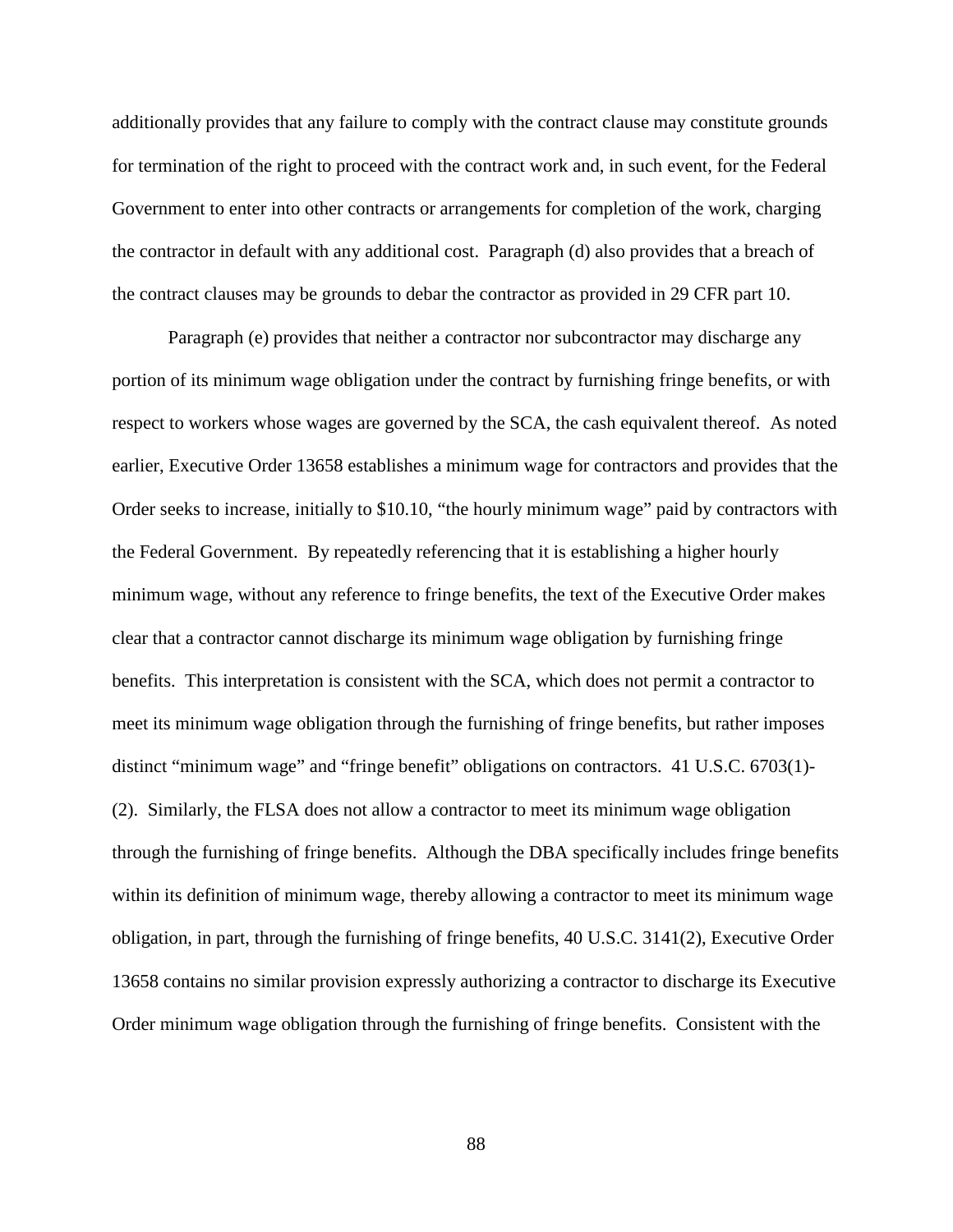additionally provides that any failure to comply with the contract clause may constitute grounds for termination of the right to proceed with the contract work and, in such event, for the Federal Government to enter into other contracts or arrangements for completion of the work, charging the contractor in default with any additional cost. Paragraph (d) also provides that a breach of the contract clauses may be grounds to debar the contractor as provided in 29 CFR part 10.

Paragraph (e) provides that neither a contractor nor subcontractor may discharge any portion of its minimum wage obligation under the contract by furnishing fringe benefits, or with respect to workers whose wages are governed by the SCA, the cash equivalent thereof. As noted earlier, Executive Order 13658 establishes a minimum wage for contractors and provides that the Order seeks to increase, initially to $10.10, "the hourly minimum wage" paid by contractors with the Federal Government. By repeatedly referencing that it is establishing a higher hourly minimum wage, without any reference to fringe benefits, the text of the Executive Order makes clear that a contractor cannot discharge its minimum wage obligation by furnishing fringe benefits. This interpretation is consistent with the SCA, which does not permit a contractor to meet its minimum wage obligation through the furnishing of fringe benefits, but rather imposes distinct "minimum wage" and "fringe benefit" obligations on contractors. 41 U.S.C. 6703(1)-(2). Similarly, the FLSA does not allow a contractor to meet its minimum wage obligation through the furnishing of fringe benefits. Although the DBA specifically includes fringe benefits within its definition of minimum wage, thereby allowing a contractor to meet its minimum wage obligation, in part, through the furnishing of fringe benefits, 40 U.S.C. 3141(2), Executive Order 13658 contains no similar provision expressly authorizing a contractor to discharge its Executive Order minimum wage obligation through the furnishing of fringe benefits. Consistent with the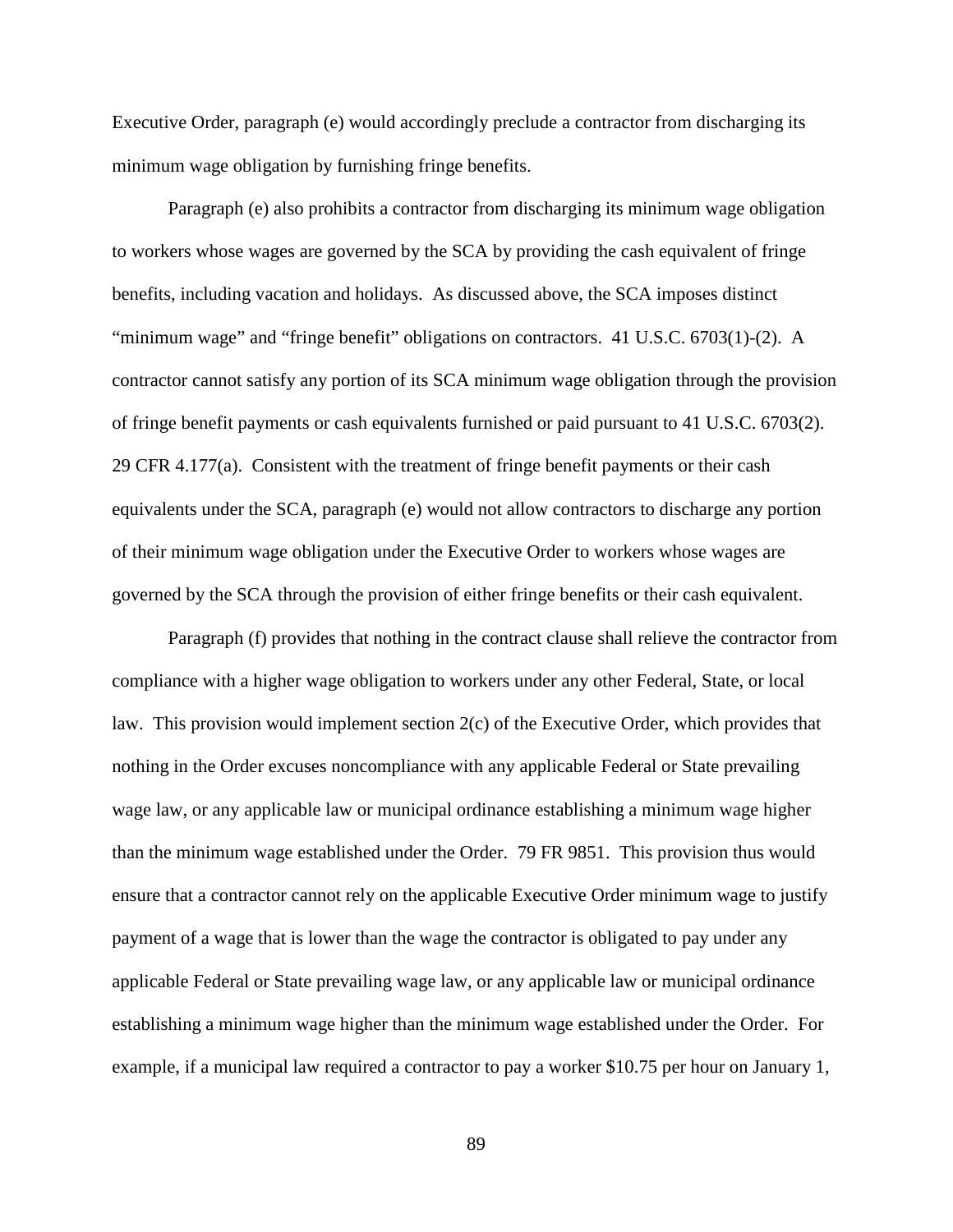Executive Order, paragraph (e) would accordingly preclude a contractor from discharging its minimum wage obligation by furnishing fringe benefits.

Paragraph (e) also prohibits a contractor from discharging its minimum wage obligation to workers whose wages are governed by the SCA by providing the cash equivalent of fringe benefits, including vacation and holidays. As discussed above, the SCA imposes distinct "minimum wage" and "fringe benefit" obligations on contractors. 41 U.S.C. 6703(1)-(2). A contractor cannot satisfy any portion of its SCA minimum wage obligation through the provision of fringe benefit payments or cash equivalents furnished or paid pursuant to 41 U.S.C. 6703(2). 29 CFR 4.177(a). Consistent with the treatment of fringe benefit payments or their cash equivalents under the SCA, paragraph (e) would not allow contractors to discharge any portion of their minimum wage obligation under the Executive Order to workers whose wages are governed by the SCA through the provision of either fringe benefits or their cash equivalent.

Paragraph (f) provides that nothing in the contract clause shall relieve the contractor from compliance with a higher wage obligation to workers under any other Federal, State, or local law. This provision would implement section 2(c) of the Executive Order, which provides that nothing in the Order excuses noncompliance with any applicable Federal or State prevailing wage law, or any applicable law or municipal ordinance establishing a minimum wage higher than the minimum wage established under the Order. 79 FR 9851. This provision thus would ensure that a contractor cannot rely on the applicable Executive Order minimum wage to justify payment of a wage that is lower than the wage the contractor is obligated to pay under any applicable Federal or State prevailing wage law, or any applicable law or municipal ordinance establishing a minimum wage higher than the minimum wage established under the Order. For example, if a municipal law required a contractor to pay a worker $10.75 per hour on January 1,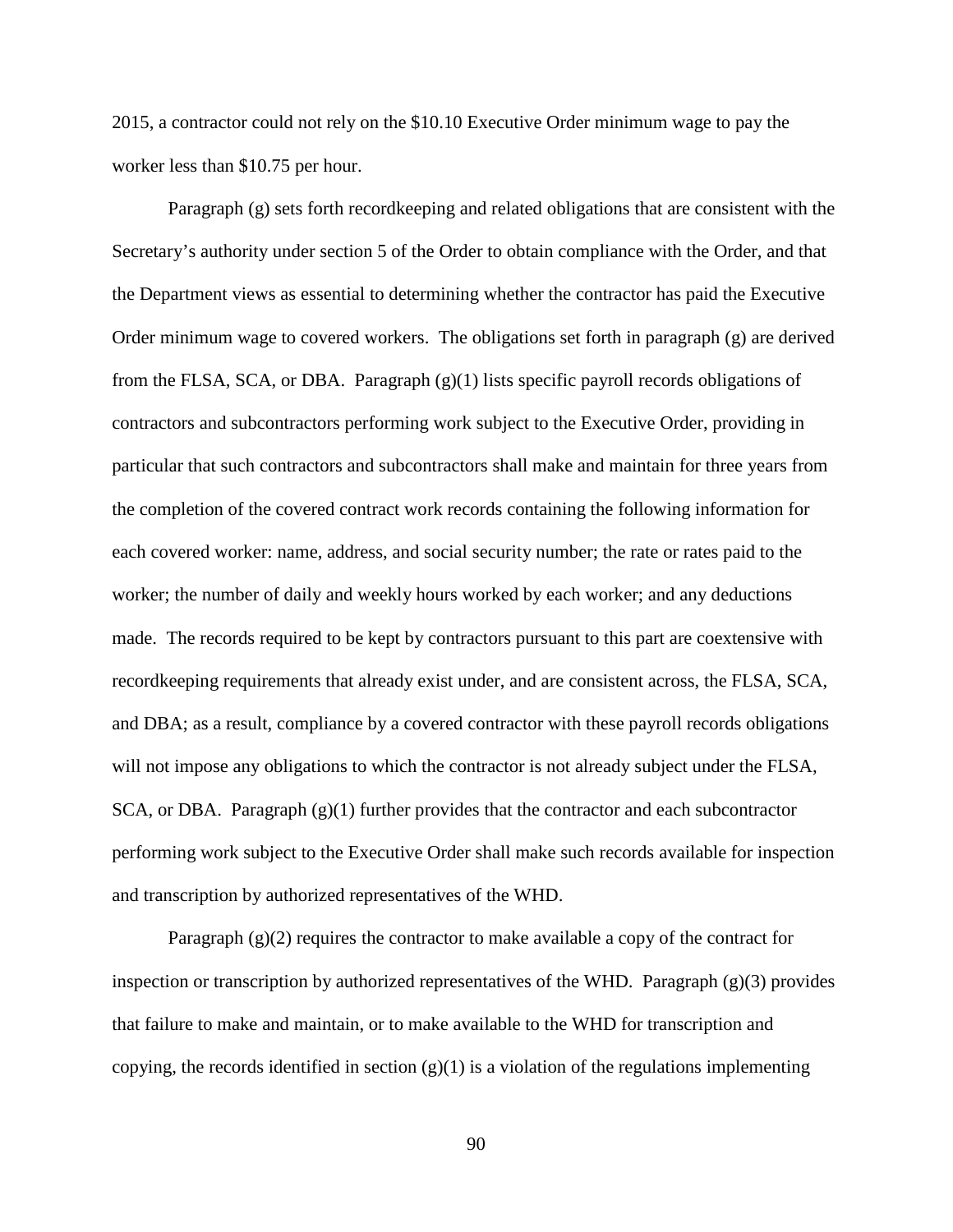2015, a contractor could not rely on the $10.10 Executive Order minimum wage to pay the worker less than $10.75 per hour.

Paragraph (g) sets forth recordkeeping and related obligations that are consistent with the Secretary's authority under section 5 of the Order to obtain compliance with the Order, and that the Department views as essential to determining whether the contractor has paid the Executive Order minimum wage to covered workers. The obligations set forth in paragraph (g) are derived from the FLSA, SCA, or DBA. Paragraph (g)(1) lists specific payroll records obligations of contractors and subcontractors performing work subject to the Executive Order, providing in particular that such contractors and subcontractors shall make and maintain for three years from the completion of the covered contract work records containing the following information for each covered worker: name, address, and social security number; the rate or rates paid to the worker; the number of daily and weekly hours worked by each worker; and any deductions made. The records required to be kept by contractors pursuant to this part are coextensive with recordkeeping requirements that already exist under, and are consistent across, the FLSA, SCA, and DBA; as a result, compliance by a covered contractor with these payroll records obligations will not impose any obligations to which the contractor is not already subject under the FLSA, SCA, or DBA. Paragraph (g)(1) further provides that the contractor and each subcontractor performing work subject to the Executive Order shall make such records available for inspection and transcription by authorized representatives of the WHD.

Paragraph (g)(2) requires the contractor to make available a copy of the contract for inspection or transcription by authorized representatives of the WHD. Paragraph (g)(3) provides that failure to make and maintain, or to make available to the WHD for transcription and copying, the records identified in section (g)(1) is a violation of the regulations implementing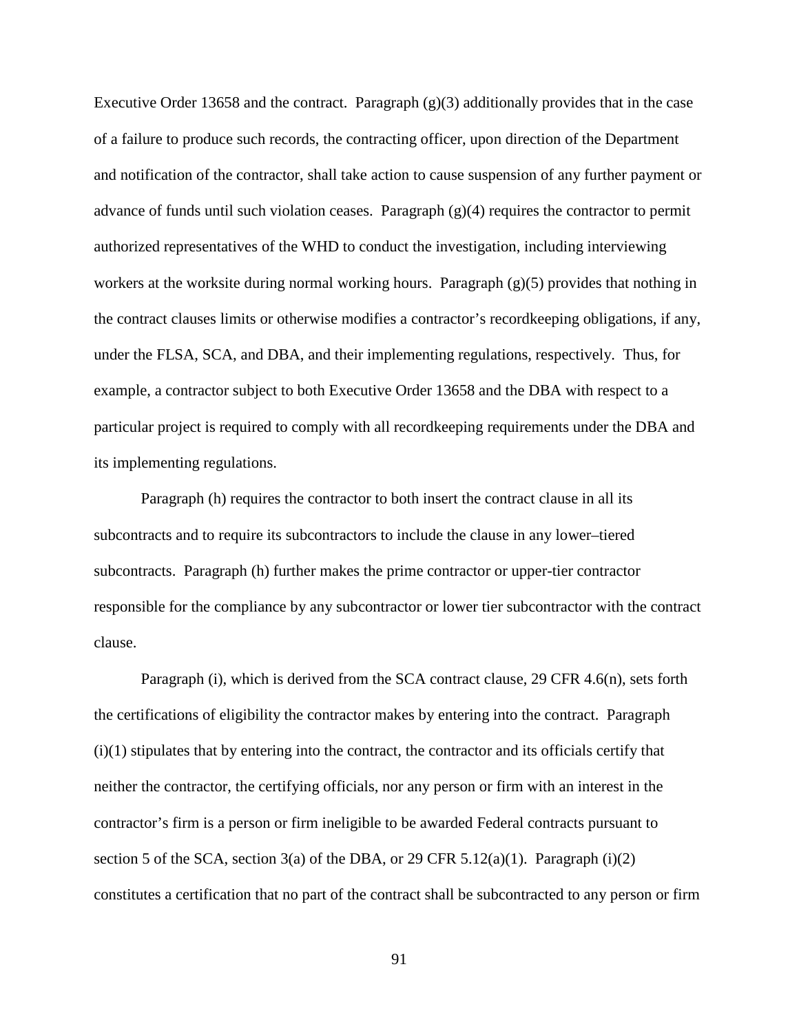Executive Order 13658 and the contract. Paragraph (g)(3) additionally provides that in the case of a failure to produce such records, the contracting officer, upon direction of the Department and notification of the contractor, shall take action to cause suspension of any further payment or advance of funds until such violation ceases. Paragraph (g)(4) requires the contractor to permit authorized representatives of the WHD to conduct the investigation, including interviewing workers at the worksite during normal working hours. Paragraph (g)(5) provides that nothing in the contract clauses limits or otherwise modifies a contractor's recordkeeping obligations, if any, under the FLSA, SCA, and DBA, and their implementing regulations, respectively. Thus, for example, a contractor subject to both Executive Order 13658 and the DBA with respect to a particular project is required to comply with all recordkeeping requirements under the DBA and its implementing regulations.

Paragraph (h) requires the contractor to both insert the contract clause in all its subcontracts and to require its subcontractors to include the clause in any lower–tiered subcontracts. Paragraph (h) further makes the prime contractor or upper-tier contractor responsible for the compliance by any subcontractor or lower tier subcontractor with the contract clause.

Paragraph (i), which is derived from the SCA contract clause, 29 CFR 4.6(n), sets forth the certifications of eligibility the contractor makes by entering into the contract. Paragraph (i)(1) stipulates that by entering into the contract, the contractor and its officials certify that neither the contractor, the certifying officials, nor any person or firm with an interest in the contractor's firm is a person or firm ineligible to be awarded Federal contracts pursuant to section 5 of the SCA, section 3(a) of the DBA, or 29 CFR 5.12(a)(1). Paragraph (i)(2) constitutes a certification that no part of the contract shall be subcontracted to any person or firm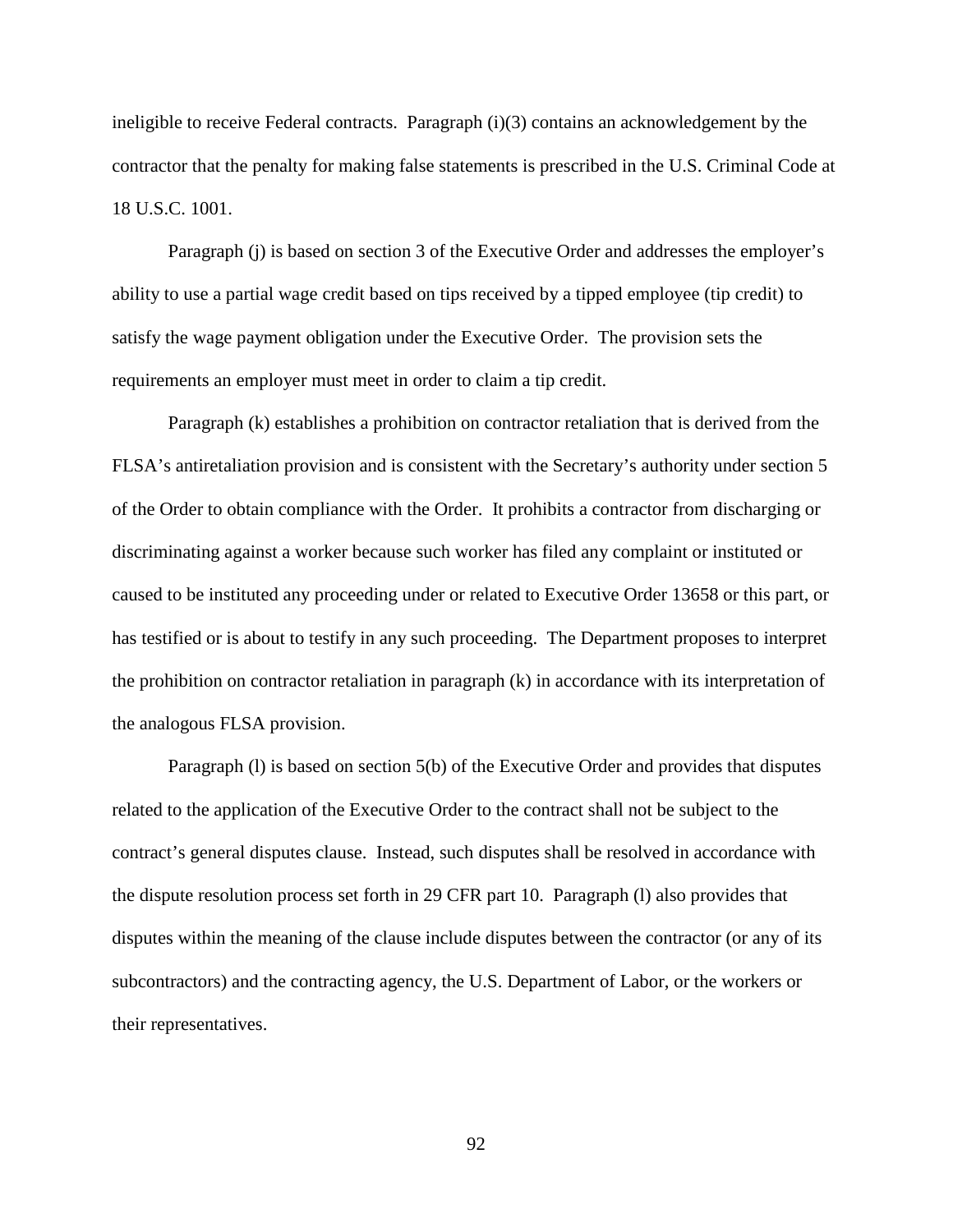ineligible to receive Federal contracts. Paragraph (i)(3) contains an acknowledgement by the contractor that the penalty for making false statements is prescribed in the U.S. Criminal Code at 18 U.S.C. 1001.

Paragraph (j) is based on section 3 of the Executive Order and addresses the employer's ability to use a partial wage credit based on tips received by a tipped employee (tip credit) to satisfy the wage payment obligation under the Executive Order. The provision sets the requirements an employer must meet in order to claim a tip credit.

Paragraph (k) establishes a prohibition on contractor retaliation that is derived from the FLSA's antiretaliation provision and is consistent with the Secretary's authority under section 5 of the Order to obtain compliance with the Order. It prohibits a contractor from discharging or discriminating against a worker because such worker has filed any complaint or instituted or caused to be instituted any proceeding under or related to Executive Order 13658 or this part, or has testified or is about to testify in any such proceeding. The Department proposes to interpret the prohibition on contractor retaliation in paragraph (k) in accordance with its interpretation of the analogous FLSA provision.

Paragraph (l) is based on section 5(b) of the Executive Order and provides that disputes related to the application of the Executive Order to the contract shall not be subject to the contract's general disputes clause. Instead, such disputes shall be resolved in accordance with the dispute resolution process set forth in 29 CFR part 10. Paragraph (l) also provides that disputes within the meaning of the clause include disputes between the contractor (or any of its subcontractors) and the contracting agency, the U.S. Department of Labor, or the workers or their representatives.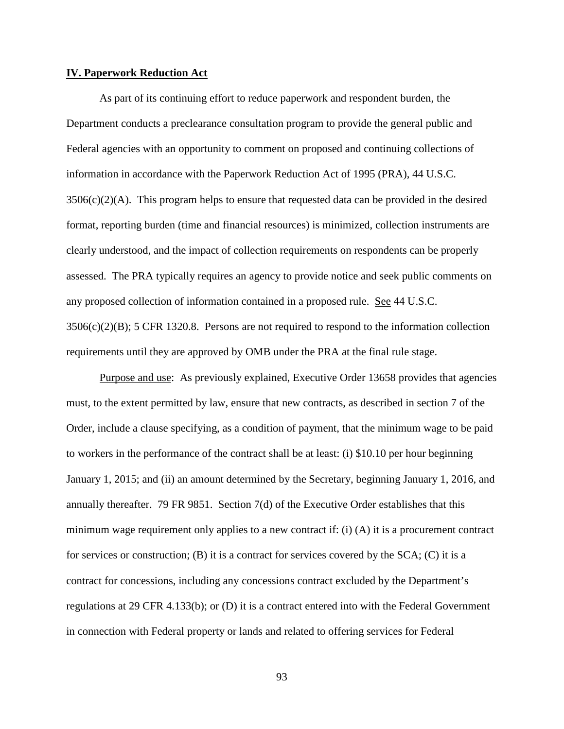## IV. Paperwork Reduction Act

As part of its continuing effort to reduce paperwork and respondent burden, the Department conducts a preclearance consultation program to provide the general public and Federal agencies with an opportunity to comment on proposed and continuing collections of information in accordance with the Paperwork Reduction Act of 1995 (PRA), 44 U.S.C. 3506(c)(2)(A). This program helps to ensure that requested data can be provided in the desired format, reporting burden (time and financial resources) is minimized, collection instruments are clearly understood, and the impact of collection requirements on respondents can be properly assessed. The PRA typically requires an agency to provide notice and seek public comments on any proposed collection of information contained in a proposed rule. See 44 U.S.C. 3506(c)(2)(B); 5 CFR 1320.8. Persons are not required to respond to the information collection requirements until they are approved by OMB under the PRA at the final rule stage.

Purpose and use: As previously explained, Executive Order 13658 provides that agencies must, to the extent permitted by law, ensure that new contracts, as described in section 7 of the Order, include a clause specifying, as a condition of payment, that the minimum wage to be paid to workers in the performance of the contract shall be at least: (i) $10.10 per hour beginning January 1, 2015; and (ii) an amount determined by the Secretary, beginning January 1, 2016, and annually thereafter. 79 FR 9851. Section 7(d) of the Executive Order establishes that this minimum wage requirement only applies to a new contract if: (i) (A) it is a procurement contract for services or construction; (B) it is a contract for services covered by the SCA; (C) it is a contract for concessions, including any concessions contract excluded by the Department's regulations at 29 CFR 4.133(b); or (D) it is a contract entered into with the Federal Government in connection with Federal property or lands and related to offering services for Federal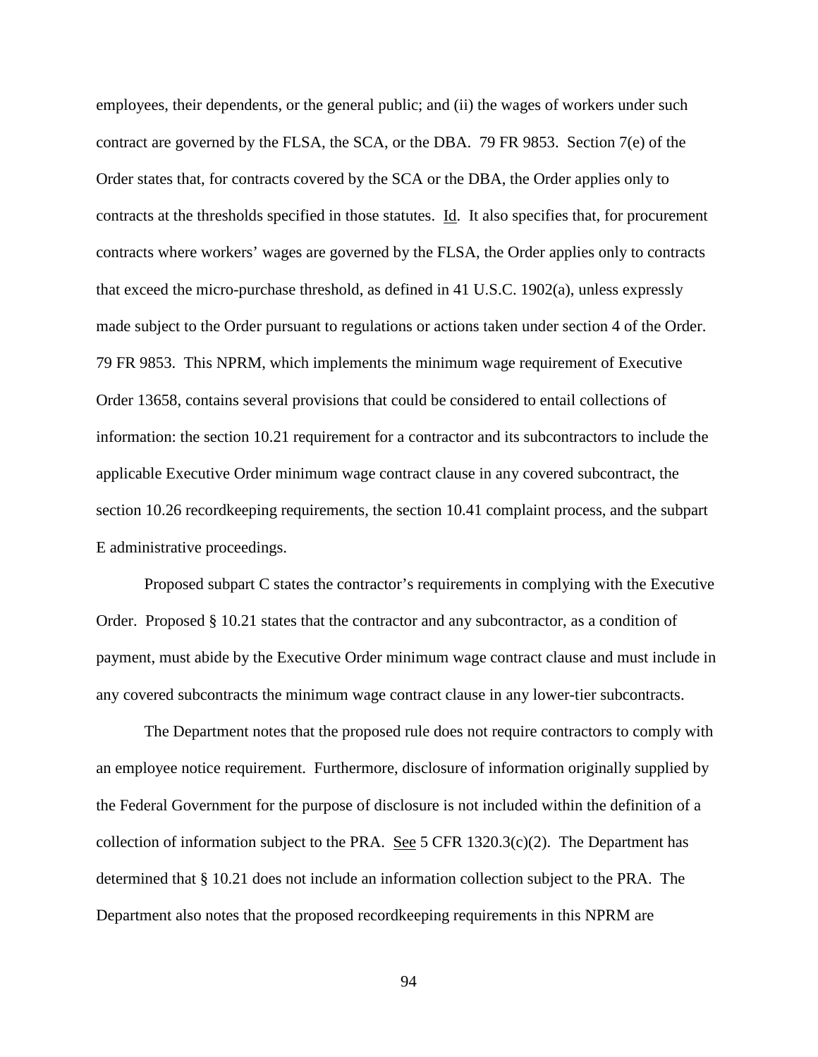employees, their dependents, or the general public; and (ii) the wages of workers under such contract are governed by the FLSA, the SCA, or the DBA. 79 FR 9853. Section 7(e) of the Order states that, for contracts covered by the SCA or the DBA, the Order applies only to contracts at the thresholds specified in those statutes. Id. It also specifies that, for procurement contracts where workers' wages are governed by the FLSA, the Order applies only to contracts that exceed the micro-purchase threshold, as defined in 41 U.S.C. 1902(a), unless expressly made subject to the Order pursuant to regulations or actions taken under section 4 of the Order. 79 FR 9853. This NPRM, which implements the minimum wage requirement of Executive Order 13658, contains several provisions that could be considered to entail collections of information: the section 10.21 requirement for a contractor and its subcontractors to include the applicable Executive Order minimum wage contract clause in any covered subcontract, the section 10.26 recordkeeping requirements, the section 10.41 complaint process, and the subpart E administrative proceedings.

Proposed subpart C states the contractor's requirements in complying with the Executive Order. Proposed § 10.21 states that the contractor and any subcontractor, as a condition of payment, must abide by the Executive Order minimum wage contract clause and must include in any covered subcontracts the minimum wage contract clause in any lower-tier subcontracts.

The Department notes that the proposed rule does not require contractors to comply with an employee notice requirement. Furthermore, disclosure of information originally supplied by the Federal Government for the purpose of disclosure is not included within the definition of a collection of information subject to the PRA. See 5 CFR 1320.3(c)(2). The Department has determined that § 10.21 does not include an information collection subject to the PRA. The Department also notes that the proposed recordkeeping requirements in this NPRM are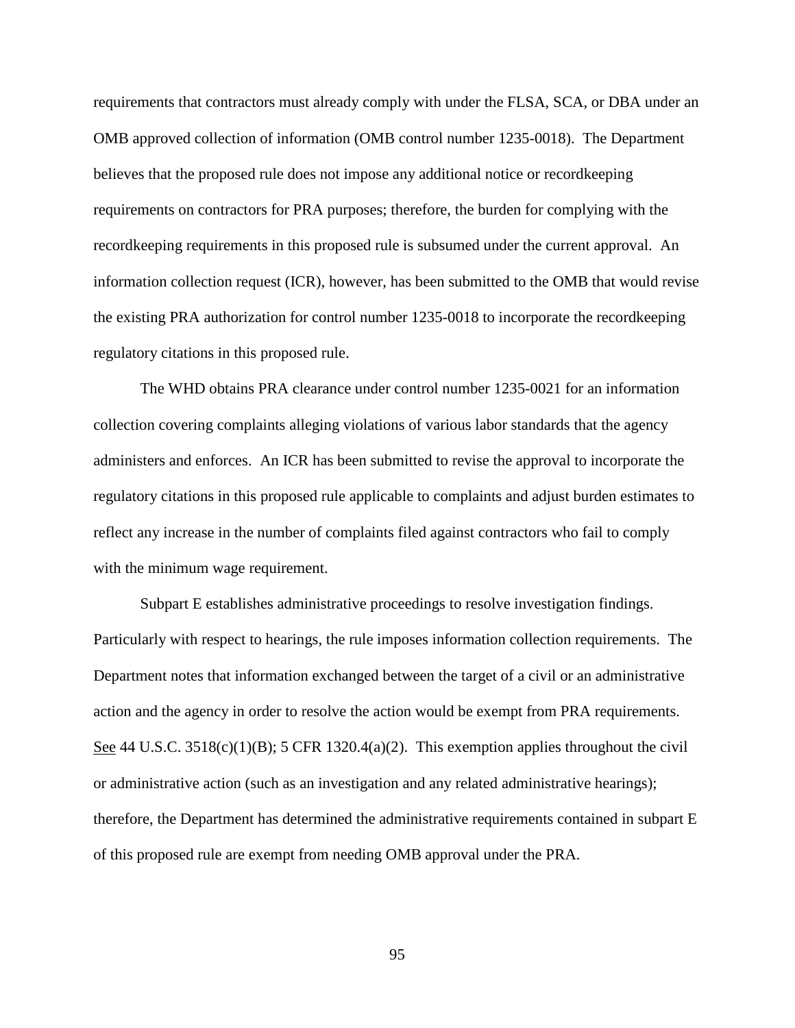requirements that contractors must already comply with under the FLSA, SCA, or DBA under an OMB approved collection of information (OMB control number 1235-0018). The Department believes that the proposed rule does not impose any additional notice or recordkeeping requirements on contractors for PRA purposes; therefore, the burden for complying with the recordkeeping requirements in this proposed rule is subsumed under the current approval. An information collection request (ICR), however, has been submitted to the OMB that would revise the existing PRA authorization for control number 1235-0018 to incorporate the recordkeeping regulatory citations in this proposed rule.

The WHD obtains PRA clearance under control number 1235-0021 for an information collection covering complaints alleging violations of various labor standards that the agency administers and enforces. An ICR has been submitted to revise the approval to incorporate the regulatory citations in this proposed rule applicable to complaints and adjust burden estimates to reflect any increase in the number of complaints filed against contractors who fail to comply with the minimum wage requirement.

Subpart E establishes administrative proceedings to resolve investigation findings. Particularly with respect to hearings, the rule imposes information collection requirements. The Department notes that information exchanged between the target of a civil or an administrative action and the agency in order to resolve the action would be exempt from PRA requirements. See 44 U.S.C. 3518(c)(1)(B); 5 CFR 1320.4(a)(2). This exemption applies throughout the civil or administrative action (such as an investigation and any related administrative hearings); therefore, the Department has determined the administrative requirements contained in subpart E of this proposed rule are exempt from needing OMB approval under the PRA.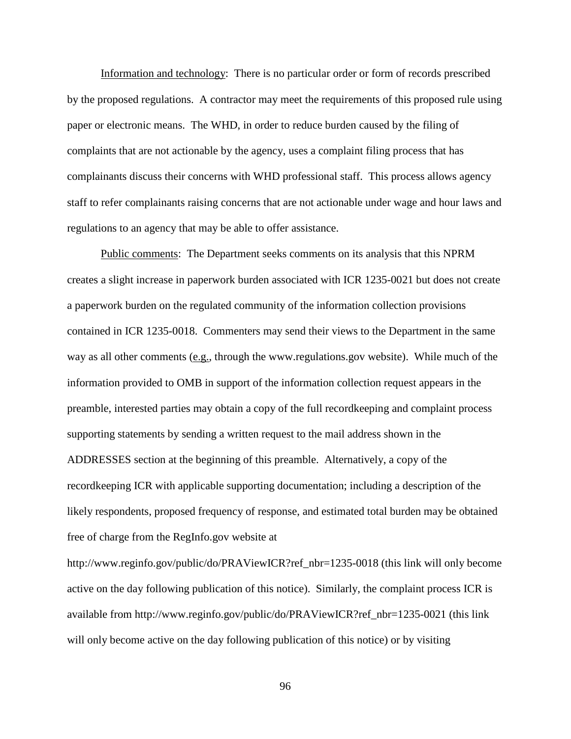Information and technology: There is no particular order or form of records prescribed by the proposed regulations. A contractor may meet the requirements of this proposed rule using paper or electronic means. The WHD, in order to reduce burden caused by the filing of complaints that are not actionable by the agency, uses a complaint filing process that has complainants discuss their concerns with WHD professional staff. This process allows agency staff to refer complainants raising concerns that are not actionable under wage and hour laws and regulations to an agency that may be able to offer assistance.

Public comments: The Department seeks comments on its analysis that this NPRM creates a slight increase in paperwork burden associated with ICR 1235-0021 but does not create a paperwork burden on the regulated community of the information collection provisions contained in ICR 1235-0018. Commenters may send their views to the Department in the same way as all other comments (e.g., through the www.regulations.gov website). While much of the information provided to OMB in support of the information collection request appears in the preamble, interested parties may obtain a copy of the full recordkeeping and complaint process supporting statements by sending a written request to the mail address shown in the ADDRESSES section at the beginning of this preamble. Alternatively, a copy of the recordkeeping ICR with applicable supporting documentation; including a description of the likely respondents, proposed frequency of response, and estimated total burden may be obtained free of charge from the RegInfo.gov website at http://www.reginfo.gov/public/do/PRAViewICR?ref_nbr=1235-0018 (this link will only become active on the day following publication of this notice). Similarly, the complaint process ICR is available from http://www.reginfo.gov/public/do/PRAViewICR?ref_nbr=1235-0021 (this link will only become active on the day following publication of this notice) or by visiting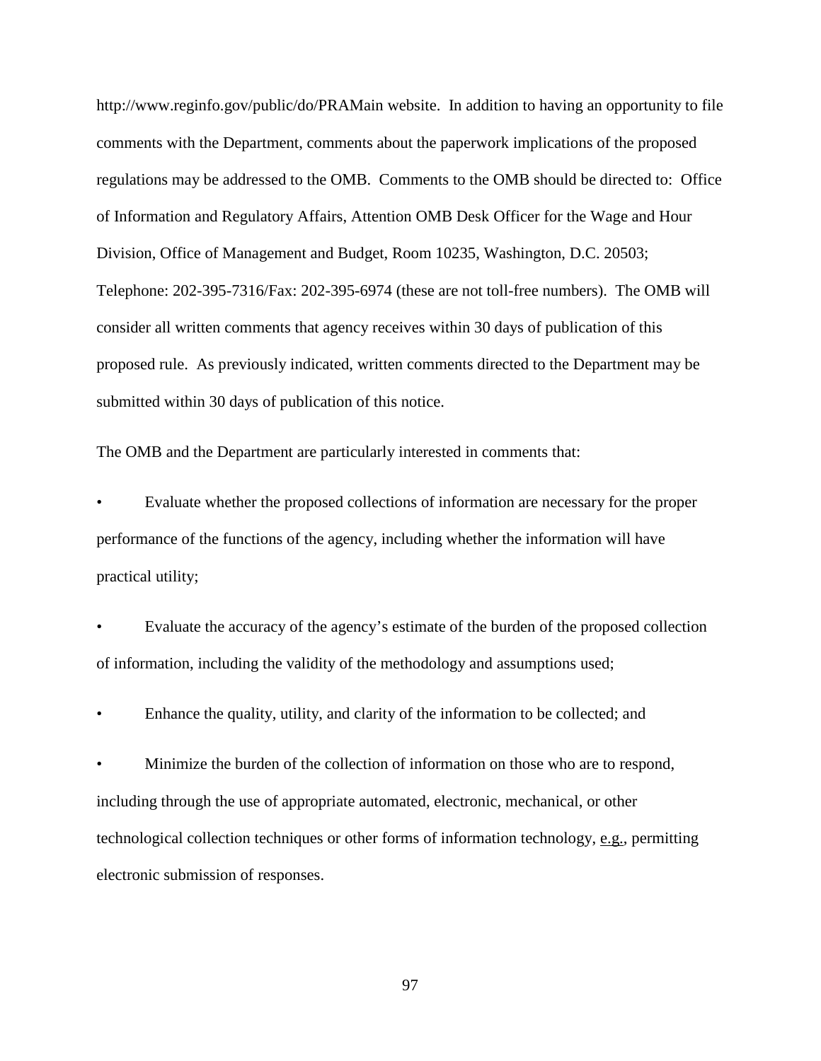http://www.reginfo.gov/public/do/PRAMain website. In addition to having an opportunity to file comments with the Department, comments about the paperwork implications of the proposed regulations may be addressed to the OMB. Comments to the OMB should be directed to: Office of Information and Regulatory Affairs, Attention OMB Desk Officer for the Wage and Hour Division, Office of Management and Budget, Room 10235, Washington, D.C. 20503; Telephone: 202-395-7316/Fax: 202-395-6974 (these are not toll-free numbers). The OMB will consider all written comments that agency receives within 30 days of publication of this proposed rule. As previously indicated, written comments directed to the Department may be submitted within 30 days of publication of this notice.

The OMB and the Department are particularly interested in comments that:

- Evaluate whether the proposed collections of information are necessary for the proper performance of the functions of the agency, including whether the information will have practical utility;
- Evaluate the accuracy of the agency's estimate of the burden of the proposed collection of information, including the validity of the methodology and assumptions used;
- Enhance the quality, utility, and clarity of the information to be collected; and
- Minimize the burden of the collection of information on those who are to respond, including through the use of appropriate automated, electronic, mechanical, or other technological collection techniques or other forms of information technology, e.g., permitting electronic submission of responses.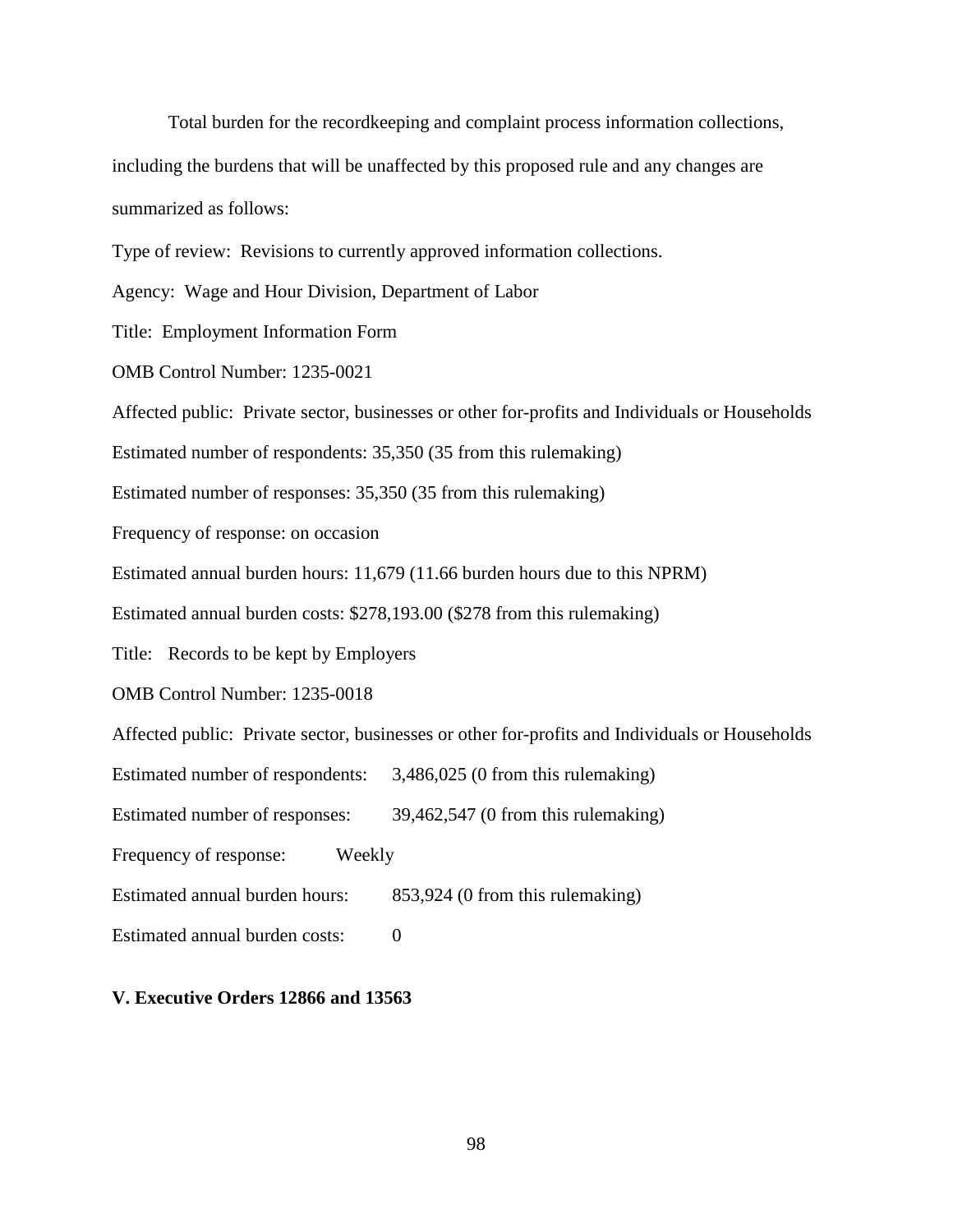Total burden for the recordkeeping and complaint process information collections, including the burdens that will be unaffected by this proposed rule and any changes are summarized as follows:

Type of review: Revisions to currently approved information collections.

Agency: Wage and Hour Division, Department of Labor

Title: Employment Information Form

OMB Control Number: 1235-0021

Affected public: Private sector, businesses or other for-profits and Individuals or Households

Estimated number of respondents: 35,350 (35 from this rulemaking)

Estimated number of responses: 35,350 (35 from this rulemaking)

Frequency of response: on occasion

Estimated annual burden hours: 11,679 (11.66 burden hours due to this NPRM)

Estimated annual burden costs: $278,193.00 ($278 from this rulemaking)

Title: Records to be kept by Employers

OMB Control Number: 1235-0018

Affected public: Private sector, businesses or other for-profits and Individuals or Households

Estimated number of respondents: 3,486,025 (0 from this rulemaking)

Estimated number of responses: 39,462,547 (0 from this rulemaking)

Frequency of response: Weekly

Estimated annual burden hours: 853,924 (0 from this rulemaking)

Estimated annual burden costs: 0

**V. Executive Orders 12866 and 13563**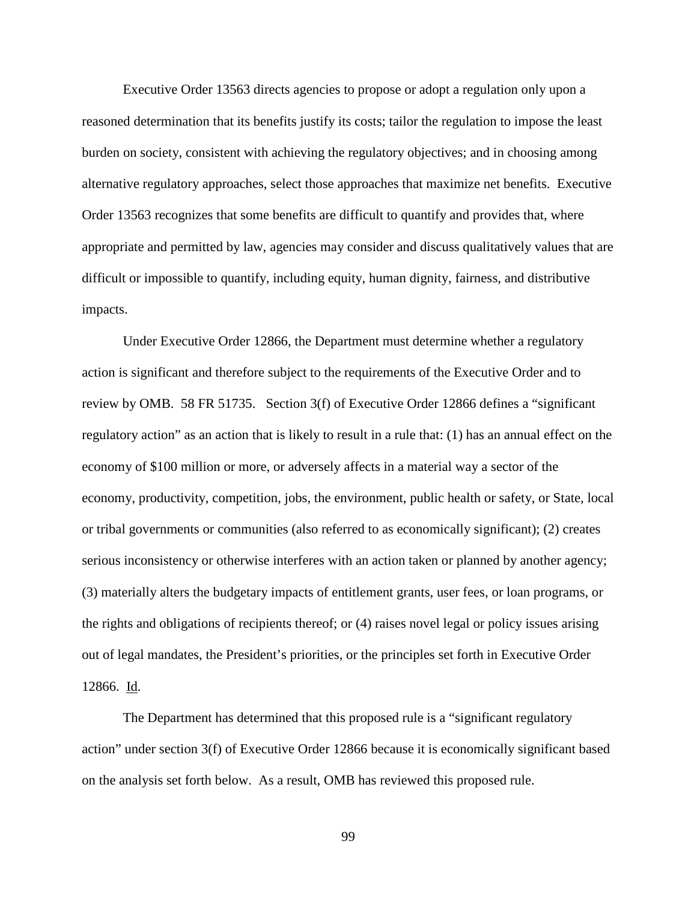Executive Order 13563 directs agencies to propose or adopt a regulation only upon a reasoned determination that its benefits justify its costs; tailor the regulation to impose the least burden on society, consistent with achieving the regulatory objectives; and in choosing among alternative regulatory approaches, select those approaches that maximize net benefits. Executive Order 13563 recognizes that some benefits are difficult to quantify and provides that, where appropriate and permitted by law, agencies may consider and discuss qualitatively values that are difficult or impossible to quantify, including equity, human dignity, fairness, and distributive impacts.

Under Executive Order 12866, the Department must determine whether a regulatory action is significant and therefore subject to the requirements of the Executive Order and to review by OMB. 58 FR 51735. Section 3(f) of Executive Order 12866 defines a "significant regulatory action" as an action that is likely to result in a rule that: (1) has an annual effect on the economy of $100 million or more, or adversely affects in a material way a sector of the economy, productivity, competition, jobs, the environment, public health or safety, or State, local or tribal governments or communities (also referred to as economically significant); (2) creates serious inconsistency or otherwise interferes with an action taken or planned by another agency; (3) materially alters the budgetary impacts of entitlement grants, user fees, or loan programs, or the rights and obligations of recipients thereof; or (4) raises novel legal or policy issues arising out of legal mandates, the President's priorities, or the principles set forth in Executive Order 12866. Id.

The Department has determined that this proposed rule is a "significant regulatory action" under section 3(f) of Executive Order 12866 because it is economically significant based on the analysis set forth below. As a result, OMB has reviewed this proposed rule.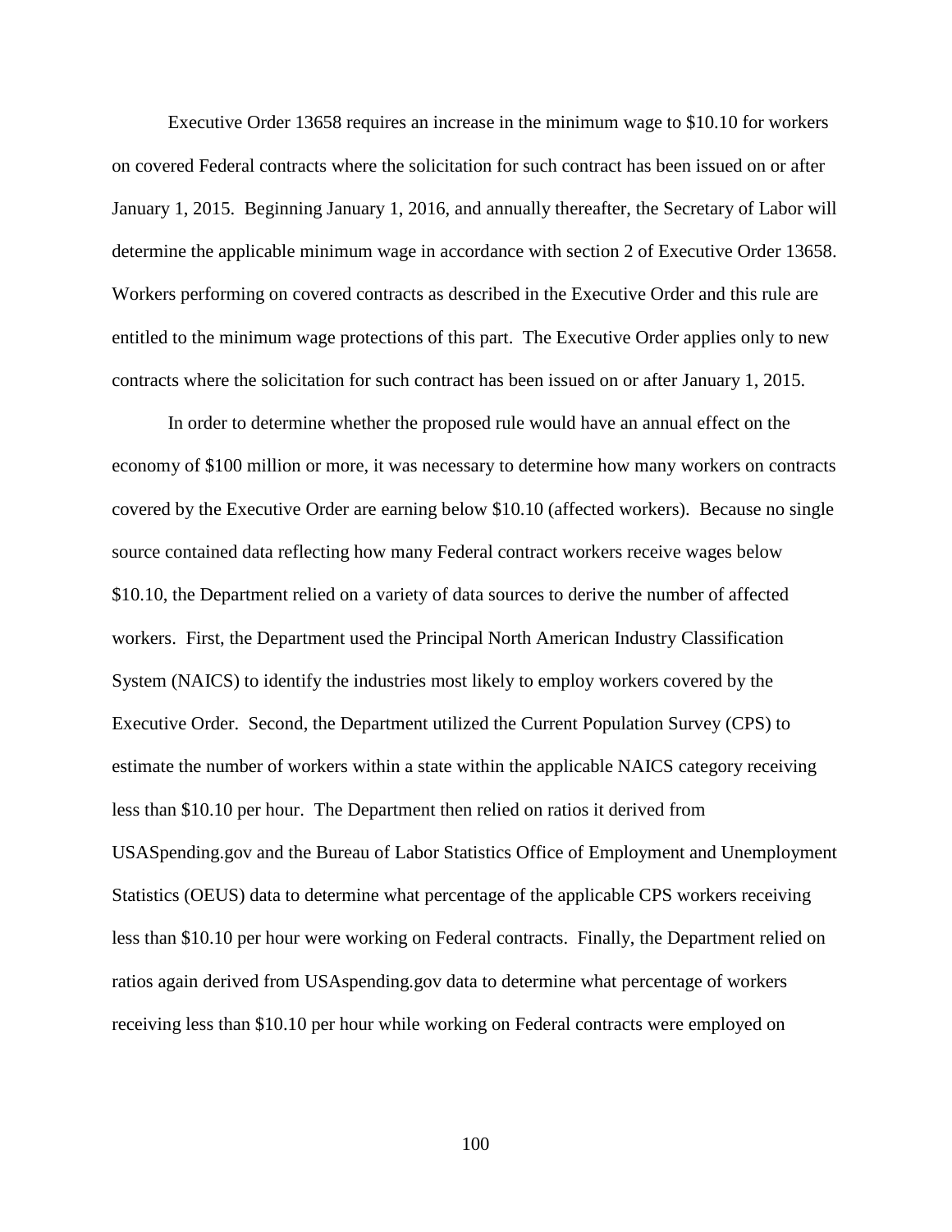Executive Order 13658 requires an increase in the minimum wage to $10.10 for workers on covered Federal contracts where the solicitation for such contract has been issued on or after January 1, 2015. Beginning January 1, 2016, and annually thereafter, the Secretary of Labor will determine the applicable minimum wage in accordance with section 2 of Executive Order 13658. Workers performing on covered contracts as described in the Executive Order and this rule are entitled to the minimum wage protections of this part. The Executive Order applies only to new contracts where the solicitation for such contract has been issued on or after January 1, 2015.

In order to determine whether the proposed rule would have an annual effect on the economy of $100 million or more, it was necessary to determine how many workers on contracts covered by the Executive Order are earning below $10.10 (affected workers). Because no single source contained data reflecting how many Federal contract workers receive wages below $10.10, the Department relied on a variety of data sources to derive the number of affected workers. First, the Department used the Principal North American Industry Classification System (NAICS) to identify the industries most likely to employ workers covered by the Executive Order. Second, the Department utilized the Current Population Survey (CPS) to estimate the number of workers within a state within the applicable NAICS category receiving less than $10.10 per hour. The Department then relied on ratios it derived from USASpending.gov and the Bureau of Labor Statistics Office of Employment and Unemployment Statistics (OEUS) data to determine what percentage of the applicable CPS workers receiving less than $10.10 per hour were working on Federal contracts. Finally, the Department relied on ratios again derived from USAspending.gov data to determine what percentage of workers receiving less than $10.10 per hour while working on Federal contracts were employed on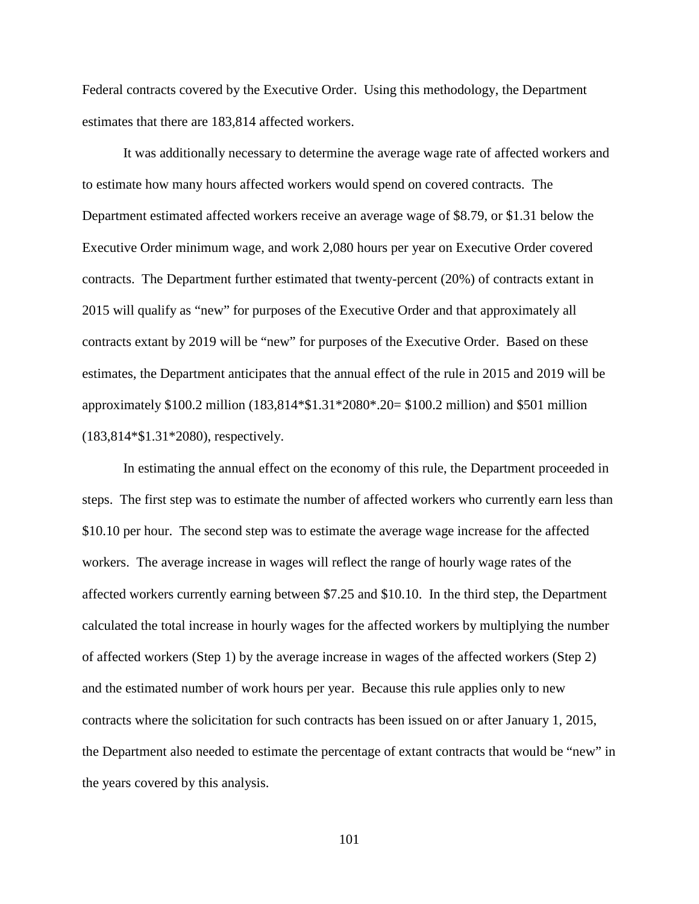Federal contracts covered by the Executive Order. Using this methodology, the Department estimates that there are 183,814 affected workers.

It was additionally necessary to determine the average wage rate of affected workers and to estimate how many hours affected workers would spend on covered contracts. The Department estimated affected workers receive an average wage of \$8.79, or \$1.31 below the Executive Order minimum wage, and work 2,080 hours per year on Executive Order covered contracts. The Department further estimated that twenty-percent (20%) of contracts extant in 2015 will qualify as "new" for purposes of the Executive Order and that approximately all contracts extant by 2019 will be "new" for purposes of the Executive Order. Based on these estimates, the Department anticipates that the annual effect of the rule in 2015 and 2019 will be approximately \$100.2 million (183,814*\$1.31*2080*.20= \$100.2 million) and \$501 million (183,814*\$1.31*2080), respectively.

In estimating the annual effect on the economy of this rule, the Department proceeded in steps. The first step was to estimate the number of affected workers who currently earn less than \$10.10 per hour. The second step was to estimate the average wage increase for the affected workers. The average increase in wages will reflect the range of hourly wage rates of the affected workers currently earning between \$7.25 and \$10.10. In the third step, the Department calculated the total increase in hourly wages for the affected workers by multiplying the number of affected workers (Step 1) by the average increase in wages of the affected workers (Step 2) and the estimated number of work hours per year. Because this rule applies only to new contracts where the solicitation for such contracts has been issued on or after January 1, 2015, the Department also needed to estimate the percentage of extant contracts that would be "new" in the years covered by this analysis.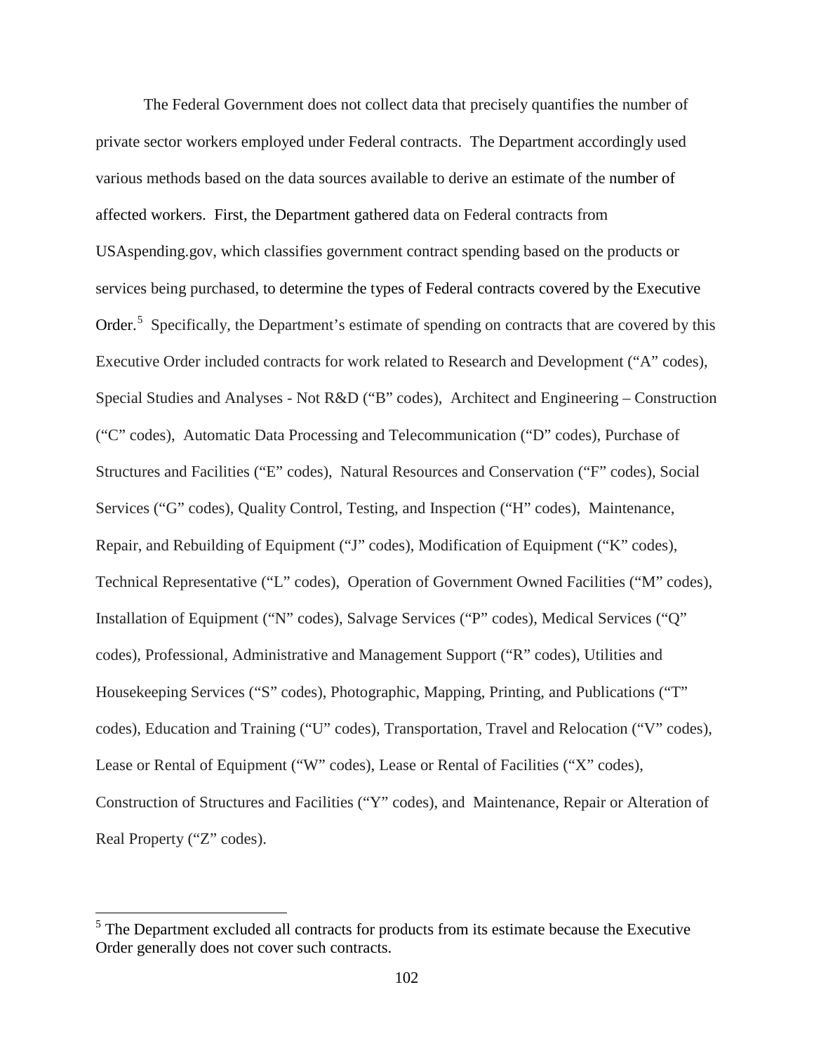The Federal Government does not collect data that precisely quantifies the number of private sector workers employed under Federal contracts. The Department accordingly used various methods based on the data sources available to derive an estimate of the number of affected workers. First, the Department gathered data on Federal contracts from USAspending.gov, which classifies government contract spending based on the products or services being purchased, to determine the types of Federal contracts covered by the Executive Order.[5] Specifically, the Department's estimate of spending on contracts that are covered by this Executive Order included contracts for work related to Research and Development ("A" codes), Special Studies and Analyses - Not R&D ("B" codes), Architect and Engineering – Construction ("C" codes), Automatic Data Processing and Telecommunication ("D" codes), Purchase of Structures and Facilities ("E" codes), Natural Resources and Conservation ("F" codes), Social Services ("G" codes), Quality Control, Testing, and Inspection ("H" codes), Maintenance, Repair, and Rebuilding of Equipment ("J" codes), Modification of Equipment ("K" codes), Technical Representative ("L" codes), Operation of Government Owned Facilities ("M" codes), Installation of Equipment ("N" codes), Salvage Services ("P" codes), Medical Services ("Q" codes), Professional, Administrative and Management Support ("R" codes), Utilities and Housekeeping Services ("S" codes), Photographic, Mapping, Printing, and Publications ("T" codes), Education and Training ("U" codes), Transportation, Travel and Relocation ("V" codes), Lease or Rental of Equipment ("W" codes), Lease or Rental of Facilities ("X" codes), Construction of Structures and Facilities ("Y" codes), and Maintenance, Repair or Alteration of Real Property ("Z" codes).

---

[5] The Department excluded all contracts for products from its estimate because the Executive Order generally does not cover such contracts.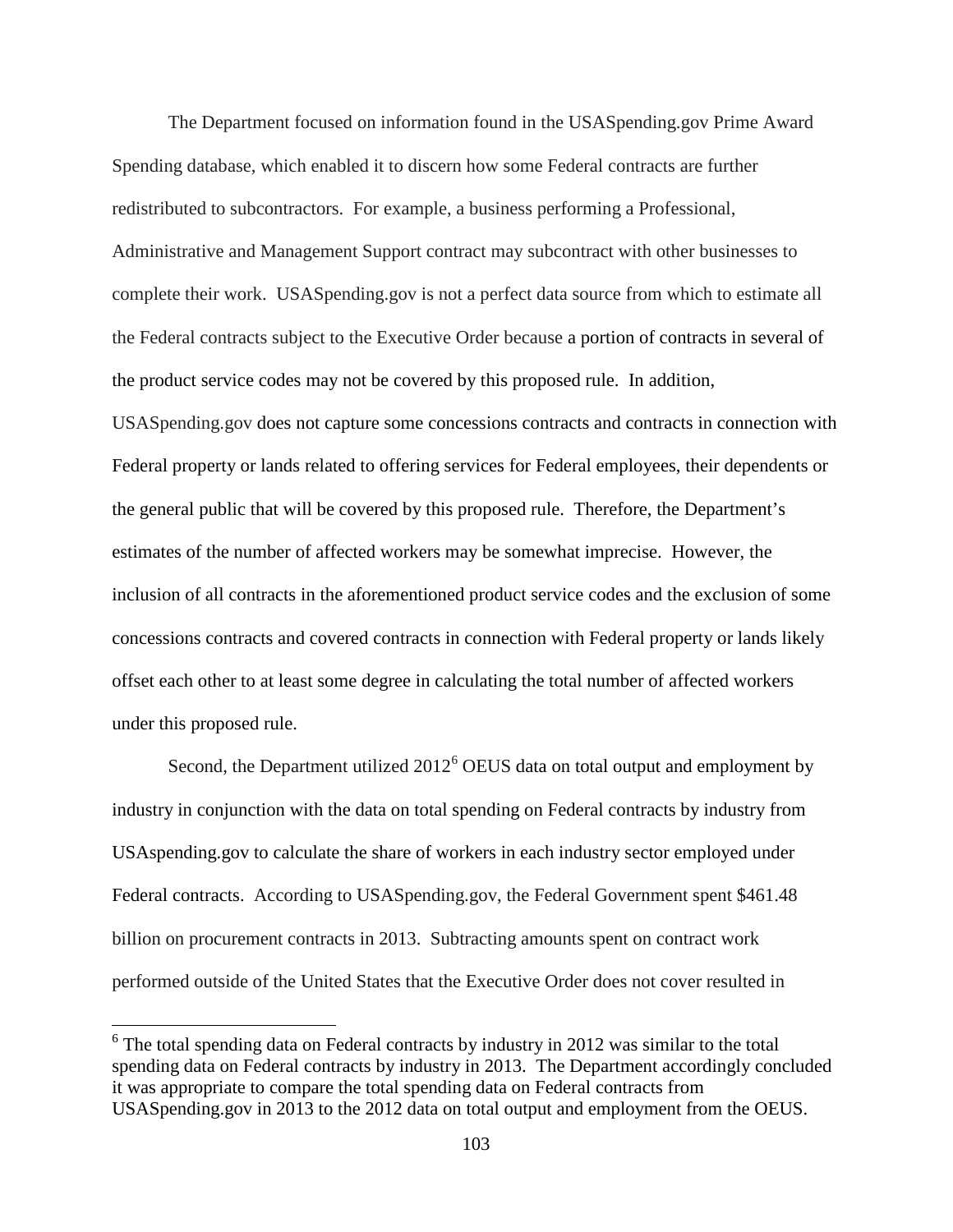The Department focused on information found in the USASpending.gov Prime Award Spending database, which enabled it to discern how some Federal contracts are further redistributed to subcontractors. For example, a business performing a Professional, Administrative and Management Support contract may subcontract with other businesses to complete their work. USASpending.gov is not a perfect data source from which to estimate all the Federal contracts subject to the Executive Order because a portion of contracts in several of the product service codes may not be covered by this proposed rule. In addition, USASpending.gov does not capture some concessions contracts and contracts in connection with Federal property or lands related to offering services for Federal employees, their dependents or the general public that will be covered by this proposed rule. Therefore, the Department's estimates of the number of affected workers may be somewhat imprecise. However, the inclusion of all contracts in the aforementioned product service codes and the exclusion of some concessions contracts and covered contracts in connection with Federal property or lands likely offset each other to at least some degree in calculating the total number of affected workers under this proposed rule.

Second, the Department utilized 2012[6] OEUS data on total output and employment by industry in conjunction with the data on total spending on Federal contracts by industry from USAspending.gov to calculate the share of workers in each industry sector employed under Federal contracts. According to USASpending.gov, the Federal Government spent $461.48 billion on procurement contracts in 2013. Subtracting amounts spent on contract work performed outside of the United States that the Executive Order does not cover resulted in

[6] The total spending data on Federal contracts by industry in 2012 was similar to the total spending data on Federal contracts by industry in 2013. The Department accordingly concluded it was appropriate to compare the total spending data on Federal contracts from USASpending.gov in 2013 to the 2012 data on total output and employment from the OEUS.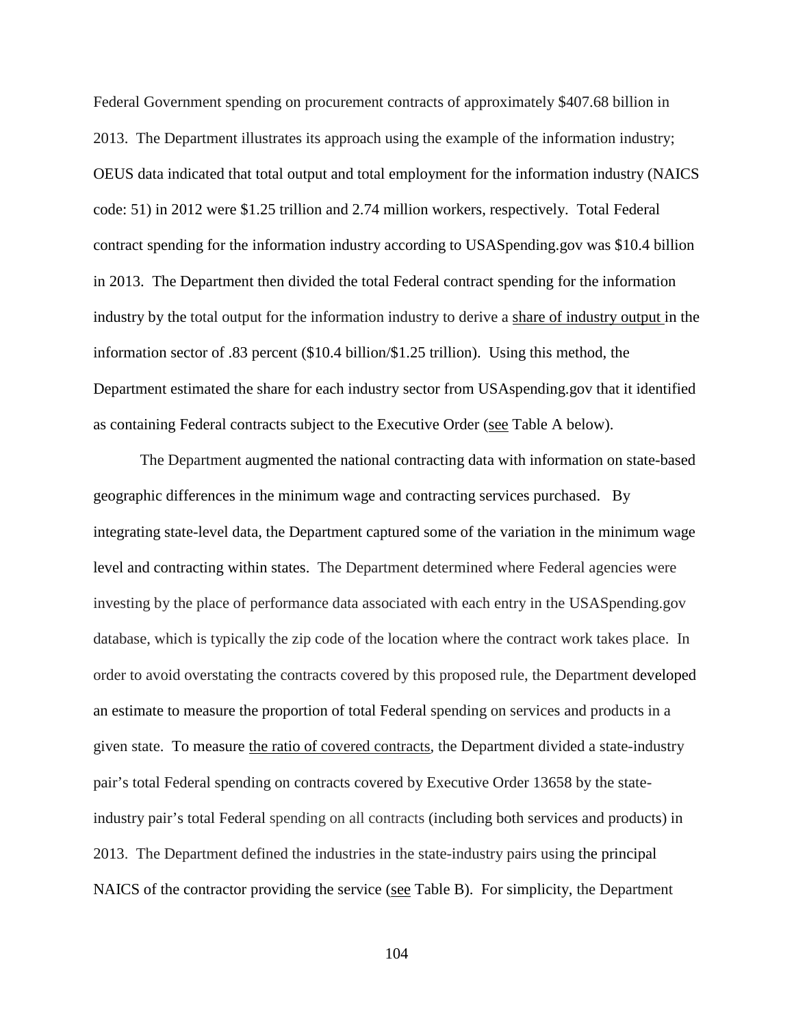Federal Government spending on procurement contracts of approximately $407.68 billion in 2013. The Department illustrates its approach using the example of the information industry; OEUS data indicated that total output and total employment for the information industry (NAICS code: 51) in 2012 were $1.25 trillion and 2.74 million workers, respectively. Total Federal contract spending for the information industry according to USASpending.gov was $10.4 billion in 2013. The Department then divided the total Federal contract spending for the information industry by the total output for the information industry to derive a <u>share of industry output</u> in the information sector of .83 percent ($10.4 billion/$1.25 trillion). Using this method, the Department estimated the share for each industry sector from USAspending.gov that it identified as containing Federal contracts subject to the Executive Order (<u>see</u> Table A below).

The Department augmented the national contracting data with information on state-based geographic differences in the minimum wage and contracting services purchased. By integrating state-level data, the Department captured some of the variation in the minimum wage level and contracting within states. The Department determined where Federal agencies were investing by the place of performance data associated with each entry in the USASpending.gov database, which is typically the zip code of the location where the contract work takes place. In order to avoid overstating the contracts covered by this proposed rule, the Department developed an estimate to measure the proportion of total Federal spending on services and products in a given state. To measure <u>the ratio of covered contracts</u>, the Department divided a state-industry pair's total Federal spending on contracts covered by Executive Order 13658 by the state-industry pair's total Federal spending on all contracts (including both services and products) in 2013. The Department defined the industries in the state-industry pairs using the principal NAICS of the contractor providing the service (<u>see</u> Table B). For simplicity, the Department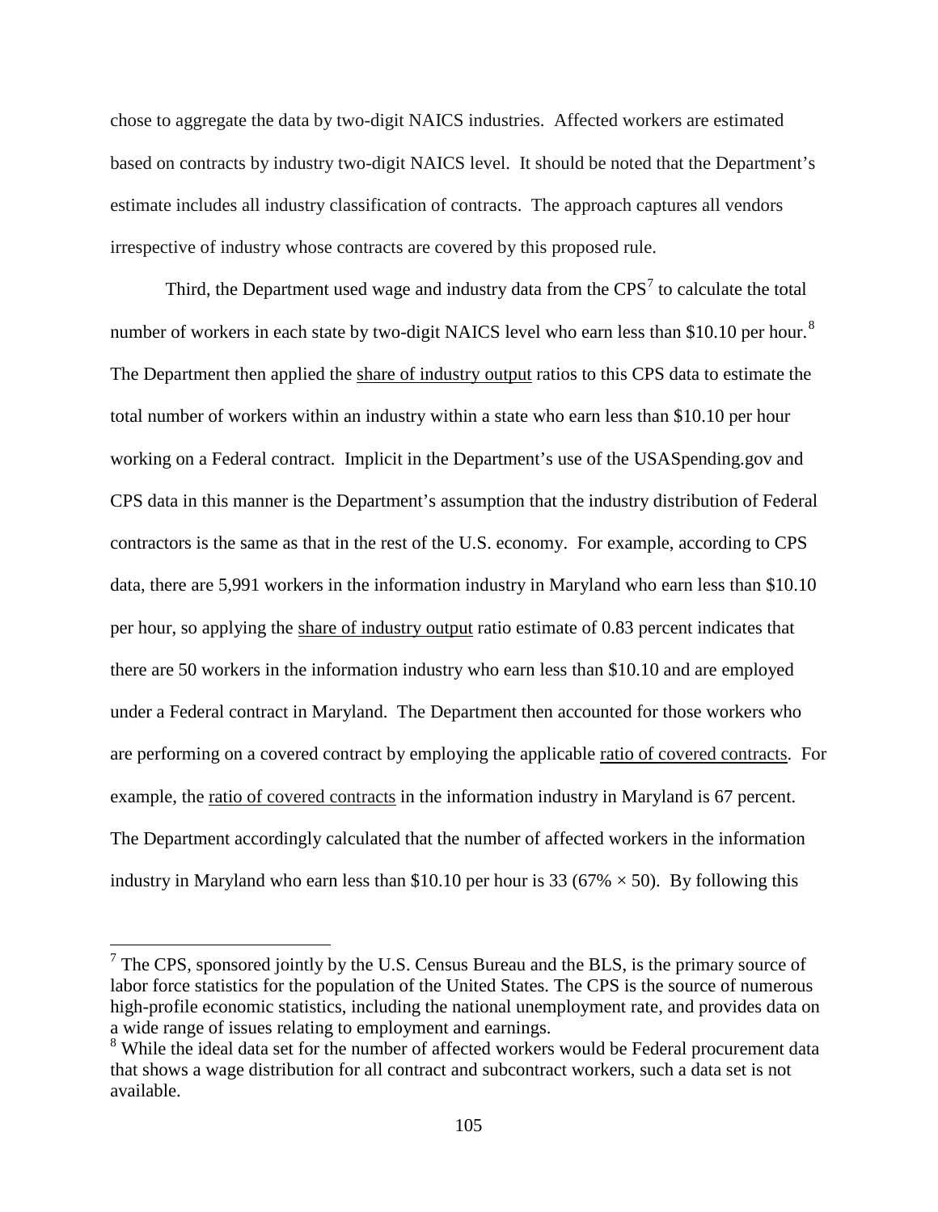chose to aggregate the data by two-digit NAICS industries. Affected workers are estimated based on contracts by industry two-digit NAICS level. It should be noted that the Department's estimate includes all industry classification of contracts. The approach captures all vendors irrespective of industry whose contracts are covered by this proposed rule.

Third, the Department used wage and industry data from the CPS[7] to calculate the total number of workers in each state by two-digit NAICS level who earn less than $10.10 per hour.[8] The Department then applied the share of industry output ratios to this CPS data to estimate the total number of workers within an industry within a state who earn less than $10.10 per hour working on a Federal contract. Implicit in the Department's use of the USASpending.gov and CPS data in this manner is the Department's assumption that the industry distribution of Federal contractors is the same as that in the rest of the U.S. economy. For example, according to CPS data, there are 5,991 workers in the information industry in Maryland who earn less than $10.10 per hour, so applying the share of industry output ratio estimate of 0.83 percent indicates that there are 50 workers in the information industry who earn less than $10.10 and are employed under a Federal contract in Maryland. The Department then accounted for those workers who are performing on a covered contract by employing the applicable ratio of covered contracts. For example, the ratio of covered contracts in the information industry in Maryland is 67 percent. The Department accordingly calculated that the number of affected workers in the information industry in Maryland who earn less than $10.10 per hour is 33 (67% × 50). By following this

[7] The CPS, sponsored jointly by the U.S. Census Bureau and the BLS, is the primary source of labor force statistics for the population of the United States. The CPS is the source of numerous high-profile economic statistics, including the national unemployment rate, and provides data on a wide range of issues relating to employment and earnings.

[8] While the ideal data set for the number of affected workers would be Federal procurement data that shows a wage distribution for all contract and subcontract workers, such a data set is not available.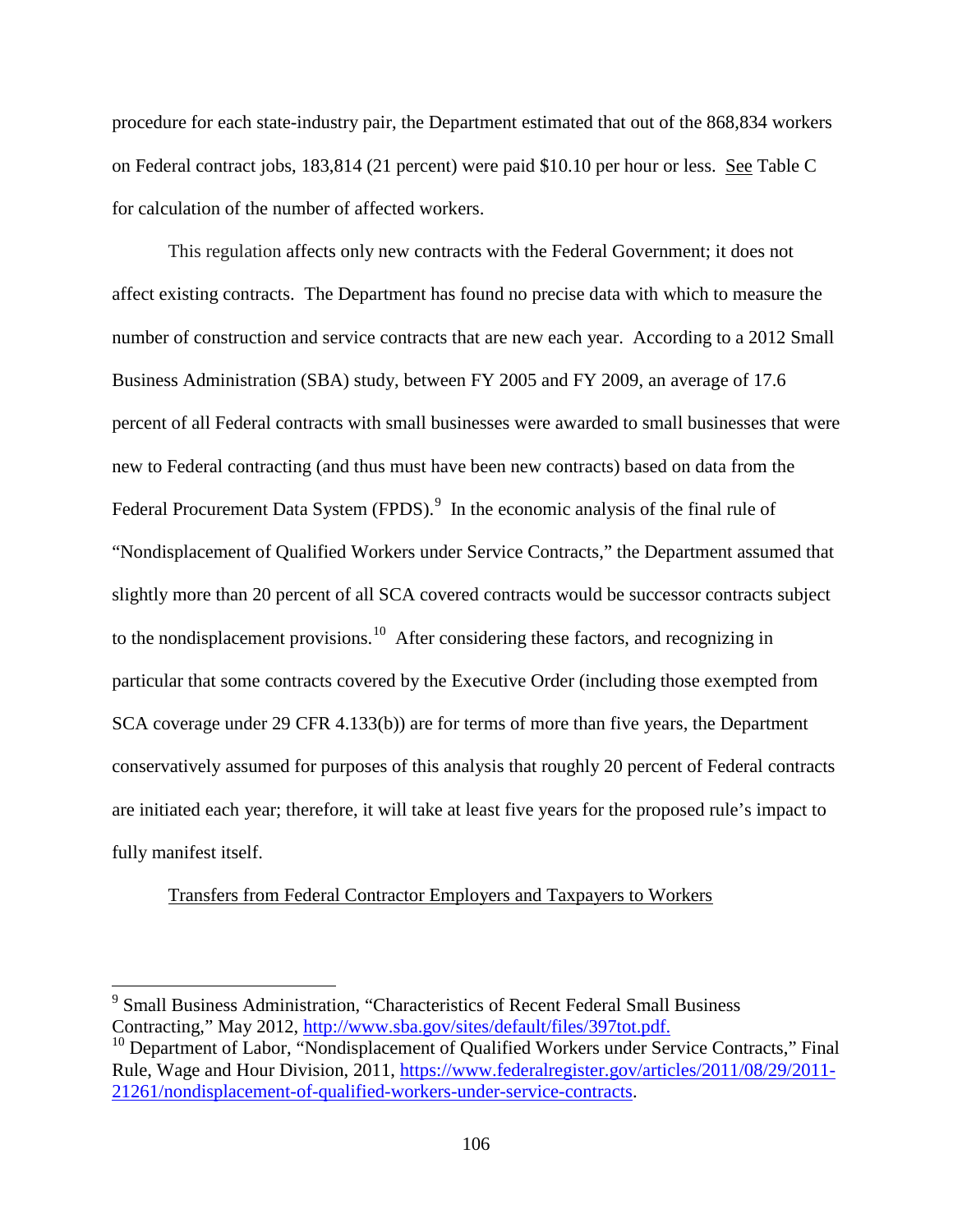procedure for each state-industry pair, the Department estimated that out of the 868,834 workers on Federal contract jobs, 183,814 (21 percent) were paid $10.10 per hour or less. See Table C for calculation of the number of affected workers.

This regulation affects only new contracts with the Federal Government; it does not affect existing contracts. The Department has found no precise data with which to measure the number of construction and service contracts that are new each year. According to a 2012 Small Business Administration (SBA) study, between FY 2005 and FY 2009, an average of 17.6 percent of all Federal contracts with small businesses were awarded to small businesses that were new to Federal contracting (and thus must have been new contracts) based on data from the Federal Procurement Data System (FPDS).[9] In the economic analysis of the final rule of "Nondisplacement of Qualified Workers under Service Contracts," the Department assumed that slightly more than 20 percent of all SCA covered contracts would be successor contracts subject to the nondisplacement provisions.[10] After considering these factors, and recognizing in particular that some contracts covered by the Executive Order (including those exempted from SCA coverage under 29 CFR 4.133(b)) are for terms of more than five years, the Department conservatively assumed for purposes of this analysis that roughly 20 percent of Federal contracts are initiated each year; therefore, it will take at least five years for the proposed rule's impact to fully manifest itself.

Transfers from Federal Contractor Employers and Taxpayers to Workers

---

[9] Small Business Administration, "Characteristics of Recent Federal Small Business Contracting," May 2012, http://www.sba.gov/sites/default/files/397tot.pdf.

[10] Department of Labor, "Nondisplacement of Qualified Workers under Service Contracts," Final Rule, Wage and Hour Division, 2011, https://www.federalregister.gov/articles/2011/08/29/2011-21261/nondisplacement-of-qualified-workers-under-service-contracts.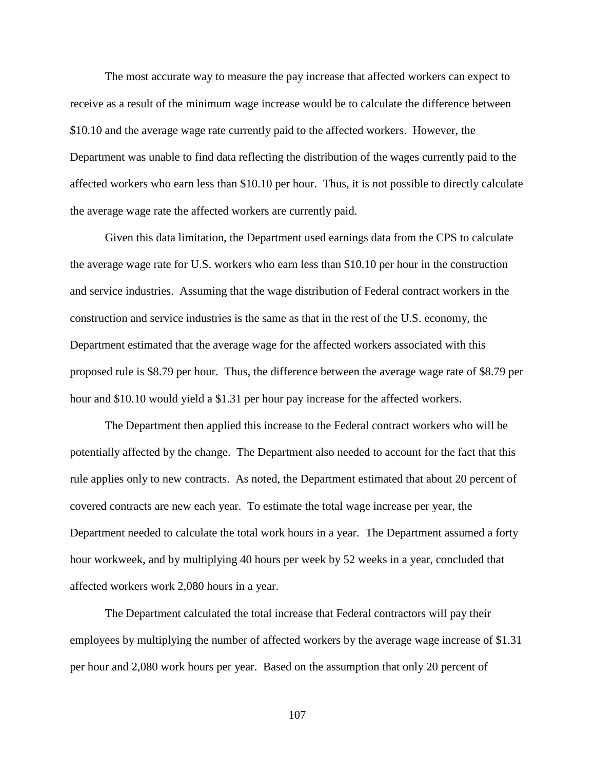The most accurate way to measure the pay increase that affected workers can expect to receive as a result of the minimum wage increase would be to calculate the difference between $10.10 and the average wage rate currently paid to the affected workers. However, the Department was unable to find data reflecting the distribution of the wages currently paid to the affected workers who earn less than $10.10 per hour. Thus, it is not possible to directly calculate the average wage rate the affected workers are currently paid.

Given this data limitation, the Department used earnings data from the CPS to calculate the average wage rate for U.S. workers who earn less than $10.10 per hour in the construction and service industries. Assuming that the wage distribution of Federal contract workers in the construction and service industries is the same as that in the rest of the U.S. economy, the Department estimated that the average wage for the affected workers associated with this proposed rule is $8.79 per hour. Thus, the difference between the average wage rate of $8.79 per hour and $10.10 would yield a $1.31 per hour pay increase for the affected workers.

The Department then applied this increase to the Federal contract workers who will be potentially affected by the change. The Department also needed to account for the fact that this rule applies only to new contracts. As noted, the Department estimated that about 20 percent of covered contracts are new each year. To estimate the total wage increase per year, the Department needed to calculate the total work hours in a year. The Department assumed a forty hour workweek, and by multiplying 40 hours per week by 52 weeks in a year, concluded that affected workers work 2,080 hours in a year.

The Department calculated the total increase that Federal contractors will pay their employees by multiplying the number of affected workers by the average wage increase of $1.31 per hour and 2,080 work hours per year. Based on the assumption that only 20 percent of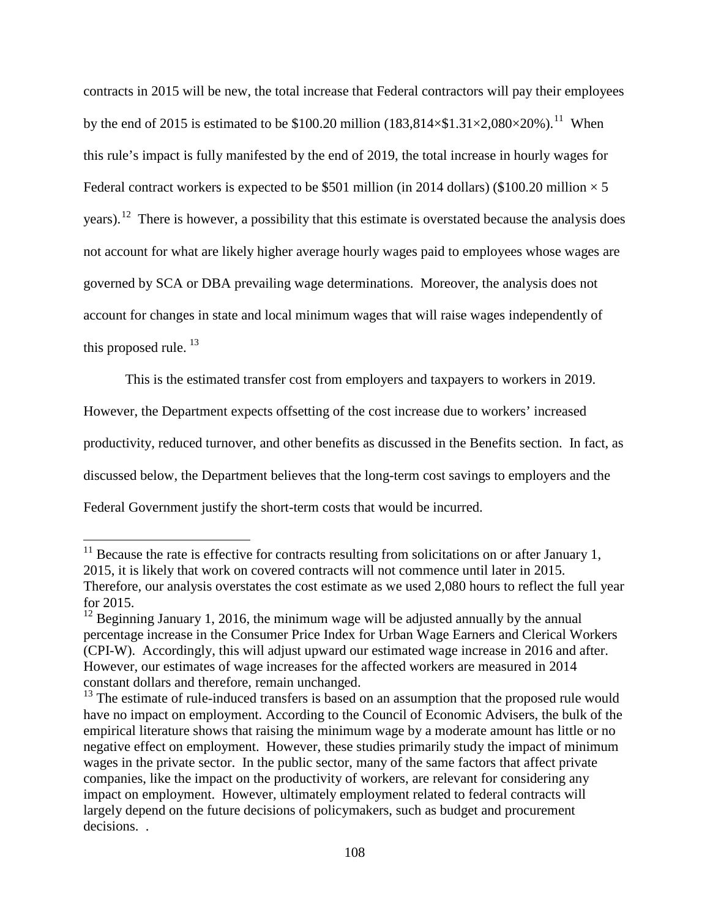contracts in 2015 will be new, the total increase that Federal contractors will pay their employees by the end of 2015 is estimated to be \$100.20 million (183,814×\$1.31×2,080×20%).[11] When this rule's impact is fully manifested by the end of 2019, the total increase in hourly wages for Federal contract workers is expected to be \$501 million (in 2014 dollars) (\$100.20 million × 5 years).[12] There is however, a possibility that this estimate is overstated because the analysis does not account for what are likely higher average hourly wages paid to employees whose wages are governed by SCA or DBA prevailing wage determinations. Moreover, the analysis does not account for changes in state and local minimum wages that will raise wages independently of this proposed rule.[13]

This is the estimated transfer cost from employers and taxpayers to workers in 2019. However, the Department expects offsetting of the cost increase due to workers' increased productivity, reduced turnover, and other benefits as discussed in the Benefits section. In fact, as discussed below, the Department believes that the long-term cost savings to employers and the Federal Government justify the short-term costs that would be incurred.

---

[11] Because the rate is effective for contracts resulting from solicitations on or after January 1, 2015, it is likely that work on covered contracts will not commence until later in 2015. Therefore, our analysis overstates the cost estimate as we used 2,080 hours to reflect the full year for 2015.

[12] Beginning January 1, 2016, the minimum wage will be adjusted annually by the annual percentage increase in the Consumer Price Index for Urban Wage Earners and Clerical Workers (CPI-W). Accordingly, this will adjust upward our estimated wage increase in 2016 and after. However, our estimates of wage increases for the affected workers are measured in 2014 constant dollars and therefore, remain unchanged.

[13] The estimate of rule-induced transfers is based on an assumption that the proposed rule would have no impact on employment. According to the Council of Economic Advisers, the bulk of the empirical literature shows that raising the minimum wage by a moderate amount has little or no negative effect on employment. However, these studies primarily study the impact of minimum wages in the private sector. In the public sector, many of the same factors that affect private companies, like the impact on the productivity of workers, are relevant for considering any impact on employment. However, ultimately employment related to federal contracts will largely depend on the future decisions of policymakers, such as budget and procurement decisions. .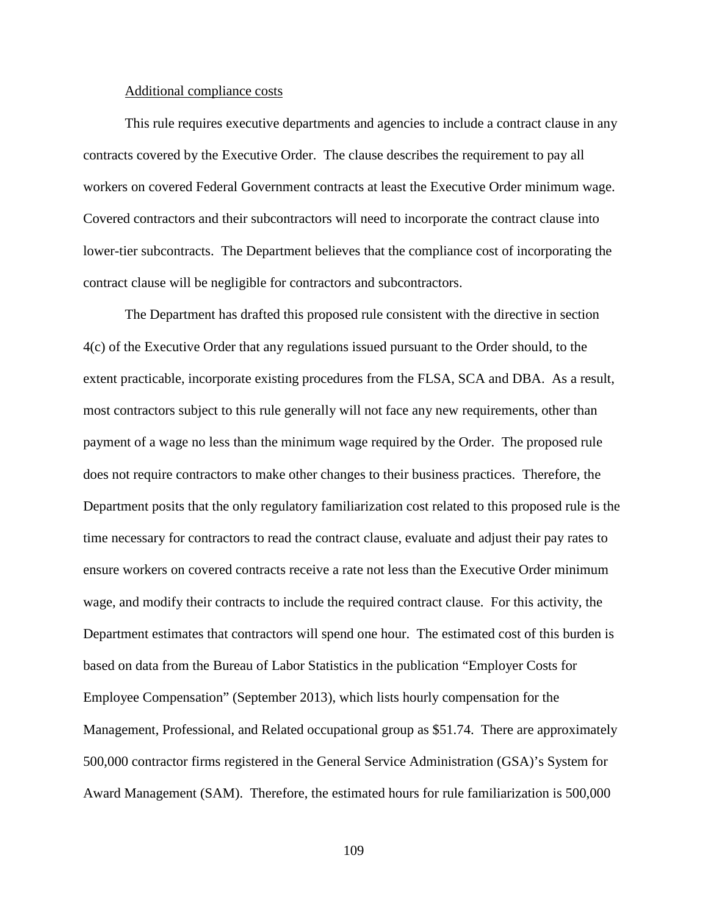Additional compliance costs

This rule requires executive departments and agencies to include a contract clause in any contracts covered by the Executive Order. The clause describes the requirement to pay all workers on covered Federal Government contracts at least the Executive Order minimum wage. Covered contractors and their subcontractors will need to incorporate the contract clause into lower-tier subcontracts. The Department believes that the compliance cost of incorporating the contract clause will be negligible for contractors and subcontractors.

The Department has drafted this proposed rule consistent with the directive in section 4(c) of the Executive Order that any regulations issued pursuant to the Order should, to the extent practicable, incorporate existing procedures from the FLSA, SCA and DBA. As a result, most contractors subject to this rule generally will not face any new requirements, other than payment of a wage no less than the minimum wage required by the Order. The proposed rule does not require contractors to make other changes to their business practices. Therefore, the Department posits that the only regulatory familiarization cost related to this proposed rule is the time necessary for contractors to read the contract clause, evaluate and adjust their pay rates to ensure workers on covered contracts receive a rate not less than the Executive Order minimum wage, and modify their contracts to include the required contract clause. For this activity, the Department estimates that contractors will spend one hour. The estimated cost of this burden is based on data from the Bureau of Labor Statistics in the publication "Employer Costs for Employee Compensation" (September 2013), which lists hourly compensation for the Management, Professional, and Related occupational group as $51.74. There are approximately 500,000 contractor firms registered in the General Service Administration (GSA)'s System for Award Management (SAM). Therefore, the estimated hours for rule familiarization is 500,000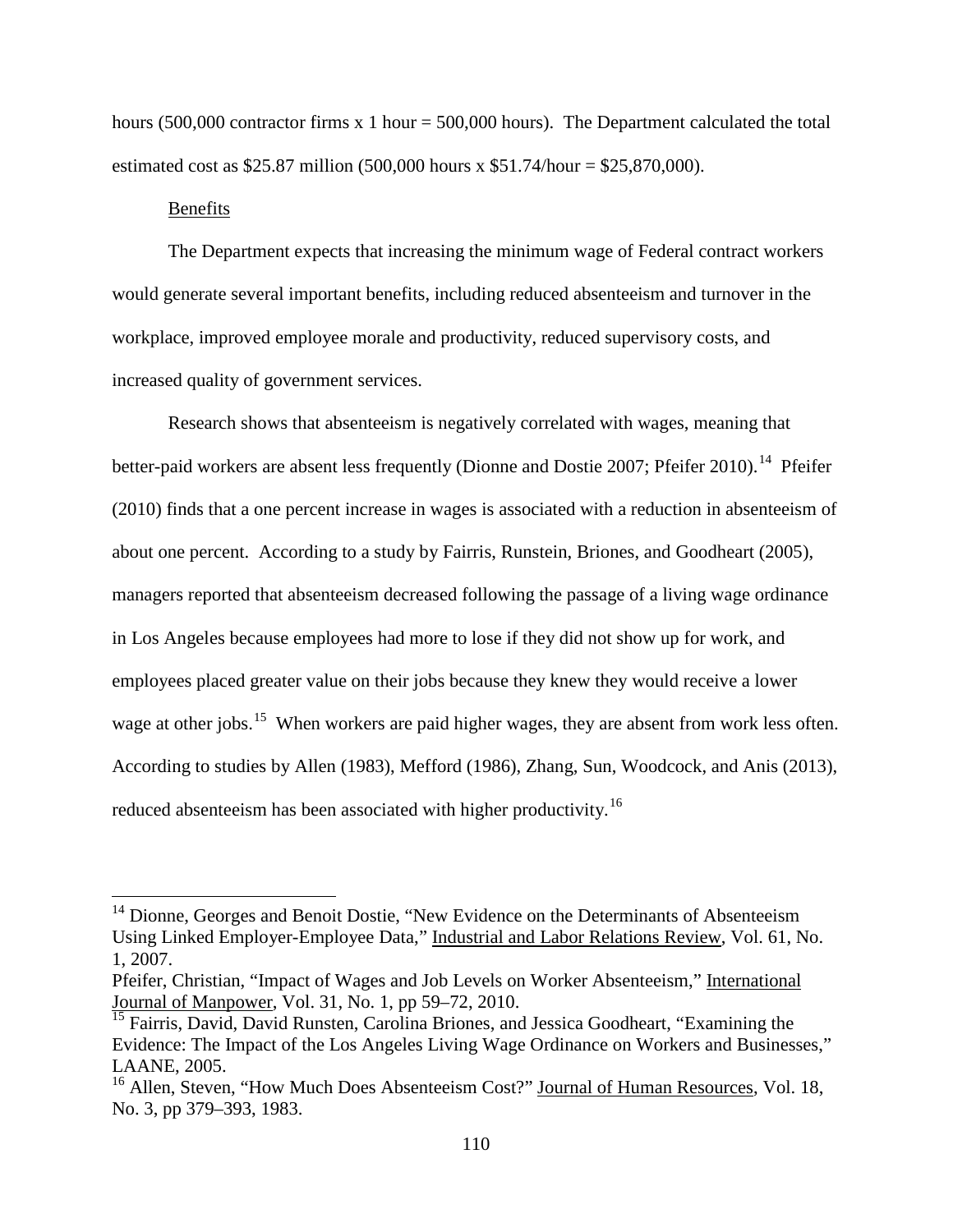hours (500,000 contractor firms x 1 hour = 500,000 hours). The Department calculated the total estimated cost as $25.87 million (500,000 hours x $51.74/hour = $25,870,000).

Benefits

The Department expects that increasing the minimum wage of Federal contract workers would generate several important benefits, including reduced absenteeism and turnover in the workplace, improved employee morale and productivity, reduced supervisory costs, and increased quality of government services.

Research shows that absenteeism is negatively correlated with wages, meaning that better-paid workers are absent less frequently (Dionne and Dostie 2007; Pfeifer 2010).[14] Pfeifer (2010) finds that a one percent increase in wages is associated with a reduction in absenteeism of about one percent. According to a study by Fairris, Runstein, Briones, and Goodheart (2005), managers reported that absenteeism decreased following the passage of a living wage ordinance in Los Angeles because employees had more to lose if they did not show up for work, and employees placed greater value on their jobs because they knew they would receive a lower wage at other jobs.[15] When workers are paid higher wages, they are absent from work less often. According to studies by Allen (1983), Mefford (1986), Zhang, Sun, Woodcock, and Anis (2013), reduced absenteeism has been associated with higher productivity.[16]

---

[14] Dionne, Georges and Benoit Dostie, "New Evidence on the Determinants of Absenteeism Using Linked Employer-Employee Data," Industrial and Labor Relations Review, Vol. 61, No. 1, 2007.
Pfeifer, Christian, "Impact of Wages and Job Levels on Worker Absenteeism," International Journal of Manpower, Vol. 31, No. 1, pp 59–72, 2010.

[15] Fairris, David, David Runsten, Carolina Briones, and Jessica Goodheart, "Examining the Evidence: The Impact of the Los Angeles Living Wage Ordinance on Workers and Businesses," LAANE, 2005.

[16] Allen, Steven, "How Much Does Absenteeism Cost?" Journal of Human Resources, Vol. 18, No. 3, pp 379–393, 1983.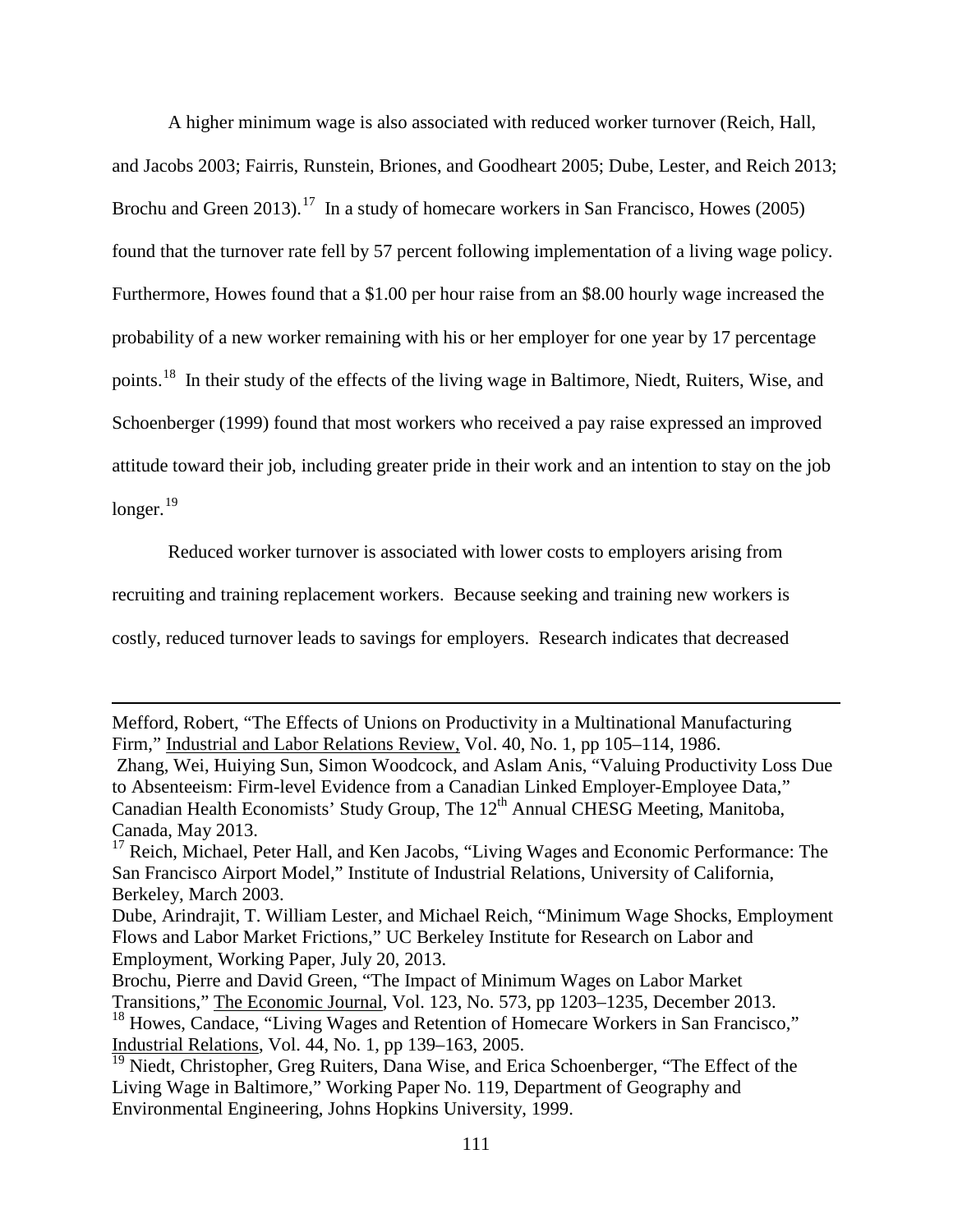A higher minimum wage is also associated with reduced worker turnover (Reich, Hall, and Jacobs 2003; Fairris, Runstein, Briones, and Goodheart 2005; Dube, Lester, and Reich 2013; Brochu and Green 2013).[17] In a study of homecare workers in San Francisco, Howes (2005) found that the turnover rate fell by 57 percent following implementation of a living wage policy. Furthermore, Howes found that a $1.00 per hour raise from an $8.00 hourly wage increased the probability of a new worker remaining with his or her employer for one year by 17 percentage points.[18] In their study of the effects of the living wage in Baltimore, Niedt, Ruiters, Wise, and Schoenberger (1999) found that most workers who received a pay raise expressed an improved attitude toward their job, including greater pride in their work and an intention to stay on the job longer.[19]

Reduced worker turnover is associated with lower costs to employers arising from recruiting and training replacement workers. Because seeking and training new workers is costly, reduced turnover leads to savings for employers. Research indicates that decreased

---

Mefford, Robert, "The Effects of Unions on Productivity in a Multinational Manufacturing Firm," Industrial and Labor Relations Review, Vol. 40, No. 1, pp 105–114, 1986.

Zhang, Wei, Huiying Sun, Simon Woodcock, and Aslam Anis, "Valuing Productivity Loss Due to Absenteeism: Firm-level Evidence from a Canadian Linked Employer-Employee Data," Canadian Health Economists' Study Group, The 12th Annual CHESG Meeting, Manitoba, Canada, May 2013.

[17] Reich, Michael, Peter Hall, and Ken Jacobs, "Living Wages and Economic Performance: The San Francisco Airport Model," Institute of Industrial Relations, University of California, Berkeley, March 2003.

Dube, Arindrajit, T. William Lester, and Michael Reich, "Minimum Wage Shocks, Employment Flows and Labor Market Frictions," UC Berkeley Institute for Research on Labor and Employment, Working Paper, July 20, 2013.

Brochu, Pierre and David Green, "The Impact of Minimum Wages on Labor Market Transitions," The Economic Journal, Vol. 123, No. 573, pp 1203–1235, December 2013.

[18] Howes, Candace, "Living Wages and Retention of Homecare Workers in San Francisco," Industrial Relations, Vol. 44, No. 1, pp 139–163, 2005.

[19] Niedt, Christopher, Greg Ruiters, Dana Wise, and Erica Schoenberger, "The Effect of the Living Wage in Baltimore," Working Paper No. 119, Department of Geography and Environmental Engineering, Johns Hopkins University, 1999.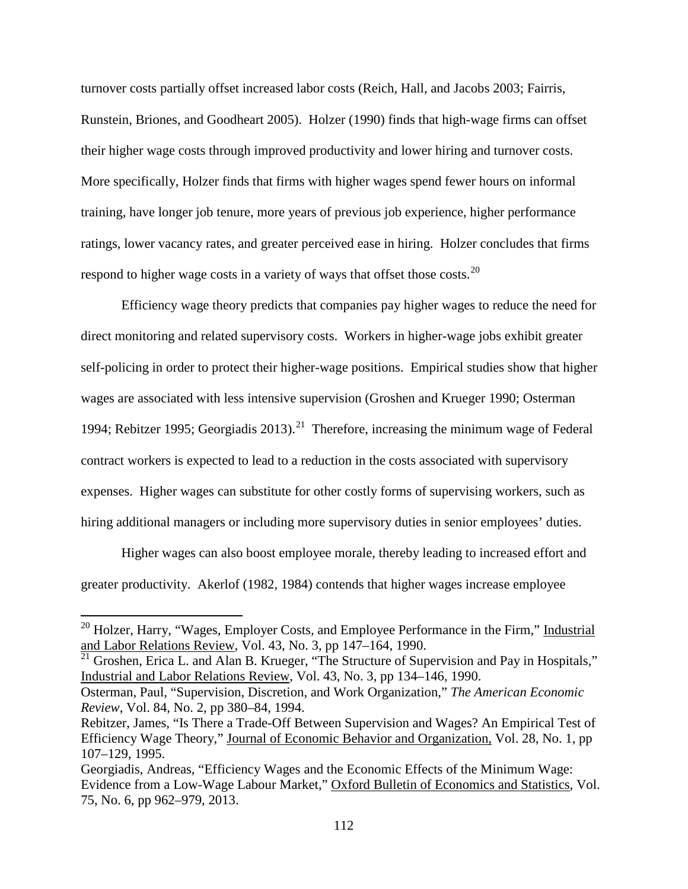turnover costs partially offset increased labor costs (Reich, Hall, and Jacobs 2003; Fairris, Runstein, Briones, and Goodheart 2005). Holzer (1990) finds that high-wage firms can offset their higher wage costs through improved productivity and lower hiring and turnover costs. More specifically, Holzer finds that firms with higher wages spend fewer hours on informal training, have longer job tenure, more years of previous job experience, higher performance ratings, lower vacancy rates, and greater perceived ease in hiring. Holzer concludes that firms respond to higher wage costs in a variety of ways that offset those costs.[20]

Efficiency wage theory predicts that companies pay higher wages to reduce the need for direct monitoring and related supervisory costs. Workers in higher-wage jobs exhibit greater self-policing in order to protect their higher-wage positions. Empirical studies show that higher wages are associated with less intensive supervision (Groshen and Krueger 1990; Osterman 1994; Rebitzer 1995; Georgiadis 2013).[21] Therefore, increasing the minimum wage of Federal contract workers is expected to lead to a reduction in the costs associated with supervisory expenses. Higher wages can substitute for other costly forms of supervising workers, such as hiring additional managers or including more supervisory duties in senior employees' duties.

Higher wages can also boost employee morale, thereby leading to increased effort and greater productivity. Akerlof (1982, 1984) contends that higher wages increase employee

---

[20] Holzer, Harry, "Wages, Employer Costs, and Employee Performance in the Firm," Industrial and Labor Relations Review, Vol. 43, No. 3, pp 147–164, 1990.

[21] Groshen, Erica L. and Alan B. Krueger, "The Structure of Supervision and Pay in Hospitals," Industrial and Labor Relations Review, Vol. 43, No. 3, pp 134–146, 1990.
Osterman, Paul, "Supervision, Discretion, and Work Organization," *The American Economic Review*, Vol. 84, No. 2, pp 380–84, 1994.
Rebitzer, James, "Is There a Trade-Off Between Supervision and Wages? An Empirical Test of Efficiency Wage Theory," Journal of Economic Behavior and Organization, Vol. 28, No. 1, pp 107–129, 1995.
Georgiadis, Andreas, "Efficiency Wages and the Economic Effects of the Minimum Wage: Evidence from a Low-Wage Labour Market," Oxford Bulletin of Economics and Statistics, Vol. 75, No. 6, pp 962–979, 2013.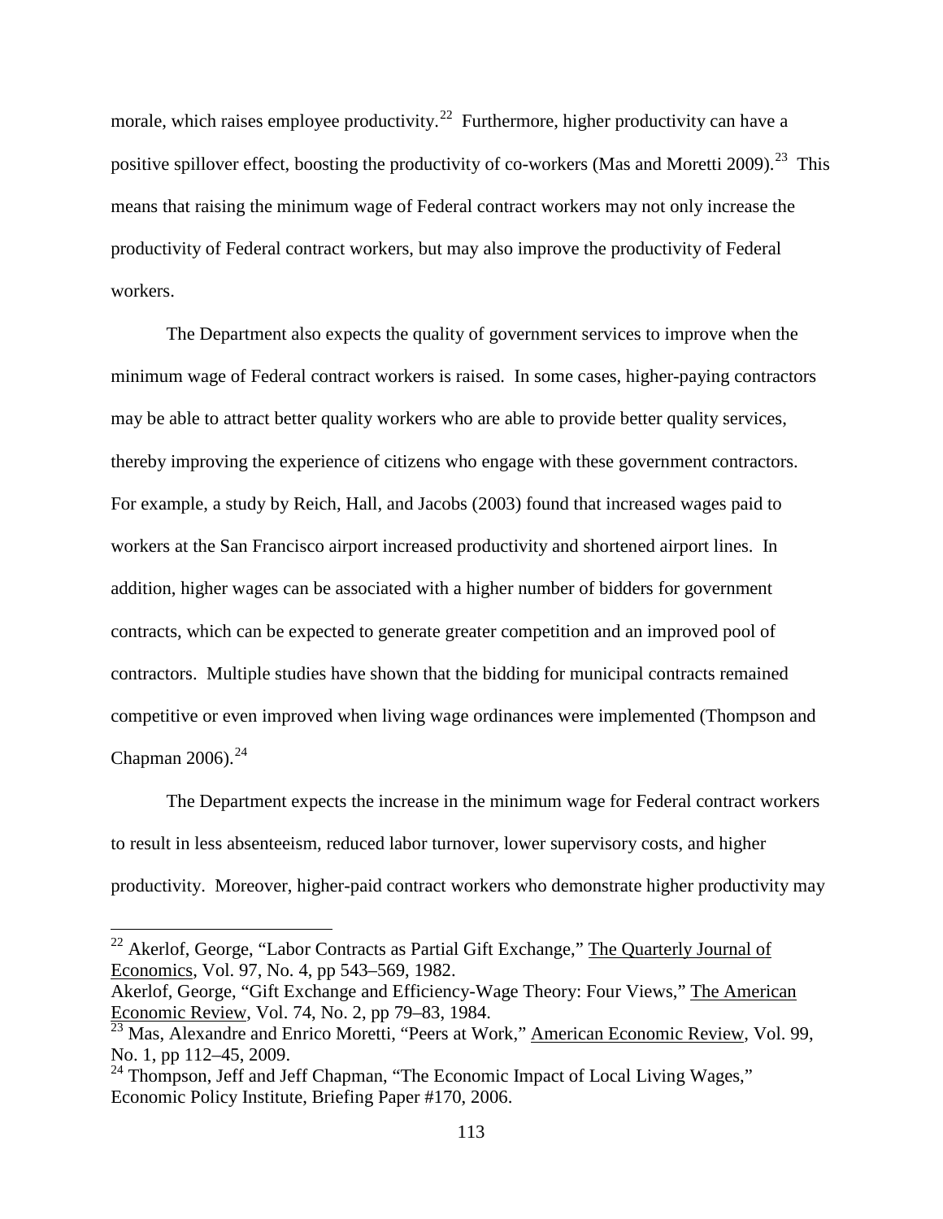morale, which raises employee productivity.[22] Furthermore, higher productivity can have a positive spillover effect, boosting the productivity of co-workers (Mas and Moretti 2009).[23] This means that raising the minimum wage of Federal contract workers may not only increase the productivity of Federal contract workers, but may also improve the productivity of Federal workers.

The Department also expects the quality of government services to improve when the minimum wage of Federal contract workers is raised. In some cases, higher-paying contractors may be able to attract better quality workers who are able to provide better quality services, thereby improving the experience of citizens who engage with these government contractors. For example, a study by Reich, Hall, and Jacobs (2003) found that increased wages paid to workers at the San Francisco airport increased productivity and shortened airport lines. In addition, higher wages can be associated with a higher number of bidders for government contracts, which can be expected to generate greater competition and an improved pool of contractors. Multiple studies have shown that the bidding for municipal contracts remained competitive or even improved when living wage ordinances were implemented (Thompson and Chapman 2006).[24]

The Department expects the increase in the minimum wage for Federal contract workers to result in less absenteeism, reduced labor turnover, lower supervisory costs, and higher productivity. Moreover, higher-paid contract workers who demonstrate higher productivity may

---

[22] Akerlof, George, "Labor Contracts as Partial Gift Exchange," The Quarterly Journal of Economics, Vol. 97, No. 4, pp 543–569, 1982.
Akerlof, George, "Gift Exchange and Efficiency-Wage Theory: Four Views," The American Economic Review, Vol. 74, No. 2, pp 79–83, 1984.

[23] Mas, Alexandre and Enrico Moretti, "Peers at Work," American Economic Review, Vol. 99, No. 1, pp 112–45, 2009.

[24] Thompson, Jeff and Jeff Chapman, "The Economic Impact of Local Living Wages," Economic Policy Institute, Briefing Paper #170, 2006.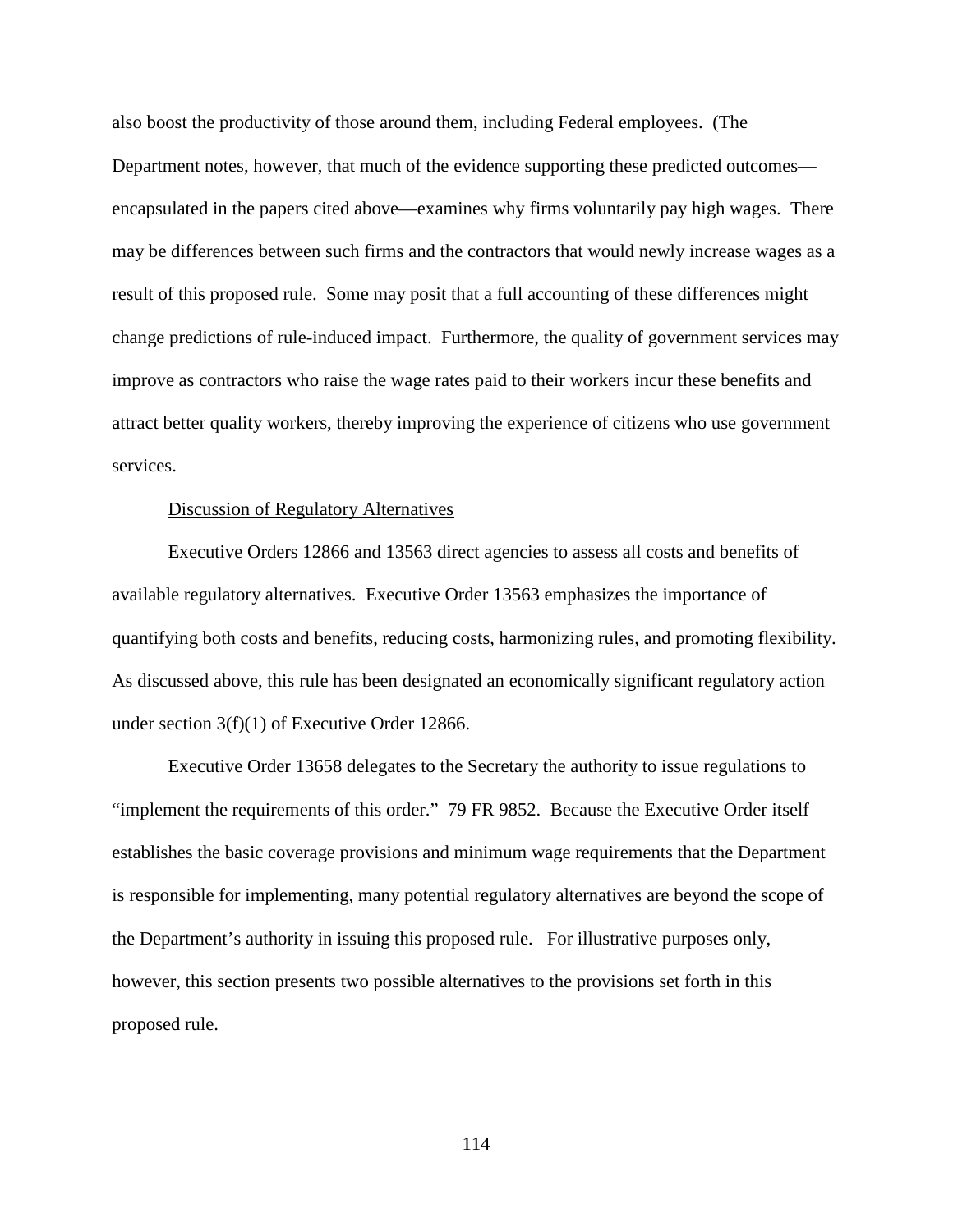also boost the productivity of those around them, including Federal employees. (The Department notes, however, that much of the evidence supporting these predicted outcomes—encapsulated in the papers cited above—examines why firms voluntarily pay high wages. There may be differences between such firms and the contractors that would newly increase wages as a result of this proposed rule. Some may posit that a full accounting of these differences might change predictions of rule-induced impact. Furthermore, the quality of government services may improve as contractors who raise the wage rates paid to their workers incur these benefits and attract better quality workers, thereby improving the experience of citizens who use government services.

Discussion of Regulatory Alternatives

Executive Orders 12866 and 13563 direct agencies to assess all costs and benefits of available regulatory alternatives. Executive Order 13563 emphasizes the importance of quantifying both costs and benefits, reducing costs, harmonizing rules, and promoting flexibility. As discussed above, this rule has been designated an economically significant regulatory action under section 3(f)(1) of Executive Order 12866.

Executive Order 13658 delegates to the Secretary the authority to issue regulations to "implement the requirements of this order." 79 FR 9852. Because the Executive Order itself establishes the basic coverage provisions and minimum wage requirements that the Department is responsible for implementing, many potential regulatory alternatives are beyond the scope of the Department's authority in issuing this proposed rule. For illustrative purposes only, however, this section presents two possible alternatives to the provisions set forth in this proposed rule.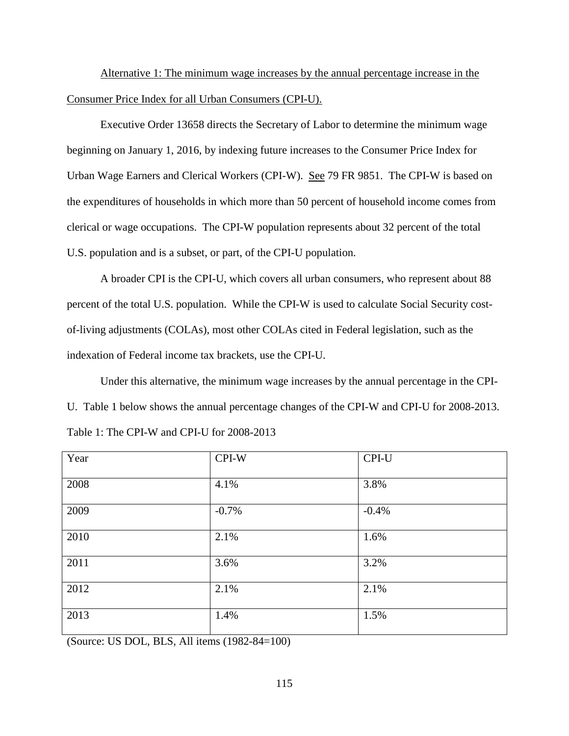Alternative 1: The minimum wage increases by the annual percentage increase in the Consumer Price Index for all Urban Consumers (CPI-U).

Executive Order 13658 directs the Secretary of Labor to determine the minimum wage beginning on January 1, 2016, by indexing future increases to the Consumer Price Index for Urban Wage Earners and Clerical Workers (CPI-W). See 79 FR 9851. The CPI-W is based on the expenditures of households in which more than 50 percent of household income comes from clerical or wage occupations. The CPI-W population represents about 32 percent of the total U.S. population and is a subset, or part, of the CPI-U population.

A broader CPI is the CPI-U, which covers all urban consumers, who represent about 88 percent of the total U.S. population. While the CPI-W is used to calculate Social Security cost-of-living adjustments (COLAs), most other COLAs cited in Federal legislation, such as the indexation of Federal income tax brackets, use the CPI-U.

Under this alternative, the minimum wage increases by the annual percentage in the CPI-U. Table 1 below shows the annual percentage changes of the CPI-W and CPI-U for 2008-2013.

Table 1: The CPI-W and CPI-U for 2008-2013

| Year | CPI-W | CPI-U |
|---|---|---|
| 2008 | 4.1% | 3.8% |
| 2009 | -0.7% | -0.4% |
| 2010 | 2.1% | 1.6% |
| 2011 | 3.6% | 3.2% |
| 2012 | 2.1% | 2.1% |
| 2013 | 1.4% | 1.5% |

(Source: US DOL, BLS, All items (1982-84=100)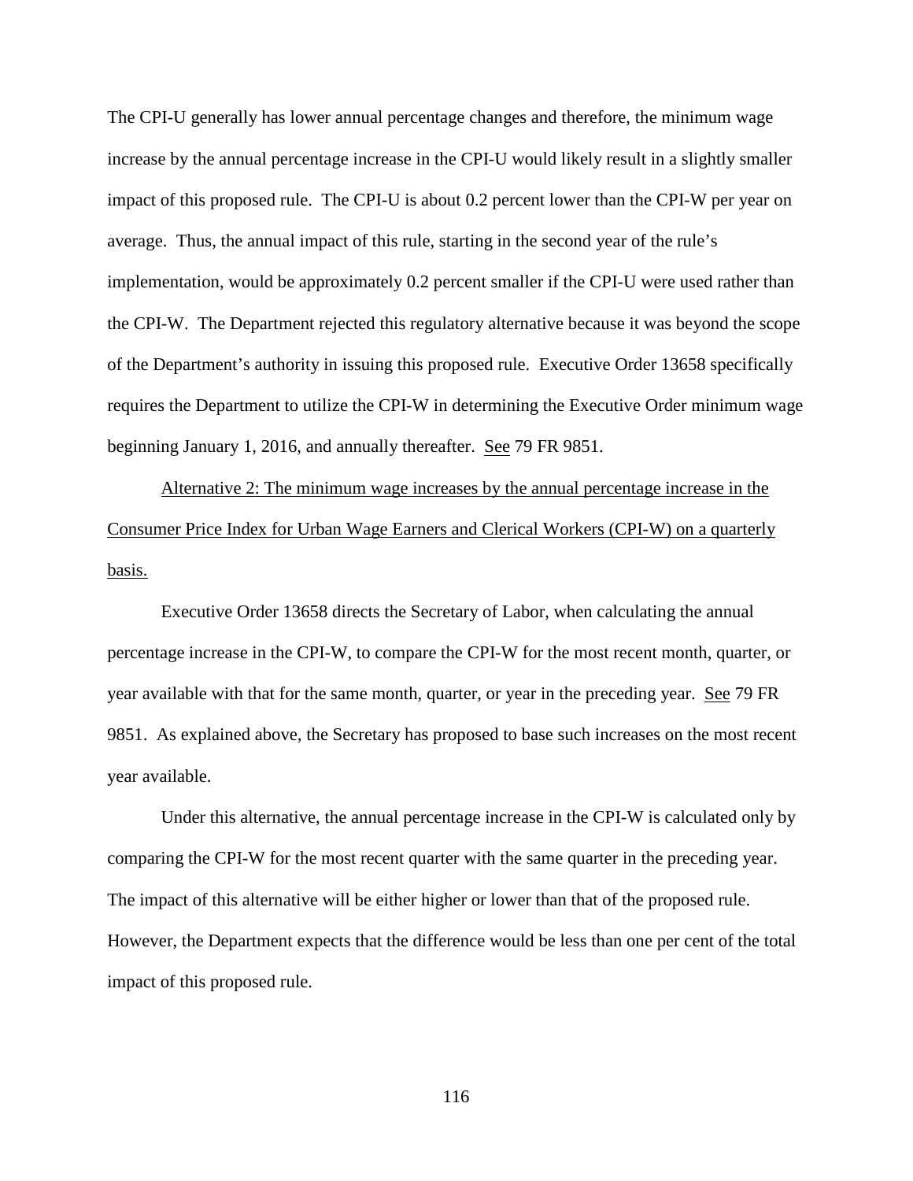The CPI-U generally has lower annual percentage changes and therefore, the minimum wage increase by the annual percentage increase in the CPI-U would likely result in a slightly smaller impact of this proposed rule. The CPI-U is about 0.2 percent lower than the CPI-W per year on average. Thus, the annual impact of this rule, starting in the second year of the rule's implementation, would be approximately 0.2 percent smaller if the CPI-U were used rather than the CPI-W. The Department rejected this regulatory alternative because it was beyond the scope of the Department's authority in issuing this proposed rule. Executive Order 13658 specifically requires the Department to utilize the CPI-W in determining the Executive Order minimum wage beginning January 1, 2016, and annually thereafter. See 79 FR 9851.

Alternative 2: The minimum wage increases by the annual percentage increase in the Consumer Price Index for Urban Wage Earners and Clerical Workers (CPI-W) on a quarterly basis.

Executive Order 13658 directs the Secretary of Labor, when calculating the annual percentage increase in the CPI-W, to compare the CPI-W for the most recent month, quarter, or year available with that for the same month, quarter, or year in the preceding year. See 79 FR 9851. As explained above, the Secretary has proposed to base such increases on the most recent year available.

Under this alternative, the annual percentage increase in the CPI-W is calculated only by comparing the CPI-W for the most recent quarter with the same quarter in the preceding year. The impact of this alternative will be either higher or lower than that of the proposed rule. However, the Department expects that the difference would be less than one per cent of the total impact of this proposed rule.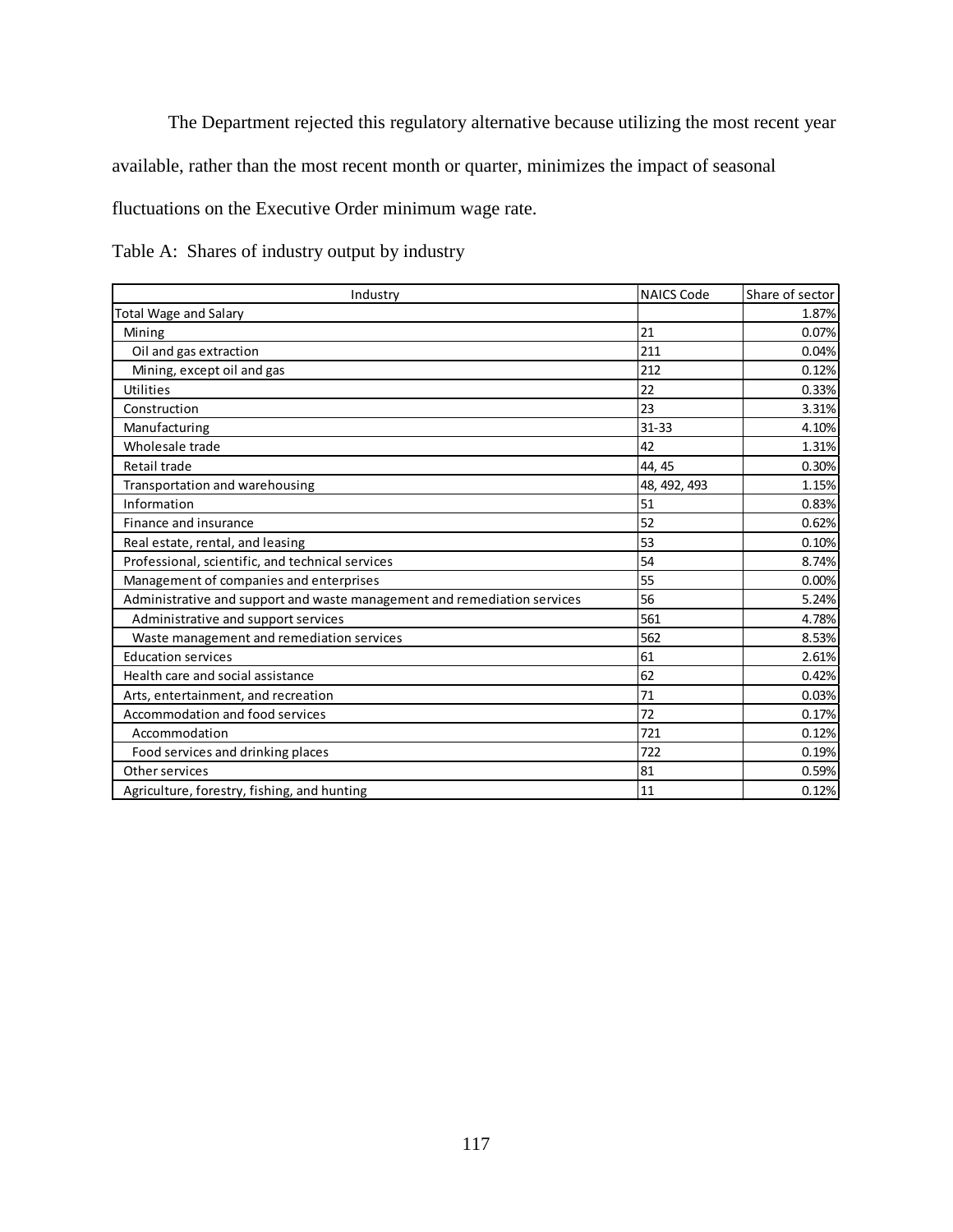The Department rejected this regulatory alternative because utilizing the most recent year available, rather than the most recent month or quarter, minimizes the impact of seasonal fluctuations on the Executive Order minimum wage rate.

Table A: Shares of industry output by industry

| Industry | NAICS Code | Share of sector |
|---|---|---|
| Total Wage and Salary | | 1.87% |
| Mining | 21 | 0.07% |
| Oil and gas extraction | 211 | 0.04% |
| Mining, except oil and gas | 212 | 0.12% |
| Utilities | 22 | 0.33% |
| Construction | 23 | 3.31% |
| Manufacturing | 31-33 | 4.10% |
| Wholesale trade | 42 | 1.31% |
| Retail trade | 44, 45 | 0.30% |
| Transportation and warehousing | 48, 492, 493 | 1.15% |
| Information | 51 | 0.83% |
| Finance and insurance | 52 | 0.62% |
| Real estate, rental, and leasing | 53 | 0.10% |
| Professional, scientific, and technical services | 54 | 8.74% |
| Management of companies and enterprises | 55 | 0.00% |
| Administrative and support and waste management and remediation services | 56 | 5.24% |
| Administrative and support services | 561 | 4.78% |
| Waste management and remediation services | 562 | 8.53% |
| Education services | 61 | 2.61% |
| Health care and social assistance | 62 | 0.42% |
| Arts, entertainment, and recreation | 71 | 0.03% |
| Accommodation and food services | 72 | 0.17% |
| Accommodation | 721 | 0.12% |
| Food services and drinking places | 722 | 0.19% |
| Other services | 81 | 0.59% |
| Agriculture, forestry, fishing, and hunting | 11 | 0.12% |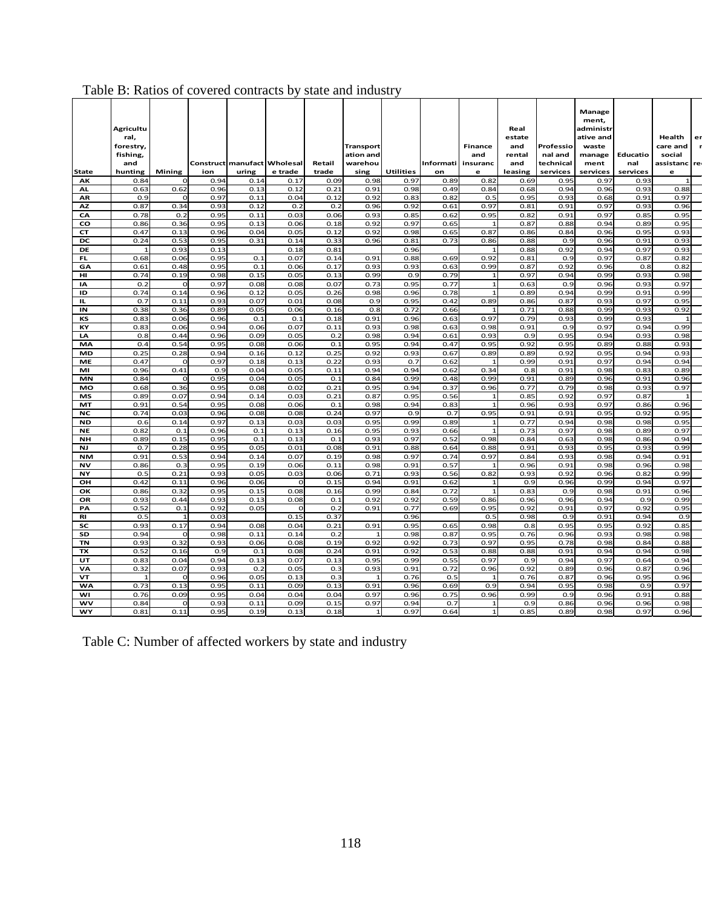Table B: Ratios of covered contracts by state and industry

| State | Agricultural, forestry, fishing, and hunting | Mining | Construction | manufacturing | Wholesale trade | Retail trade | Transportation and warehousing | Utilities | Information | Finance and insurance | Real estate and rental and leasing | Professional and technical services | Management, administrative and waste management services | Educational services | Health care and social assistance |
|---|---|---|---|---|---|---|---|---|---|---|---|---|---|---|---|
| AK | 0.84 | 0 | 0.94 | 0.14 | 0.17 | 0.09 | 0.98 | 0.97 | 0.89 | 0.82 | 0.69 | 0.95 | 0.97 | 0.93 | 1 |
| AL | 0.63 | 0.62 | 0.96 | 0.13 | 0.12 | 0.21 | 0.91 | 0.98 | 0.49 | 0.84 | 0.68 | 0.94 | 0.96 | 0.93 | 0.88 |
| AR | 0.9 | 0 | 0.97 | 0.11 | 0.04 | 0.12 | 0.92 | 0.83 | 0.82 | 0.5 | 0.95 | 0.93 | 0.68 | 0.91 | 0.97 |
| AZ | 0.87 | 0.34 | 0.93 | 0.12 | 0.2 | 0.2 | 0.96 | 0.92 | 0.61 | 0.97 | 0.81 | 0.91 | 0.97 | 0.93 | 0.96 |
| CA | 0.78 | 0.2 | 0.95 | 0.11 | 0.03 | 0.06 | 0.93 | 0.85 | 0.62 | 0.95 | 0.82 | 0.91 | 0.97 | 0.85 | 0.95 |
| CO | 0.86 | 0.36 | 0.95 | 0.13 | 0.06 | 0.18 | 0.92 | 0.97 | 0.65 | 1 | 0.87 | 0.88 | 0.94 | 0.89 | 0.95 |
| CT | 0.47 | 0.13 | 0.96 | 0.04 | 0.05 | 0.12 | 0.92 | 0.98 | 0.65 | 0.87 | 0.86 | 0.84 | 0.96 | 0.95 | 0.93 |
| DC | 0.24 | 0.53 | 0.95 | 0.31 | 0.14 | 0.33 | 0.96 | 0.81 | 0.73 | 0.86 | 0.88 | 0.9 | 0.96 | 0.91 | 0.93 |
| DE | 1 | 0.93 | 0.13 | | 0.18 | 0.81 | | 0.96 | | 1 | 0.88 | 0.92 | 0.94 | 0.97 | 0.93 |
| FL | 0.68 | 0.06 | 0.95 | 0.1 | 0.07 | 0.14 | 0.91 | 0.88 | 0.69 | 0.92 | 0.81 | 0.9 | 0.97 | 0.87 | 0.82 |
| GA | 0.61 | 0.48 | 0.95 | 0.1 | 0.06 | 0.17 | 0.93 | 0.93 | 0.63 | 0.99 | 0.87 | 0.92 | 0.96 | 0.8 | 0.82 |
| HI | 0.74 | 0.19 | 0.98 | 0.15 | 0.05 | 0.13 | 0.99 | 0.9 | 0.79 | 1 | 0.97 | 0.94 | 0.99 | 0.93 | 0.98 |
| IA | 0.2 | 0 | 0.97 | 0.08 | 0.08 | 0.07 | 0.73 | 0.95 | 0.77 | 1 | 0.63 | 0.9 | 0.96 | 0.93 | 0.97 |
| ID | 0.74 | 0.14 | 0.96 | 0.12 | 0.05 | 0.26 | 0.98 | 0.96 | 0.78 | 1 | 0.89 | 0.94 | 0.99 | 0.91 | 0.99 |
| IL | 0.7 | 0.11 | 0.93 | 0.07 | 0.01 | 0.08 | 0.9 | 0.95 | 0.42 | 0.89 | 0.86 | 0.87 | 0.93 | 0.97 | 0.95 |
| IN | 0.38 | 0.36 | 0.89 | 0.05 | 0.06 | 0.16 | 0.8 | 0.72 | 0.66 | 1 | 0.71 | 0.88 | 0.99 | 0.93 | 0.92 |
| KS | 0.83 | 0.06 | 0.96 | 0.1 | 0.1 | 0.18 | 0.91 | 0.96 | 0.63 | 0.97 | 0.79 | 0.93 | 0.99 | 0.93 | 1 |
| KY | 0.83 | 0.06 | 0.94 | 0.06 | 0.07 | 0.11 | 0.93 | 0.98 | 0.63 | 0.98 | 0.91 | 0.9 | 0.97 | 0.94 | 0.99 |
| LA | 0.8 | 0.44 | 0.96 | 0.09 | 0.05 | 0.2 | 0.98 | 0.94 | 0.61 | 0.93 | 0.9 | 0.95 | 0.94 | 0.93 | 0.98 |
| MA | 0.4 | 0.54 | 0.95 | 0.08 | 0.06 | 0.1 | 0.95 | 0.94 | 0.47 | 0.95 | 0.92 | 0.95 | 0.89 | 0.88 | 0.93 |
| MD | 0.25 | 0.28 | 0.94 | 0.16 | 0.12 | 0.25 | 0.92 | 0.93 | 0.67 | 0.89 | 0.89 | 0.92 | 0.95 | 0.94 | 0.93 |
| ME | 0.47 | 0 | 0.97 | 0.18 | 0.13 | 0.22 | 0.93 | 0.7 | 0.62 | 1 | 0.99 | 0.91 | 0.97 | 0.94 | 0.94 |
| MI | 0.96 | 0.41 | 0.9 | 0.04 | 0.05 | 0.11 | 0.94 | 0.94 | 0.62 | 0.34 | 0.8 | 0.91 | 0.98 | 0.83 | 0.89 |
| MN | 0.84 | 0 | 0.95 | 0.04 | 0.05 | 0.1 | 0.84 | 0.99 | 0.48 | 0.99 | 0.91 | 0.89 | 0.96 | 0.91 | 0.96 |
| MO | 0.68 | 0.36 | 0.95 | 0.08 | 0.02 | 0.21 | 0.95 | 0.94 | 0.37 | 0.96 | 0.77 | 0.79 | 0.98 | 0.93 | 0.97 |
| MS | 0.89 | 0.07 | 0.94 | 0.14 | 0.03 | 0.21 | 0.87 | 0.95 | 0.56 | 1 | 0.85 | 0.92 | 0.97 | 0.87 | 1 |
| MT | 0.91 | 0.54 | 0.95 | 0.08 | 0.06 | 0.1 | 0.98 | 0.94 | 0.83 | 1 | 0.96 | 0.93 | 0.97 | 0.86 | 0.96 |
| NC | 0.74 | 0.03 | 0.96 | 0.08 | 0.08 | 0.24 | 0.97 | 0.9 | 0.7 | 0.95 | 0.91 | 0.91 | 0.95 | 0.92 | 0.95 |
| ND | 0.6 | 0.14 | 0.97 | 0.13 | 0.03 | 0.03 | 0.95 | 0.99 | 0.89 | 1 | 0.77 | 0.94 | 0.98 | 0.98 | 0.95 |
| NE | 0.82 | 0.1 | 0.96 | 0.1 | 0.13 | 0.16 | 0.95 | 0.93 | 0.66 | 1 | 0.73 | 0.97 | 0.98 | 0.89 | 0.97 |
| NH | 0.89 | 0.15 | 0.95 | 0.1 | 0.13 | 0.1 | 0.93 | 0.97 | 0.52 | 0.98 | 0.84 | 0.63 | 0.98 | 0.86 | 0.94 |
| NJ | 0.7 | 0.28 | 0.95 | 0.05 | 0.01 | 0.08 | 0.91 | 0.88 | 0.64 | 0.88 | 0.91 | 0.93 | 0.95 | 0.93 | 0.99 |
| NM | 0.91 | 0.53 | 0.94 | 0.14 | 0.07 | 0.19 | 0.98 | 0.97 | 0.74 | 0.97 | 0.84 | 0.93 | 0.98 | 0.94 | 0.91 |
| NV | 0.86 | 0.3 | 0.95 | 0.19 | 0.06 | 0.11 | 0.98 | 0.91 | 0.57 | 1 | 0.96 | 0.91 | 0.98 | 0.96 | 0.98 |
| NY | 0.5 | 0.21 | 0.93 | 0.05 | 0.03 | 0.06 | 0.71 | 0.93 | 0.56 | 0.82 | 0.93 | 0.92 | 0.96 | 0.82 | 0.99 |
| OH | 0.42 | 0.11 | 0.96 | 0.06 | 0 | 0.15 | 0.94 | 0.91 | 0.62 | 1 | 0.9 | 0.96 | 0.99 | 0.94 | 0.97 |
| OK | 0.86 | 0.32 | 0.95 | 0.15 | 0.08 | 0.16 | 0.99 | 0.84 | 0.72 | 1 | 0.83 | 0.9 | 0.98 | 0.91 | 0.96 |
| OR | 0.93 | 0.44 | 0.93 | 0.13 | 0.08 | 0.1 | 0.92 | 0.92 | 0.59 | 0.86 | 0.96 | 0.96 | 0.94 | 0.9 | 0.99 |
| PA | 0.52 | 0.1 | 0.92 | 0.05 | 0 | 0.2 | 0.91 | 0.77 | 0.69 | 0.95 | 0.92 | 0.91 | 0.97 | 0.92 | 0.95 |
| RI | 0.5 | 1 | 0.03 | | 0.15 | 0.37 | | 0.96 | | 0.5 | 0.98 | 0.9 | 0.91 | 0.94 | 0.9 |
| SC | 0.93 | 0.17 | 0.94 | 0.08 | 0.04 | 0.21 | 0.91 | 0.95 | 0.65 | 0.98 | 0.8 | 0.95 | 0.95 | 0.92 | 0.85 |
| SD | 0.94 | 0 | 0.98 | 0.11 | 0.14 | 0.2 | 1 | 0.98 | 0.87 | 0.95 | 0.76 | 0.96 | 0.93 | 0.98 | 0.98 |
| TN | 0.93 | 0.32 | 0.93 | 0.06 | 0.08 | 0.19 | 0.92 | 0.92 | 0.73 | 0.97 | 0.95 | 0.78 | 0.98 | 0.84 | 0.88 |
| TX | 0.52 | 0.16 | 0.9 | 0.1 | 0.08 | 0.24 | 0.91 | 0.92 | 0.53 | 0.88 | 0.88 | 0.91 | 0.94 | 0.94 | 0.98 |
| UT | 0.83 | 0.04 | 0.94 | 0.13 | 0.07 | 0.13 | 0.95 | 0.99 | 0.55 | 0.97 | 0.9 | 0.94 | 0.97 | 0.64 | 0.94 |
| VA | 0.32 | 0.07 | 0.93 | 0.2 | 0.05 | 0.3 | 0.93 | 0.91 | 0.72 | 0.96 | 0.92 | 0.89 | 0.96 | 0.87 | 0.96 |
| VT | 1 | 0 | 0.96 | 0.05 | 0.13 | 0.3 | 1 | 0.76 | 0.5 | 1 | 0.76 | 0.87 | 0.96 | 0.95 | 0.96 |
| WA | 0.73 | 0.13 | 0.95 | 0.11 | 0.09 | 0.13 | 0.91 | 0.96 | 0.69 | 0.9 | 0.94 | 0.95 | 0.98 | 0.9 | 0.97 |
| WI | 0.76 | 0.09 | 0.95 | 0.04 | 0.04 | 0.04 | 0.97 | 0.96 | 0.75 | 0.96 | 0.99 | 0.9 | 0.96 | 0.91 | 0.88 |
| WV | 0.84 | 0 | 0.93 | 0.11 | 0.09 | 0.15 | 0.97 | 0.94 | 0.7 | 1 | 0.9 | 0.86 | 0.96 | 0.96 | 0.98 |
| WY | 0.81 | 0.11 | 0.95 | 0.19 | 0.13 | 0.18 | 1 | 0.97 | 0.64 | 1 | 0.85 | 0.89 | 0.98 | 0.97 | 0.96 |

Table C: Number of affected workers by state and industry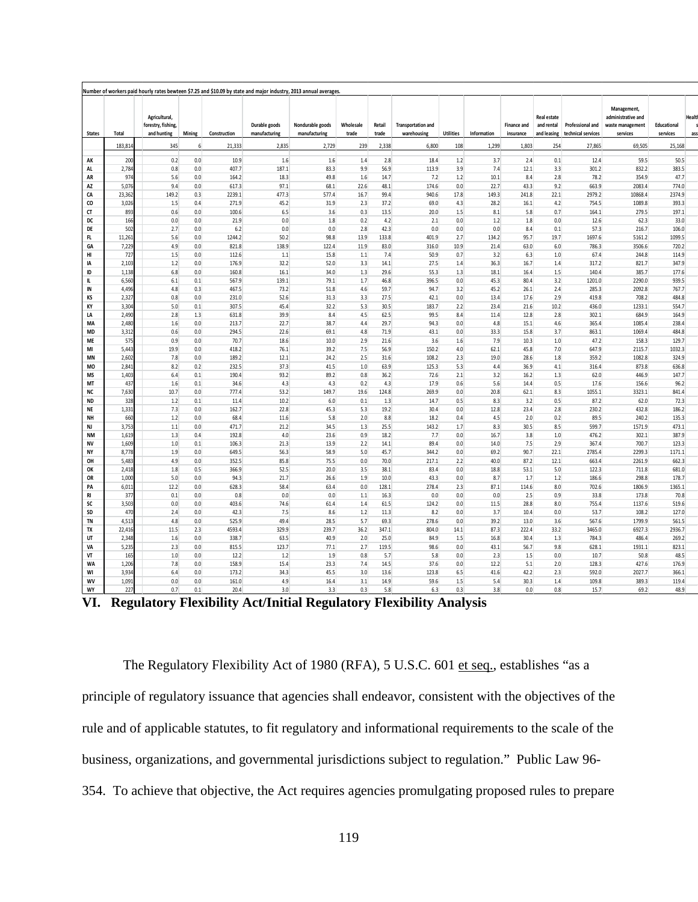Number of workers paid hourly rates bewteen $7.25 and $10.09 by state and major industry, 2013 annual averages.

| States | Total | Agricultural, forestry, fishing, and hunting | Mining | Construction | Durable goods manufacturing | Nondurable goods manufacturing | Wholesale trade | Retail trade | Transportation and warehousing | Utilities | Information | Finance and insurance | Real estate and rental and leasing | Professional and technical services | Management, administrative and waste management services | Educational services |
|---|---|---|---|---|---|---|---|---|---|---|---|---|---|---|---|---|
| | 183,814 | 345 | 6 | 21,333 | 2,835 | 2,729 | 239 | 2,338 | 6,800 | 108 | 1,299 | 1,803 | 254 | 27,865 | 69,505 | 25,168 |
| AK | 200 | 0.2 | 0.0 | 10.9 | 1.6 | 1.6 | 1.4 | 2.8 | 18.4 | 1.2 | 3.7 | 2.4 | 0.1 | 12.4 | 59.5 | 50.5 |
| AL | 2,784 | 0.8 | 0.0 | 407.7 | 187.1 | 83.3 | 9.9 | 56.9 | 113.9 | 3.9 | 7.4 | 12.1 | 3.3 | 301.2 | 832.2 | 383.5 |
| AR | 974 | 5.6 | 0.0 | 164.2 | 18.3 | 49.8 | 1.6 | 14.7 | 7.2 | 1.2 | 10.1 | 8.4 | 2.8 | 78.2 | 354.9 | 47.7 |
| AZ | 5,076 | 9.4 | 0.0 | 617.3 | 97.1 | 68.1 | 22.6 | 48.1 | 174.6 | 0.0 | 22.7 | 43.3 | 9.2 | 663.9 | 2083.4 | 774.0 |
| CA | 23,362 | 149.2 | 0.3 | 2239.1 | 477.3 | 577.4 | 16.7 | 99.4 | 940.6 | 17.8 | 149.3 | 241.8 | 22.1 | 2979.2 | 10868.4 | 2374.9 |
| CO | 3,026 | 1.5 | 0.4 | 271.9 | 45.2 | 31.9 | 2.3 | 37.2 | 69.0 | 4.3 | 28.2 | 16.1 | 4.2 | 754.5 | 1089.8 | 393.3 |
| CT | 893 | 0.6 | 0.0 | 100.6 | 6.5 | 3.6 | 0.3 | 13.5 | 20.0 | 1.5 | 8.1 | 5.8 | 0.7 | 164.1 | 279.5 | 197.1 |
| DC | 166 | 0.0 | 0.0 | 21.9 | 0.0 | 1.8 | 0.2 | 4.2 | 2.1 | 0.0 | 1.2 | 1.8 | 0.0 | 12.6 | 62.3 | 33.0 |
| DE | 502 | 2.7 | 0.0 | 6.2 | 0.0 | 0.0 | 2.8 | 42.3 | 0.0 | 0.0 | 0.0 | 8.4 | 0.1 | 57.3 | 216.7 | 106.0 |
| FL | 11,261 | 5.6 | 0.0 | 1244.2 | 50.2 | 98.8 | 13.9 | 133.8 | 401.9 | 2.7 | 134.2 | 95.7 | 19.7 | 1697.6 | 5161.2 | 1099.5 |
| GA | 7,229 | 4.9 | 0.0 | 821.8 | 138.9 | 122.4 | 11.9 | 83.0 | 316.0 | 10.9 | 21.4 | 63.0 | 6.0 | 786.3 | 3506.6 | 720.2 |
| HI | 727 | 1.5 | 0.0 | 112.6 | 1.1 | 15.8 | 1.1 | 7.4 | 50.9 | 0.7 | 3.2 | 6.3 | 1.0 | 67.4 | 244.8 | 114.9 |
| IA | 2,103 | 1.2 | 0.0 | 176.9 | 32.2 | 52.0 | 3.3 | 14.1 | 27.5 | 1.4 | 36.3 | 16.7 | 1.4 | 317.2 | 821.7 | 347.9 |
| ID | 1,138 | 6.8 | 0.0 | 160.8 | 16.1 | 34.0 | 1.3 | 29.6 | 55.3 | 1.3 | 18.1 | 16.4 | 1.5 | 140.4 | 385.7 | 177.6 |
| IL | 6,560 | 6.1 | 0.1 | 567.9 | 139.1 | 79.1 | 1.7 | 46.8 | 396.5 | 0.0 | 45.3 | 80.4 | 3.2 | 1201.0 | 2290.0 | 939.5 |
| IN | 4,496 | 4.8 | 0.3 | 467.5 | 73.2 | 51.8 | 4.6 | 59.7 | 94.7 | 3.2 | 45.2 | 26.1 | 2.4 | 285.3 | 2092.8 | 767.7 |
| KS | 2,327 | 0.8 | 0.0 | 231.0 | 52.6 | 31.3 | 3.3 | 27.5 | 42.1 | 0.0 | 13.4 | 17.6 | 2.9 | 419.8 | 708.2 | 484.8 |
| KY | 3,304 | 5.0 | 0.1 | 307.5 | 45.4 | 32.2 | 5.3 | 30.5 | 183.7 | 2.2 | 23.4 | 21.6 | 10.2 | 436.0 | 1233.1 | 554.7 |
| LA | 2,490 | 2.8 | 1.3 | 631.8 | 39.9 | 8.4 | 4.5 | 62.5 | 99.5 | 8.4 | 11.4 | 12.8 | 2.8 | 302.1 | 684.9 | 164.9 |
| MA | 2,480 | 1.6 | 0.0 | 213.7 | 22.7 | 38.7 | 4.4 | 29.7 | 94.3 | 0.0 | 4.8 | 15.1 | 4.6 | 365.4 | 1085.4 | 238.4 |
| MD | 3,312 | 0.6 | 0.0 | 294.5 | 22.6 | 69.1 | 4.8 | 71.9 | 43.1 | 0.0 | 33.3 | 15.8 | 3.7 | 863.1 | 1069.4 | 484.8 |
| ME | 575 | 0.9 | 0.0 | 70.7 | 18.6 | 10.0 | 2.9 | 21.6 | 3.6 | 1.6 | 7.9 | 10.3 | 1.0 | 47.2 | 158.3 | 129.7 |
| MI | 5,443 | 19.9 | 0.0 | 418.2 | 76.1 | 39.2 | 7.5 | 56.9 | 150.2 | 4.0 | 62.1 | 45.8 | 7.0 | 647.9 | 2115.7 | 1032.3 |
| MN | 2,602 | 7.8 | 0.0 | 189.2 | 12.1 | 24.2 | 2.5 | 31.6 | 108.2 | 2.3 | 19.0 | 28.6 | 1.8 | 359.2 | 1082.8 | 324.9 |
| MO | 2,841 | 8.2 | 0.2 | 232.5 | 37.3 | 41.5 | 1.0 | 63.9 | 125.3 | 5.3 | 4.4 | 36.9 | 4.1 | 316.4 | 873.8 | 636.8 |
| MS | 1,403 | 6.4 | 0.1 | 190.4 | 93.2 | 89.2 | 0.8 | 36.2 | 72.6 | 2.1 | 3.2 | 16.2 | 1.3 | 62.0 | 446.9 | 147.7 |
| MT | 437 | 1.6 | 0.1 | 34.6 | 4.3 | 4.3 | 0.2 | 4.3 | 17.9 | 0.6 | 5.6 | 14.4 | 0.5 | 17.6 | 156.6 | 96.2 |
| NC | 7,630 | 10.7 | 0.0 | 777.4 | 53.2 | 149.7 | 19.6 | 124.8 | 269.9 | 0.0 | 20.8 | 62.1 | 8.3 | 1055.1 | 3323.1 | 841.4 |
| ND | 328 | 1.2 | 0.1 | 11.4 | 10.2 | 6.0 | 0.1 | 1.3 | 14.7 | 0.5 | 8.3 | 3.2 | 0.5 | 87.2 | 62.0 | 72.3 |
| NE | 1,331 | 7.3 | 0.0 | 162.7 | 22.8 | 45.3 | 5.3 | 19.2 | 30.4 | 0.0 | 12.8 | 23.4 | 2.8 | 230.2 | 432.8 | 186.2 |
| NH | 660 | 1.2 | 0.0 | 68.4 | 11.6 | 5.8 | 2.0 | 8.8 | 18.2 | 0.4 | 4.5 | 2.0 | 0.2 | 89.5 | 240.2 | 135.3 |
| NJ | 3,753 | 1.1 | 0.0 | 471.7 | 21.2 | 34.5 | 1.3 | 25.5 | 143.2 | 1.7 | 8.3 | 30.5 | 8.5 | 599.7 | 1571.9 | 473.1 |
| NM | 1,619 | 1.3 | 0.4 | 192.8 | 4.0 | 23.6 | 0.9 | 18.2 | 7.7 | 0.0 | 16.7 | 3.8 | 1.0 | 476.2 | 302.1 | 387.9 |
| NV | 1,609 | 1.0 | 0.1 | 106.3 | 21.3 | 13.9 | 2.2 | 14.1 | 89.4 | 0.0 | 14.0 | 7.5 | 2.9 | 367.4 | 700.7 | 123.3 |
| NY | 8,778 | 1.9 | 0.0 | 649.5 | 56.3 | 58.9 | 5.0 | 45.7 | 344.2 | 0.0 | 69.2 | 90.7 | 22.1 | 2785.4 | 2299.3 | 1171.1 |
| OH | 5,483 | 4.9 | 0.0 | 352.5 | 85.8 | 75.5 | 0.0 | 70.0 | 217.1 | 2.2 | 40.0 | 87.2 | 12.1 | 663.4 | 2261.9 | 662.3 |
| OK | 2,418 | 1.8 | 0.5 | 366.9 | 52.5 | 20.0 | 3.5 | 38.1 | 83.4 | 0.0 | 18.8 | 53.1 | 5.0 | 122.3 | 711.8 | 681.0 |
| OR | 1,000 | 5.0 | 0.0 | 94.3 | 21.7 | 26.6 | 1.9 | 10.0 | 43.3 | 0.0 | 8.7 | 1.7 | 1.2 | 186.6 | 298.8 | 178.7 |
| PA | 6,011 | 12.2 | 0.0 | 628.3 | 58.4 | 63.4 | 0.0 | 128.1 | 278.4 | 2.3 | 87.1 | 114.6 | 8.0 | 702.6 | 1806.9 | 1365.1 |
| RI | 377 | 0.1 | 0.0 | 0.8 | 0.0 | 0.0 | 1.1 | 16.3 | 0.0 | 0.0 | 0.0 | 2.5 | 0.9 | 33.8 | 173.8 | 70.8 |
| SC | 3,503 | 0.0 | 0.0 | 403.6 | 74.6 | 61.4 | 1.4 | 61.5 | 124.2 | 0.0 | 11.5 | 28.8 | 8.0 | 755.4 | 1137.6 | 519.6 |
| SD | 470 | 2.4 | 0.0 | 42.3 | 7.5 | 8.6 | 1.2 | 11.3 | 8.2 | 0.0 | 3.7 | 10.4 | 0.0 | 53.7 | 108.2 | 127.0 |
| TN | 4,513 | 4.8 | 0.0 | 525.9 | 49.4 | 28.5 | 5.7 | 69.3 | 278.6 | 0.0 | 39.2 | 13.0 | 3.6 | 567.6 | 1799.9 | 561.5 |
| TX | 22,416 | 11.5 | 2.3 | 4593.4 | 329.9 | 239.7 | 36.2 | 347.1 | 804.0 | 14.1 | 87.3 | 222.4 | 33.2 | 3465.0 | 6927.3 | 2936.7 |
| UT | 2,348 | 1.6 | 0.0 | 338.7 | 63.5 | 40.9 | 2.0 | 25.0 | 84.9 | 1.5 | 16.8 | 30.4 | 1.3 | 784.3 | 486.4 | 269.2 |
| VA | 5,235 | 2.3 | 0.0 | 815.5 | 123.7 | 77.1 | 2.7 | 119.5 | 98.6 | 0.0 | 43.1 | 56.7 | 9.8 | 628.1 | 1931.1 | 823.1 |
| VT | 165 | 1.0 | 0.0 | 12.2 | 1.2 | 1.9 | 0.8 | 5.7 | 5.8 | 0.0 | 2.3 | 1.5 | 0.0 | 10.7 | 50.8 | 48.5 |
| WA | 1,206 | 7.8 | 0.0 | 158.9 | 15.4 | 23.3 | 7.4 | 14.5 | 37.6 | 0.0 | 12.2 | 5.1 | 2.0 | 128.3 | 427.6 | 176.9 |
| WI | 3,934 | 6.4 | 0.0 | 173.2 | 34.3 | 45.5 | 3.0 | 13.6 | 123.8 | 6.5 | 41.6 | 42.2 | 2.3 | 592.0 | 2027.7 | 366.1 |
| WV | 1,091 | 0.0 | 0.0 | 161.0 | 4.9 | 16.4 | 3.1 | 14.9 | 59.6 | 1.5 | 5.4 | 30.3 | 1.4 | 109.8 | 389.3 | 119.4 |
| WY | 227 | 0.7 | 0.1 | 20.4 | 3.0 | 3.3 | 0.3 | 5.8 | 6.3 | 0.3 | 3.8 | 0.0 | 0.8 | 15.7 | 69.2 | 48.9 |

## VI. Regulatory Flexibility Act/Initial Regulatory Flexibility Analysis

The Regulatory Flexibility Act of 1980 (RFA), 5 U.S.C. 601 et seq., establishes "as a principle of regulatory issuance that agencies shall endeavor, consistent with the objectives of the rule and of applicable statutes, to fit regulatory and informational requirements to the scale of the business, organizations, and governmental jurisdictions subject to regulation." Public Law 96-354. To achieve that objective, the Act requires agencies promulgating proposed rules to prepare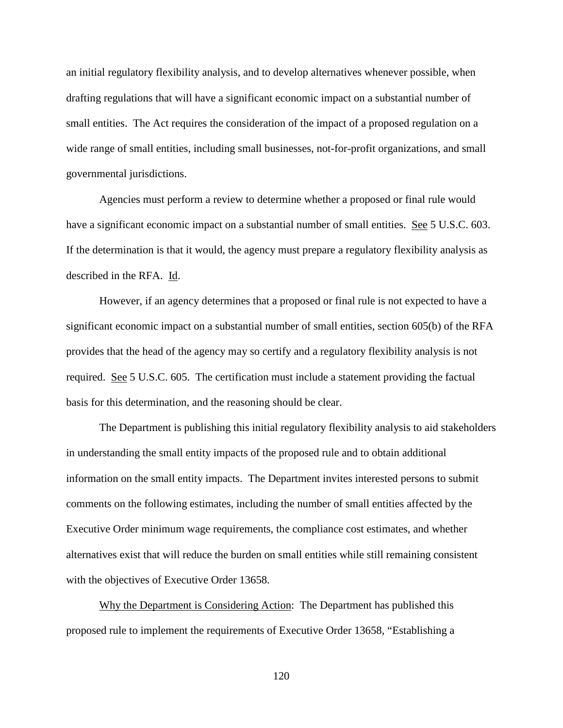an initial regulatory flexibility analysis, and to develop alternatives whenever possible, when drafting regulations that will have a significant economic impact on a substantial number of small entities. The Act requires the consideration of the impact of a proposed regulation on a wide range of small entities, including small businesses, not-for-profit organizations, and small governmental jurisdictions.

Agencies must perform a review to determine whether a proposed or final rule would have a significant economic impact on a substantial number of small entities. See 5 U.S.C. 603. If the determination is that it would, the agency must prepare a regulatory flexibility analysis as described in the RFA. Id.

However, if an agency determines that a proposed or final rule is not expected to have a significant economic impact on a substantial number of small entities, section 605(b) of the RFA provides that the head of the agency may so certify and a regulatory flexibility analysis is not required. See 5 U.S.C. 605. The certification must include a statement providing the factual basis for this determination, and the reasoning should be clear.

The Department is publishing this initial regulatory flexibility analysis to aid stakeholders in understanding the small entity impacts of the proposed rule and to obtain additional information on the small entity impacts. The Department invites interested persons to submit comments on the following estimates, including the number of small entities affected by the Executive Order minimum wage requirements, the compliance cost estimates, and whether alternatives exist that will reduce the burden on small entities while still remaining consistent with the objectives of Executive Order 13658.

Why the Department is Considering Action: The Department has published this proposed rule to implement the requirements of Executive Order 13658, "Establishing a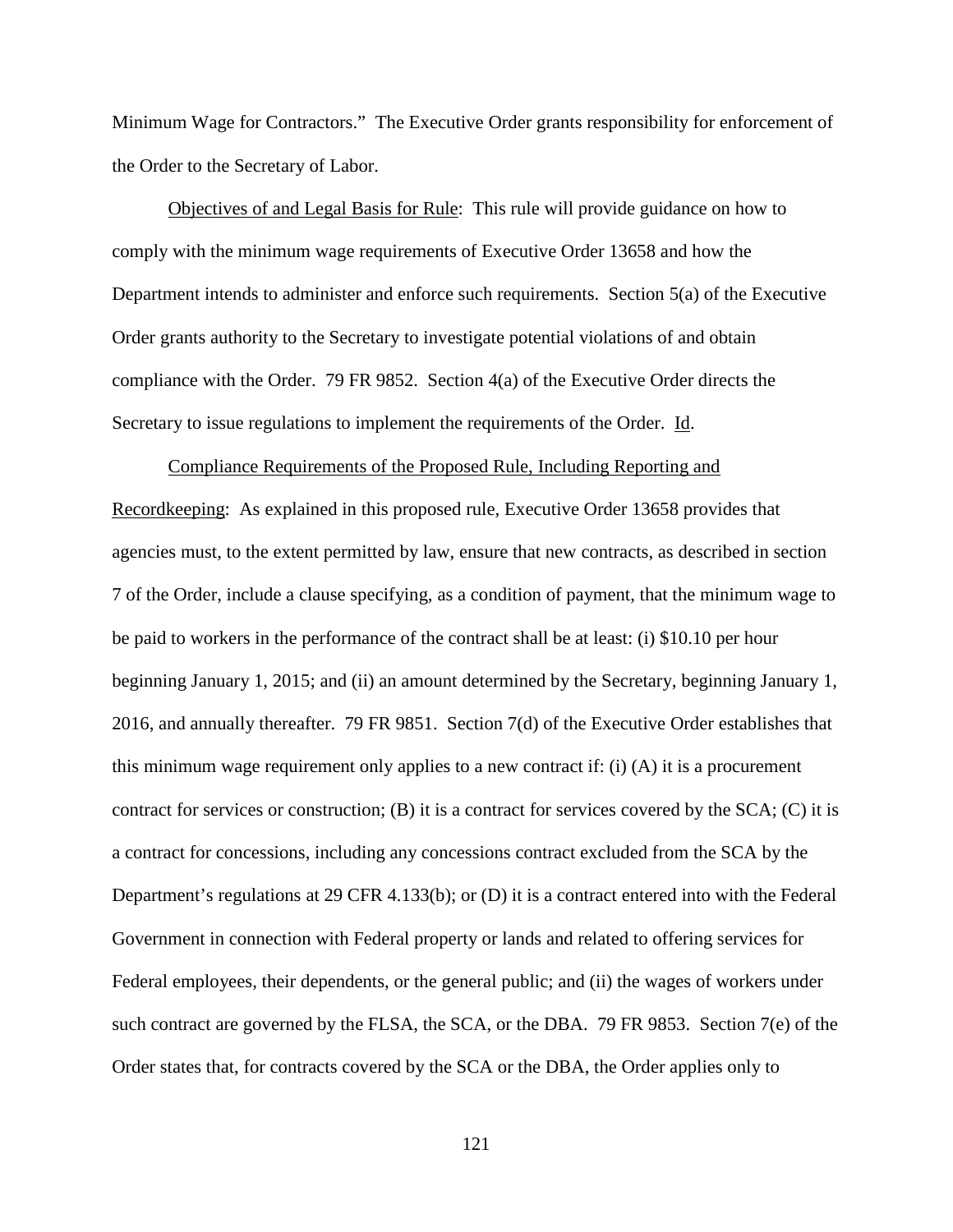Minimum Wage for Contractors." The Executive Order grants responsibility for enforcement of the Order to the Secretary of Labor.

Objectives of and Legal Basis for Rule: This rule will provide guidance on how to comply with the minimum wage requirements of Executive Order 13658 and how the Department intends to administer and enforce such requirements. Section 5(a) of the Executive Order grants authority to the Secretary to investigate potential violations of and obtain compliance with the Order. 79 FR 9852. Section 4(a) of the Executive Order directs the Secretary to issue regulations to implement the requirements of the Order. Id.

Compliance Requirements of the Proposed Rule, Including Reporting and Recordkeeping: As explained in this proposed rule, Executive Order 13658 provides that agencies must, to the extent permitted by law, ensure that new contracts, as described in section 7 of the Order, include a clause specifying, as a condition of payment, that the minimum wage to be paid to workers in the performance of the contract shall be at least: (i) $10.10 per hour beginning January 1, 2015; and (ii) an amount determined by the Secretary, beginning January 1, 2016, and annually thereafter. 79 FR 9851. Section 7(d) of the Executive Order establishes that this minimum wage requirement only applies to a new contract if: (i) (A) it is a procurement contract for services or construction; (B) it is a contract for services covered by the SCA; (C) it is a contract for concessions, including any concessions contract excluded from the SCA by the Department's regulations at 29 CFR 4.133(b); or (D) it is a contract entered into with the Federal Government in connection with Federal property or lands and related to offering services for Federal employees, their dependents, or the general public; and (ii) the wages of workers under such contract are governed by the FLSA, the SCA, or the DBA. 79 FR 9853. Section 7(e) of the Order states that, for contracts covered by the SCA or the DBA, the Order applies only to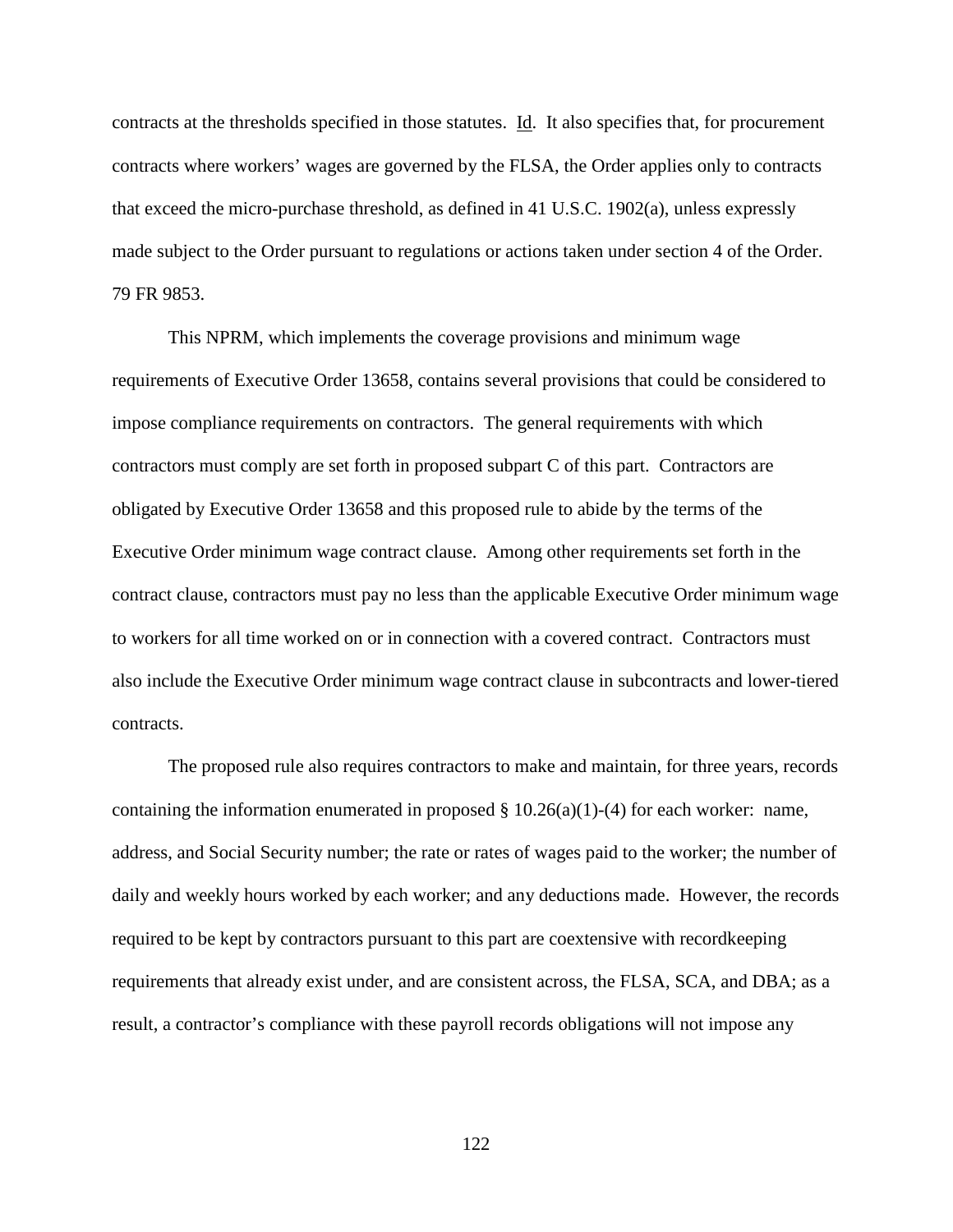contracts at the thresholds specified in those statutes. Id. It also specifies that, for procurement contracts where workers' wages are governed by the FLSA, the Order applies only to contracts that exceed the micro-purchase threshold, as defined in 41 U.S.C. 1902(a), unless expressly made subject to the Order pursuant to regulations or actions taken under section 4 of the Order. 79 FR 9853.

This NPRM, which implements the coverage provisions and minimum wage requirements of Executive Order 13658, contains several provisions that could be considered to impose compliance requirements on contractors. The general requirements with which contractors must comply are set forth in proposed subpart C of this part. Contractors are obligated by Executive Order 13658 and this proposed rule to abide by the terms of the Executive Order minimum wage contract clause. Among other requirements set forth in the contract clause, contractors must pay no less than the applicable Executive Order minimum wage to workers for all time worked on or in connection with a covered contract. Contractors must also include the Executive Order minimum wage contract clause in subcontracts and lower-tiered contracts.

The proposed rule also requires contractors to make and maintain, for three years, records containing the information enumerated in proposed § 10.26(a)(1)-(4) for each worker: name, address, and Social Security number; the rate or rates of wages paid to the worker; the number of daily and weekly hours worked by each worker; and any deductions made. However, the records required to be kept by contractors pursuant to this part are coextensive with recordkeeping requirements that already exist under, and are consistent across, the FLSA, SCA, and DBA; as a result, a contractor's compliance with these payroll records obligations will not impose any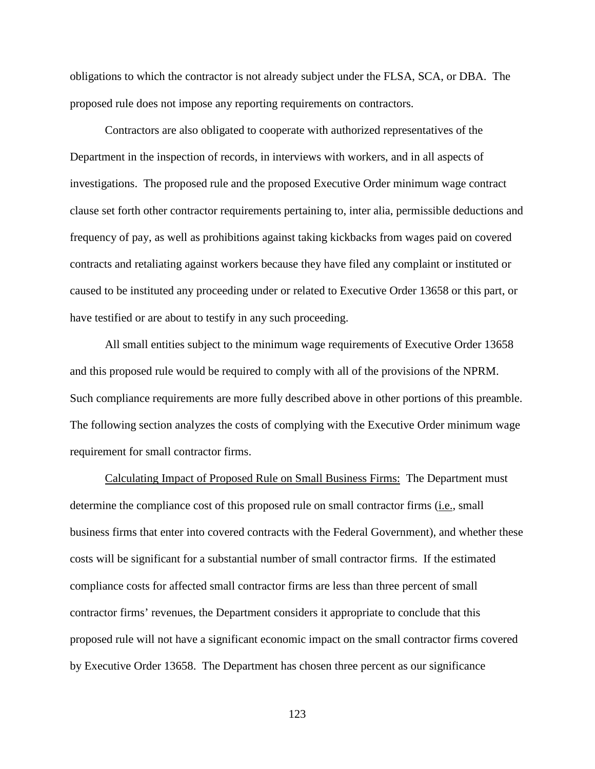obligations to which the contractor is not already subject under the FLSA, SCA, or DBA. The proposed rule does not impose any reporting requirements on contractors.

Contractors are also obligated to cooperate with authorized representatives of the Department in the inspection of records, in interviews with workers, and in all aspects of investigations. The proposed rule and the proposed Executive Order minimum wage contract clause set forth other contractor requirements pertaining to, inter alia, permissible deductions and frequency of pay, as well as prohibitions against taking kickbacks from wages paid on covered contracts and retaliating against workers because they have filed any complaint or instituted or caused to be instituted any proceeding under or related to Executive Order 13658 or this part, or have testified or are about to testify in any such proceeding.

All small entities subject to the minimum wage requirements of Executive Order 13658 and this proposed rule would be required to comply with all of the provisions of the NPRM. Such compliance requirements are more fully described above in other portions of this preamble. The following section analyzes the costs of complying with the Executive Order minimum wage requirement for small contractor firms.

Calculating Impact of Proposed Rule on Small Business Firms: The Department must determine the compliance cost of this proposed rule on small contractor firms (i.e., small business firms that enter into covered contracts with the Federal Government), and whether these costs will be significant for a substantial number of small contractor firms. If the estimated compliance costs for affected small contractor firms are less than three percent of small contractor firms' revenues, the Department considers it appropriate to conclude that this proposed rule will not have a significant economic impact on the small contractor firms covered by Executive Order 13658. The Department has chosen three percent as our significance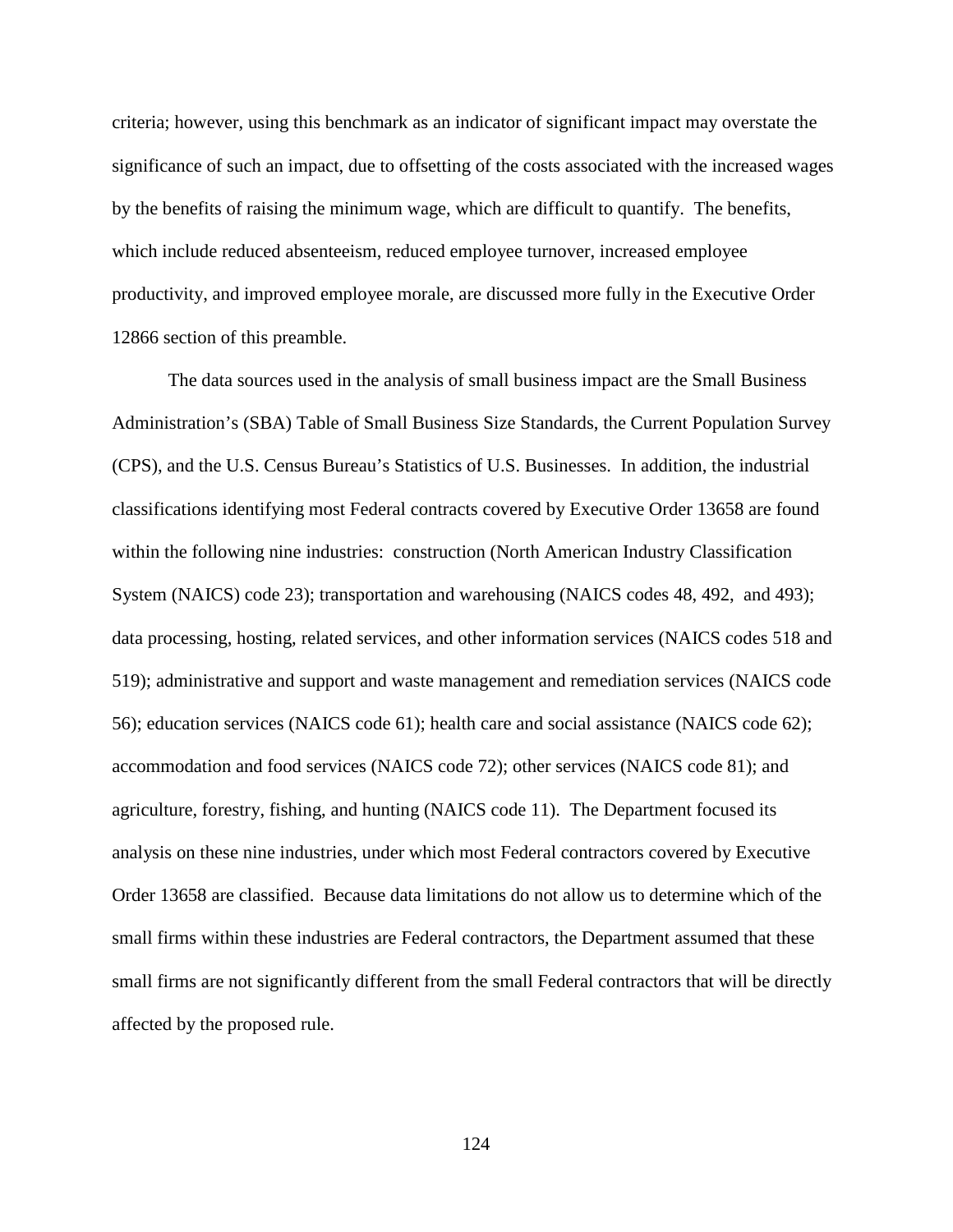criteria; however, using this benchmark as an indicator of significant impact may overstate the significance of such an impact, due to offsetting of the costs associated with the increased wages by the benefits of raising the minimum wage, which are difficult to quantify. The benefits, which include reduced absenteeism, reduced employee turnover, increased employee productivity, and improved employee morale, are discussed more fully in the Executive Order 12866 section of this preamble.

The data sources used in the analysis of small business impact are the Small Business Administration's (SBA) Table of Small Business Size Standards, the Current Population Survey (CPS), and the U.S. Census Bureau's Statistics of U.S. Businesses. In addition, the industrial classifications identifying most Federal contracts covered by Executive Order 13658 are found within the following nine industries: construction (North American Industry Classification System (NAICS) code 23); transportation and warehousing (NAICS codes 48, 492, and 493); data processing, hosting, related services, and other information services (NAICS codes 518 and 519); administrative and support and waste management and remediation services (NAICS code 56); education services (NAICS code 61); health care and social assistance (NAICS code 62); accommodation and food services (NAICS code 72); other services (NAICS code 81); and agriculture, forestry, fishing, and hunting (NAICS code 11). The Department focused its analysis on these nine industries, under which most Federal contractors covered by Executive Order 13658 are classified. Because data limitations do not allow us to determine which of the small firms within these industries are Federal contractors, the Department assumed that these small firms are not significantly different from the small Federal contractors that will be directly affected by the proposed rule.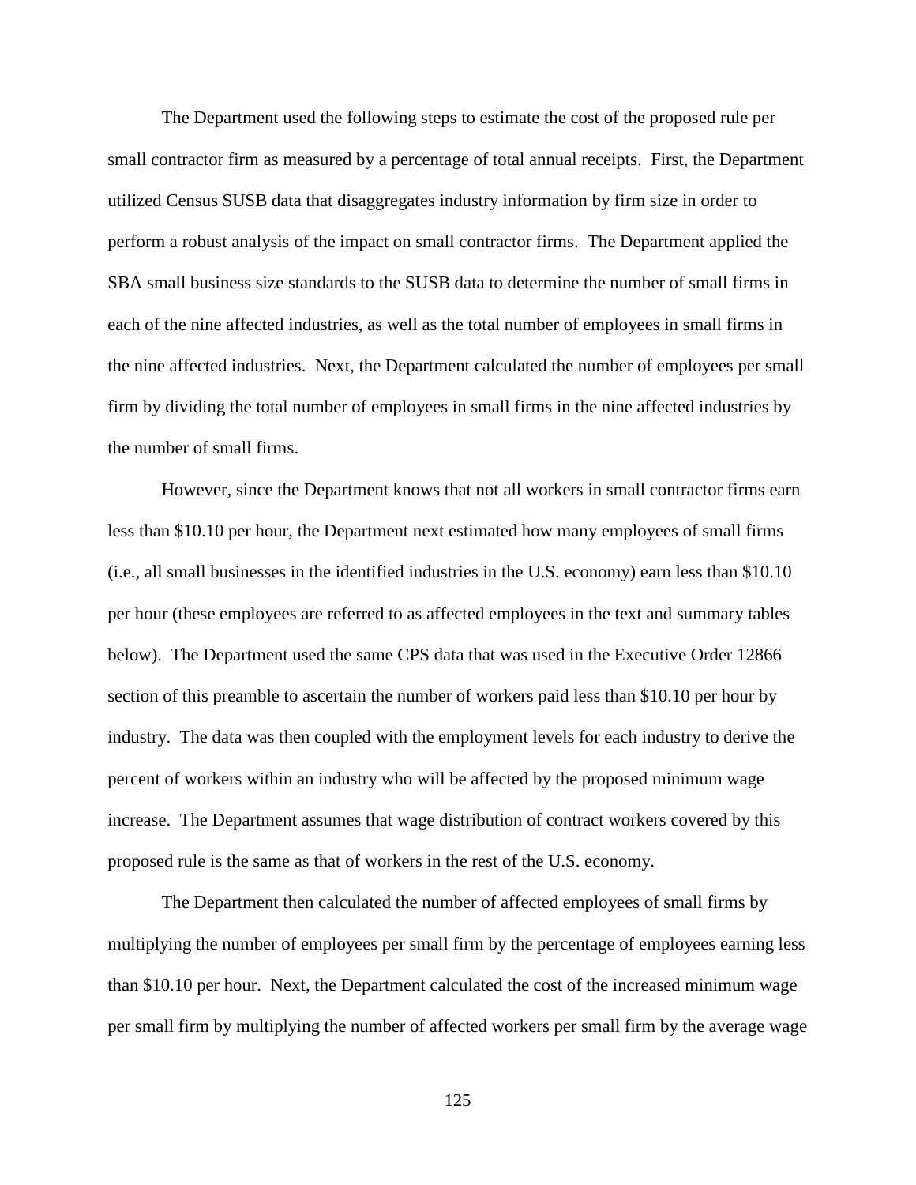The Department used the following steps to estimate the cost of the proposed rule per small contractor firm as measured by a percentage of total annual receipts. First, the Department utilized Census SUSB data that disaggregates industry information by firm size in order to perform a robust analysis of the impact on small contractor firms. The Department applied the SBA small business size standards to the SUSB data to determine the number of small firms in each of the nine affected industries, as well as the total number of employees in small firms in the nine affected industries. Next, the Department calculated the number of employees per small firm by dividing the total number of employees in small firms in the nine affected industries by the number of small firms.

However, since the Department knows that not all workers in small contractor firms earn less than $10.10 per hour, the Department next estimated how many employees of small firms (i.e., all small businesses in the identified industries in the U.S. economy) earn less than $10.10 per hour (these employees are referred to as affected employees in the text and summary tables below). The Department used the same CPS data that was used in the Executive Order 12866 section of this preamble to ascertain the number of workers paid less than $10.10 per hour by industry. The data was then coupled with the employment levels for each industry to derive the percent of workers within an industry who will be affected by the proposed minimum wage increase. The Department assumes that wage distribution of contract workers covered by this proposed rule is the same as that of workers in the rest of the U.S. economy.

The Department then calculated the number of affected employees of small firms by multiplying the number of employees per small firm by the percentage of employees earning less than $10.10 per hour. Next, the Department calculated the cost of the increased minimum wage per small firm by multiplying the number of affected workers per small firm by the average wage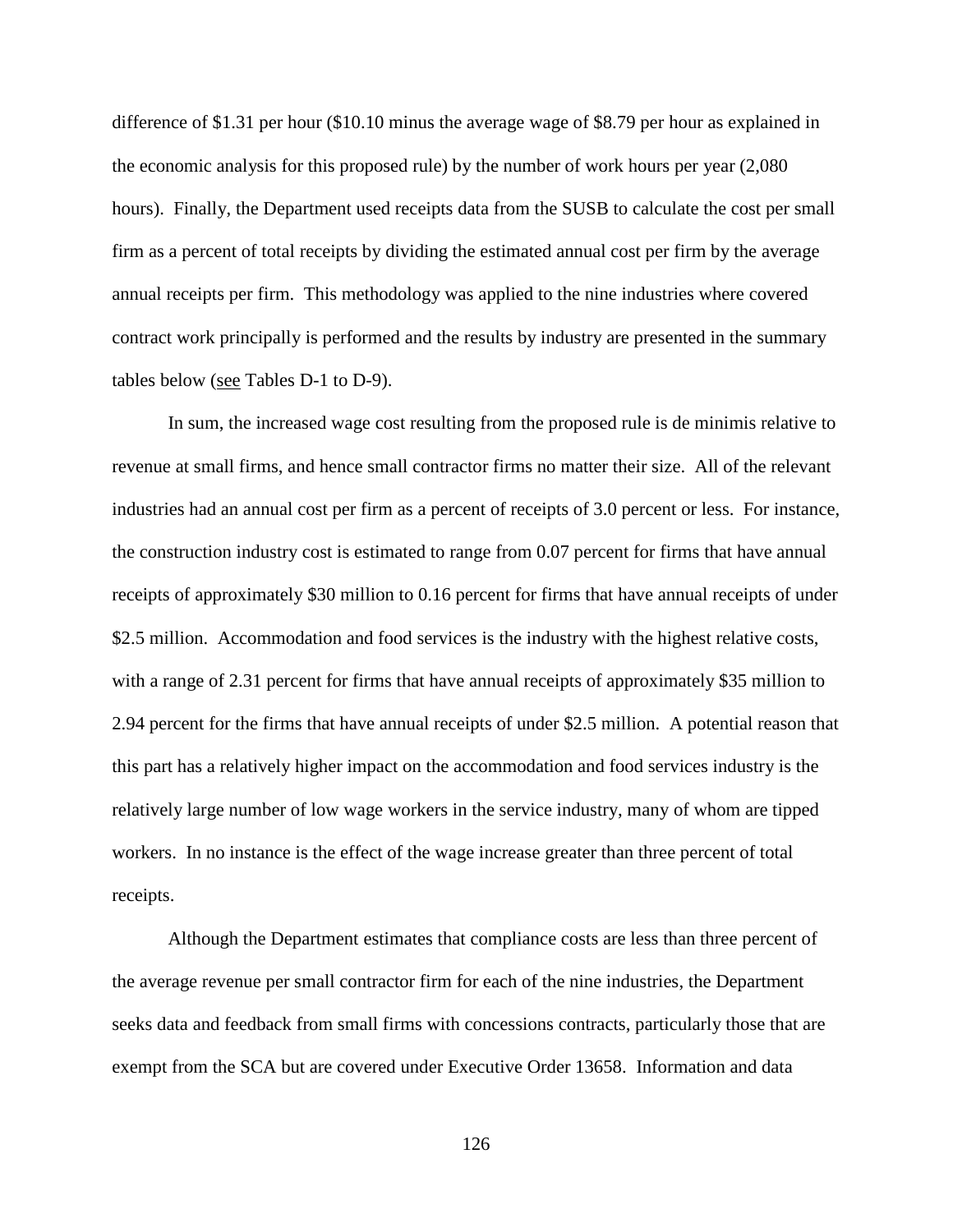difference of $1.31 per hour ($10.10 minus the average wage of $8.79 per hour as explained in the economic analysis for this proposed rule) by the number of work hours per year (2,080 hours). Finally, the Department used receipts data from the SUSB to calculate the cost per small firm as a percent of total receipts by dividing the estimated annual cost per firm by the average annual receipts per firm. This methodology was applied to the nine industries where covered contract work principally is performed and the results by industry are presented in the summary tables below (see Tables D-1 to D-9).

In sum, the increased wage cost resulting from the proposed rule is de minimis relative to revenue at small firms, and hence small contractor firms no matter their size. All of the relevant industries had an annual cost per firm as a percent of receipts of 3.0 percent or less. For instance, the construction industry cost is estimated to range from 0.07 percent for firms that have annual receipts of approximately $30 million to 0.16 percent for firms that have annual receipts of under $2.5 million. Accommodation and food services is the industry with the highest relative costs, with a range of 2.31 percent for firms that have annual receipts of approximately $35 million to 2.94 percent for the firms that have annual receipts of under $2.5 million. A potential reason that this part has a relatively higher impact on the accommodation and food services industry is the relatively large number of low wage workers in the service industry, many of whom are tipped workers. In no instance is the effect of the wage increase greater than three percent of total receipts.

Although the Department estimates that compliance costs are less than three percent of the average revenue per small contractor firm for each of the nine industries, the Department seeks data and feedback from small firms with concessions contracts, particularly those that are exempt from the SCA but are covered under Executive Order 13658. Information and data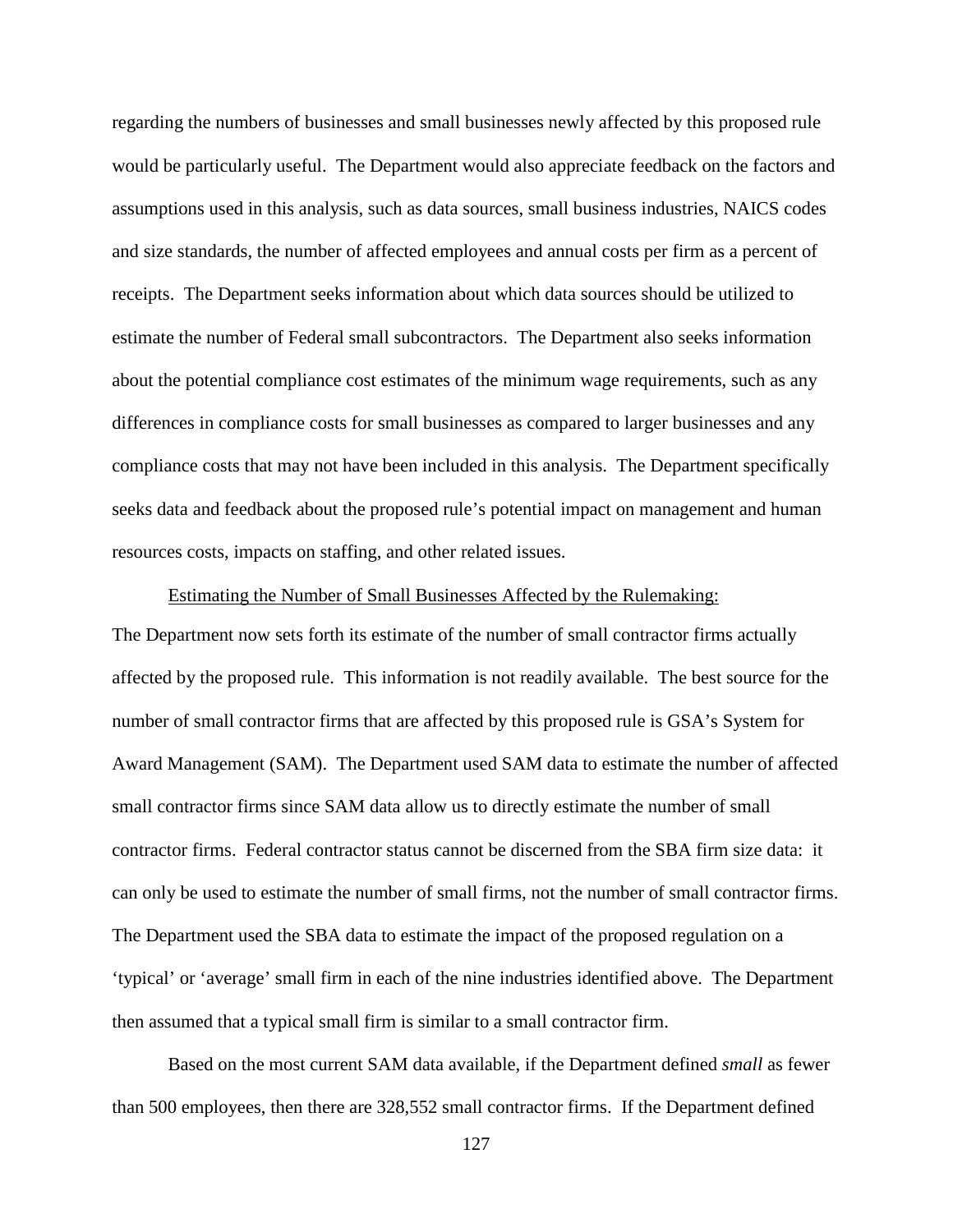regarding the numbers of businesses and small businesses newly affected by this proposed rule would be particularly useful. The Department would also appreciate feedback on the factors and assumptions used in this analysis, such as data sources, small business industries, NAICS codes and size standards, the number of affected employees and annual costs per firm as a percent of receipts. The Department seeks information about which data sources should be utilized to estimate the number of Federal small subcontractors. The Department also seeks information about the potential compliance cost estimates of the minimum wage requirements, such as any differences in compliance costs for small businesses as compared to larger businesses and any compliance costs that may not have been included in this analysis. The Department specifically seeks data and feedback about the proposed rule's potential impact on management and human resources costs, impacts on staffing, and other related issues.

Estimating the Number of Small Businesses Affected by the Rulemaking: The Department now sets forth its estimate of the number of small contractor firms actually affected by the proposed rule. This information is not readily available. The best source for the number of small contractor firms that are affected by this proposed rule is GSA's System for Award Management (SAM). The Department used SAM data to estimate the number of affected small contractor firms since SAM data allow us to directly estimate the number of small contractor firms. Federal contractor status cannot be discerned from the SBA firm size data: it can only be used to estimate the number of small firms, not the number of small contractor firms. The Department used the SBA data to estimate the impact of the proposed regulation on a 'typical' or 'average' small firm in each of the nine industries identified above. The Department then assumed that a typical small firm is similar to a small contractor firm.

Based on the most current SAM data available, if the Department defined *small* as fewer than 500 employees, then there are 328,552 small contractor firms. If the Department defined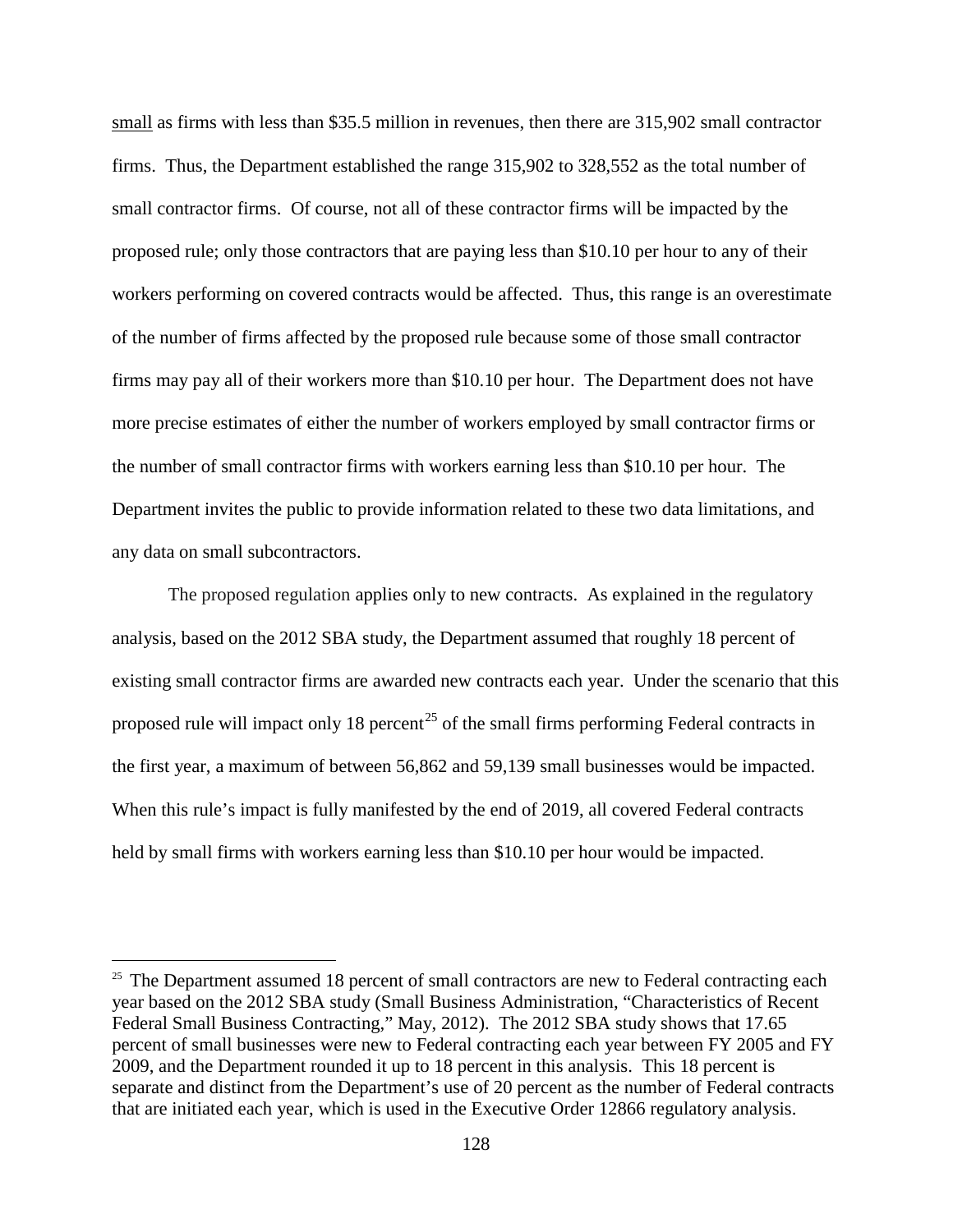small as firms with less than $35.5 million in revenues, then there are 315,902 small contractor firms. Thus, the Department established the range 315,902 to 328,552 as the total number of small contractor firms. Of course, not all of these contractor firms will be impacted by the proposed rule; only those contractors that are paying less than $10.10 per hour to any of their workers performing on covered contracts would be affected. Thus, this range is an overestimate of the number of firms affected by the proposed rule because some of those small contractor firms may pay all of their workers more than $10.10 per hour. The Department does not have more precise estimates of either the number of workers employed by small contractor firms or the number of small contractor firms with workers earning less than $10.10 per hour. The Department invites the public to provide information related to these two data limitations, and any data on small subcontractors.

The proposed regulation applies only to new contracts. As explained in the regulatory analysis, based on the 2012 SBA study, the Department assumed that roughly 18 percent of existing small contractor firms are awarded new contracts each year. Under the scenario that this proposed rule will impact only 18 percent[25] of the small firms performing Federal contracts in the first year, a maximum of between 56,862 and 59,139 small businesses would be impacted. When this rule's impact is fully manifested by the end of 2019, all covered Federal contracts held by small firms with workers earning less than $10.10 per hour would be impacted.

---

[25] The Department assumed 18 percent of small contractors are new to Federal contracting each year based on the 2012 SBA study (Small Business Administration, "Characteristics of Recent Federal Small Business Contracting," May, 2012). The 2012 SBA study shows that 17.65 percent of small businesses were new to Federal contracting each year between FY 2005 and FY 2009, and the Department rounded it up to 18 percent in this analysis. This 18 percent is separate and distinct from the Department's use of 20 percent as the number of Federal contracts that are initiated each year, which is used in the Executive Order 12866 regulatory analysis.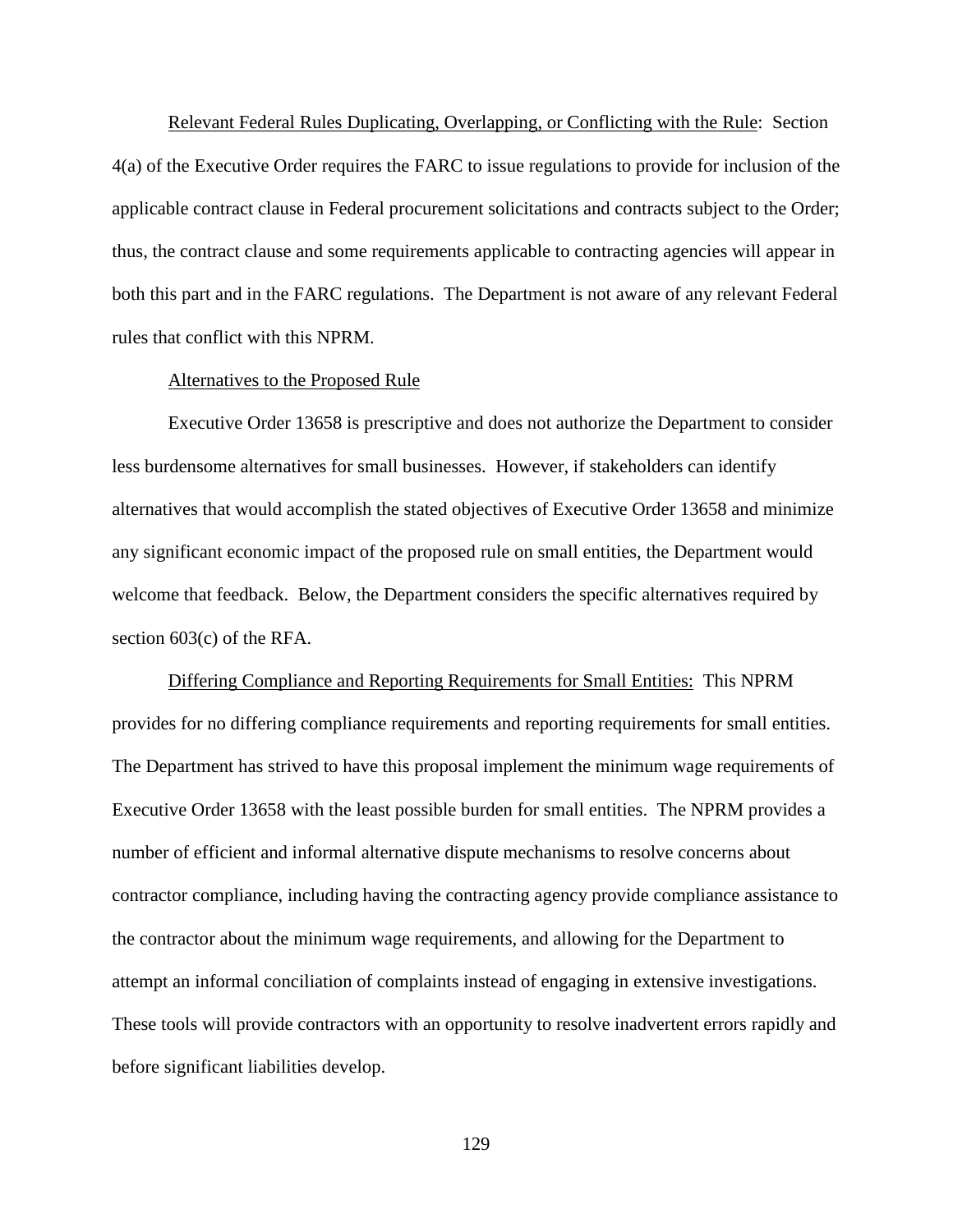Relevant Federal Rules Duplicating, Overlapping, or Conflicting with the Rule: Section 4(a) of the Executive Order requires the FARC to issue regulations to provide for inclusion of the applicable contract clause in Federal procurement solicitations and contracts subject to the Order; thus, the contract clause and some requirements applicable to contracting agencies will appear in both this part and in the FARC regulations. The Department is not aware of any relevant Federal rules that conflict with this NPRM.

Alternatives to the Proposed Rule

Executive Order 13658 is prescriptive and does not authorize the Department to consider less burdensome alternatives for small businesses. However, if stakeholders can identify alternatives that would accomplish the stated objectives of Executive Order 13658 and minimize any significant economic impact of the proposed rule on small entities, the Department would welcome that feedback. Below, the Department considers the specific alternatives required by section 603(c) of the RFA.

Differing Compliance and Reporting Requirements for Small Entities: This NPRM provides for no differing compliance requirements and reporting requirements for small entities. The Department has strived to have this proposal implement the minimum wage requirements of Executive Order 13658 with the least possible burden for small entities. The NPRM provides a number of efficient and informal alternative dispute mechanisms to resolve concerns about contractor compliance, including having the contracting agency provide compliance assistance to the contractor about the minimum wage requirements, and allowing for the Department to attempt an informal conciliation of complaints instead of engaging in extensive investigations. These tools will provide contractors with an opportunity to resolve inadvertent errors rapidly and before significant liabilities develop.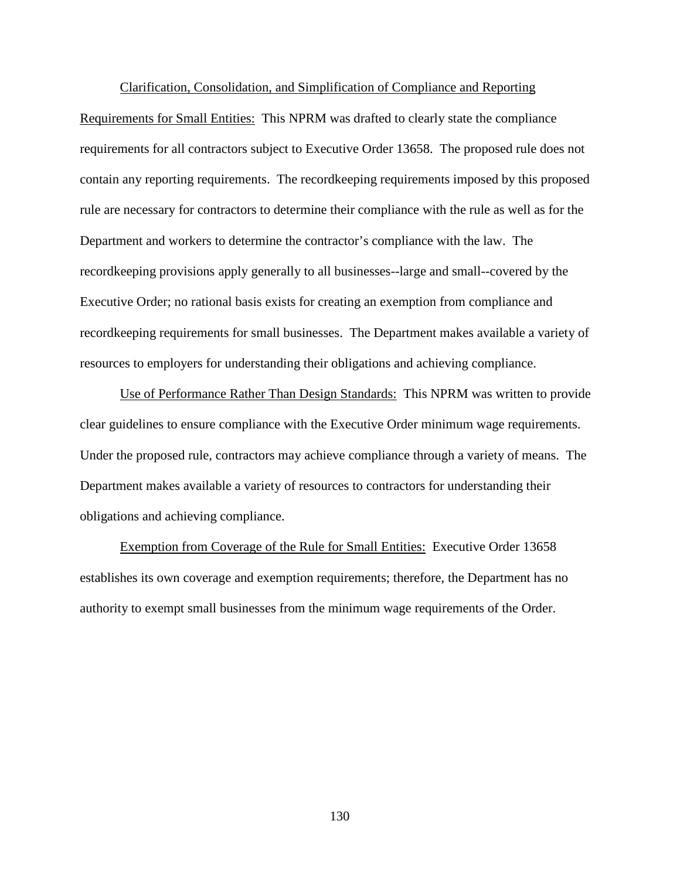Clarification, Consolidation, and Simplification of Compliance and Reporting Requirements for Small Entities: This NPRM was drafted to clearly state the compliance requirements for all contractors subject to Executive Order 13658. The proposed rule does not contain any reporting requirements. The recordkeeping requirements imposed by this proposed rule are necessary for contractors to determine their compliance with the rule as well as for the Department and workers to determine the contractor's compliance with the law. The recordkeeping provisions apply generally to all businesses--large and small--covered by the Executive Order; no rational basis exists for creating an exemption from compliance and recordkeeping requirements for small businesses. The Department makes available a variety of resources to employers for understanding their obligations and achieving compliance.

Use of Performance Rather Than Design Standards: This NPRM was written to provide clear guidelines to ensure compliance with the Executive Order minimum wage requirements. Under the proposed rule, contractors may achieve compliance through a variety of means. The Department makes available a variety of resources to contractors for understanding their obligations and achieving compliance.

Exemption from Coverage of the Rule for Small Entities: Executive Order 13658 establishes its own coverage and exemption requirements; therefore, the Department has no authority to exempt small businesses from the minimum wage requirements of the Order.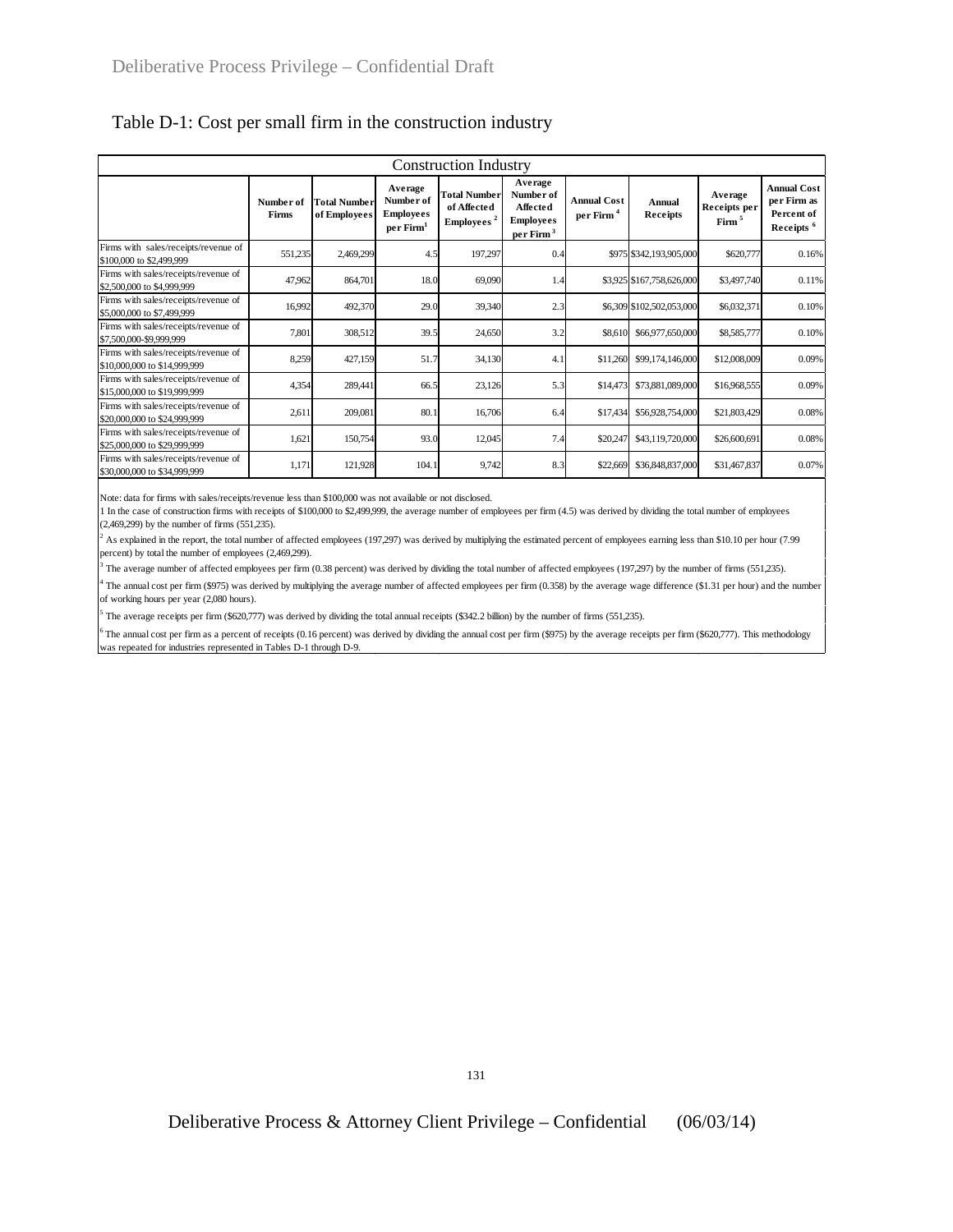Table D-1: Cost per small firm in the construction industry

| Construction Industry | | | | | | | | | |
|---|---|---|---|---|---|---|---|---|---|
| | Number of Firms | Total Number of Employees | Average Number of Employees per Firm[1] | Total Number of Affected Employees [2] | Average Number of Affected Employees per Firm [3] | Annual Cost per Firm [4] | Annual Receipts | Average Receipts per Firm [5] | Annual Cost per Firm as Percent of Receipts [6] |
| Firms with sales/receipts/revenue of $100,000 to $2,499,999 | 551,235 | 2,469,299 | 4.5 | 197,297 | 0.4 | $975 | $342,193,905,000 | $620,777 | 0.16% |
| Firms with sales/receipts/revenue of $2,500,000 to $4,999,999 | 47,962 | 864,701 | 18.0 | 69,090 | 1.4 | $3,925 | $167,758,626,000 | $3,497,740 | 0.11% |
| Firms with sales/receipts/revenue of $5,000,000 to $7,499,999 | 16,992 | 492,370 | 29.0 | 39,340 | 2.3 | $6,309 | $102,502,053,000 | $6,032,371 | 0.10% |
| Firms with sales/receipts/revenue of $7,500,000-$9,999,999 | 7,801 | 308,512 | 39.5 | 24,650 | 3.2 | $8,610 | $66,977,650,000 | $8,585,777 | 0.10% |
| Firms with sales/receipts/revenue of $10,000,000 to $14,999,999 | 8,259 | 427,159 | 51.7 | 34,130 | 4.1 | $11,260 | $99,174,146,000 | $12,008,009 | 0.09% |
| Firms with sales/receipts/revenue of $15,000,000 to $19,999,999 | 4,354 | 289,441 | 66.5 | 23,126 | 5.3 | $14,473 | $73,881,089,000 | $16,968,555 | 0.09% |
| Firms with sales/receipts/revenue of $20,000,000 to $24,999,999 | 2,611 | 209,081 | 80.1 | 16,706 | 6.4 | $17,434 | $56,928,754,000 | $21,803,429 | 0.08% |
| Firms with sales/receipts/revenue of $25,000,000 to $29,999,999 | 1,621 | 150,754 | 93.0 | 12,045 | 7.4 | $20,247 | $43,119,720,000 | $26,600,691 | 0.08% |
| Firms with sales/receipts/revenue of $30,000,000 to $34,999,999 | 1,171 | 121,928 | 104.1 | 9,742 | 8.3 | $22,669 | $36,848,837,000 | $31,467,837 | 0.07% |

Note: data for firms with sales/receipts/revenue less than $100,000 was not available or not disclosed.

1 In the case of construction firms with receipts of $100,000 to $2,499,999, the average number of employees per firm (4.5) was derived by dividing the total number of employees (2,469,299) by the number of firms (551,235).

2 As explained in the report, the total number of affected employees (197,297) was derived by multiplying the estimated percent of employees earning less than $10.10 per hour (7.99 percent) by total the number of employees (2,469,299).

3 The average number of affected employees per firm (0.38 percent) was derived by dividing the total number of affected employees (197,297) by the number of firms (551,235).

4 The annual cost per firm ($975) was derived by multiplying the average number of affected employees per firm (0.358) by the average wage difference ($1.31 per hour) and the number of working hours per year (2,080 hours).

5 The average receipts per firm ($620,777) was derived by dividing the total annual receipts ($342.2 billion) by the number of firms (551,235).

6 The annual cost per firm as a percent of receipts (0.16 percent) was derived by dividing the annual cost per firm ($975) by the average receipts per firm ($620,777). This methodology was repeated for industries represented in Tables D-1 through D-9.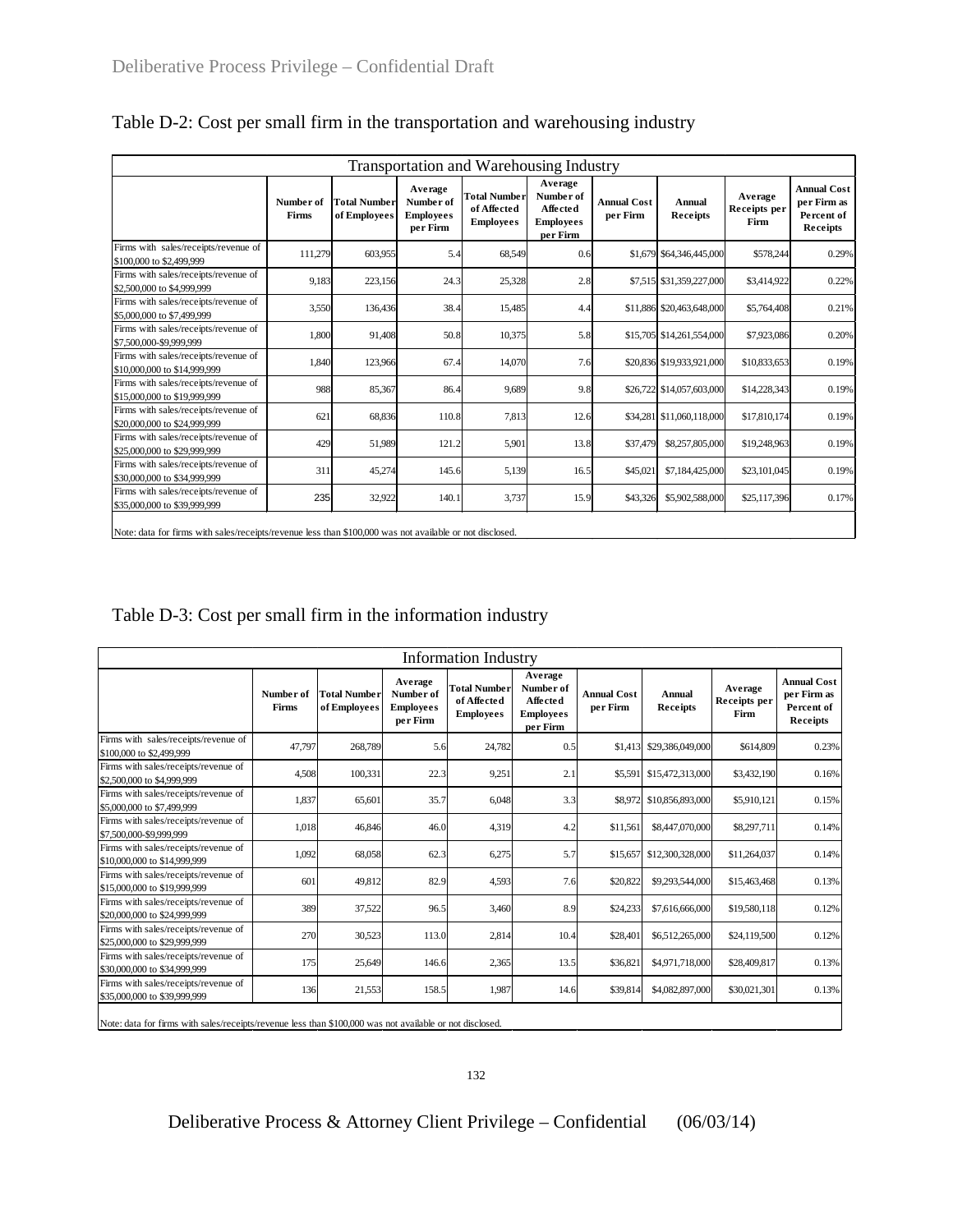Table D-2: Cost per small firm in the transportation and warehousing industry

| Transportation and Warehousing Industry | | | | | | | | | |
|---|---|---|---|---|---|---|---|---|---|
| | Number of Firms | Total Number of Employees | Average Number of Employees per Firm | Total Number of Affected Employees | Average Number of Affected Employees per Firm | Annual Cost per Firm | Annual Receipts | Average Receipts per Firm | Annual Cost per Firm as Percent of Receipts |
| Firms with sales/receipts/revenue of $100,000 to $2,499,999 | 111,279 | 603,955 | 5.4 | 68,549 | 0.6 | $1,679 | $64,346,445,000 | $578,244 | 0.29% |
| Firms with sales/receipts/revenue of $2,500,000 to $4,999,999 | 9,183 | 223,156 | 24.3 | 25,328 | 2.8 | $7,515 | $31,359,227,000 | $3,414,922 | 0.22% |
| Firms with sales/receipts/revenue of $5,000,000 to $7,499,999 | 3,550 | 136,436 | 38.4 | 15,485 | 4.4 | $11,886 | $20,463,648,000 | $5,764,408 | 0.21% |
| Firms with sales/receipts/revenue of $7,500,000-$9,999,999 | 1,800 | 91,408 | 50.8 | 10,375 | 5.8 | $15,705 | $14,261,554,000 | $7,923,086 | 0.20% |
| Firms with sales/receipts/revenue of $10,000,000 to $14,999,999 | 1,840 | 123,966 | 67.4 | 14,070 | 7.6 | $20,836 | $19,933,921,000 | $10,833,653 | 0.19% |
| Firms with sales/receipts/revenue of $15,000,000 to $19,999,999 | 988 | 85,367 | 86.4 | 9,689 | 9.8 | $26,722 | $14,057,603,000 | $14,228,343 | 0.19% |
| Firms with sales/receipts/revenue of $20,000,000 to $24,999,999 | 621 | 68,836 | 110.8 | 7,813 | 12.6 | $34,281 | $11,060,118,000 | $17,810,174 | 0.19% |
| Firms with sales/receipts/revenue of $25,000,000 to $29,999,999 | 429 | 51,989 | 121.2 | 5,901 | 13.8 | $37,479 | $8,257,805,000 | $19,248,963 | 0.19% |
| Firms with sales/receipts/revenue of $30,000,000 to $34,999,999 | 311 | 45,274 | 145.6 | 5,139 | 16.5 | $45,021 | $7,184,425,000 | $23,101,045 | 0.19% |
| Firms with sales/receipts/revenue of $35,000,000 to $39,999,999 | 235 | 32,922 | 140.1 | 3,737 | 15.9 | $43,326 | $5,902,588,000 | $25,117,396 | 0.17% |

Note: data for firms with sales/receipts/revenue less than $100,000 was not available or not disclosed.

Table D-3: Cost per small firm in the information industry

| Information Industry | | | | | | | | | |
|---|---|---|---|---|---|---|---|---|---|
| | Number of Firms | Total Number of Employees | Average Number of Employees per Firm | Total Number of Affected Employees | Average Number of Affected Employees per Firm | Annual Cost per Firm | Annual Receipts | Average Receipts per Firm | Annual Cost per Firm as Percent of Receipts |
| Firms with sales/receipts/revenue of $100,000 to $2,499,999 | 47,797 | 268,789 | 5.6 | 24,782 | 0.5 | $1,413 | $29,386,049,000 | $614,809 | 0.23% |
| Firms with sales/receipts/revenue of $2,500,000 to $4,999,999 | 4,508 | 100,331 | 22.3 | 9,251 | 2.1 | $5,591 | $15,472,313,000 | $3,432,190 | 0.16% |
| Firms with sales/receipts/revenue of $5,000,000 to $7,499,999 | 1,837 | 65,601 | 35.7 | 6,048 | 3.3 | $8,972 | $10,856,893,000 | $5,910,121 | 0.15% |
| Firms with sales/receipts/revenue of $7,500,000-$9,999,999 | 1,018 | 46,846 | 46.0 | 4,319 | 4.2 | $11,561 | $8,447,070,000 | $8,297,711 | 0.14% |
| Firms with sales/receipts/revenue of $10,000,000 to $14,999,999 | 1,092 | 68,058 | 62.3 | 6,275 | 5.7 | $15,657 | $12,300,328,000 | $11,264,037 | 0.14% |
| Firms with sales/receipts/revenue of $15,000,000 to $19,999,999 | 601 | 49,812 | 82.9 | 4,593 | 7.6 | $20,822 | $9,293,544,000 | $15,463,468 | 0.13% |
| Firms with sales/receipts/revenue of $20,000,000 to $24,999,999 | 389 | 37,522 | 96.5 | 3,460 | 8.9 | $24,233 | $7,616,666,000 | $19,580,118 | 0.12% |
| Firms with sales/receipts/revenue of $25,000,000 to $29,999,999 | 270 | 30,523 | 113.0 | 2,814 | 10.4 | $28,401 | $6,512,265,000 | $24,119,500 | 0.12% |
| Firms with sales/receipts/revenue of $30,000,000 to $34,999,999 | 175 | 25,649 | 146.6 | 2,365 | 13.5 | $36,821 | $4,971,718,000 | $28,409,817 | 0.13% |
| Firms with sales/receipts/revenue of $35,000,000 to $39,999,999 | 136 | 21,553 | 158.5 | 1,987 | 14.6 | $39,814 | $4,082,897,000 | $30,021,301 | 0.13% |

Note: data for firms with sales/receipts/revenue less than $100,000 was not available or not disclosed.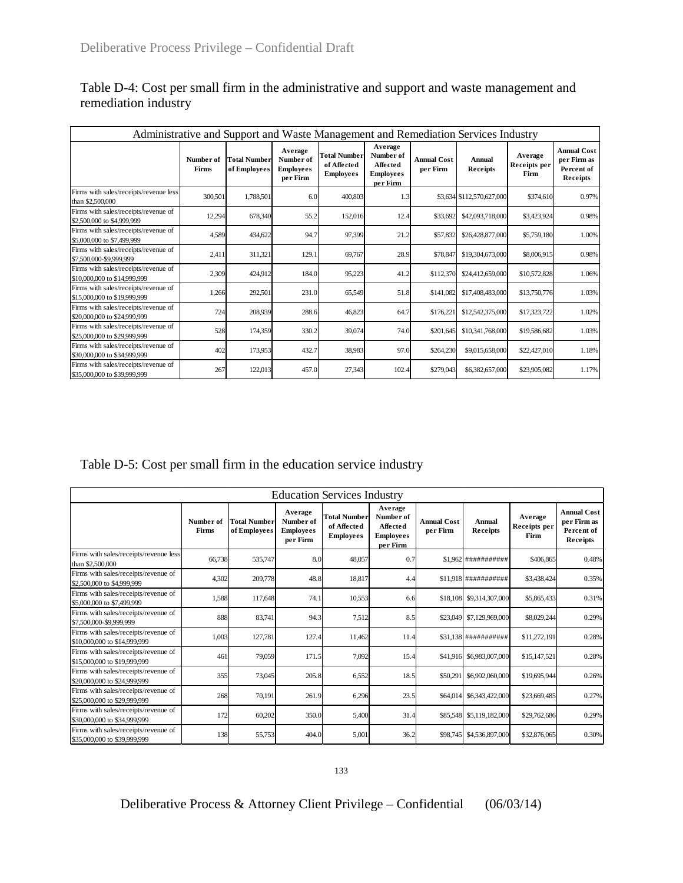Table D-4: Cost per small firm in the administrative and support and waste management and remediation industry

| Administrative and Support and Waste Management and Remediation Services Industry | | | | | | | | | |
|---|---|---|---|---|---|---|---|---|---|
| | Number of Firms | Total Number of Employees | Average Number of Employees per Firm | Total Number of Affected Employees | Average Number of Affected Employees per Firm | Annual Cost per Firm | Annual Receipts | Average Receipts per Firm | Annual Cost per Firm as Percent of Receipts |
| Firms with sales/receipts/revenue less than $2,500,000 | 300,501 | 1,788,501 | 6.0 | 400,803 | 1.3 | $3,634 | $112,570,627,000 | $374,610 | 0.97% |
| Firms with sales/receipts/revenue of $2,500,000 to $4,999,999 | 12,294 | 678,340 | 55.2 | 152,016 | 12.4 | $33,692 | $42,093,718,000 | $3,423,924 | 0.98% |
| Firms with sales/receipts/revenue of $5,000,000 to $7,499,999 | 4,589 | 434,622 | 94.7 | 97,399 | 21.2 | $57,832 | $26,428,877,000 | $5,759,180 | 1.00% |
| Firms with sales/receipts/revenue of $7,500,000-$9,999,999 | 2,411 | 311,321 | 129.1 | 69,767 | 28.9 | $78,847 | $19,304,673,000 | $8,006,915 | 0.98% |
| Firms with sales/receipts/revenue of $10,000,000 to $14,999,999 | 2,309 | 424,912 | 184.0 | 95,223 | 41.2 | $112,370 | $24,412,659,000 | $10,572,828 | 1.06% |
| Firms with sales/receipts/revenue of $15,000,000 to $19,999,999 | 1,266 | 292,501 | 231.0 | 65,549 | 51.8 | $141,082 | $17,408,483,000 | $13,750,776 | 1.03% |
| Firms with sales/receipts/revenue of $20,000,000 to $24,999,999 | 724 | 208,939 | 288.6 | 46,823 | 64.7 | $176,221 | $12,542,375,000 | $17,323,722 | 1.02% |
| Firms with sales/receipts/revenue of $25,000,000 to $29,999,999 | 528 | 174,359 | 330.2 | 39,074 | 74.0 | $201,645 | $10,341,768,000 | $19,586,682 | 1.03% |
| Firms with sales/receipts/revenue of $30,000,000 to $34,999,999 | 402 | 173,953 | 432.7 | 38,983 | 97.0 | $264,230 | $9,015,658,000 | $22,427,010 | 1.18% |
| Firms with sales/receipts/revenue of $35,000,000 to $39,999,999 | 267 | 122,013 | 457.0 | 27,343 | 102.4 | $279,043 | $6,382,657,000 | $23,905,082 | 1.17% |

Table D-5: Cost per small firm in the education service industry

| Education Services Industry | | | | | | | | | |
|---|---|---|---|---|---|---|---|---|---|
| | Number of Firms | Total Number of Employees | Average Number of Employees per Firm | Total Number of Affected Employees | Average Number of Affected Employees per Firm | Annual Cost per Firm | Annual Receipts | Average Receipts per Firm | Annual Cost per Firm as Percent of Receipts |
| Firms with sales/receipts/revenue less than $2,500,000 | 66,738 | 535,747 | 8.0 | 48,057 | 0.7 | $1,962 | ########### | $406,865 | 0.48% |
| Firms with sales/receipts/revenue of $2,500,000 to $4,999,999 | 4,302 | 209,778 | 48.8 | 18,817 | 4.4 | $11,918 | ########### | $3,438,424 | 0.35% |
| Firms with sales/receipts/revenue of $5,000,000 to $7,499,999 | 1,588 | 117,648 | 74.1 | 10,553 | 6.6 | $18,108 | $9,314,307,000 | $5,865,433 | 0.31% |
| Firms with sales/receipts/revenue of $7,500,000-$9,999,999 | 888 | 83,741 | 94.3 | 7,512 | 8.5 | $23,049 | $7,129,969,000 | $8,029,244 | 0.29% |
| Firms with sales/receipts/revenue of $10,000,000 to $14,999,999 | 1,003 | 127,781 | 127.4 | 11,462 | 11.4 | $31,138 | ########### | $11,272,191 | 0.28% |
| Firms with sales/receipts/revenue of $15,000,000 to $19,999,999 | 461 | 79,059 | 171.5 | 7,092 | 15.4 | $41,916 | $6,983,007,000 | $15,147,521 | 0.28% |
| Firms with sales/receipts/revenue of $20,000,000 to $24,999,999 | 355 | 73,045 | 205.8 | 6,552 | 18.5 | $50,291 | $6,992,060,000 | $19,695,944 | 0.26% |
| Firms with sales/receipts/revenue of $25,000,000 to $29,999,999 | 268 | 70,191 | 261.9 | 6,296 | 23.5 | $64,014 | $6,343,422,000 | $23,669,485 | 0.27% |
| Firms with sales/receipts/revenue of $30,000,000 to $34,999,999 | 172 | 60,202 | 350.0 | 5,400 | 31.4 | $85,548 | $5,119,182,000 | $29,762,686 | 0.29% |
| Firms with sales/receipts/revenue of $35,000,000 to $39,999,999 | 138 | 55,753 | 404.0 | 5,001 | 36.2 | $98,745 | $4,536,897,000 | $32,876,065 | 0.30% |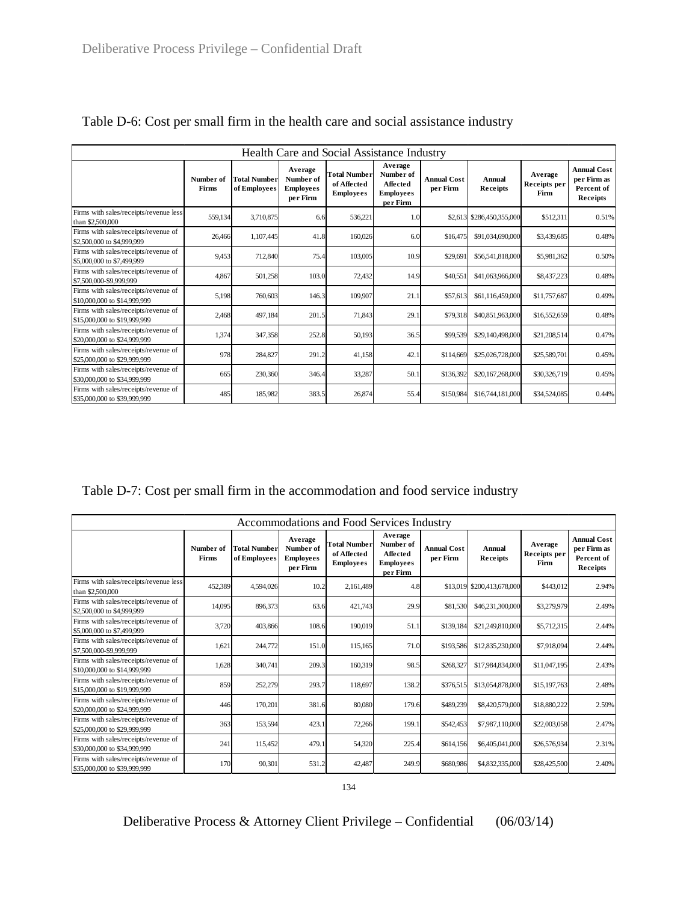Table D-6: Cost per small firm in the health care and social assistance industry

| Health Care and Social Assistance Industry | | | | | | | | | |
|---|---|---|---|---|---|---|---|---|---|
| | Number of Firms | Total Number of Employees | Average Number of Employees per Firm | Total Number of Affected Employees | Average Number of Affected Employees per Firm | Annual Cost per Firm | Annual Receipts | Average Receipts per Firm | Annual Cost per Firm as Percent of Receipts |
| Firms with sales/receipts/revenue less than $2,500,000 | 559,134 | 3,710,875 | 6.6 | 536,221 | 1.0 | $2,613 | $286,450,355,000 | $512,311 | 0.51% |
| Firms with sales/receipts/revenue of $2,500,000 to $4,999,999 | 26,466 | 1,107,445 | 41.8 | 160,026 | 6.0 | $16,475 | $91,034,690,000 | $3,439,685 | 0.48% |
| Firms with sales/receipts/revenue of $5,000,000 to $7,499,999 | 9,453 | 712,840 | 75.4 | 103,005 | 10.9 | $29,691 | $56,541,818,000 | $5,981,362 | 0.50% |
| Firms with sales/receipts/revenue of $7,500,000-$9,999,999 | 4,867 | 501,258 | 103.0 | 72,432 | 14.9 | $40,551 | $41,063,966,000 | $8,437,223 | 0.48% |
| Firms with sales/receipts/revenue of $10,000,000 to $14,999,999 | 5,198 | 760,603 | 146.3 | 109,907 | 21.1 | $57,613 | $61,116,459,000 | $11,757,687 | 0.49% |
| Firms with sales/receipts/revenue of $15,000,000 to $19,999,999 | 2,468 | 497,184 | 201.5 | 71,843 | 29.1 | $79,318 | $40,851,963,000 | $16,552,659 | 0.48% |
| Firms with sales/receipts/revenue of $20,000,000 to $24,999,999 | 1,374 | 347,358 | 252.8 | 50,193 | 36.5 | $99,539 | $29,140,498,000 | $21,208,514 | 0.47% |
| Firms with sales/receipts/revenue of $25,000,000 to $29,999,999 | 978 | 284,827 | 291.2 | 41,158 | 42.1 | $114,669 | $25,026,728,000 | $25,589,701 | 0.45% |
| Firms with sales/receipts/revenue of $30,000,000 to $34,999,999 | 665 | 230,360 | 346.4 | 33,287 | 50.1 | $136,392 | $20,167,268,000 | $30,326,719 | 0.45% |
| Firms with sales/receipts/revenue of $35,000,000 to $39,999,999 | 485 | 185,982 | 383.5 | 26,874 | 55.4 | $150,984 | $16,744,181,000 | $34,524,085 | 0.44% |

Table D-7: Cost per small firm in the accommodation and food service industry

| Accommodations and Food Services Industry | | | | | | | | | |
|---|---|---|---|---|---|---|---|---|---|
| | Number of Firms | Total Number of Employees | Average Number of Employees per Firm | Total Number of Affected Employees | Average Number of Affected Employees per Firm | Annual Cost per Firm | Annual Receipts | Average Receipts per Firm | Annual Cost per Firm as Percent of Receipts |
| Firms with sales/receipts/revenue less than $2,500,000 | 452,389 | 4,594,026 | 10.2 | 2,161,489 | 4.8 | $13,019 | $200,413,678,000 | $443,012 | 2.94% |
| Firms with sales/receipts/revenue of $2,500,000 to $4,999,999 | 14,095 | 896,373 | 63.6 | 421,743 | 29.9 | $81,530 | $46,231,300,000 | $3,279,979 | 2.49% |
| Firms with sales/receipts/revenue of $5,000,000 to $7,499,999 | 3,720 | 403,866 | 108.6 | 190,019 | 51.1 | $139,184 | $21,249,810,000 | $5,712,315 | 2.44% |
| Firms with sales/receipts/revenue of $7,500,000-$9,999,999 | 1,621 | 244,772 | 151.0 | 115,165 | 71.0 | $193,586 | $12,835,230,000 | $7,918,094 | 2.44% |
| Firms with sales/receipts/revenue of $10,000,000 to $14,999,999 | 1,628 | 340,741 | 209.3 | 160,319 | 98.5 | $268,327 | $17,984,834,000 | $11,047,195 | 2.43% |
| Firms with sales/receipts/revenue of $15,000,000 to $19,999,999 | 859 | 252,279 | 293.7 | 118,697 | 138.2 | $376,515 | $13,054,878,000 | $15,197,763 | 2.48% |
| Firms with sales/receipts/revenue of $20,000,000 to $24,999,999 | 446 | 170,201 | 381.6 | 80,080 | 179.6 | $489,239 | $8,420,579,000 | $18,880,222 | 2.59% |
| Firms with sales/receipts/revenue of $25,000,000 to $29,999,999 | 363 | 153,594 | 423.1 | 72,266 | 199.1 | $542,453 | $7,987,110,000 | $22,003,058 | 2.47% |
| Firms with sales/receipts/revenue of $30,000,000 to $34,999,999 | 241 | 115,452 | 479.1 | 54,320 | 225.4 | $614,156 | $6,405,041,000 | $26,576,934 | 2.31% |
| Firms with sales/receipts/revenue of $35,000,000 to $39,999,999 | 170 | 90,301 | 531.2 | 42,487 | 249.9 | $680,986 | $4,832,335,000 | $28,425,500 | 2.40% |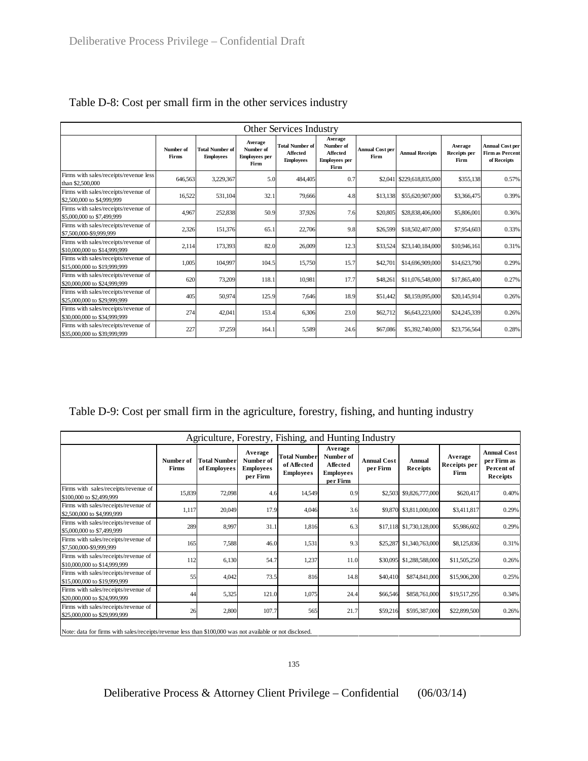Table D-8: Cost per small firm in the other services industry

| Other Services Industry | | | | | | | | | |
|---|---|---|---|---|---|---|---|---|---|
| | Number of Firms | Total Number of Employees | Average Number of Employees per Firm | Total Number of Affected Employees | Average Number of Affected Employees per Firm | Annual Cost per Firm | Annual Receipts | Average Receipts per Firm | Annual Cost per Firm as Percent of Receipts |
| Firms with sales/receipts/revenue less than $2,500,000 | 646,563 | 3,229,367 | 5.0 | 484,405 | 0.7 | $2,041 | $229,618,835,000 | $355,138 | 0.57% |
| Firms with sales/receipts/revenue of $2,500,000 to $4,999,999 | 16,522 | 531,104 | 32.1 | 79,666 | 4.8 | $13,138 | $55,620,907,000 | $3,366,475 | 0.39% |
| Firms with sales/receipts/revenue of $5,000,000 to $7,499,999 | 4,967 | 252,838 | 50.9 | 37,926 | 7.6 | $20,805 | $28,838,406,000 | $5,806,001 | 0.36% |
| Firms with sales/receipts/revenue of $7,500,000-$9,999,999 | 2,326 | 151,376 | 65.1 | 22,706 | 9.8 | $26,599 | $18,502,407,000 | $7,954,603 | 0.33% |
| Firms with sales/receipts/revenue of $10,000,000 to $14,999,999 | 2,114 | 173,393 | 82.0 | 26,009 | 12.3 | $33,524 | $23,140,184,000 | $10,946,161 | 0.31% |
| Firms with sales/receipts/revenue of $15,000,000 to $19,999,999 | 1,005 | 104,997 | 104.5 | 15,750 | 15.7 | $42,701 | $14,696,909,000 | $14,623,790 | 0.29% |
| Firms with sales/receipts/revenue of $20,000,000 to $24,999,999 | 620 | 73,209 | 118.1 | 10,981 | 17.7 | $48,261 | $11,076,548,000 | $17,865,400 | 0.27% |
| Firms with sales/receipts/revenue of $25,000,000 to $29,999,999 | 405 | 50,974 | 125.9 | 7,646 | 18.9 | $51,442 | $8,159,095,000 | $20,145,914 | 0.26% |
| Firms with sales/receipts/revenue of $30,000,000 to $34,999,999 | 274 | 42,041 | 153.4 | 6,306 | 23.0 | $62,712 | $6,643,223,000 | $24,245,339 | 0.26% |
| Firms with sales/receipts/revenue of $35,000,000 to $39,999,999 | 227 | 37,259 | 164.1 | 5,589 | 24.6 | $67,086 | $5,392,740,000 | $23,756,564 | 0.28% |

Table D-9: Cost per small firm in the agriculture, forestry, fishing, and hunting industry

| Agriculture, Forestry, Fishing, and Hunting Industry | | | | | | | | | |
|---|---|---|---|---|---|---|---|---|---|
| | Number of Firms | Total Number of Employees | Average Number of Employees per Firm | Total Number of Affected Employees | Average Number of Affected Employees per Firm | Annual Cost per Firm | Annual Receipts | Average Receipts per Firm | Annual Cost per Firm as Percent of Receipts |
| Firms with sales/receipts/revenue of $100,000 to $2,499,999 | 15,839 | 72,098 | 4.6 | 14,549 | 0.9 | $2,503 | $9,826,777,000 | $620,417 | 0.40% |
| Firms with sales/receipts/revenue of $2,500,000 to $4,999,999 | 1,117 | 20,049 | 17.9 | 4,046 | 3.6 | $9,870 | $3,811,000,000 | $3,411,817 | 0.29% |
| Firms with sales/receipts/revenue of $5,000,000 to $7,499,999 | 289 | 8,997 | 31.1 | 1,816 | 6.3 | $17,118 | $1,730,128,000 | $5,986,602 | 0.29% |
| Firms with sales/receipts/revenue of $7,500,000-$9,999,999 | 165 | 7,588 | 46.0 | 1,531 | 9.3 | $25,287 | $1,340,763,000 | $8,125,836 | 0.31% |
| Firms with sales/receipts/revenue of $10,000,000 to $14,999,999 | 112 | 6,130 | 54.7 | 1,237 | 11.0 | $30,095 | $1,288,588,000 | $11,505,250 | 0.26% |
| Firms with sales/receipts/revenue of $15,000,000 to $19,999,999 | 55 | 4,042 | 73.5 | 816 | 14.8 | $40,410 | $874,841,000 | $15,906,200 | 0.25% |
| Firms with sales/receipts/revenue of $20,000,000 to $24,999,999 | 44 | 5,325 | 121.0 | 1,075 | 24.4 | $66,546 | $858,761,000 | $19,517,295 | 0.34% |
| Firms with sales/receipts/revenue of $25,000,000 to $29,999,999 | 26 | 2,800 | 107.7 | 565 | 21.7 | $59,216 | $595,387,000 | $22,899,500 | 0.26% |

Note: data for firms with sales/receipts/revenue less than $100,000 was not available or not disclosed.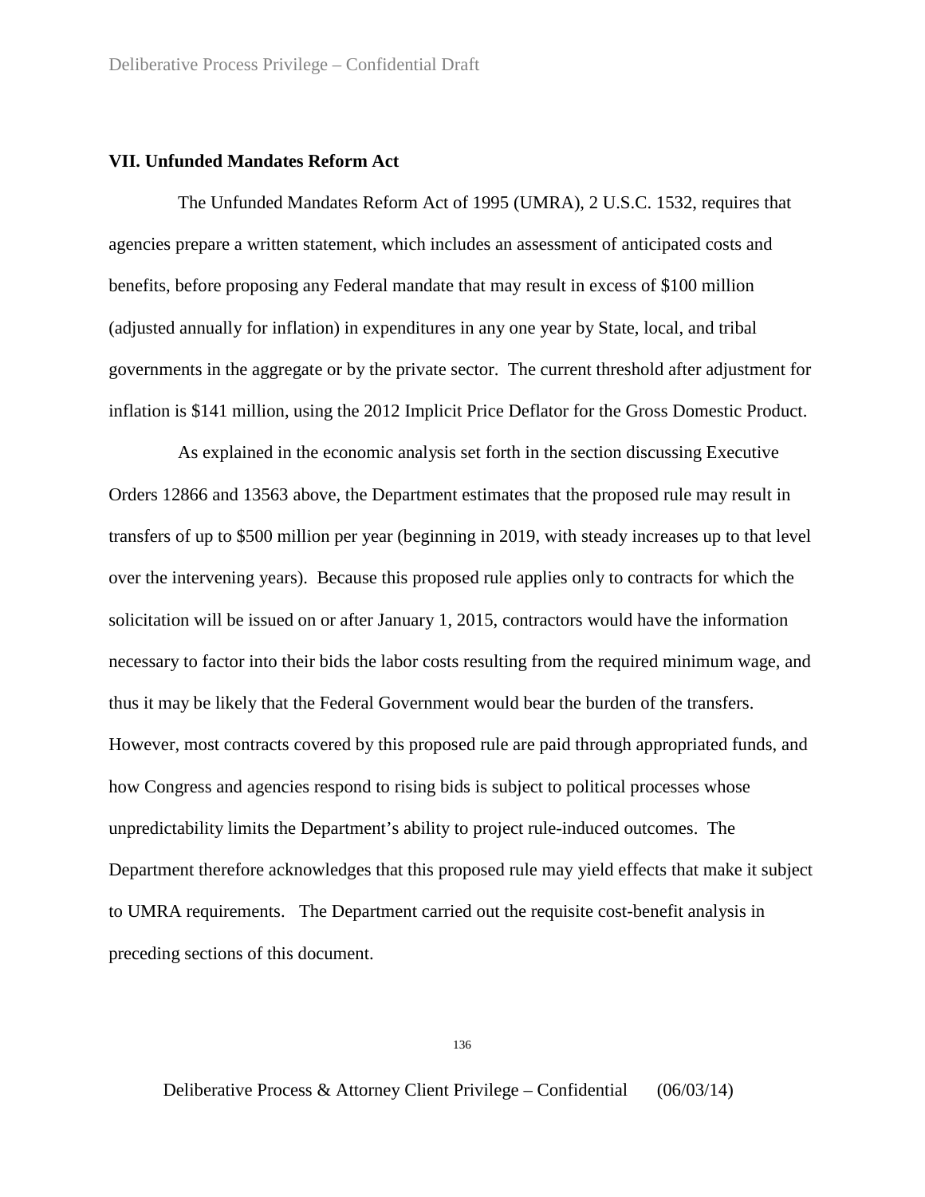### VII. Unfunded Mandates Reform Act

The Unfunded Mandates Reform Act of 1995 (UMRA), 2 U.S.C. 1532, requires that agencies prepare a written statement, which includes an assessment of anticipated costs and benefits, before proposing any Federal mandate that may result in excess of $100 million (adjusted annually for inflation) in expenditures in any one year by State, local, and tribal governments in the aggregate or by the private sector. The current threshold after adjustment for inflation is $141 million, using the 2012 Implicit Price Deflator for the Gross Domestic Product.

As explained in the economic analysis set forth in the section discussing Executive Orders 12866 and 13563 above, the Department estimates that the proposed rule may result in transfers of up to $500 million per year (beginning in 2019, with steady increases up to that level over the intervening years). Because this proposed rule applies only to contracts for which the solicitation will be issued on or after January 1, 2015, contractors would have the information necessary to factor into their bids the labor costs resulting from the required minimum wage, and thus it may be likely that the Federal Government would bear the burden of the transfers. However, most contracts covered by this proposed rule are paid through appropriated funds, and how Congress and agencies respond to rising bids is subject to political processes whose unpredictability limits the Department's ability to project rule-induced outcomes. The Department therefore acknowledges that this proposed rule may yield effects that make it subject to UMRA requirements. The Department carried out the requisite cost-benefit analysis in preceding sections of this document.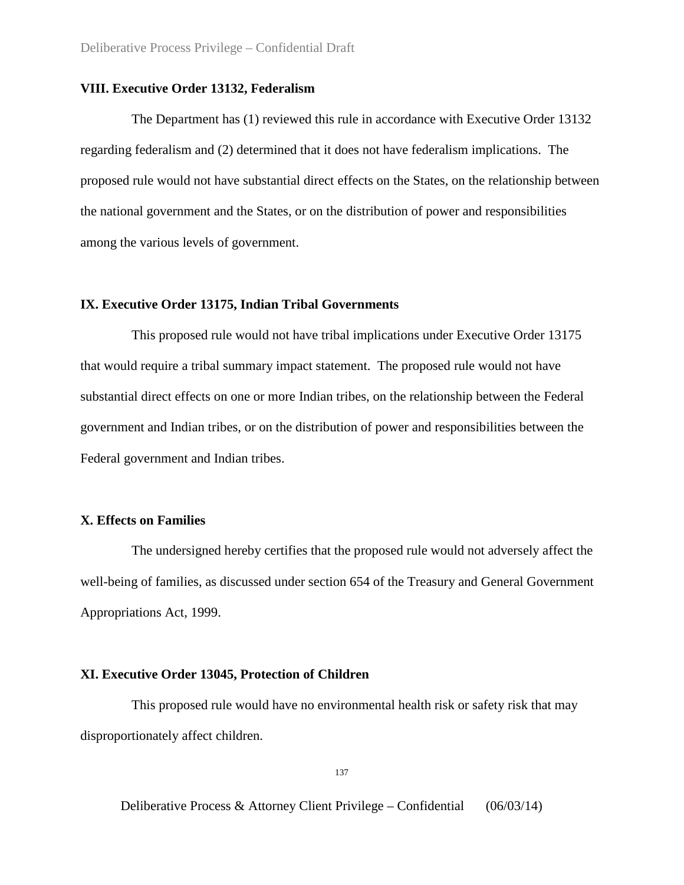### VIII. Executive Order 13132, Federalism

The Department has (1) reviewed this rule in accordance with Executive Order 13132 regarding federalism and (2) determined that it does not have federalism implications. The proposed rule would not have substantial direct effects on the States, on the relationship between the national government and the States, or on the distribution of power and responsibilities among the various levels of government.

### IX. Executive Order 13175, Indian Tribal Governments

This proposed rule would not have tribal implications under Executive Order 13175 that would require a tribal summary impact statement. The proposed rule would not have substantial direct effects on one or more Indian tribes, on the relationship between the Federal government and Indian tribes, or on the distribution of power and responsibilities between the Federal government and Indian tribes.

### X. Effects on Families

The undersigned hereby certifies that the proposed rule would not adversely affect the well-being of families, as discussed under section 654 of the Treasury and General Government Appropriations Act, 1999.

### XI. Executive Order 13045, Protection of Children

This proposed rule would have no environmental health risk or safety risk that may disproportionately affect children.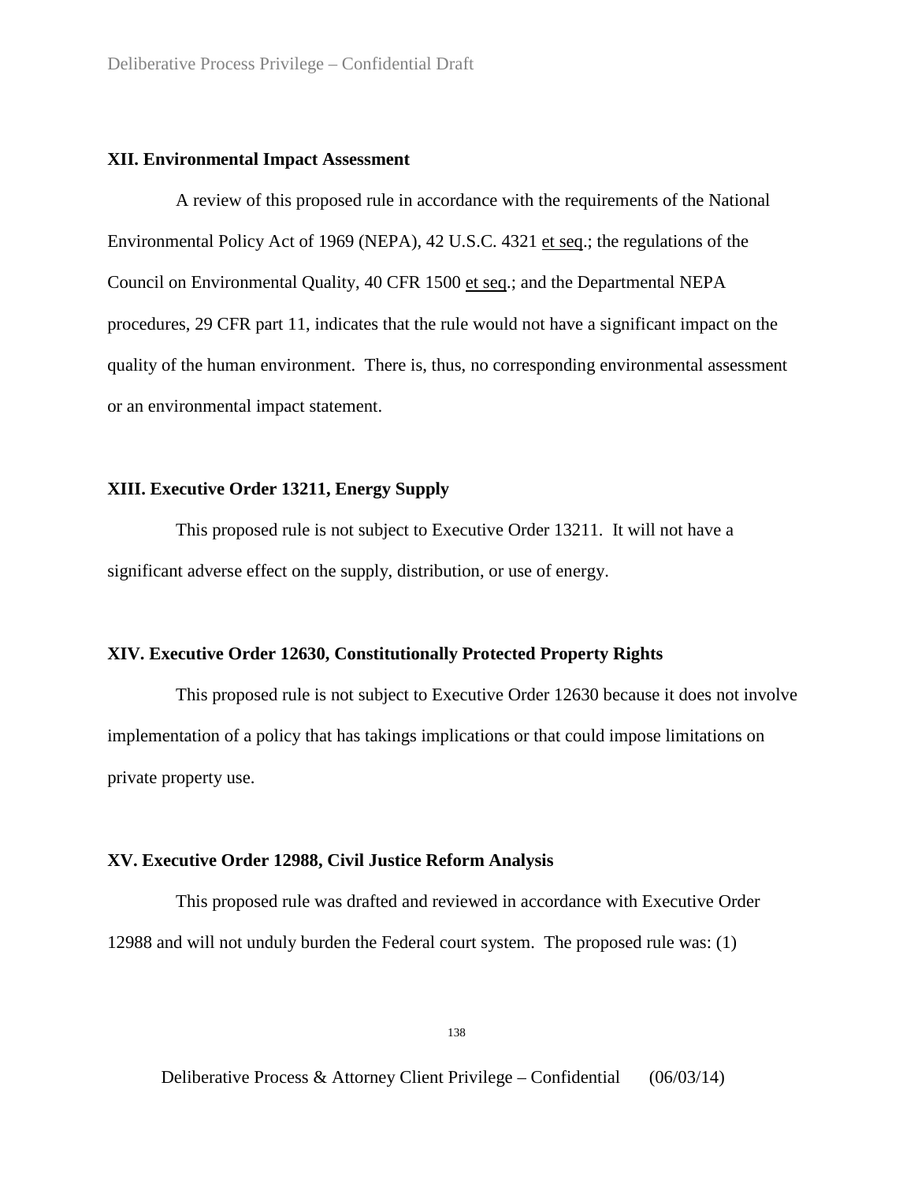## XII. Environmental Impact Assessment

A review of this proposed rule in accordance with the requirements of the National Environmental Policy Act of 1969 (NEPA), 42 U.S.C. 4321 et seq.; the regulations of the Council on Environmental Quality, 40 CFR 1500 et seq.; and the Departmental NEPA procedures, 29 CFR part 11, indicates that the rule would not have a significant impact on the quality of the human environment. There is, thus, no corresponding environmental assessment or an environmental impact statement.

## XIII. Executive Order 13211, Energy Supply

This proposed rule is not subject to Executive Order 13211. It will not have a significant adverse effect on the supply, distribution, or use of energy.

## XIV. Executive Order 12630, Constitutionally Protected Property Rights

This proposed rule is not subject to Executive Order 12630 because it does not involve implementation of a policy that has takings implications or that could impose limitations on private property use.

## XV. Executive Order 12988, Civil Justice Reform Analysis

This proposed rule was drafted and reviewed in accordance with Executive Order 12988 and will not unduly burden the Federal court system. The proposed rule was: (1)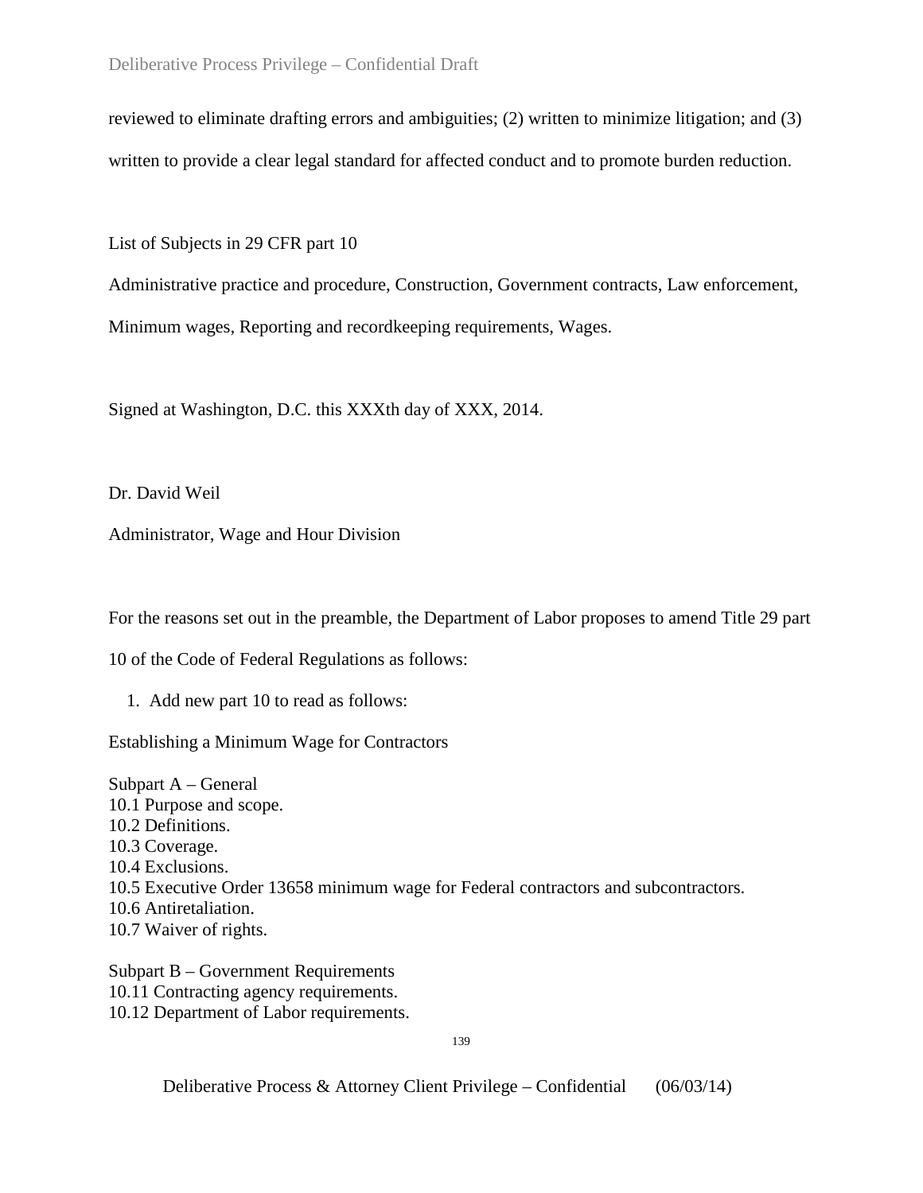reviewed to eliminate drafting errors and ambiguities; (2) written to minimize litigation; and (3) written to provide a clear legal standard for affected conduct and to promote burden reduction.

List of Subjects in 29 CFR part 10

Administrative practice and procedure, Construction, Government contracts, Law enforcement, Minimum wages, Reporting and recordkeeping requirements, Wages.

Signed at Washington, D.C. this XXXth day of XXX, 2014.

Dr. David Weil

Administrator, Wage and Hour Division

For the reasons set out in the preamble, the Department of Labor proposes to amend Title 29 part 10 of the Code of Federal Regulations as follows:

1. Add new part 10 to read as follows:

Establishing a Minimum Wage for Contractors

Subpart A – General
10.1 Purpose and scope.
10.2 Definitions.
10.3 Coverage.
10.4 Exclusions.
10.5 Executive Order 13658 minimum wage for Federal contractors and subcontractors.
10.6 Antiretaliation.
10.7 Waiver of rights.

Subpart B – Government Requirements
10.11 Contracting agency requirements.
10.12 Department of Labor requirements.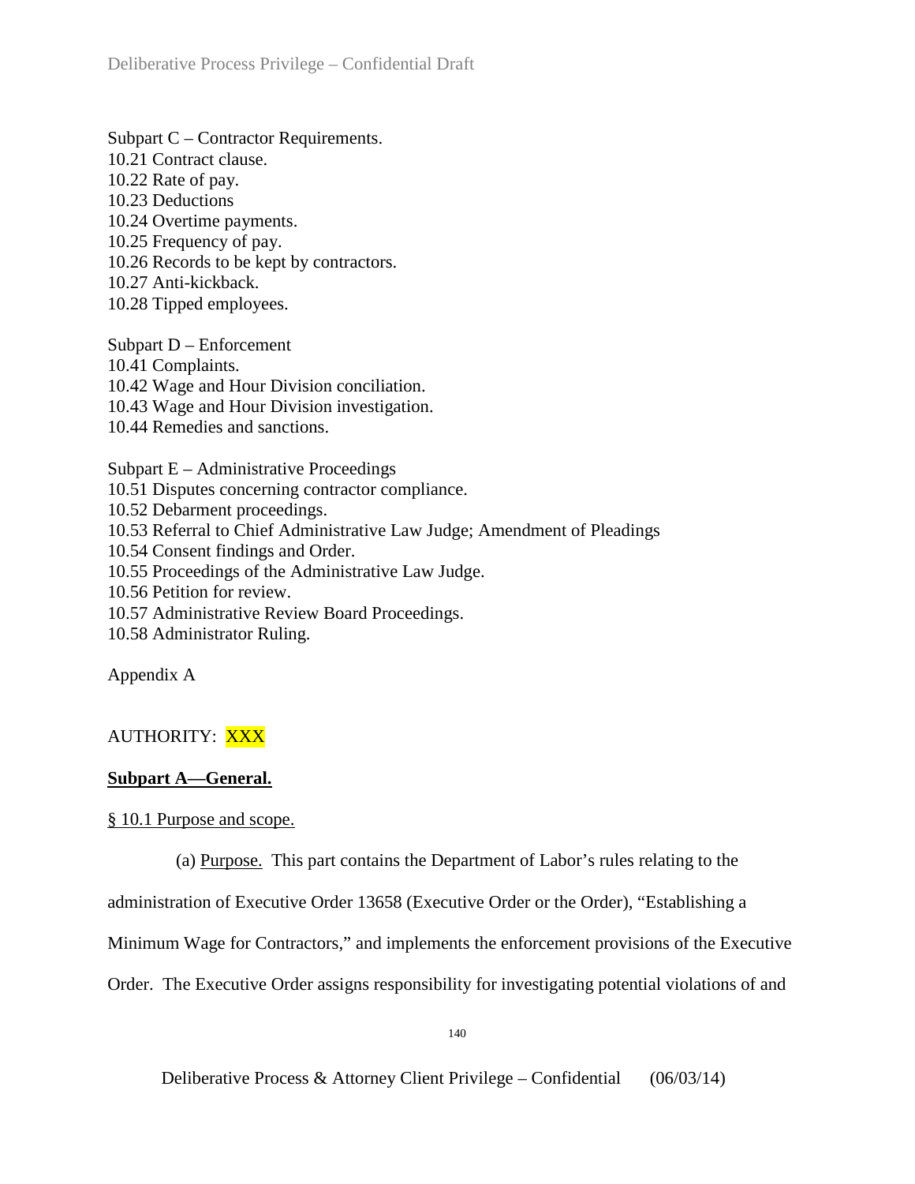Subpart C – Contractor Requirements.
10.21 Contract clause.
10.22 Rate of pay.
10.23 Deductions
10.24 Overtime payments.
10.25 Frequency of pay.
10.26 Records to be kept by contractors.
10.27 Anti-kickback.
10.28 Tipped employees.

Subpart D – Enforcement
10.41 Complaints.
10.42 Wage and Hour Division conciliation.
10.43 Wage and Hour Division investigation.
10.44 Remedies and sanctions.

Subpart E – Administrative Proceedings
10.51 Disputes concerning contractor compliance.
10.52 Debarment proceedings.
10.53 Referral to Chief Administrative Law Judge; Amendment of Pleadings
10.54 Consent findings and Order.
10.55 Proceedings of the Administrative Law Judge.
10.56 Petition for review.
10.57 Administrative Review Board Proceedings.
10.58 Administrator Ruling.

Appendix A

AUTHORITY: XXX

**Subpart A—General.**

§ 10.1 Purpose and scope.

(a) Purpose. This part contains the Department of Labor's rules relating to the administration of Executive Order 13658 (Executive Order or the Order), "Establishing a Minimum Wage for Contractors," and implements the enforcement provisions of the Executive Order. The Executive Order assigns responsibility for investigating potential violations of and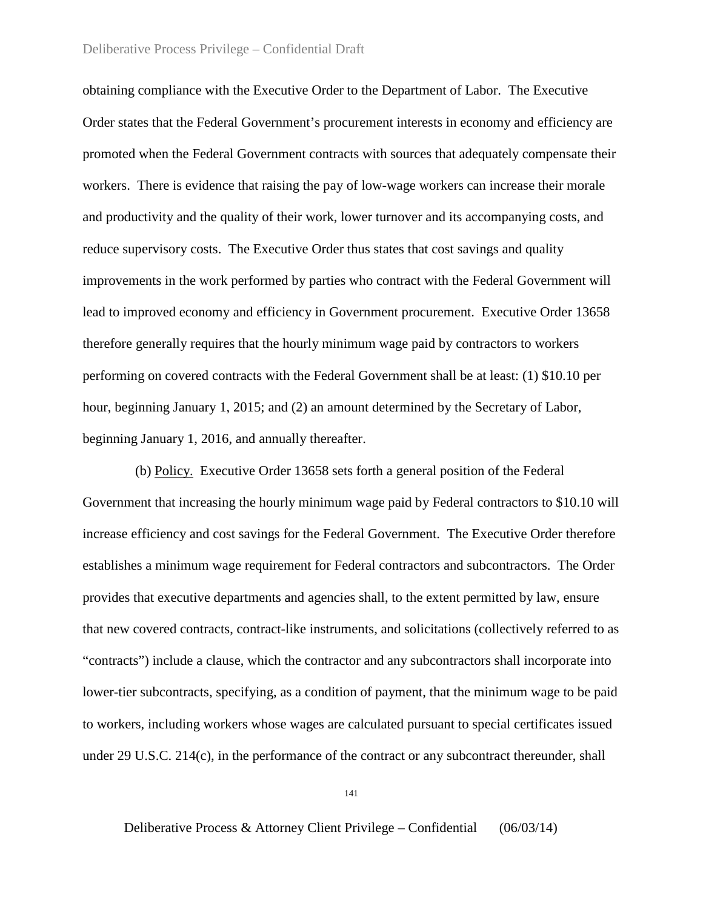obtaining compliance with the Executive Order to the Department of Labor. The Executive Order states that the Federal Government's procurement interests in economy and efficiency are promoted when the Federal Government contracts with sources that adequately compensate their workers. There is evidence that raising the pay of low-wage workers can increase their morale and productivity and the quality of their work, lower turnover and its accompanying costs, and reduce supervisory costs. The Executive Order thus states that cost savings and quality improvements in the work performed by parties who contract with the Federal Government will lead to improved economy and efficiency in Government procurement. Executive Order 13658 therefore generally requires that the hourly minimum wage paid by contractors to workers performing on covered contracts with the Federal Government shall be at least: (1) $10.10 per hour, beginning January 1, 2015; and (2) an amount determined by the Secretary of Labor, beginning January 1, 2016, and annually thereafter.

(b) Policy. Executive Order 13658 sets forth a general position of the Federal Government that increasing the hourly minimum wage paid by Federal contractors to $10.10 will increase efficiency and cost savings for the Federal Government. The Executive Order therefore establishes a minimum wage requirement for Federal contractors and subcontractors. The Order provides that executive departments and agencies shall, to the extent permitted by law, ensure that new covered contracts, contract-like instruments, and solicitations (collectively referred to as "contracts") include a clause, which the contractor and any subcontractors shall incorporate into lower-tier subcontracts, specifying, as a condition of payment, that the minimum wage to be paid to workers, including workers whose wages are calculated pursuant to special certificates issued under 29 U.S.C. 214(c), in the performance of the contract or any subcontract thereunder, shall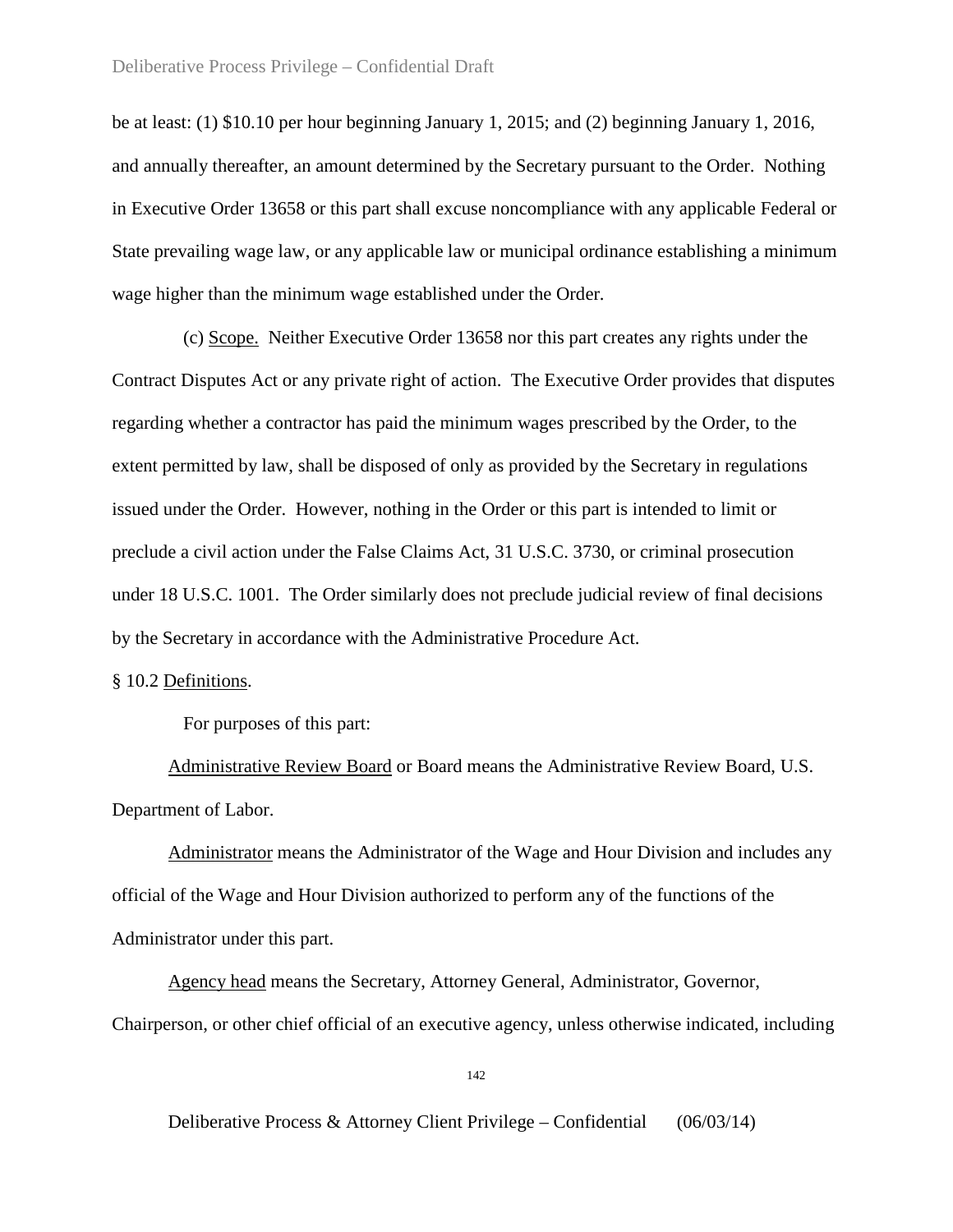be at least: (1) $10.10 per hour beginning January 1, 2015; and (2) beginning January 1, 2016, and annually thereafter, an amount determined by the Secretary pursuant to the Order. Nothing in Executive Order 13658 or this part shall excuse noncompliance with any applicable Federal or State prevailing wage law, or any applicable law or municipal ordinance establishing a minimum wage higher than the minimum wage established under the Order.

(c) Scope. Neither Executive Order 13658 nor this part creates any rights under the Contract Disputes Act or any private right of action. The Executive Order provides that disputes regarding whether a contractor has paid the minimum wages prescribed by the Order, to the extent permitted by law, shall be disposed of only as provided by the Secretary in regulations issued under the Order. However, nothing in the Order or this part is intended to limit or preclude a civil action under the False Claims Act, 31 U.S.C. 3730, or criminal prosecution under 18 U.S.C. 1001. The Order similarly does not preclude judicial review of final decisions by the Secretary in accordance with the Administrative Procedure Act.

§ 10.2 Definitions.

For purposes of this part:

Administrative Review Board or Board means the Administrative Review Board, U.S. Department of Labor.

Administrator means the Administrator of the Wage and Hour Division and includes any official of the Wage and Hour Division authorized to perform any of the functions of the Administrator under this part.

Agency head means the Secretary, Attorney General, Administrator, Governor, Chairperson, or other chief official of an executive agency, unless otherwise indicated, including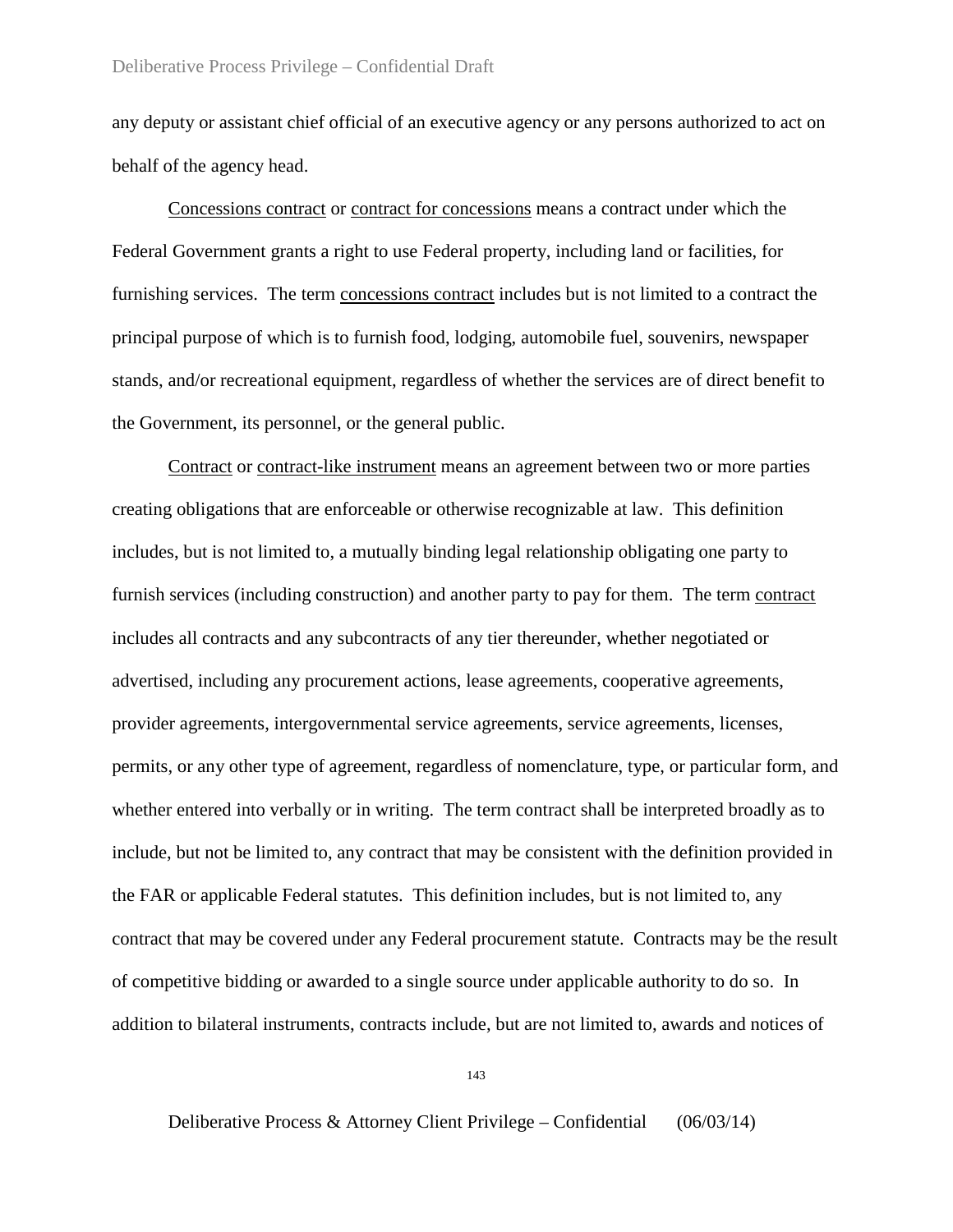any deputy or assistant chief official of an executive agency or any persons authorized to act on behalf of the agency head.

Concessions contract or contract for concessions means a contract under which the Federal Government grants a right to use Federal property, including land or facilities, for furnishing services. The term concessions contract includes but is not limited to a contract the principal purpose of which is to furnish food, lodging, automobile fuel, souvenirs, newspaper stands, and/or recreational equipment, regardless of whether the services are of direct benefit to the Government, its personnel, or the general public.

Contract or contract-like instrument means an agreement between two or more parties creating obligations that are enforceable or otherwise recognizable at law. This definition includes, but is not limited to, a mutually binding legal relationship obligating one party to furnish services (including construction) and another party to pay for them. The term contract includes all contracts and any subcontracts of any tier thereunder, whether negotiated or advertised, including any procurement actions, lease agreements, cooperative agreements, provider agreements, intergovernmental service agreements, service agreements, licenses, permits, or any other type of agreement, regardless of nomenclature, type, or particular form, and whether entered into verbally or in writing. The term contract shall be interpreted broadly as to include, but not be limited to, any contract that may be consistent with the definition provided in the FAR or applicable Federal statutes. This definition includes, but is not limited to, any contract that may be covered under any Federal procurement statute. Contracts may be the result of competitive bidding or awarded to a single source under applicable authority to do so. In addition to bilateral instruments, contracts include, but are not limited to, awards and notices of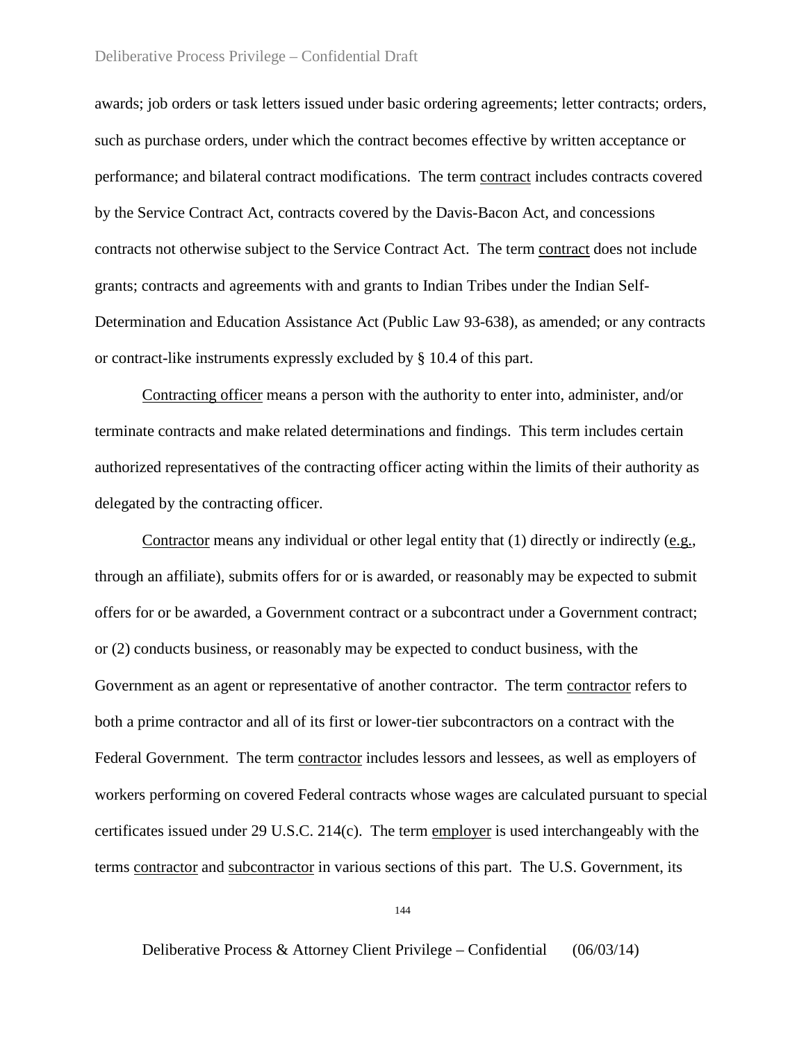awards; job orders or task letters issued under basic ordering agreements; letter contracts; orders, such as purchase orders, under which the contract becomes effective by written acceptance or performance; and bilateral contract modifications. The term contract includes contracts covered by the Service Contract Act, contracts covered by the Davis-Bacon Act, and concessions contracts not otherwise subject to the Service Contract Act. The term contract does not include grants; contracts and agreements with and grants to Indian Tribes under the Indian Self-Determination and Education Assistance Act (Public Law 93-638), as amended; or any contracts or contract-like instruments expressly excluded by § 10.4 of this part.

Contracting officer means a person with the authority to enter into, administer, and/or terminate contracts and make related determinations and findings. This term includes certain authorized representatives of the contracting officer acting within the limits of their authority as delegated by the contracting officer.

Contractor means any individual or other legal entity that (1) directly or indirectly (e.g., through an affiliate), submits offers for or is awarded, or reasonably may be expected to submit offers for or be awarded, a Government contract or a subcontract under a Government contract; or (2) conducts business, or reasonably may be expected to conduct business, with the Government as an agent or representative of another contractor. The term contractor refers to both a prime contractor and all of its first or lower-tier subcontractors on a contract with the Federal Government. The term contractor includes lessors and lessees, as well as employers of workers performing on covered Federal contracts whose wages are calculated pursuant to special certificates issued under 29 U.S.C. 214(c). The term employer is used interchangeably with the terms contractor and subcontractor in various sections of this part. The U.S. Government, its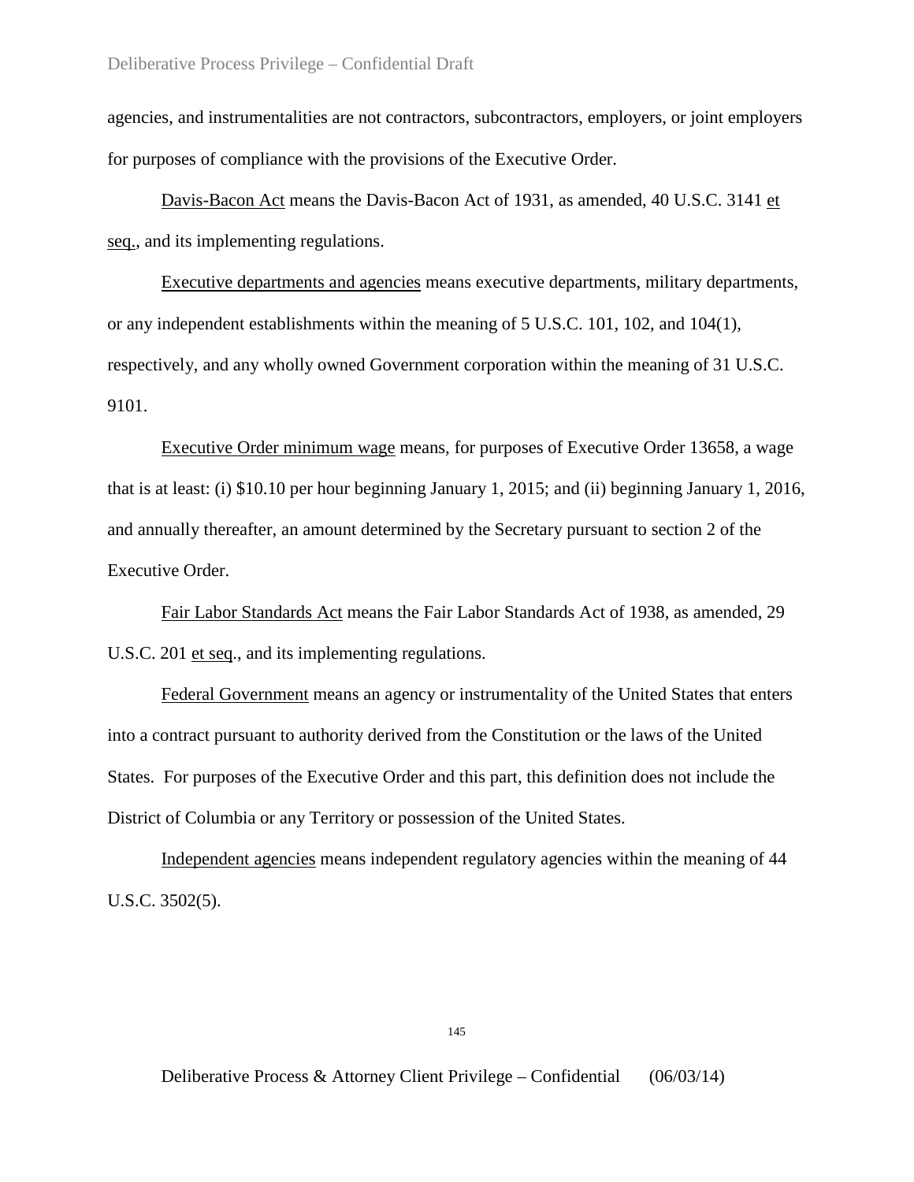agencies, and instrumentalities are not contractors, subcontractors, employers, or joint employers for purposes of compliance with the provisions of the Executive Order.

Davis-Bacon Act means the Davis-Bacon Act of 1931, as amended, 40 U.S.C. 3141 et seq., and its implementing regulations.

Executive departments and agencies means executive departments, military departments, or any independent establishments within the meaning of 5 U.S.C. 101, 102, and 104(1), respectively, and any wholly owned Government corporation within the meaning of 31 U.S.C. 9101.

Executive Order minimum wage means, for purposes of Executive Order 13658, a wage that is at least: (i) $10.10 per hour beginning January 1, 2015; and (ii) beginning January 1, 2016, and annually thereafter, an amount determined by the Secretary pursuant to section 2 of the Executive Order.

Fair Labor Standards Act means the Fair Labor Standards Act of 1938, as amended, 29 U.S.C. 201 et seq., and its implementing regulations.

Federal Government means an agency or instrumentality of the United States that enters into a contract pursuant to authority derived from the Constitution or the laws of the United States. For purposes of the Executive Order and this part, this definition does not include the District of Columbia or any Territory or possession of the United States.

Independent agencies means independent regulatory agencies within the meaning of 44 U.S.C. 3502(5).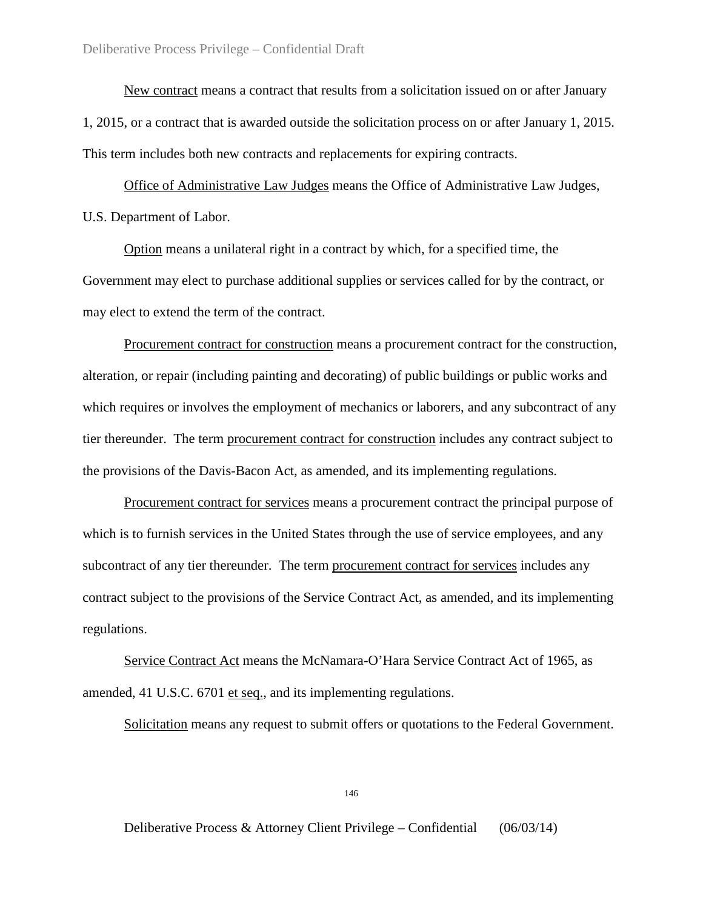New contract means a contract that results from a solicitation issued on or after January 1, 2015, or a contract that is awarded outside the solicitation process on or after January 1, 2015. This term includes both new contracts and replacements for expiring contracts.

Office of Administrative Law Judges means the Office of Administrative Law Judges, U.S. Department of Labor.

Option means a unilateral right in a contract by which, for a specified time, the Government may elect to purchase additional supplies or services called for by the contract, or may elect to extend the term of the contract.

Procurement contract for construction means a procurement contract for the construction, alteration, or repair (including painting and decorating) of public buildings or public works and which requires or involves the employment of mechanics or laborers, and any subcontract of any tier thereunder. The term procurement contract for construction includes any contract subject to the provisions of the Davis-Bacon Act, as amended, and its implementing regulations.

Procurement contract for services means a procurement contract the principal purpose of which is to furnish services in the United States through the use of service employees, and any subcontract of any tier thereunder. The term procurement contract for services includes any contract subject to the provisions of the Service Contract Act, as amended, and its implementing regulations.

Service Contract Act means the McNamara-O'Hara Service Contract Act of 1965, as amended, 41 U.S.C. 6701 et seq., and its implementing regulations.

Solicitation means any request to submit offers or quotations to the Federal Government.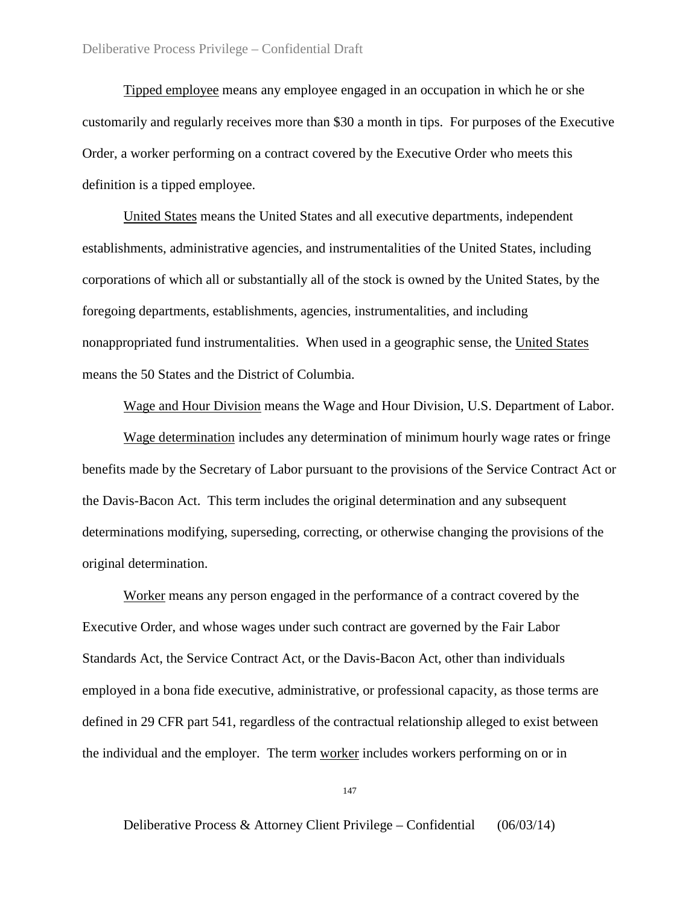Tipped employee means any employee engaged in an occupation in which he or she customarily and regularly receives more than $30 a month in tips. For purposes of the Executive Order, a worker performing on a contract covered by the Executive Order who meets this definition is a tipped employee.

United States means the United States and all executive departments, independent establishments, administrative agencies, and instrumentalities of the United States, including corporations of which all or substantially all of the stock is owned by the United States, by the foregoing departments, establishments, agencies, instrumentalities, and including nonappropriated fund instrumentalities. When used in a geographic sense, the United States means the 50 States and the District of Columbia.

Wage and Hour Division means the Wage and Hour Division, U.S. Department of Labor.

Wage determination includes any determination of minimum hourly wage rates or fringe benefits made by the Secretary of Labor pursuant to the provisions of the Service Contract Act or the Davis-Bacon Act. This term includes the original determination and any subsequent determinations modifying, superseding, correcting, or otherwise changing the provisions of the original determination.

Worker means any person engaged in the performance of a contract covered by the Executive Order, and whose wages under such contract are governed by the Fair Labor Standards Act, the Service Contract Act, or the Davis-Bacon Act, other than individuals employed in a bona fide executive, administrative, or professional capacity, as those terms are defined in 29 CFR part 541, regardless of the contractual relationship alleged to exist between the individual and the employer. The term worker includes workers performing on or in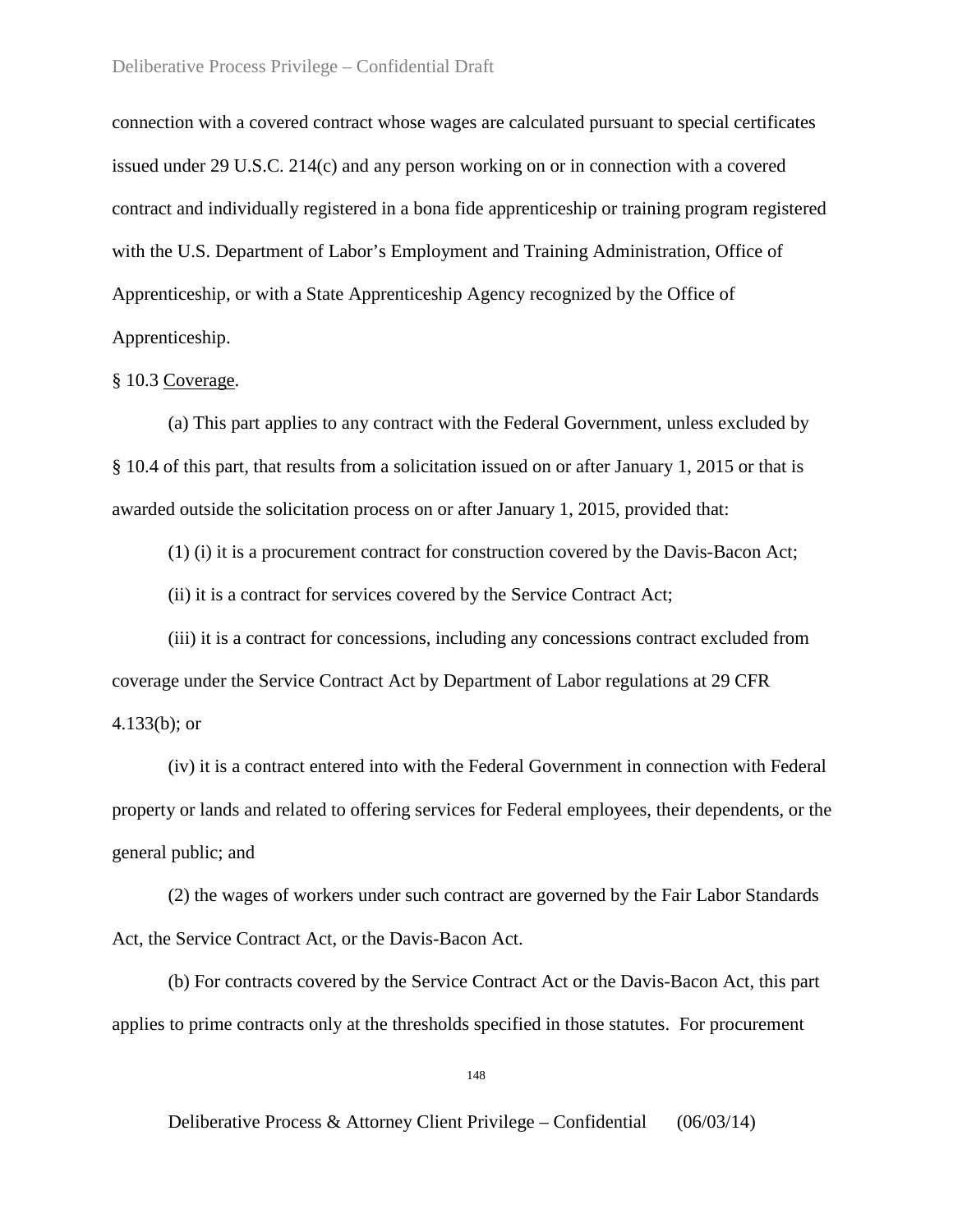connection with a covered contract whose wages are calculated pursuant to special certificates issued under 29 U.S.C. 214(c) and any person working on or in connection with a covered contract and individually registered in a bona fide apprenticeship or training program registered with the U.S. Department of Labor's Employment and Training Administration, Office of Apprenticeship, or with a State Apprenticeship Agency recognized by the Office of Apprenticeship.

§ 10.3 Coverage.

(a) This part applies to any contract with the Federal Government, unless excluded by § 10.4 of this part, that results from a solicitation issued on or after January 1, 2015 or that is awarded outside the solicitation process on or after January 1, 2015, provided that:

(1) (i) it is a procurement contract for construction covered by the Davis-Bacon Act;

(ii) it is a contract for services covered by the Service Contract Act;

(iii) it is a contract for concessions, including any concessions contract excluded from coverage under the Service Contract Act by Department of Labor regulations at 29 CFR 4.133(b); or

(iv) it is a contract entered into with the Federal Government in connection with Federal property or lands and related to offering services for Federal employees, their dependents, or the general public; and

(2) the wages of workers under such contract are governed by the Fair Labor Standards Act, the Service Contract Act, or the Davis-Bacon Act.

(b) For contracts covered by the Service Contract Act or the Davis-Bacon Act, this part applies to prime contracts only at the thresholds specified in those statutes. For procurement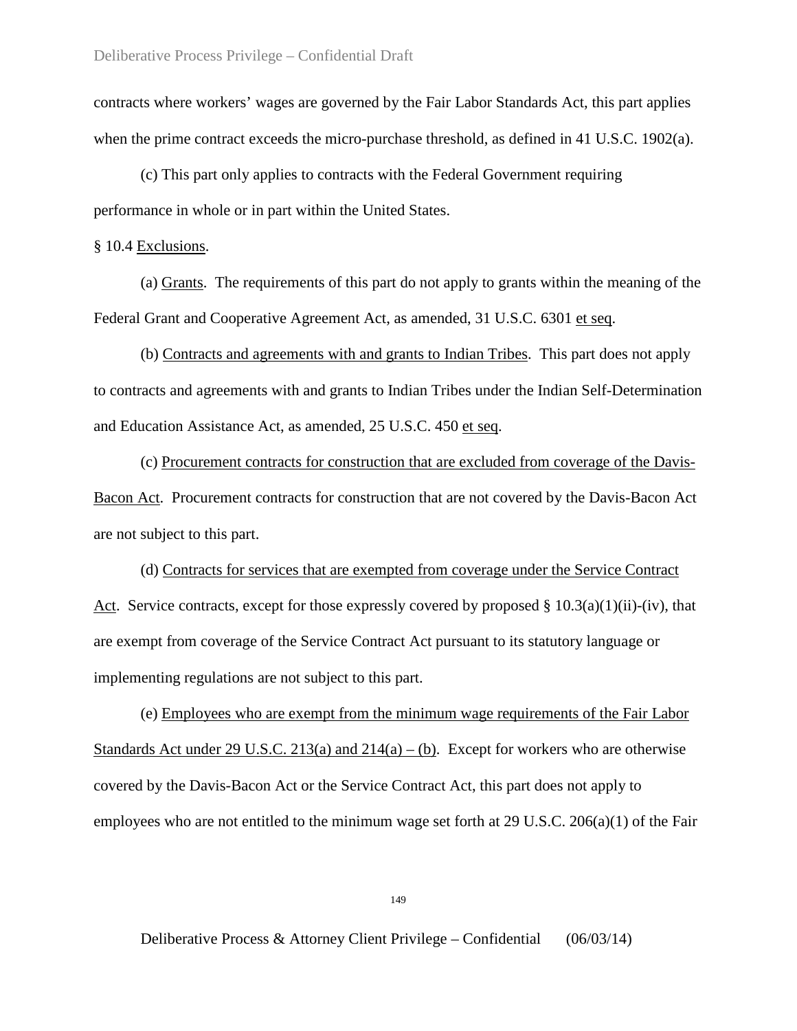contracts where workers' wages are governed by the Fair Labor Standards Act, this part applies when the prime contract exceeds the micro-purchase threshold, as defined in 41 U.S.C. 1902(a).

(c) This part only applies to contracts with the Federal Government requiring performance in whole or in part within the United States.

§ 10.4 Exclusions.

(a) Grants. The requirements of this part do not apply to grants within the meaning of the Federal Grant and Cooperative Agreement Act, as amended, 31 U.S.C. 6301 et seq.

(b) Contracts and agreements with and grants to Indian Tribes. This part does not apply to contracts and agreements with and grants to Indian Tribes under the Indian Self-Determination and Education Assistance Act, as amended, 25 U.S.C. 450 et seq.

(c) Procurement contracts for construction that are excluded from coverage of the Davis-Bacon Act. Procurement contracts for construction that are not covered by the Davis-Bacon Act are not subject to this part.

(d) Contracts for services that are exempted from coverage under the Service Contract Act. Service contracts, except for those expressly covered by proposed § 10.3(a)(1)(ii)-(iv), that are exempt from coverage of the Service Contract Act pursuant to its statutory language or implementing regulations are not subject to this part.

(e) Employees who are exempt from the minimum wage requirements of the Fair Labor Standards Act under 29 U.S.C. 213(a) and 214(a) – (b). Except for workers who are otherwise covered by the Davis-Bacon Act or the Service Contract Act, this part does not apply to employees who are not entitled to the minimum wage set forth at 29 U.S.C. 206(a)(1) of the Fair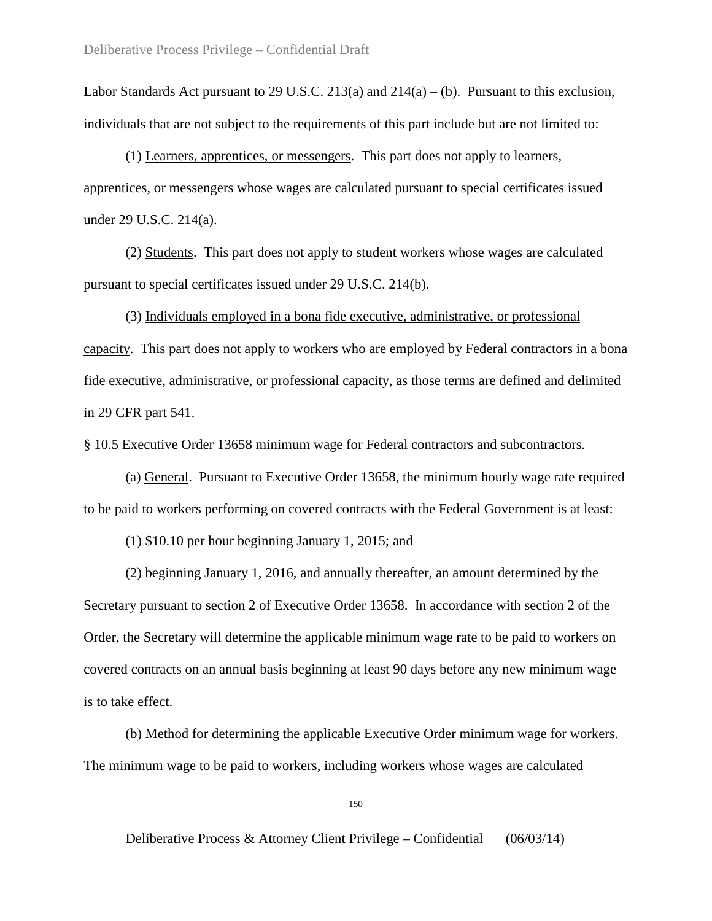Labor Standards Act pursuant to 29 U.S.C. 213(a) and 214(a) – (b). Pursuant to this exclusion, individuals that are not subject to the requirements of this part include but are not limited to:

(1) Learners, apprentices, or messengers. This part does not apply to learners, apprentices, or messengers whose wages are calculated pursuant to special certificates issued under 29 U.S.C. 214(a).

(2) Students. This part does not apply to student workers whose wages are calculated pursuant to special certificates issued under 29 U.S.C. 214(b).

(3) Individuals employed in a bona fide executive, administrative, or professional capacity. This part does not apply to workers who are employed by Federal contractors in a bona fide executive, administrative, or professional capacity, as those terms are defined and delimited in 29 CFR part 541.

§ 10.5 Executive Order 13658 minimum wage for Federal contractors and subcontractors.

(a) General. Pursuant to Executive Order 13658, the minimum hourly wage rate required to be paid to workers performing on covered contracts with the Federal Government is at least:

(1) $10.10 per hour beginning January 1, 2015; and

(2) beginning January 1, 2016, and annually thereafter, an amount determined by the Secretary pursuant to section 2 of Executive Order 13658. In accordance with section 2 of the Order, the Secretary will determine the applicable minimum wage rate to be paid to workers on covered contracts on an annual basis beginning at least 90 days before any new minimum wage is to take effect.

(b) Method for determining the applicable Executive Order minimum wage for workers. The minimum wage to be paid to workers, including workers whose wages are calculated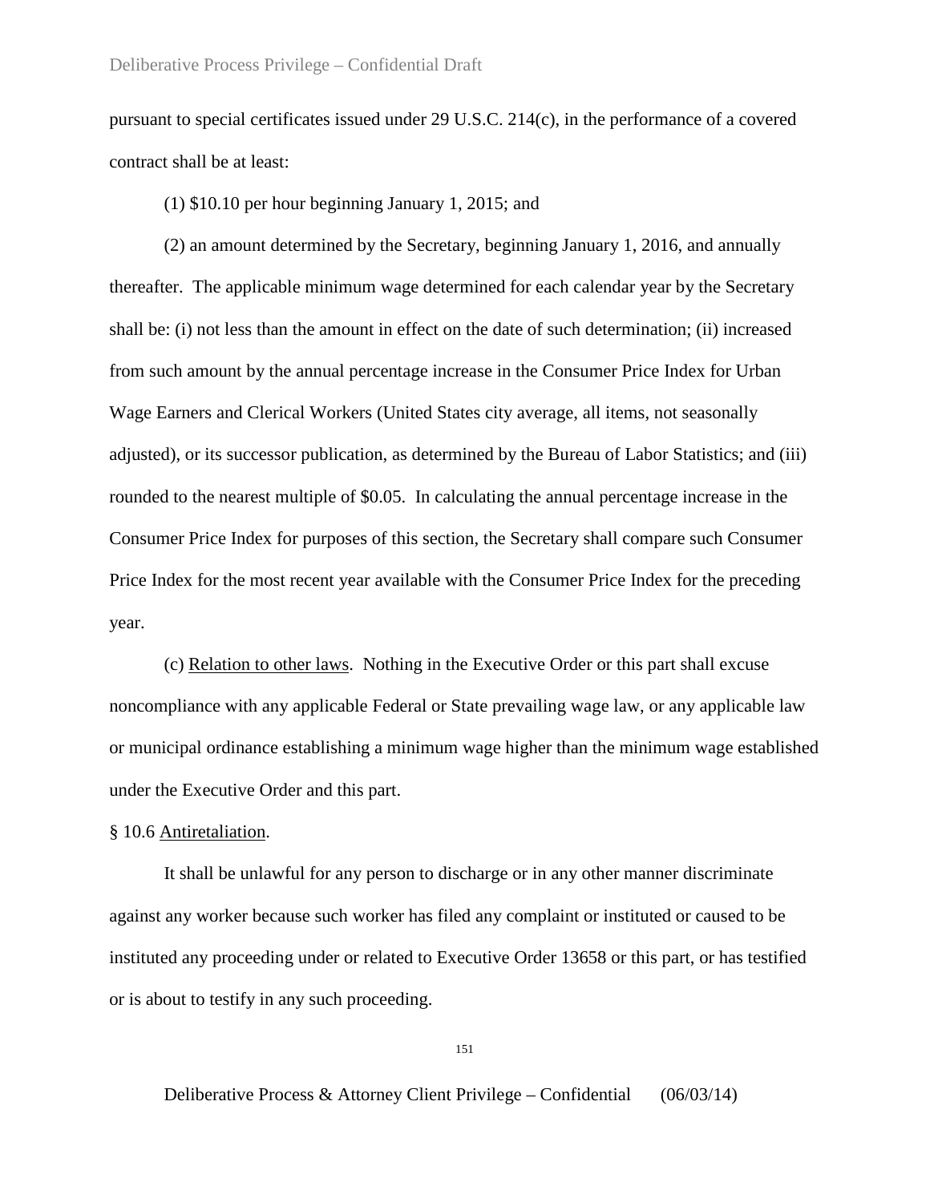pursuant to special certificates issued under 29 U.S.C. 214(c), in the performance of a covered contract shall be at least:

(1) $10.10 per hour beginning January 1, 2015; and

(2) an amount determined by the Secretary, beginning January 1, 2016, and annually thereafter. The applicable minimum wage determined for each calendar year by the Secretary shall be: (i) not less than the amount in effect on the date of such determination; (ii) increased from such amount by the annual percentage increase in the Consumer Price Index for Urban Wage Earners and Clerical Workers (United States city average, all items, not seasonally adjusted), or its successor publication, as determined by the Bureau of Labor Statistics; and (iii) rounded to the nearest multiple of $0.05. In calculating the annual percentage increase in the Consumer Price Index for purposes of this section, the Secretary shall compare such Consumer Price Index for the most recent year available with the Consumer Price Index for the preceding year.

(c) Relation to other laws. Nothing in the Executive Order or this part shall excuse noncompliance with any applicable Federal or State prevailing wage law, or any applicable law or municipal ordinance establishing a minimum wage higher than the minimum wage established under the Executive Order and this part.

§ 10.6 Antiretaliation.

It shall be unlawful for any person to discharge or in any other manner discriminate against any worker because such worker has filed any complaint or instituted or caused to be instituted any proceeding under or related to Executive Order 13658 or this part, or has testified or is about to testify in any such proceeding.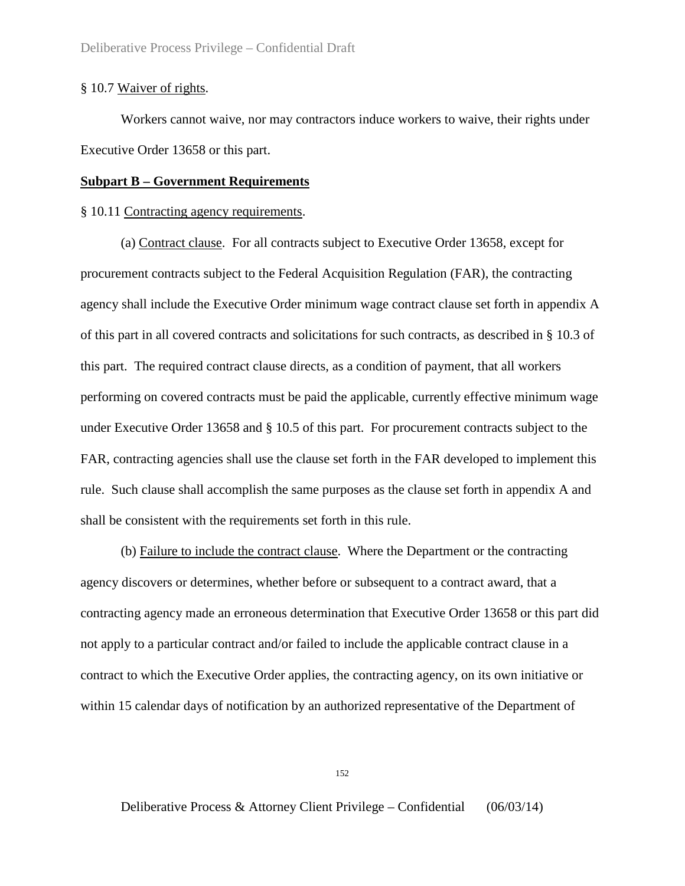§ 10.7 Waiver of rights.

Workers cannot waive, nor may contractors induce workers to waive, their rights under Executive Order 13658 or this part.

**Subpart B – Government Requirements**

§ 10.11 Contracting agency requirements.

(a) Contract clause. For all contracts subject to Executive Order 13658, except for procurement contracts subject to the Federal Acquisition Regulation (FAR), the contracting agency shall include the Executive Order minimum wage contract clause set forth in appendix A of this part in all covered contracts and solicitations for such contracts, as described in § 10.3 of this part. The required contract clause directs, as a condition of payment, that all workers performing on covered contracts must be paid the applicable, currently effective minimum wage under Executive Order 13658 and § 10.5 of this part. For procurement contracts subject to the FAR, contracting agencies shall use the clause set forth in the FAR developed to implement this rule. Such clause shall accomplish the same purposes as the clause set forth in appendix A and shall be consistent with the requirements set forth in this rule.

(b) Failure to include the contract clause. Where the Department or the contracting agency discovers or determines, whether before or subsequent to a contract award, that a contracting agency made an erroneous determination that Executive Order 13658 or this part did not apply to a particular contract and/or failed to include the applicable contract clause in a contract to which the Executive Order applies, the contracting agency, on its own initiative or within 15 calendar days of notification by an authorized representative of the Department of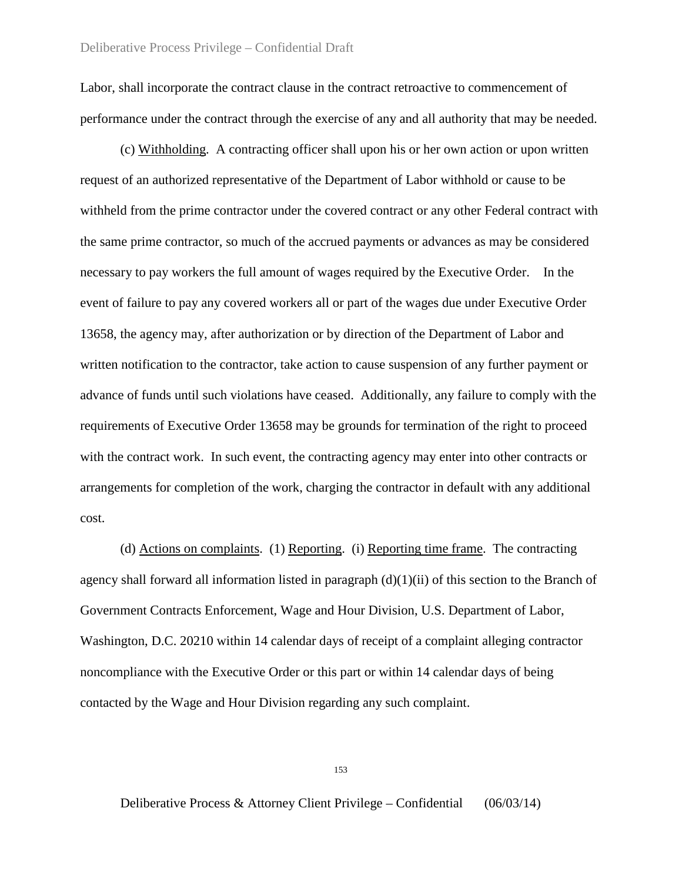Labor, shall incorporate the contract clause in the contract retroactive to commencement of performance under the contract through the exercise of any and all authority that may be needed.

(c) Withholding. A contracting officer shall upon his or her own action or upon written request of an authorized representative of the Department of Labor withhold or cause to be withheld from the prime contractor under the covered contract or any other Federal contract with the same prime contractor, so much of the accrued payments or advances as may be considered necessary to pay workers the full amount of wages required by the Executive Order. In the event of failure to pay any covered workers all or part of the wages due under Executive Order 13658, the agency may, after authorization or by direction of the Department of Labor and written notification to the contractor, take action to cause suspension of any further payment or advance of funds until such violations have ceased. Additionally, any failure to comply with the requirements of Executive Order 13658 may be grounds for termination of the right to proceed with the contract work. In such event, the contracting agency may enter into other contracts or arrangements for completion of the work, charging the contractor in default with any additional cost.

(d) Actions on complaints. (1) Reporting. (i) Reporting time frame. The contracting agency shall forward all information listed in paragraph (d)(1)(ii) of this section to the Branch of Government Contracts Enforcement, Wage and Hour Division, U.S. Department of Labor, Washington, D.C. 20210 within 14 calendar days of receipt of a complaint alleging contractor noncompliance with the Executive Order or this part or within 14 calendar days of being contacted by the Wage and Hour Division regarding any such complaint.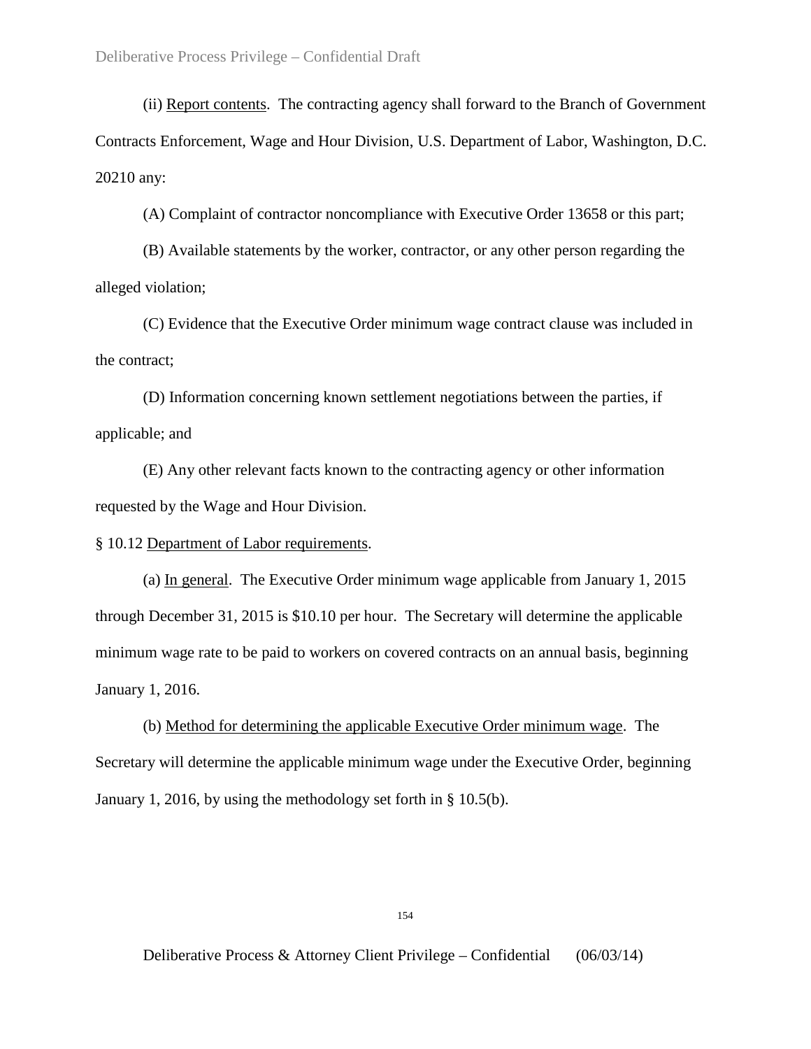(ii) Report contents. The contracting agency shall forward to the Branch of Government Contracts Enforcement, Wage and Hour Division, U.S. Department of Labor, Washington, D.C. 20210 any:

(A) Complaint of contractor noncompliance with Executive Order 13658 or this part;

(B) Available statements by the worker, contractor, or any other person regarding the alleged violation;

(C) Evidence that the Executive Order minimum wage contract clause was included in the contract;

(D) Information concerning known settlement negotiations between the parties, if applicable; and

(E) Any other relevant facts known to the contracting agency or other information requested by the Wage and Hour Division.

§ 10.12 Department of Labor requirements.

(a) In general. The Executive Order minimum wage applicable from January 1, 2015 through December 31, 2015 is $10.10 per hour. The Secretary will determine the applicable minimum wage rate to be paid to workers on covered contracts on an annual basis, beginning January 1, 2016.

(b) Method for determining the applicable Executive Order minimum wage. The Secretary will determine the applicable minimum wage under the Executive Order, beginning January 1, 2016, by using the methodology set forth in § 10.5(b).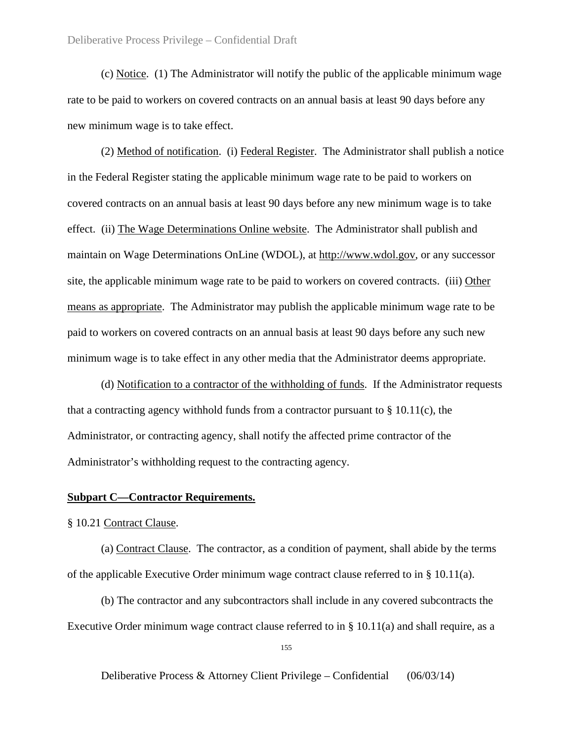(c) Notice. (1) The Administrator will notify the public of the applicable minimum wage rate to be paid to workers on covered contracts on an annual basis at least 90 days before any new minimum wage is to take effect.

(2) Method of notification. (i) Federal Register. The Administrator shall publish a notice in the Federal Register stating the applicable minimum wage rate to be paid to workers on covered contracts on an annual basis at least 90 days before any new minimum wage is to take effect. (ii) The Wage Determinations Online website. The Administrator shall publish and maintain on Wage Determinations OnLine (WDOL), at http://www.wdol.gov, or any successor site, the applicable minimum wage rate to be paid to workers on covered contracts. (iii) Other means as appropriate. The Administrator may publish the applicable minimum wage rate to be paid to workers on covered contracts on an annual basis at least 90 days before any such new minimum wage is to take effect in any other media that the Administrator deems appropriate.

(d) Notification to a contractor of the withholding of funds. If the Administrator requests that a contracting agency withhold funds from a contractor pursuant to § 10.11(c), the Administrator, or contracting agency, shall notify the affected prime contractor of the Administrator's withholding request to the contracting agency.

**Subpart C—Contractor Requirements.**

§ 10.21 Contract Clause.

(a) Contract Clause. The contractor, as a condition of payment, shall abide by the terms of the applicable Executive Order minimum wage contract clause referred to in § 10.11(a).

(b) The contractor and any subcontractors shall include in any covered subcontracts the Executive Order minimum wage contract clause referred to in § 10.11(a) and shall require, as a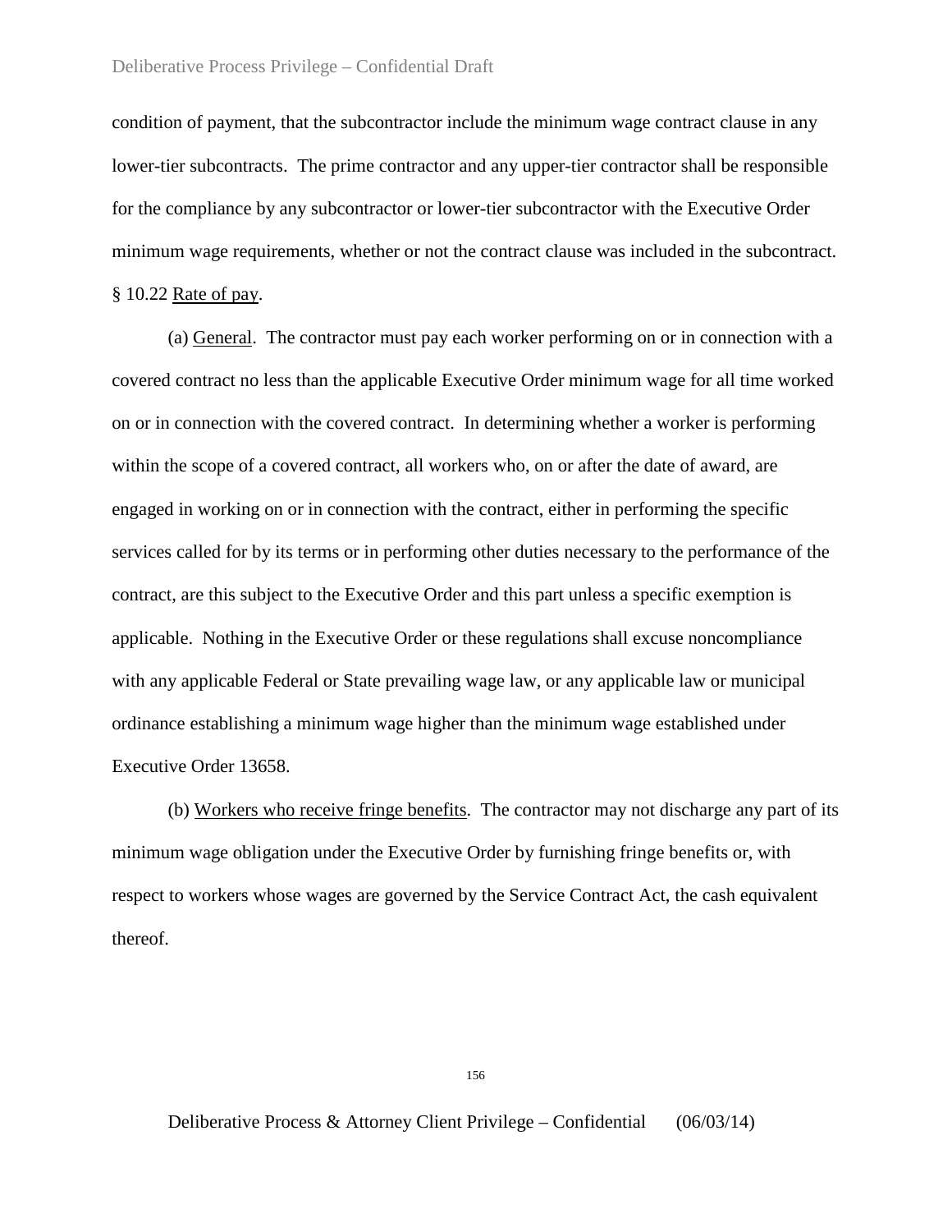condition of payment, that the subcontractor include the minimum wage contract clause in any lower-tier subcontracts. The prime contractor and any upper-tier contractor shall be responsible for the compliance by any subcontractor or lower-tier subcontractor with the Executive Order minimum wage requirements, whether or not the contract clause was included in the subcontract.

§ 10.22 Rate of pay.

(a) General. The contractor must pay each worker performing on or in connection with a covered contract no less than the applicable Executive Order minimum wage for all time worked on or in connection with the covered contract. In determining whether a worker is performing within the scope of a covered contract, all workers who, on or after the date of award, are engaged in working on or in connection with the contract, either in performing the specific services called for by its terms or in performing other duties necessary to the performance of the contract, are this subject to the Executive Order and this part unless a specific exemption is applicable. Nothing in the Executive Order or these regulations shall excuse noncompliance with any applicable Federal or State prevailing wage law, or any applicable law or municipal ordinance establishing a minimum wage higher than the minimum wage established under Executive Order 13658.

(b) Workers who receive fringe benefits. The contractor may not discharge any part of its minimum wage obligation under the Executive Order by furnishing fringe benefits or, with respect to workers whose wages are governed by the Service Contract Act, the cash equivalent thereof.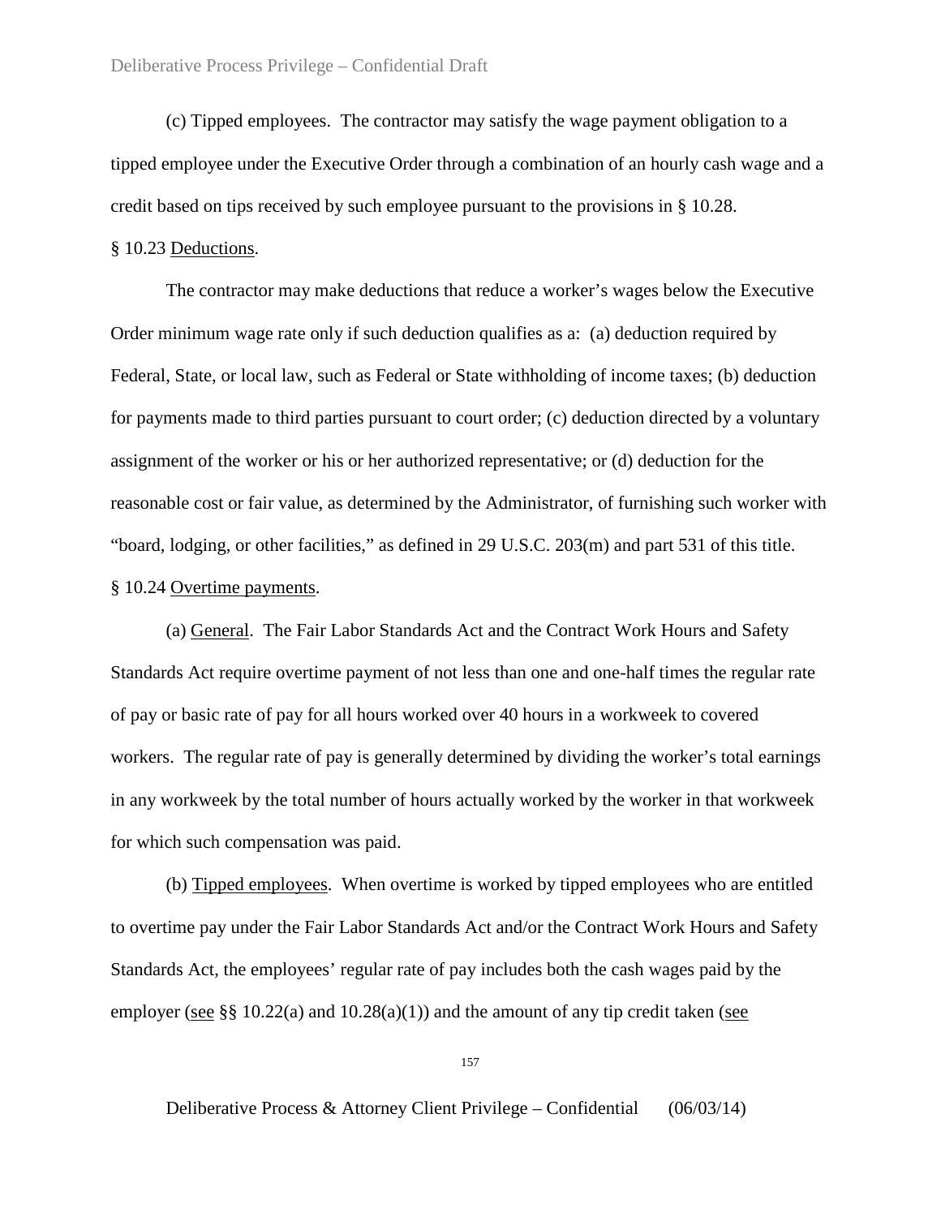(c) Tipped employees. The contractor may satisfy the wage payment obligation to a tipped employee under the Executive Order through a combination of an hourly cash wage and a credit based on tips received by such employee pursuant to the provisions in § 10.28.

§ 10.23 Deductions.

The contractor may make deductions that reduce a worker's wages below the Executive Order minimum wage rate only if such deduction qualifies as a: (a) deduction required by Federal, State, or local law, such as Federal or State withholding of income taxes; (b) deduction for payments made to third parties pursuant to court order; (c) deduction directed by a voluntary assignment of the worker or his or her authorized representative; or (d) deduction for the reasonable cost or fair value, as determined by the Administrator, of furnishing such worker with "board, lodging, or other facilities," as defined in 29 U.S.C. 203(m) and part 531 of this title.

§ 10.24 Overtime payments.

(a) General. The Fair Labor Standards Act and the Contract Work Hours and Safety Standards Act require overtime payment of not less than one and one-half times the regular rate of pay or basic rate of pay for all hours worked over 40 hours in a workweek to covered workers. The regular rate of pay is generally determined by dividing the worker's total earnings in any workweek by the total number of hours actually worked by the worker in that workweek for which such compensation was paid.

(b) Tipped employees. When overtime is worked by tipped employees who are entitled to overtime pay under the Fair Labor Standards Act and/or the Contract Work Hours and Safety Standards Act, the employees' regular rate of pay includes both the cash wages paid by the employer (see §§ 10.22(a) and 10.28(a)(1)) and the amount of any tip credit taken (see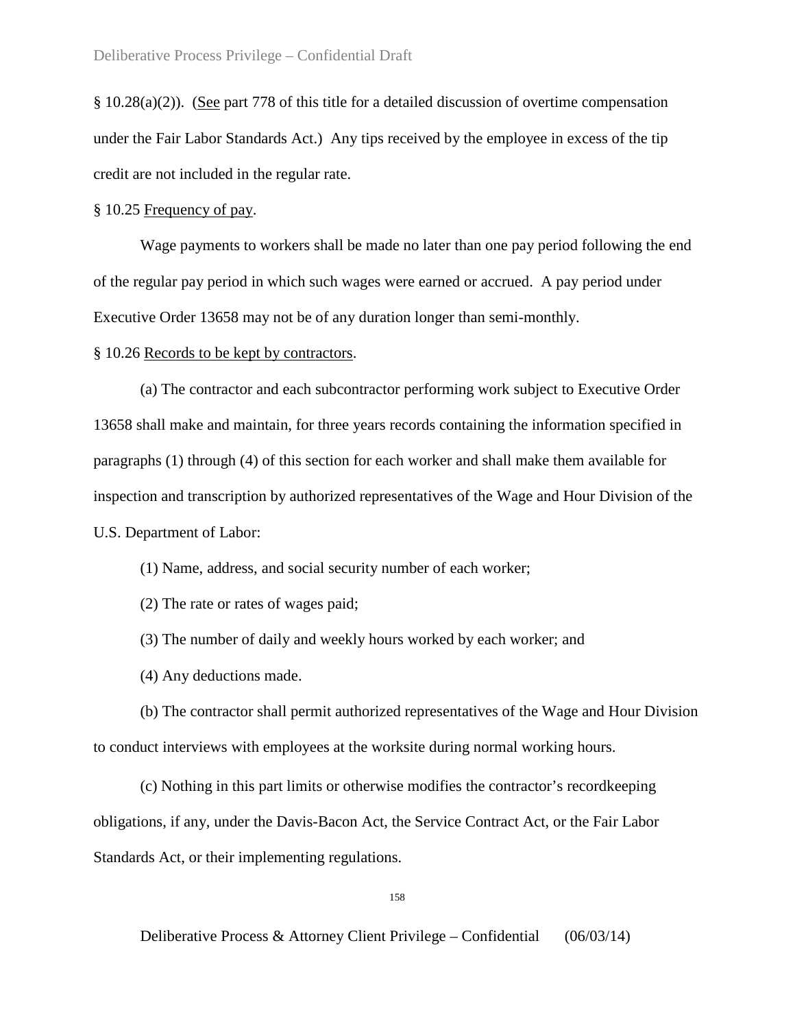§ 10.28(a)(2)). (See part 778 of this title for a detailed discussion of overtime compensation under the Fair Labor Standards Act.) Any tips received by the employee in excess of the tip credit are not included in the regular rate.

§ 10.25 Frequency of pay.

Wage payments to workers shall be made no later than one pay period following the end of the regular pay period in which such wages were earned or accrued. A pay period under Executive Order 13658 may not be of any duration longer than semi-monthly.

§ 10.26 Records to be kept by contractors.

(a) The contractor and each subcontractor performing work subject to Executive Order 13658 shall make and maintain, for three years records containing the information specified in paragraphs (1) through (4) of this section for each worker and shall make them available for inspection and transcription by authorized representatives of the Wage and Hour Division of the U.S. Department of Labor:

(1) Name, address, and social security number of each worker;

(2) The rate or rates of wages paid;

(3) The number of daily and weekly hours worked by each worker; and

(4) Any deductions made.

(b) The contractor shall permit authorized representatives of the Wage and Hour Division to conduct interviews with employees at the worksite during normal working hours.

(c) Nothing in this part limits or otherwise modifies the contractor's recordkeeping obligations, if any, under the Davis-Bacon Act, the Service Contract Act, or the Fair Labor Standards Act, or their implementing regulations.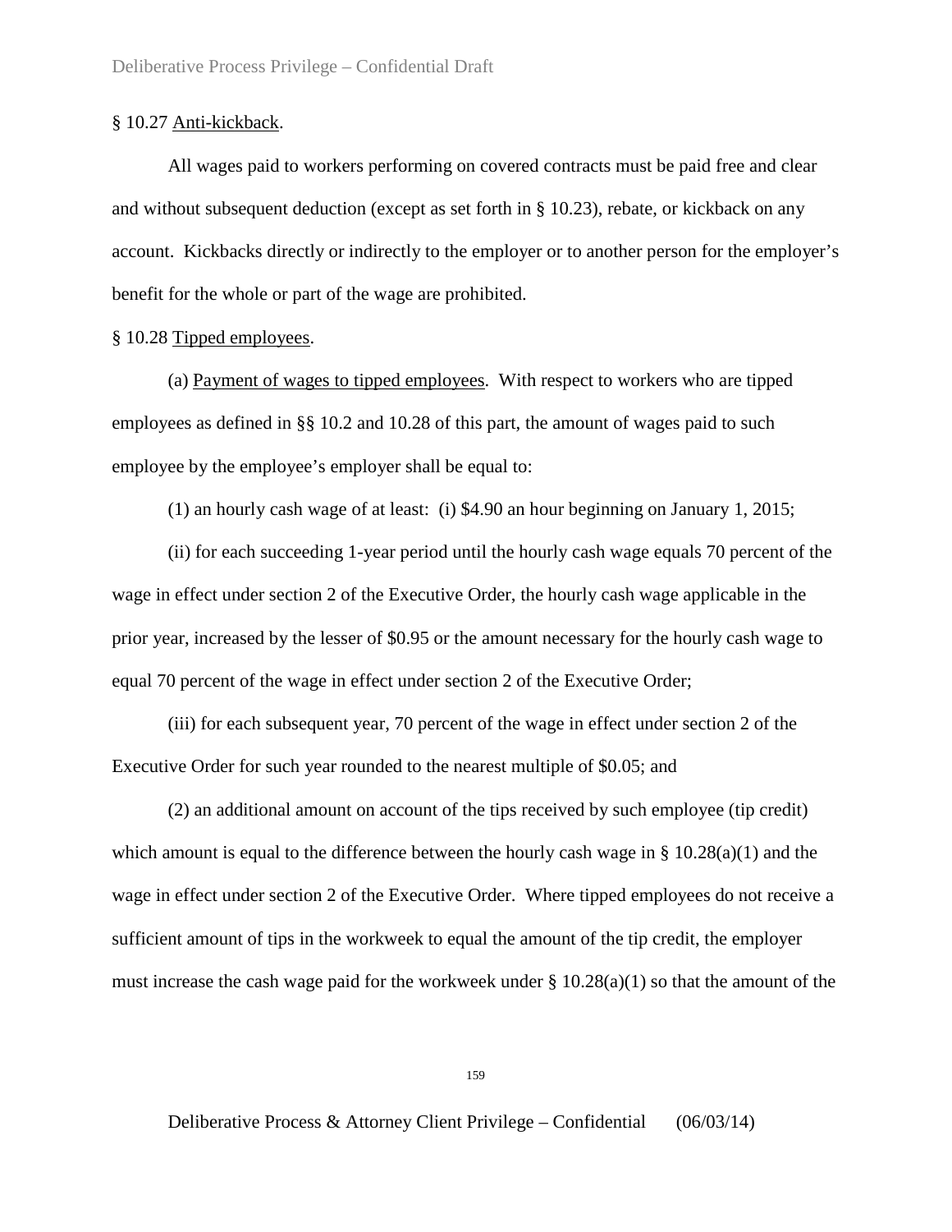§ 10.27 Anti-kickback.

All wages paid to workers performing on covered contracts must be paid free and clear and without subsequent deduction (except as set forth in § 10.23), rebate, or kickback on any account. Kickbacks directly or indirectly to the employer or to another person for the employer's benefit for the whole or part of the wage are prohibited.

§ 10.28 Tipped employees.

(a) Payment of wages to tipped employees. With respect to workers who are tipped employees as defined in §§ 10.2 and 10.28 of this part, the amount of wages paid to such employee by the employee's employer shall be equal to:

(1) an hourly cash wage of at least: (i) $4.90 an hour beginning on January 1, 2015;

(ii) for each succeeding 1-year period until the hourly cash wage equals 70 percent of the wage in effect under section 2 of the Executive Order, the hourly cash wage applicable in the prior year, increased by the lesser of $0.95 or the amount necessary for the hourly cash wage to equal 70 percent of the wage in effect under section 2 of the Executive Order;

(iii) for each subsequent year, 70 percent of the wage in effect under section 2 of the Executive Order for such year rounded to the nearest multiple of $0.05; and

(2) an additional amount on account of the tips received by such employee (tip credit) which amount is equal to the difference between the hourly cash wage in § 10.28(a)(1) and the wage in effect under section 2 of the Executive Order. Where tipped employees do not receive a sufficient amount of tips in the workweek to equal the amount of the tip credit, the employer must increase the cash wage paid for the workweek under § 10.28(a)(1) so that the amount of the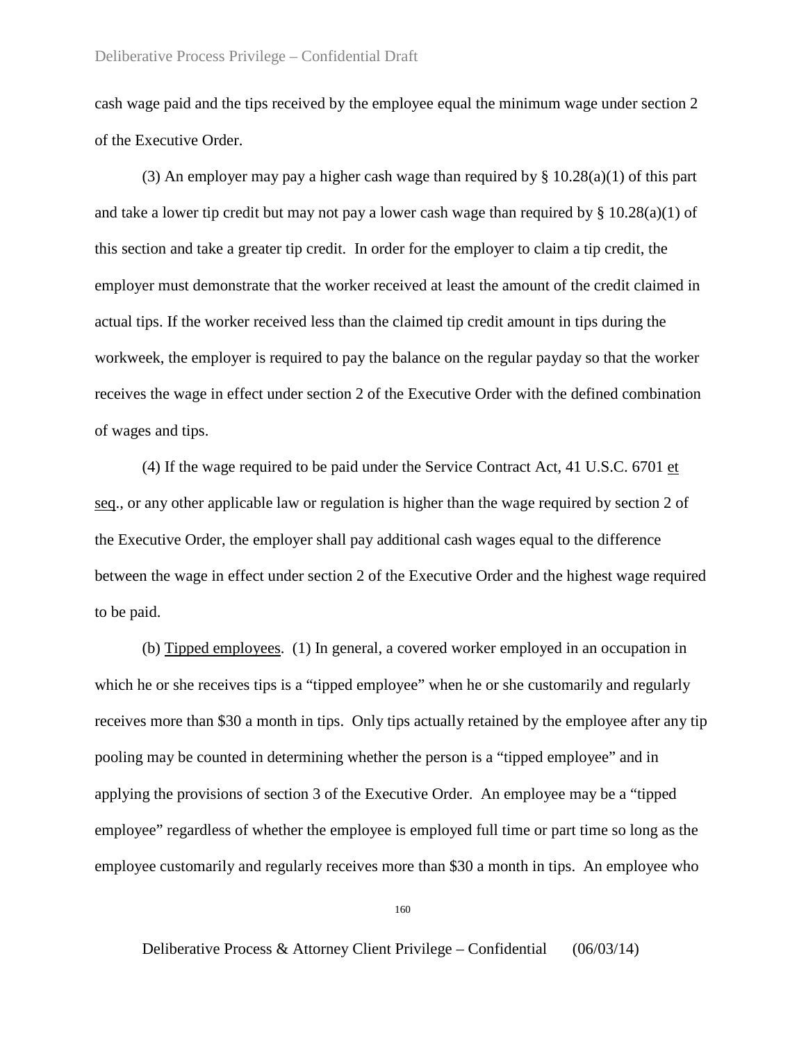cash wage paid and the tips received by the employee equal the minimum wage under section 2 of the Executive Order.

(3) An employer may pay a higher cash wage than required by § 10.28(a)(1) of this part and take a lower tip credit but may not pay a lower cash wage than required by § 10.28(a)(1) of this section and take a greater tip credit. In order for the employer to claim a tip credit, the employer must demonstrate that the worker received at least the amount of the credit claimed in actual tips. If the worker received less than the claimed tip credit amount in tips during the workweek, the employer is required to pay the balance on the regular payday so that the worker receives the wage in effect under section 2 of the Executive Order with the defined combination of wages and tips.

(4) If the wage required to be paid under the Service Contract Act, 41 U.S.C. 6701 et seq., or any other applicable law or regulation is higher than the wage required by section 2 of the Executive Order, the employer shall pay additional cash wages equal to the difference between the wage in effect under section 2 of the Executive Order and the highest wage required to be paid.

(b) Tipped employees. (1) In general, a covered worker employed in an occupation in which he or she receives tips is a "tipped employee" when he or she customarily and regularly receives more than $30 a month in tips. Only tips actually retained by the employee after any tip pooling may be counted in determining whether the person is a "tipped employee" and in applying the provisions of section 3 of the Executive Order. An employee may be a "tipped employee" regardless of whether the employee is employed full time or part time so long as the employee customarily and regularly receives more than $30 a month in tips. An employee who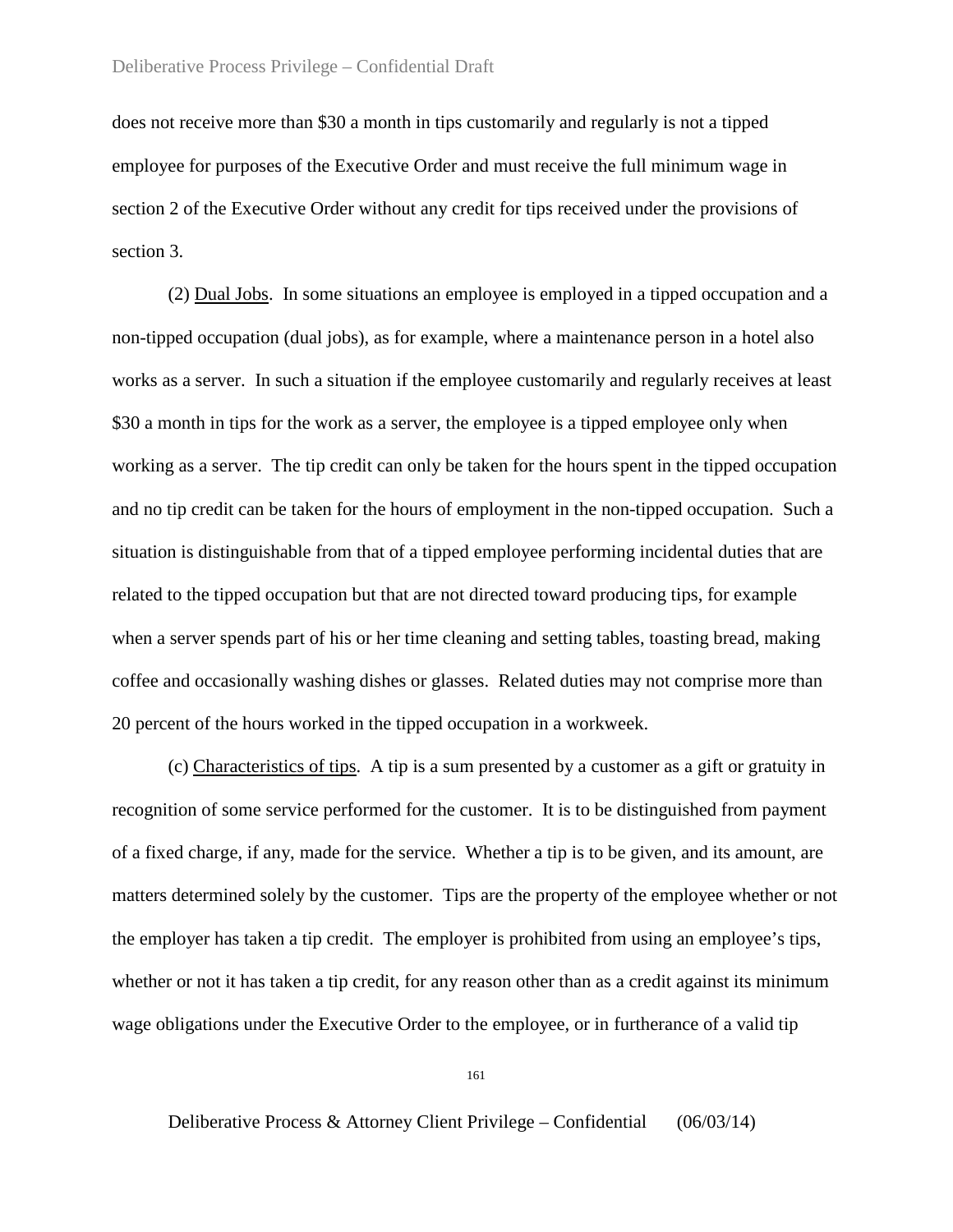does not receive more than $30 a month in tips customarily and regularly is not a tipped employee for purposes of the Executive Order and must receive the full minimum wage in section 2 of the Executive Order without any credit for tips received under the provisions of section 3.

(2) Dual Jobs. In some situations an employee is employed in a tipped occupation and a non-tipped occupation (dual jobs), as for example, where a maintenance person in a hotel also works as a server. In such a situation if the employee customarily and regularly receives at least $30 a month in tips for the work as a server, the employee is a tipped employee only when working as a server. The tip credit can only be taken for the hours spent in the tipped occupation and no tip credit can be taken for the hours of employment in the non-tipped occupation. Such a situation is distinguishable from that of a tipped employee performing incidental duties that are related to the tipped occupation but that are not directed toward producing tips, for example when a server spends part of his or her time cleaning and setting tables, toasting bread, making coffee and occasionally washing dishes or glasses. Related duties may not comprise more than 20 percent of the hours worked in the tipped occupation in a workweek.

(c) Characteristics of tips. A tip is a sum presented by a customer as a gift or gratuity in recognition of some service performed for the customer. It is to be distinguished from payment of a fixed charge, if any, made for the service. Whether a tip is to be given, and its amount, are matters determined solely by the customer. Tips are the property of the employee whether or not the employer has taken a tip credit. The employer is prohibited from using an employee's tips, whether or not it has taken a tip credit, for any reason other than as a credit against its minimum wage obligations under the Executive Order to the employee, or in furtherance of a valid tip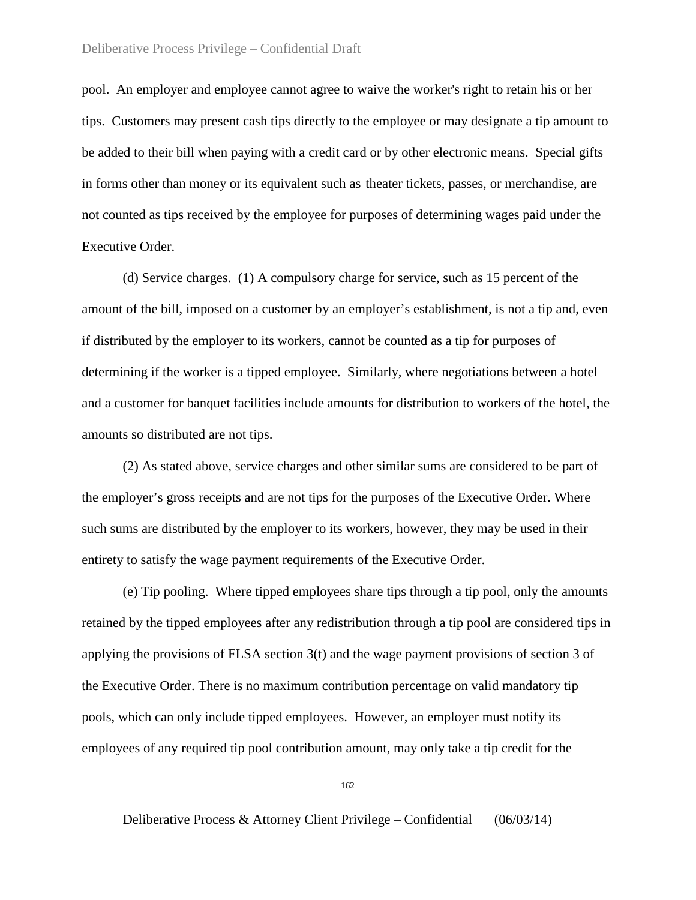pool. An employer and employee cannot agree to waive the worker's right to retain his or her tips. Customers may present cash tips directly to the employee or may designate a tip amount to be added to their bill when paying with a credit card or by other electronic means. Special gifts in forms other than money or its equivalent such as theater tickets, passes, or merchandise, are not counted as tips received by the employee for purposes of determining wages paid under the Executive Order.

(d) Service charges. (1) A compulsory charge for service, such as 15 percent of the amount of the bill, imposed on a customer by an employer's establishment, is not a tip and, even if distributed by the employer to its workers, cannot be counted as a tip for purposes of determining if the worker is a tipped employee. Similarly, where negotiations between a hotel and a customer for banquet facilities include amounts for distribution to workers of the hotel, the amounts so distributed are not tips.

(2) As stated above, service charges and other similar sums are considered to be part of the employer's gross receipts and are not tips for the purposes of the Executive Order. Where such sums are distributed by the employer to its workers, however, they may be used in their entirety to satisfy the wage payment requirements of the Executive Order.

(e) Tip pooling. Where tipped employees share tips through a tip pool, only the amounts retained by the tipped employees after any redistribution through a tip pool are considered tips in applying the provisions of FLSA section 3(t) and the wage payment provisions of section 3 of the Executive Order. There is no maximum contribution percentage on valid mandatory tip pools, which can only include tipped employees. However, an employer must notify its employees of any required tip pool contribution amount, may only take a tip credit for the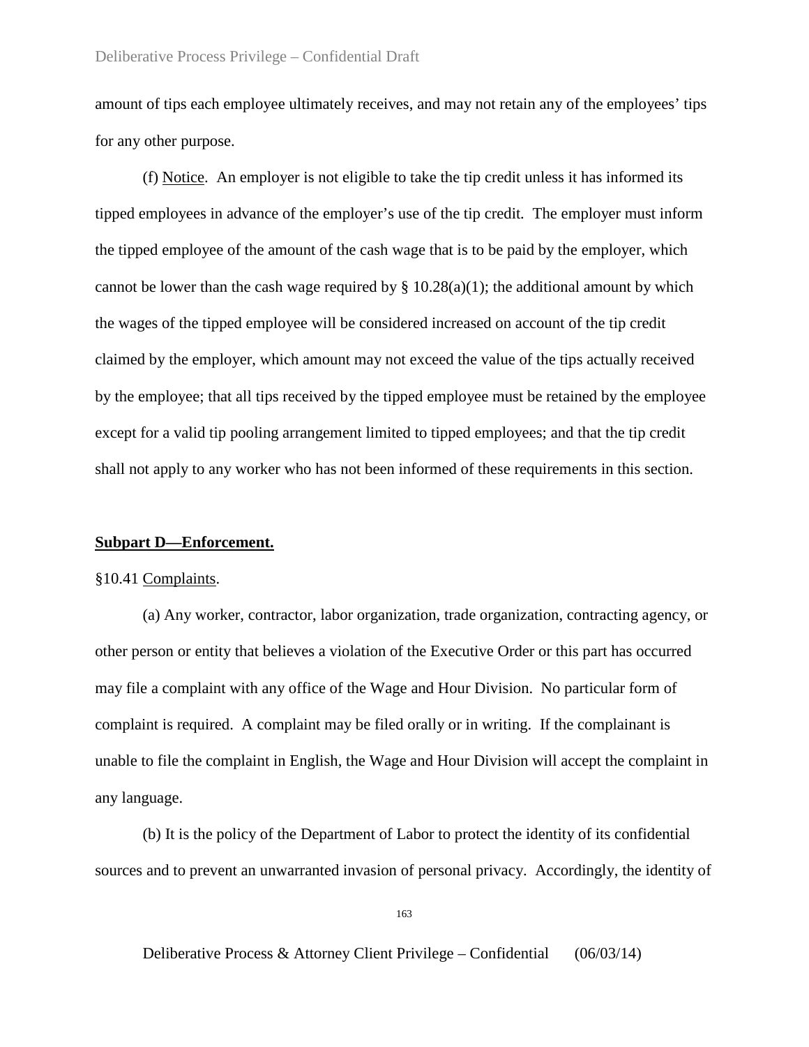amount of tips each employee ultimately receives, and may not retain any of the employees' tips for any other purpose.

(f) Notice. An employer is not eligible to take the tip credit unless it has informed its tipped employees in advance of the employer's use of the tip credit. The employer must inform the tipped employee of the amount of the cash wage that is to be paid by the employer, which cannot be lower than the cash wage required by § 10.28(a)(1); the additional amount by which the wages of the tipped employee will be considered increased on account of the tip credit claimed by the employer, which amount may not exceed the value of the tips actually received by the employee; that all tips received by the tipped employee must be retained by the employee except for a valid tip pooling arrangement limited to tipped employees; and that the tip credit shall not apply to any worker who has not been informed of these requirements in this section.

**Subpart D—Enforcement.**

§10.41 Complaints.

(a) Any worker, contractor, labor organization, trade organization, contracting agency, or other person or entity that believes a violation of the Executive Order or this part has occurred may file a complaint with any office of the Wage and Hour Division. No particular form of complaint is required. A complaint may be filed orally or in writing. If the complainant is unable to file the complaint in English, the Wage and Hour Division will accept the complaint in any language.

(b) It is the policy of the Department of Labor to protect the identity of its confidential sources and to prevent an unwarranted invasion of personal privacy. Accordingly, the identity of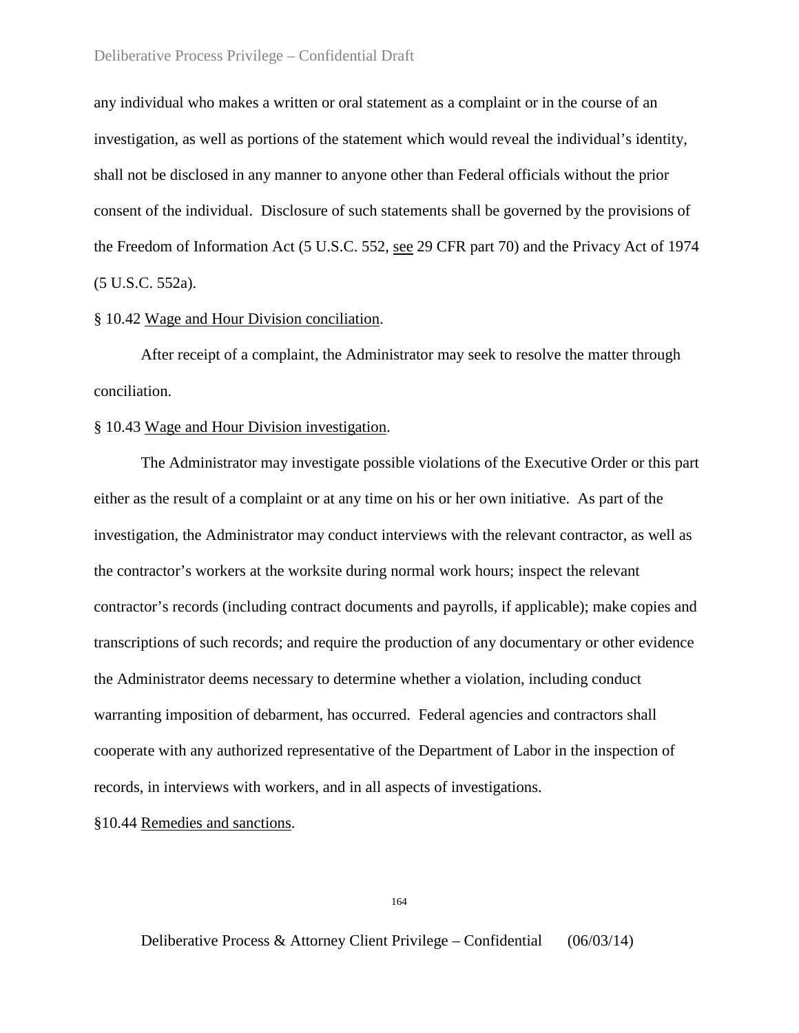any individual who makes a written or oral statement as a complaint or in the course of an investigation, as well as portions of the statement which would reveal the individual's identity, shall not be disclosed in any manner to anyone other than Federal officials without the prior consent of the individual. Disclosure of such statements shall be governed by the provisions of the Freedom of Information Act (5 U.S.C. 552, see 29 CFR part 70) and the Privacy Act of 1974 (5 U.S.C. 552a).

§ 10.42 Wage and Hour Division conciliation.

After receipt of a complaint, the Administrator may seek to resolve the matter through conciliation.

§ 10.43 Wage and Hour Division investigation.

The Administrator may investigate possible violations of the Executive Order or this part either as the result of a complaint or at any time on his or her own initiative. As part of the investigation, the Administrator may conduct interviews with the relevant contractor, as well as the contractor's workers at the worksite during normal work hours; inspect the relevant contractor's records (including contract documents and payrolls, if applicable); make copies and transcriptions of such records; and require the production of any documentary or other evidence the Administrator deems necessary to determine whether a violation, including conduct warranting imposition of debarment, has occurred. Federal agencies and contractors shall cooperate with any authorized representative of the Department of Labor in the inspection of records, in interviews with workers, and in all aspects of investigations.

§10.44 Remedies and sanctions.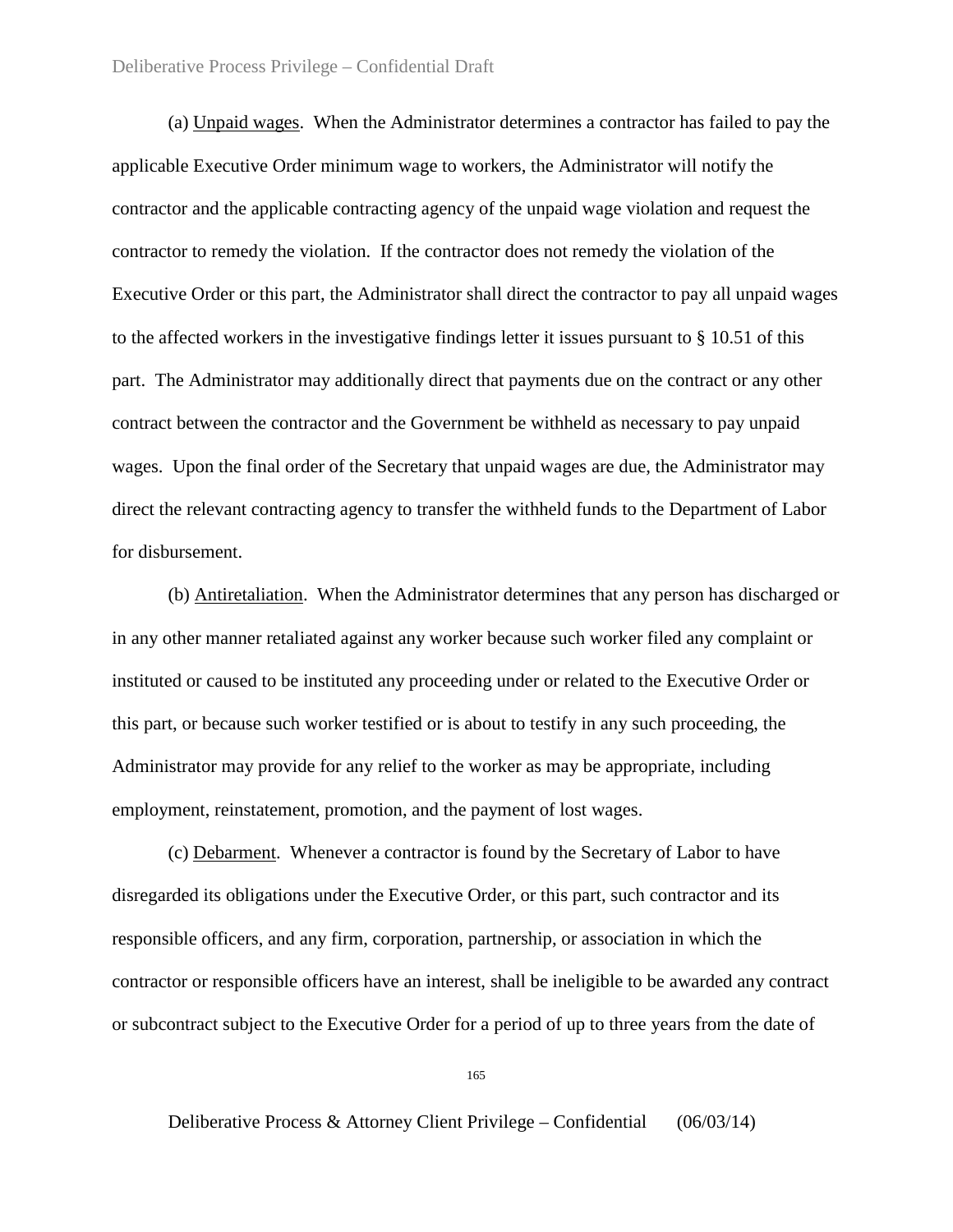(a) Unpaid wages. When the Administrator determines a contractor has failed to pay the applicable Executive Order minimum wage to workers, the Administrator will notify the contractor and the applicable contracting agency of the unpaid wage violation and request the contractor to remedy the violation. If the contractor does not remedy the violation of the Executive Order or this part, the Administrator shall direct the contractor to pay all unpaid wages to the affected workers in the investigative findings letter it issues pursuant to § 10.51 of this part. The Administrator may additionally direct that payments due on the contract or any other contract between the contractor and the Government be withheld as necessary to pay unpaid wages. Upon the final order of the Secretary that unpaid wages are due, the Administrator may direct the relevant contracting agency to transfer the withheld funds to the Department of Labor for disbursement.

(b) Antiretaliation. When the Administrator determines that any person has discharged or in any other manner retaliated against any worker because such worker filed any complaint or instituted or caused to be instituted any proceeding under or related to the Executive Order or this part, or because such worker testified or is about to testify in any such proceeding, the Administrator may provide for any relief to the worker as may be appropriate, including employment, reinstatement, promotion, and the payment of lost wages.

(c) Debarment. Whenever a contractor is found by the Secretary of Labor to have disregarded its obligations under the Executive Order, or this part, such contractor and its responsible officers, and any firm, corporation, partnership, or association in which the contractor or responsible officers have an interest, shall be ineligible to be awarded any contract or subcontract subject to the Executive Order for a period of up to three years from the date of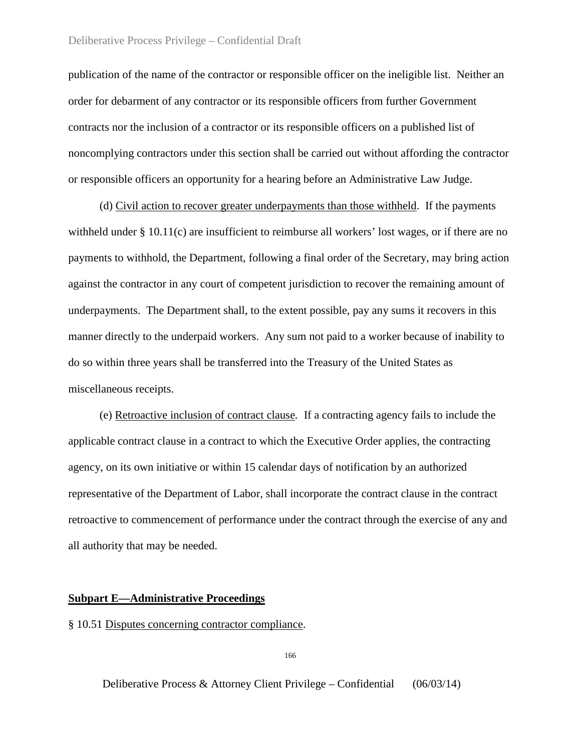publication of the name of the contractor or responsible officer on the ineligible list. Neither an order for debarment of any contractor or its responsible officers from further Government contracts nor the inclusion of a contractor or its responsible officers on a published list of noncomplying contractors under this section shall be carried out without affording the contractor or responsible officers an opportunity for a hearing before an Administrative Law Judge.

(d) Civil action to recover greater underpayments than those withheld. If the payments withheld under § 10.11(c) are insufficient to reimburse all workers' lost wages, or if there are no payments to withhold, the Department, following a final order of the Secretary, may bring action against the contractor in any court of competent jurisdiction to recover the remaining amount of underpayments. The Department shall, to the extent possible, pay any sums it recovers in this manner directly to the underpaid workers. Any sum not paid to a worker because of inability to do so within three years shall be transferred into the Treasury of the United States as miscellaneous receipts.

(e) Retroactive inclusion of contract clause. If a contracting agency fails to include the applicable contract clause in a contract to which the Executive Order applies, the contracting agency, on its own initiative or within 15 calendar days of notification by an authorized representative of the Department of Labor, shall incorporate the contract clause in the contract retroactive to commencement of performance under the contract through the exercise of any and all authority that may be needed.

## Subpart E—Administrative Proceedings

§ 10.51 Disputes concerning contractor compliance.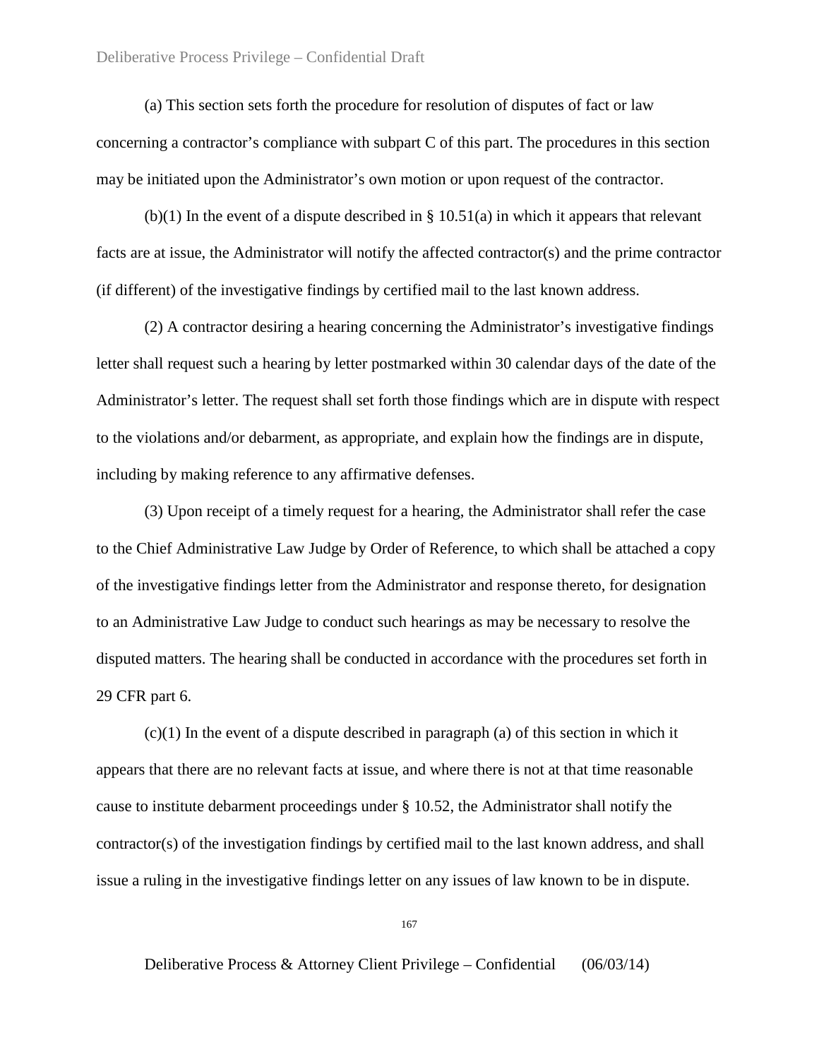(a) This section sets forth the procedure for resolution of disputes of fact or law concerning a contractor's compliance with subpart C of this part. The procedures in this section may be initiated upon the Administrator's own motion or upon request of the contractor.

(b)(1) In the event of a dispute described in § 10.51(a) in which it appears that relevant facts are at issue, the Administrator will notify the affected contractor(s) and the prime contractor (if different) of the investigative findings by certified mail to the last known address.

(2) A contractor desiring a hearing concerning the Administrator's investigative findings letter shall request such a hearing by letter postmarked within 30 calendar days of the date of the Administrator's letter. The request shall set forth those findings which are in dispute with respect to the violations and/or debarment, as appropriate, and explain how the findings are in dispute, including by making reference to any affirmative defenses.

(3) Upon receipt of a timely request for a hearing, the Administrator shall refer the case to the Chief Administrative Law Judge by Order of Reference, to which shall be attached a copy of the investigative findings letter from the Administrator and response thereto, for designation to an Administrative Law Judge to conduct such hearings as may be necessary to resolve the disputed matters. The hearing shall be conducted in accordance with the procedures set forth in 29 CFR part 6.

(c)(1) In the event of a dispute described in paragraph (a) of this section in which it appears that there are no relevant facts at issue, and where there is not at that time reasonable cause to institute debarment proceedings under § 10.52, the Administrator shall notify the contractor(s) of the investigation findings by certified mail to the last known address, and shall issue a ruling in the investigative findings letter on any issues of law known to be in dispute.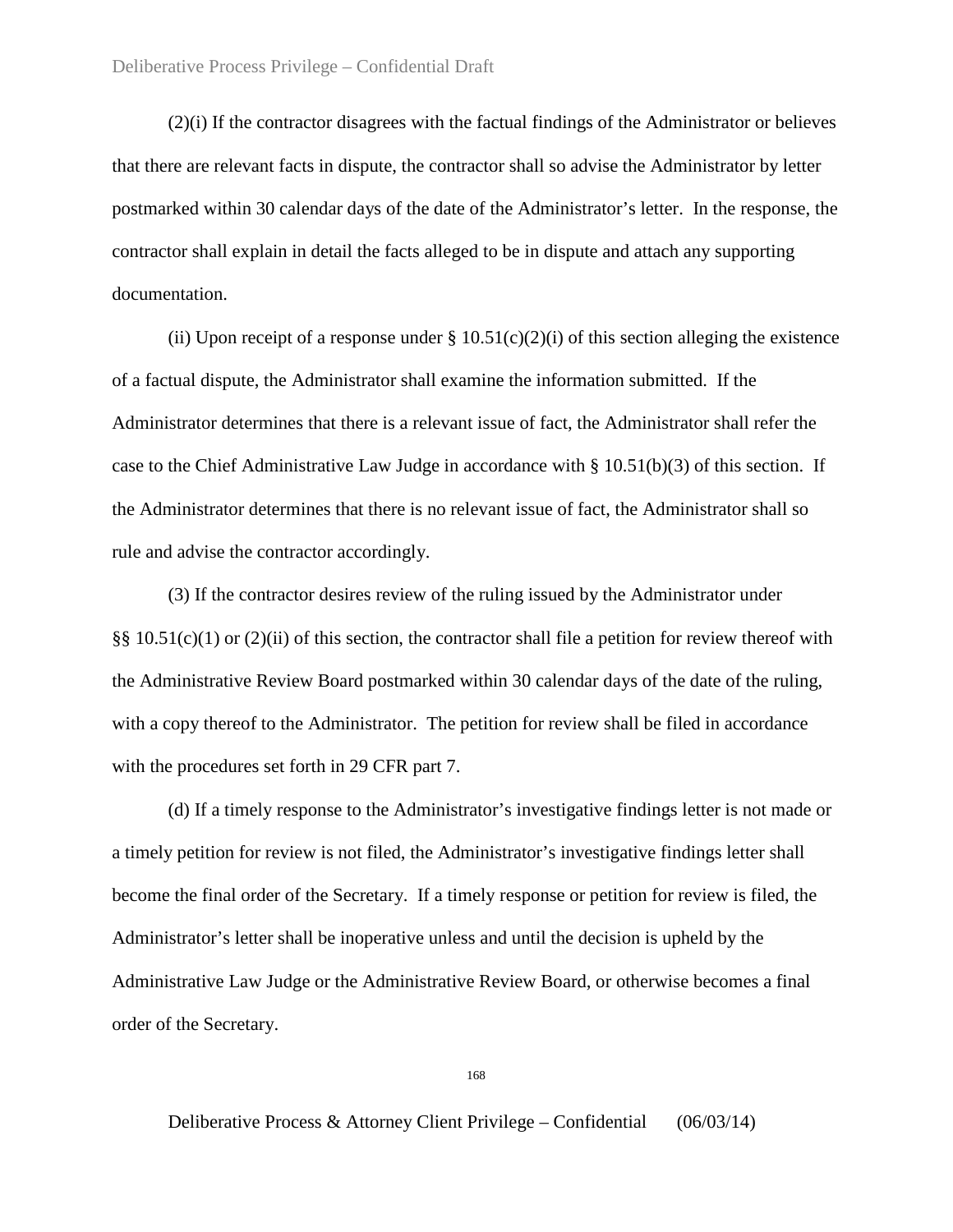(2)(i) If the contractor disagrees with the factual findings of the Administrator or believes that there are relevant facts in dispute, the contractor shall so advise the Administrator by letter postmarked within 30 calendar days of the date of the Administrator's letter. In the response, the contractor shall explain in detail the facts alleged to be in dispute and attach any supporting documentation.

(ii) Upon receipt of a response under § 10.51(c)(2)(i) of this section alleging the existence of a factual dispute, the Administrator shall examine the information submitted. If the Administrator determines that there is a relevant issue of fact, the Administrator shall refer the case to the Chief Administrative Law Judge in accordance with § 10.51(b)(3) of this section. If the Administrator determines that there is no relevant issue of fact, the Administrator shall so rule and advise the contractor accordingly.

(3) If the contractor desires review of the ruling issued by the Administrator under §§ 10.51(c)(1) or (2)(ii) of this section, the contractor shall file a petition for review thereof with the Administrative Review Board postmarked within 30 calendar days of the date of the ruling, with a copy thereof to the Administrator. The petition for review shall be filed in accordance with the procedures set forth in 29 CFR part 7.

(d) If a timely response to the Administrator's investigative findings letter is not made or a timely petition for review is not filed, the Administrator's investigative findings letter shall become the final order of the Secretary. If a timely response or petition for review is filed, the Administrator's letter shall be inoperative unless and until the decision is upheld by the Administrative Law Judge or the Administrative Review Board, or otherwise becomes a final order of the Secretary.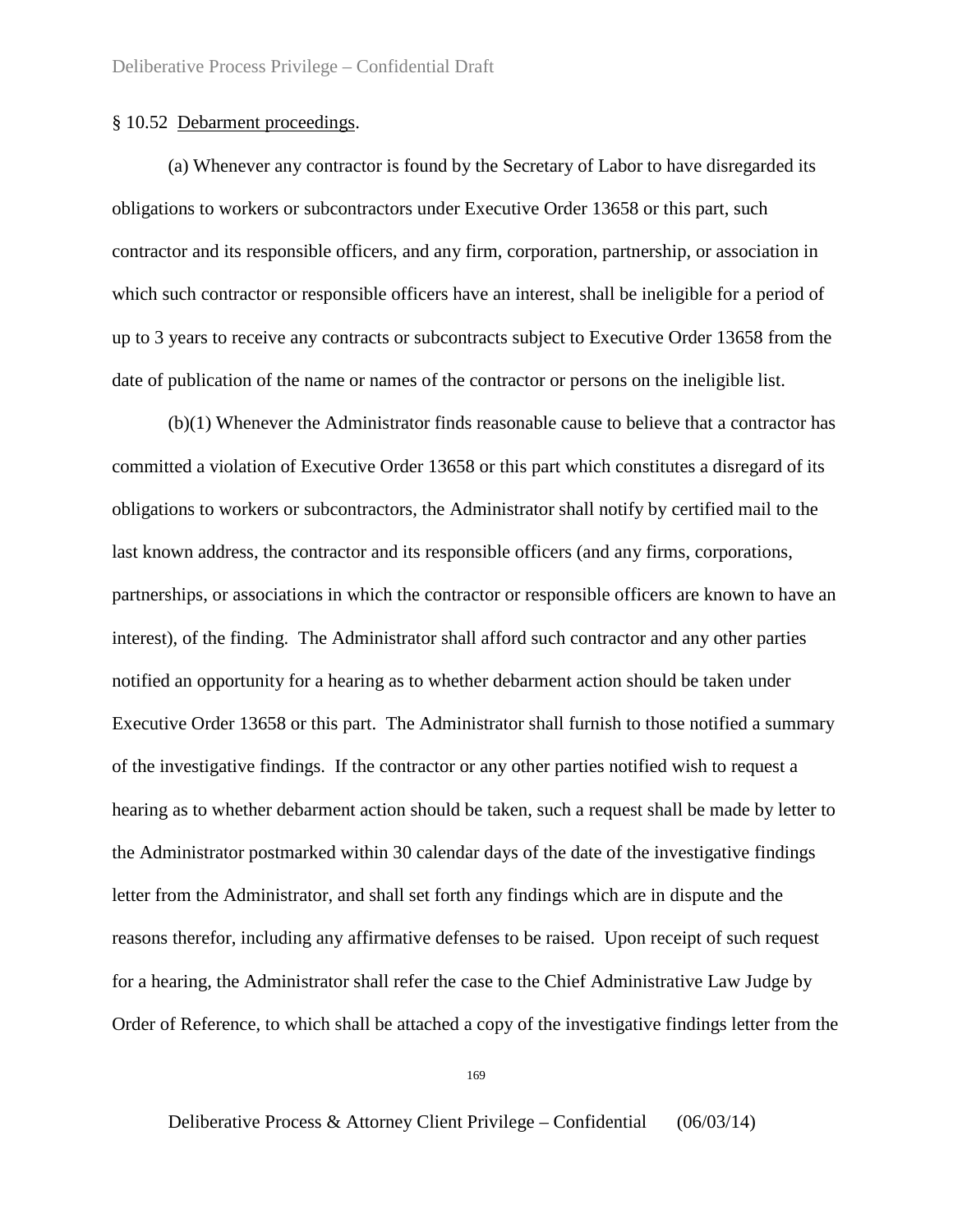§ 10.52 Debarment proceedings.

(a) Whenever any contractor is found by the Secretary of Labor to have disregarded its obligations to workers or subcontractors under Executive Order 13658 or this part, such contractor and its responsible officers, and any firm, corporation, partnership, or association in which such contractor or responsible officers have an interest, shall be ineligible for a period of up to 3 years to receive any contracts or subcontracts subject to Executive Order 13658 from the date of publication of the name or names of the contractor or persons on the ineligible list.

(b)(1) Whenever the Administrator finds reasonable cause to believe that a contractor has committed a violation of Executive Order 13658 or this part which constitutes a disregard of its obligations to workers or subcontractors, the Administrator shall notify by certified mail to the last known address, the contractor and its responsible officers (and any firms, corporations, partnerships, or associations in which the contractor or responsible officers are known to have an interest), of the finding. The Administrator shall afford such contractor and any other parties notified an opportunity for a hearing as to whether debarment action should be taken under Executive Order 13658 or this part. The Administrator shall furnish to those notified a summary of the investigative findings. If the contractor or any other parties notified wish to request a hearing as to whether debarment action should be taken, such a request shall be made by letter to the Administrator postmarked within 30 calendar days of the date of the investigative findings letter from the Administrator, and shall set forth any findings which are in dispute and the reasons therefor, including any affirmative defenses to be raised. Upon receipt of such request for a hearing, the Administrator shall refer the case to the Chief Administrative Law Judge by Order of Reference, to which shall be attached a copy of the investigative findings letter from the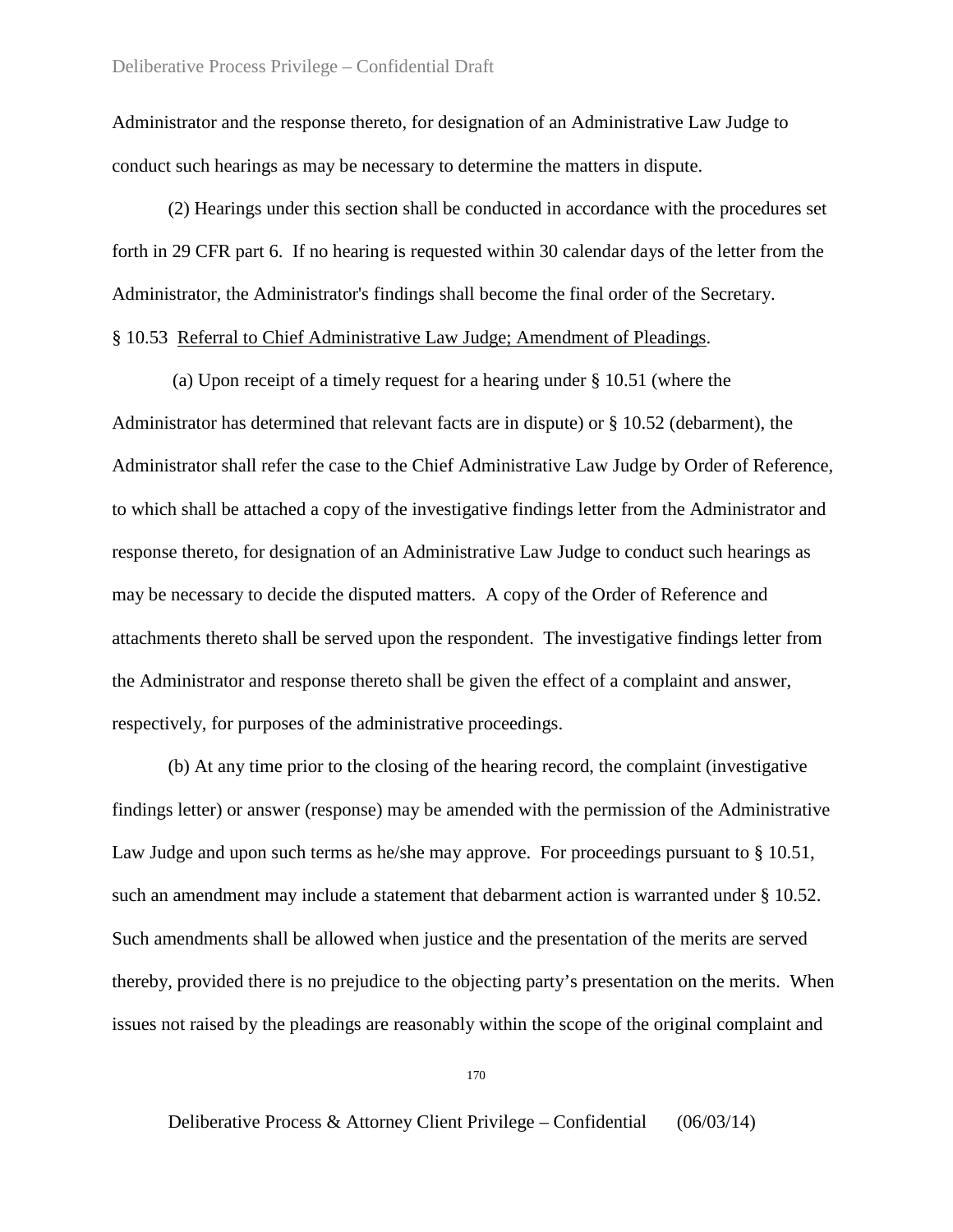Administrator and the response thereto, for designation of an Administrative Law Judge to conduct such hearings as may be necessary to determine the matters in dispute.

(2) Hearings under this section shall be conducted in accordance with the procedures set forth in 29 CFR part 6. If no hearing is requested within 30 calendar days of the letter from the Administrator, the Administrator's findings shall become the final order of the Secretary.

§ 10.53 Referral to Chief Administrative Law Judge; Amendment of Pleadings.

(a) Upon receipt of a timely request for a hearing under § 10.51 (where the Administrator has determined that relevant facts are in dispute) or § 10.52 (debarment), the Administrator shall refer the case to the Chief Administrative Law Judge by Order of Reference, to which shall be attached a copy of the investigative findings letter from the Administrator and response thereto, for designation of an Administrative Law Judge to conduct such hearings as may be necessary to decide the disputed matters. A copy of the Order of Reference and attachments thereto shall be served upon the respondent. The investigative findings letter from the Administrator and response thereto shall be given the effect of a complaint and answer, respectively, for purposes of the administrative proceedings.

(b) At any time prior to the closing of the hearing record, the complaint (investigative findings letter) or answer (response) may be amended with the permission of the Administrative Law Judge and upon such terms as he/she may approve. For proceedings pursuant to § 10.51, such an amendment may include a statement that debarment action is warranted under § 10.52. Such amendments shall be allowed when justice and the presentation of the merits are served thereby, provided there is no prejudice to the objecting party's presentation on the merits. When issues not raised by the pleadings are reasonably within the scope of the original complaint and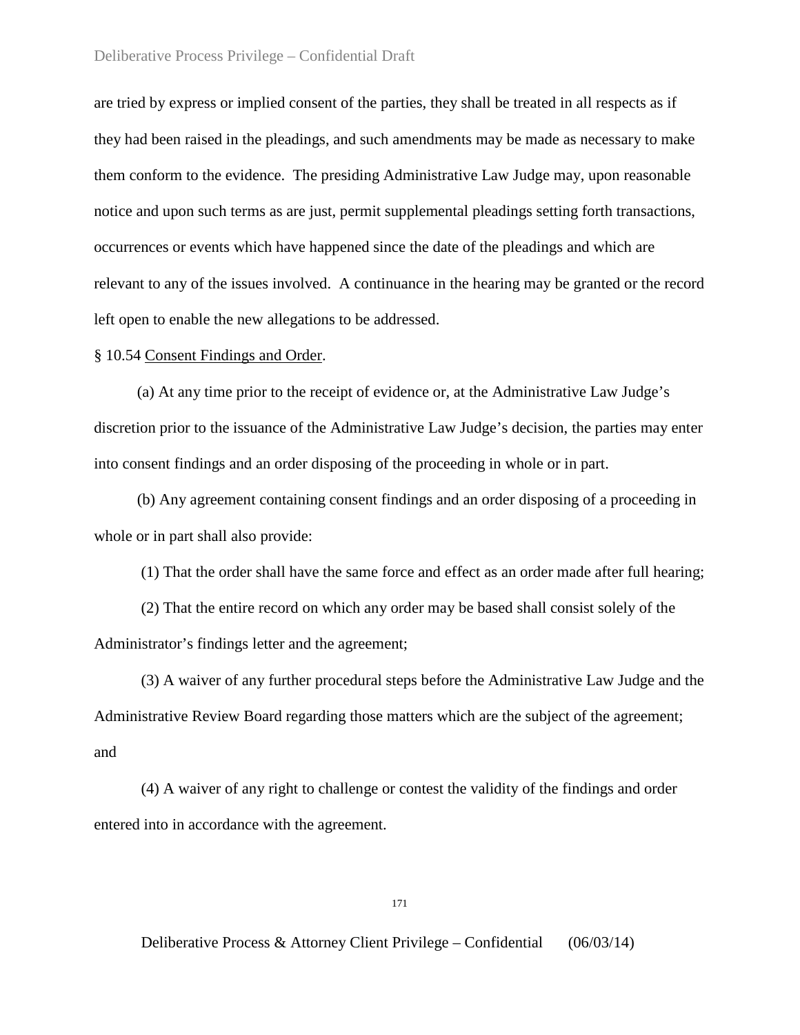are tried by express or implied consent of the parties, they shall be treated in all respects as if they had been raised in the pleadings, and such amendments may be made as necessary to make them conform to the evidence. The presiding Administrative Law Judge may, upon reasonable notice and upon such terms as are just, permit supplemental pleadings setting forth transactions, occurrences or events which have happened since the date of the pleadings and which are relevant to any of the issues involved. A continuance in the hearing may be granted or the record left open to enable the new allegations to be addressed.

§ 10.54 Consent Findings and Order.

(a) At any time prior to the receipt of evidence or, at the Administrative Law Judge's discretion prior to the issuance of the Administrative Law Judge's decision, the parties may enter into consent findings and an order disposing of the proceeding in whole or in part.

(b) Any agreement containing consent findings and an order disposing of a proceeding in whole or in part shall also provide:

(1) That the order shall have the same force and effect as an order made after full hearing;

(2) That the entire record on which any order may be based shall consist solely of the Administrator's findings letter and the agreement;

(3) A waiver of any further procedural steps before the Administrative Law Judge and the Administrative Review Board regarding those matters which are the subject of the agreement; and

(4) A waiver of any right to challenge or contest the validity of the findings and order entered into in accordance with the agreement.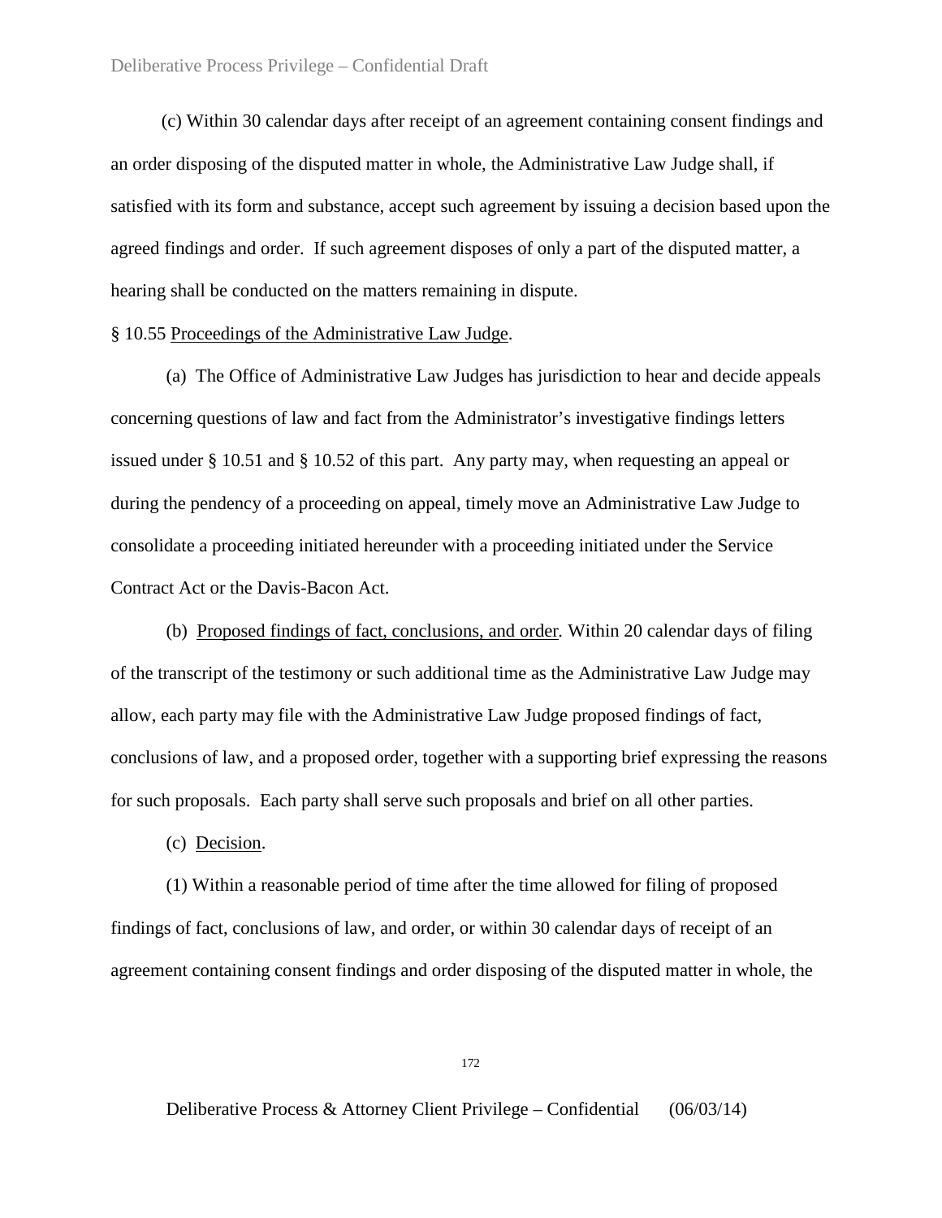(c) Within 30 calendar days after receipt of an agreement containing consent findings and an order disposing of the disputed matter in whole, the Administrative Law Judge shall, if satisfied with its form and substance, accept such agreement by issuing a decision based upon the agreed findings and order. If such agreement disposes of only a part of the disputed matter, a hearing shall be conducted on the matters remaining in dispute.

§ 10.55 Proceedings of the Administrative Law Judge.

(a) The Office of Administrative Law Judges has jurisdiction to hear and decide appeals concerning questions of law and fact from the Administrator's investigative findings letters issued under § 10.51 and § 10.52 of this part. Any party may, when requesting an appeal or during the pendency of a proceeding on appeal, timely move an Administrative Law Judge to consolidate a proceeding initiated hereunder with a proceeding initiated under the Service Contract Act or the Davis-Bacon Act.

(b) Proposed findings of fact, conclusions, and order. Within 20 calendar days of filing of the transcript of the testimony or such additional time as the Administrative Law Judge may allow, each party may file with the Administrative Law Judge proposed findings of fact, conclusions of law, and a proposed order, together with a supporting brief expressing the reasons for such proposals. Each party shall serve such proposals and brief on all other parties.

(c) Decision.

(1) Within a reasonable period of time after the time allowed for filing of proposed findings of fact, conclusions of law, and order, or within 30 calendar days of receipt of an agreement containing consent findings and order disposing of the disputed matter in whole, the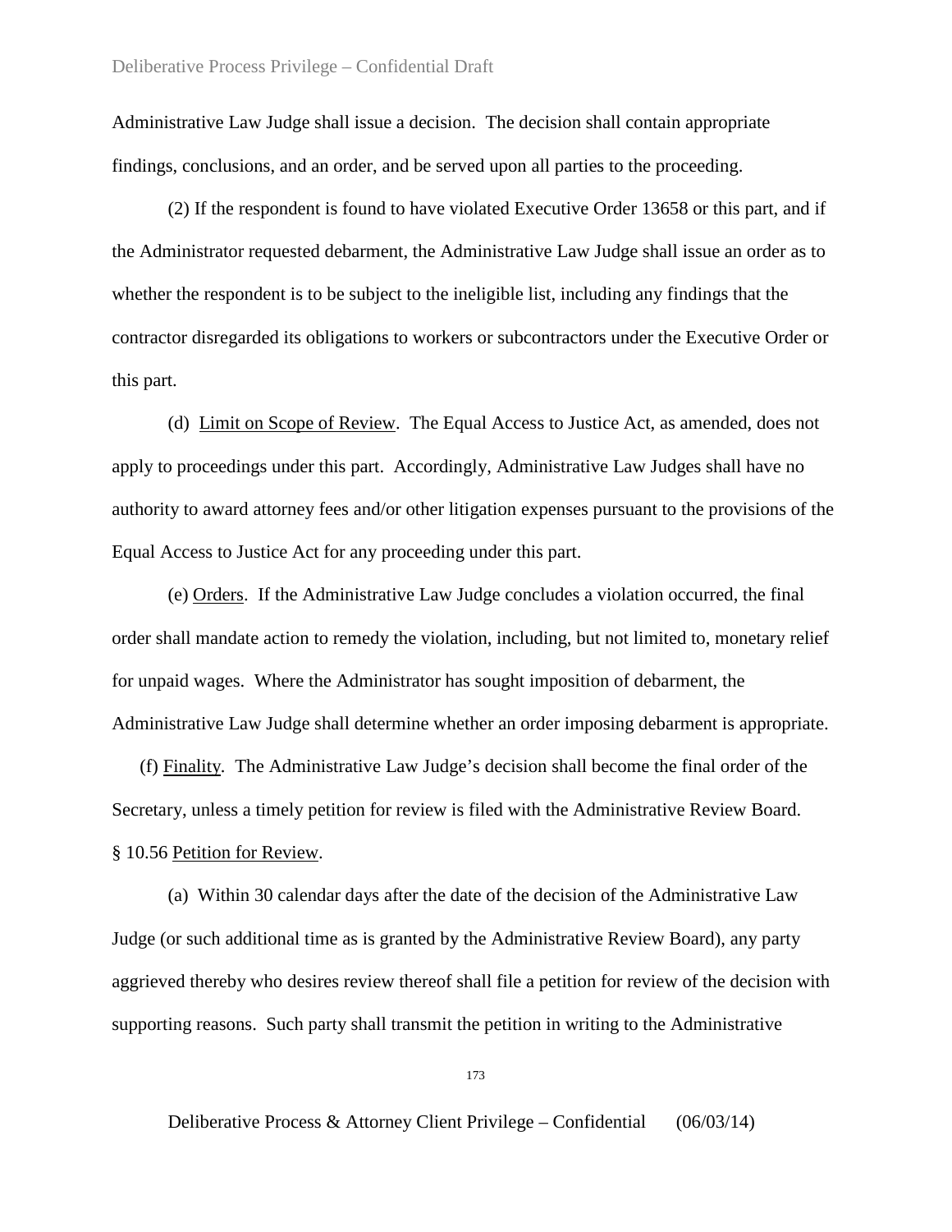Administrative Law Judge shall issue a decision. The decision shall contain appropriate findings, conclusions, and an order, and be served upon all parties to the proceeding.

(2) If the respondent is found to have violated Executive Order 13658 or this part, and if the Administrator requested debarment, the Administrative Law Judge shall issue an order as to whether the respondent is to be subject to the ineligible list, including any findings that the contractor disregarded its obligations to workers or subcontractors under the Executive Order or this part.

(d) Limit on Scope of Review. The Equal Access to Justice Act, as amended, does not apply to proceedings under this part. Accordingly, Administrative Law Judges shall have no authority to award attorney fees and/or other litigation expenses pursuant to the provisions of the Equal Access to Justice Act for any proceeding under this part.

(e) Orders. If the Administrative Law Judge concludes a violation occurred, the final order shall mandate action to remedy the violation, including, but not limited to, monetary relief for unpaid wages. Where the Administrator has sought imposition of debarment, the Administrative Law Judge shall determine whether an order imposing debarment is appropriate.

(f) Finality. The Administrative Law Judge's decision shall become the final order of the Secretary, unless a timely petition for review is filed with the Administrative Review Board.

§ 10.56 Petition for Review.

(a) Within 30 calendar days after the date of the decision of the Administrative Law Judge (or such additional time as is granted by the Administrative Review Board), any party aggrieved thereby who desires review thereof shall file a petition for review of the decision with supporting reasons. Such party shall transmit the petition in writing to the Administrative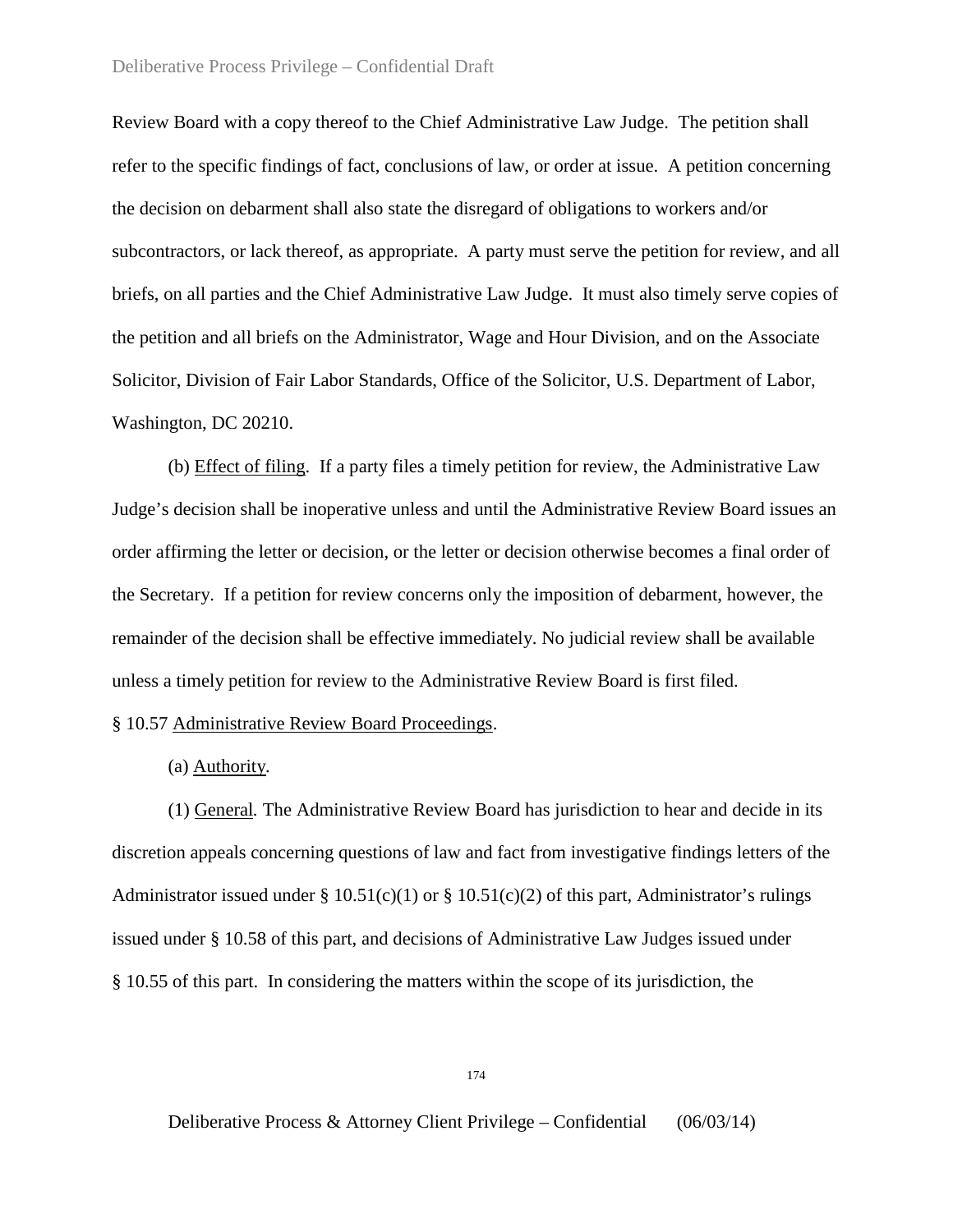Review Board with a copy thereof to the Chief Administrative Law Judge. The petition shall refer to the specific findings of fact, conclusions of law, or order at issue. A petition concerning the decision on debarment shall also state the disregard of obligations to workers and/or subcontractors, or lack thereof, as appropriate. A party must serve the petition for review, and all briefs, on all parties and the Chief Administrative Law Judge. It must also timely serve copies of the petition and all briefs on the Administrator, Wage and Hour Division, and on the Associate Solicitor, Division of Fair Labor Standards, Office of the Solicitor, U.S. Department of Labor, Washington, DC 20210.

(b) Effect of filing. If a party files a timely petition for review, the Administrative Law Judge's decision shall be inoperative unless and until the Administrative Review Board issues an order affirming the letter or decision, or the letter or decision otherwise becomes a final order of the Secretary. If a petition for review concerns only the imposition of debarment, however, the remainder of the decision shall be effective immediately. No judicial review shall be available unless a timely petition for review to the Administrative Review Board is first filed.

§ 10.57 Administrative Review Board Proceedings.

(a) Authority.

(1) General. The Administrative Review Board has jurisdiction to hear and decide in its discretion appeals concerning questions of law and fact from investigative findings letters of the Administrator issued under § 10.51(c)(1) or § 10.51(c)(2) of this part, Administrator's rulings issued under § 10.58 of this part, and decisions of Administrative Law Judges issued under § 10.55 of this part. In considering the matters within the scope of its jurisdiction, the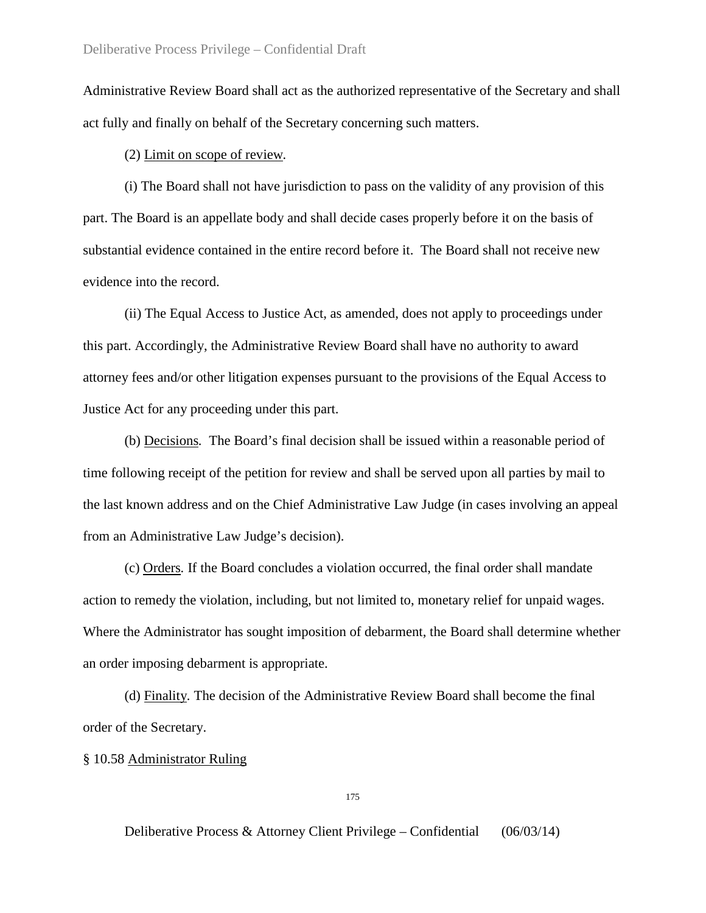Administrative Review Board shall act as the authorized representative of the Secretary and shall act fully and finally on behalf of the Secretary concerning such matters.

(2) Limit on scope of review.

(i) The Board shall not have jurisdiction to pass on the validity of any provision of this part. The Board is an appellate body and shall decide cases properly before it on the basis of substantial evidence contained in the entire record before it. The Board shall not receive new evidence into the record.

(ii) The Equal Access to Justice Act, as amended, does not apply to proceedings under this part. Accordingly, the Administrative Review Board shall have no authority to award attorney fees and/or other litigation expenses pursuant to the provisions of the Equal Access to Justice Act for any proceeding under this part.

(b) Decisions*.* The Board's final decision shall be issued within a reasonable period of time following receipt of the petition for review and shall be served upon all parties by mail to the last known address and on the Chief Administrative Law Judge (in cases involving an appeal from an Administrative Law Judge's decision).

(c) Orders*.* If the Board concludes a violation occurred, the final order shall mandate action to remedy the violation, including, but not limited to, monetary relief for unpaid wages. Where the Administrator has sought imposition of debarment, the Board shall determine whether an order imposing debarment is appropriate.

(d) Finality*.* The decision of the Administrative Review Board shall become the final order of the Secretary.

§ 10.58 Administrator Ruling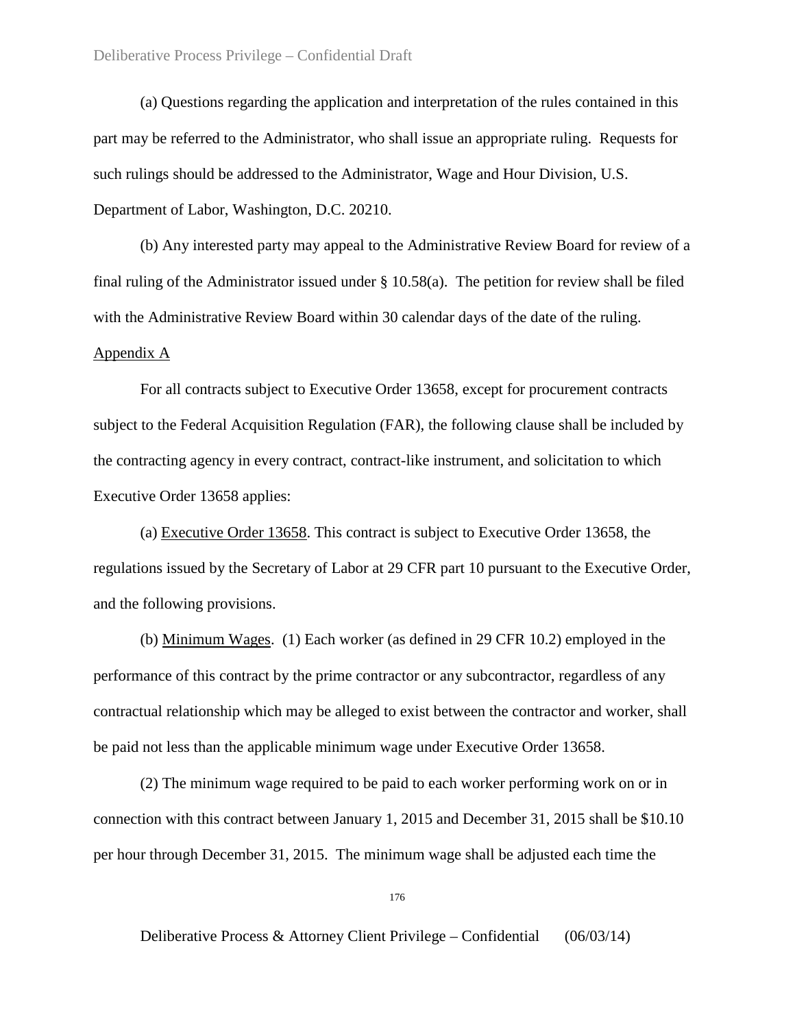(a) Questions regarding the application and interpretation of the rules contained in this part may be referred to the Administrator, who shall issue an appropriate ruling. Requests for such rulings should be addressed to the Administrator, Wage and Hour Division, U.S. Department of Labor, Washington, D.C. 20210.

(b) Any interested party may appeal to the Administrative Review Board for review of a final ruling of the Administrator issued under § 10.58(a). The petition for review shall be filed with the Administrative Review Board within 30 calendar days of the date of the ruling.

<u>Appendix A</u>

For all contracts subject to Executive Order 13658, except for procurement contracts subject to the Federal Acquisition Regulation (FAR), the following clause shall be included by the contracting agency in every contract, contract-like instrument, and solicitation to which Executive Order 13658 applies:

(a) <u>Executive Order 13658</u>. This contract is subject to Executive Order 13658, the regulations issued by the Secretary of Labor at 29 CFR part 10 pursuant to the Executive Order, and the following provisions.

(b) <u>Minimum Wages</u>. (1) Each worker (as defined in 29 CFR 10.2) employed in the performance of this contract by the prime contractor or any subcontractor, regardless of any contractual relationship which may be alleged to exist between the contractor and worker, shall be paid not less than the applicable minimum wage under Executive Order 13658.

(2) The minimum wage required to be paid to each worker performing work on or in connection with this contract between January 1, 2015 and December 31, 2015 shall be $10.10 per hour through December 31, 2015. The minimum wage shall be adjusted each time the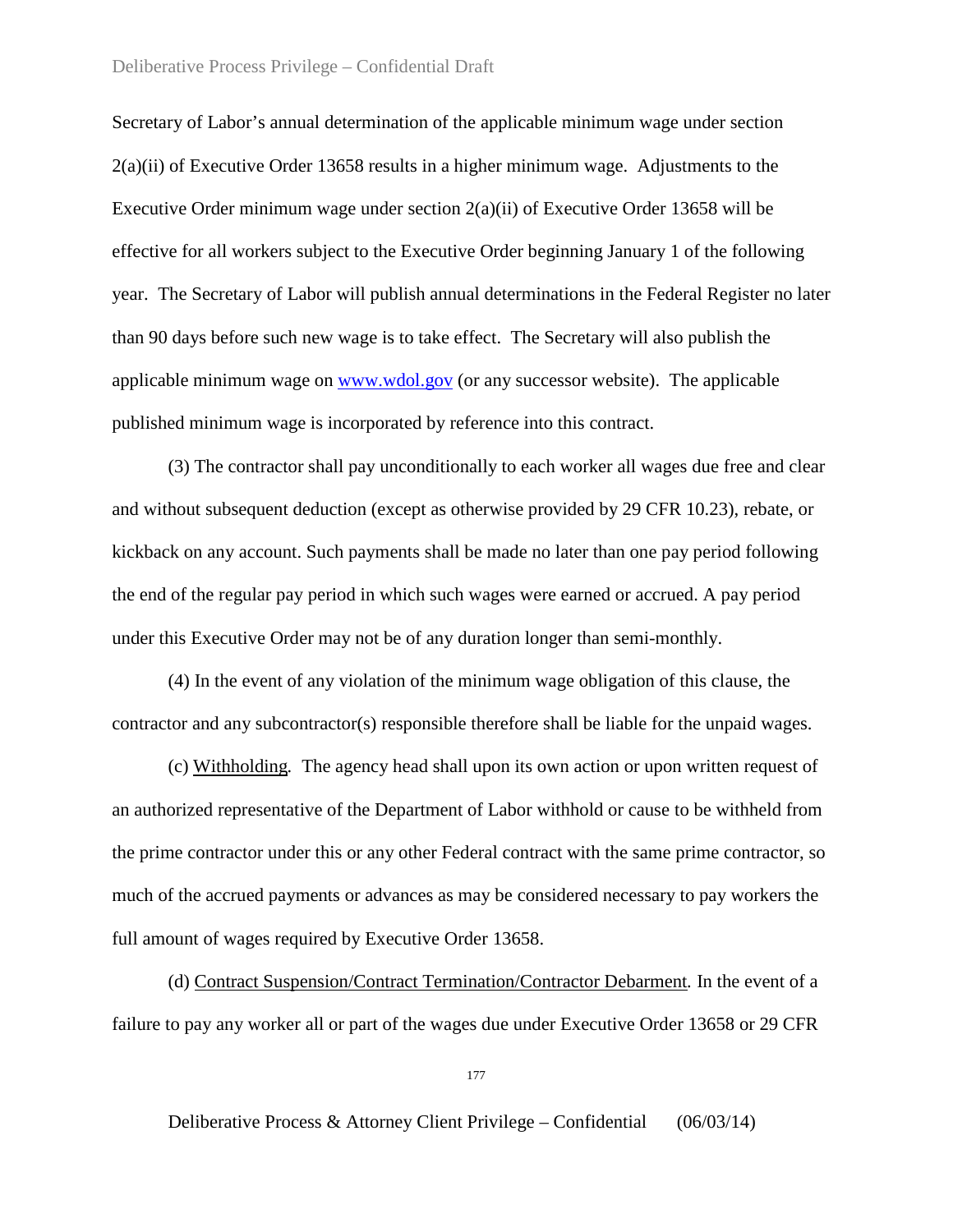Secretary of Labor's annual determination of the applicable minimum wage under section 2(a)(ii) of Executive Order 13658 results in a higher minimum wage. Adjustments to the Executive Order minimum wage under section 2(a)(ii) of Executive Order 13658 will be effective for all workers subject to the Executive Order beginning January 1 of the following year. The Secretary of Labor will publish annual determinations in the Federal Register no later than 90 days before such new wage is to take effect. The Secretary will also publish the applicable minimum wage on www.wdol.gov (or any successor website). The applicable published minimum wage is incorporated by reference into this contract.

(3) The contractor shall pay unconditionally to each worker all wages due free and clear and without subsequent deduction (except as otherwise provided by 29 CFR 10.23), rebate, or kickback on any account. Such payments shall be made no later than one pay period following the end of the regular pay period in which such wages were earned or accrued. A pay period under this Executive Order may not be of any duration longer than semi-monthly.

(4) In the event of any violation of the minimum wage obligation of this clause, the contractor and any subcontractor(s) responsible therefore shall be liable for the unpaid wages.

(c) Withholding. The agency head shall upon its own action or upon written request of an authorized representative of the Department of Labor withhold or cause to be withheld from the prime contractor under this or any other Federal contract with the same prime contractor, so much of the accrued payments or advances as may be considered necessary to pay workers the full amount of wages required by Executive Order 13658.

(d) Contract Suspension/Contract Termination/Contractor Debarment. In the event of a failure to pay any worker all or part of the wages due under Executive Order 13658 or 29 CFR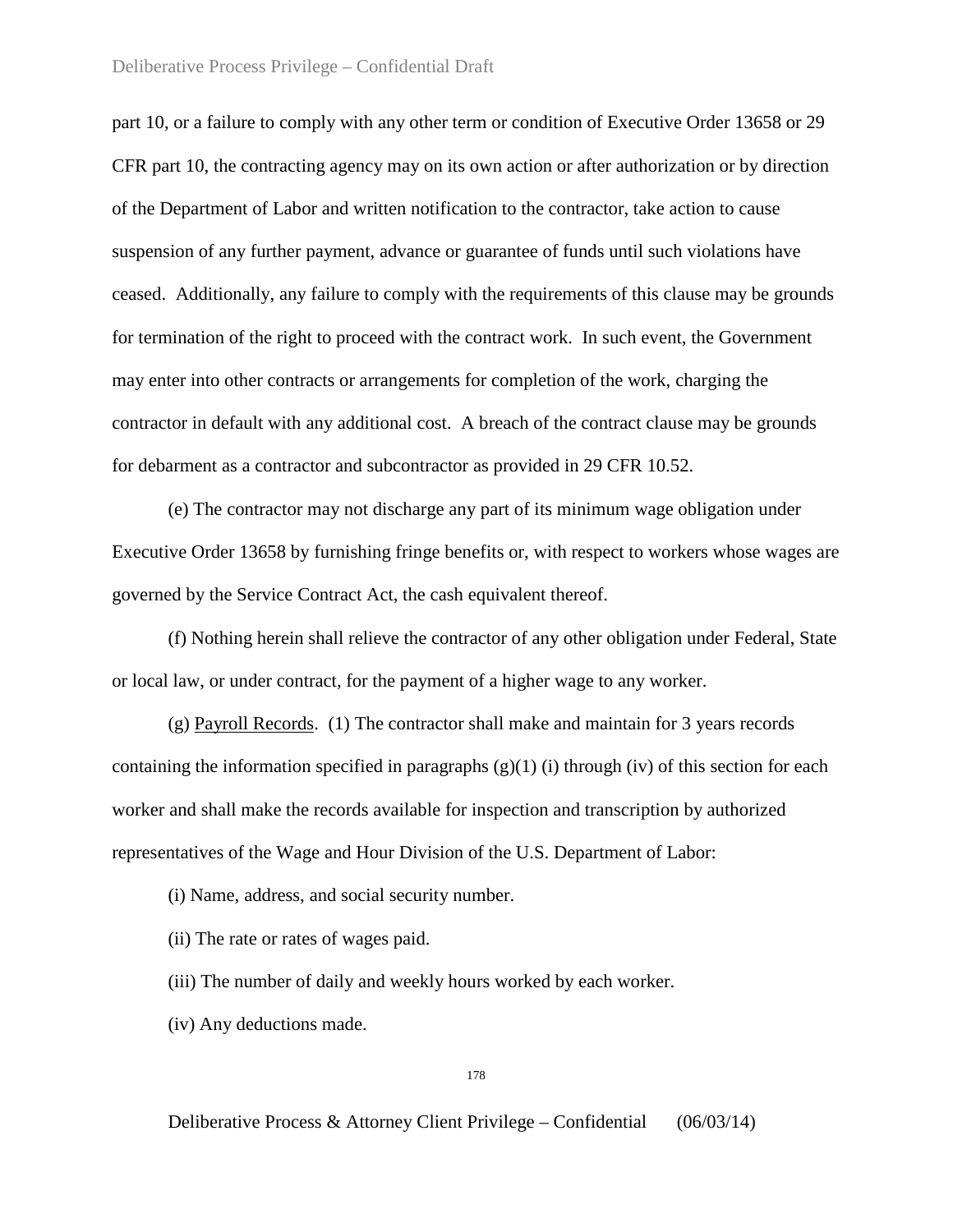part 10, or a failure to comply with any other term or condition of Executive Order 13658 or 29 CFR part 10, the contracting agency may on its own action or after authorization or by direction of the Department of Labor and written notification to the contractor, take action to cause suspension of any further payment, advance or guarantee of funds until such violations have ceased. Additionally, any failure to comply with the requirements of this clause may be grounds for termination of the right to proceed with the contract work. In such event, the Government may enter into other contracts or arrangements for completion of the work, charging the contractor in default with any additional cost. A breach of the contract clause may be grounds for debarment as a contractor and subcontractor as provided in 29 CFR 10.52.

(e) The contractor may not discharge any part of its minimum wage obligation under Executive Order 13658 by furnishing fringe benefits or, with respect to workers whose wages are governed by the Service Contract Act, the cash equivalent thereof.

(f) Nothing herein shall relieve the contractor of any other obligation under Federal, State or local law, or under contract, for the payment of a higher wage to any worker.

(g) <u>Payroll Records</u>. (1) The contractor shall make and maintain for 3 years records containing the information specified in paragraphs (g)(1) (i) through (iv) of this section for each worker and shall make the records available for inspection and transcription by authorized representatives of the Wage and Hour Division of the U.S. Department of Labor:

(i) Name, address, and social security number.

(ii) The rate or rates of wages paid.

(iii) The number of daily and weekly hours worked by each worker.

(iv) Any deductions made.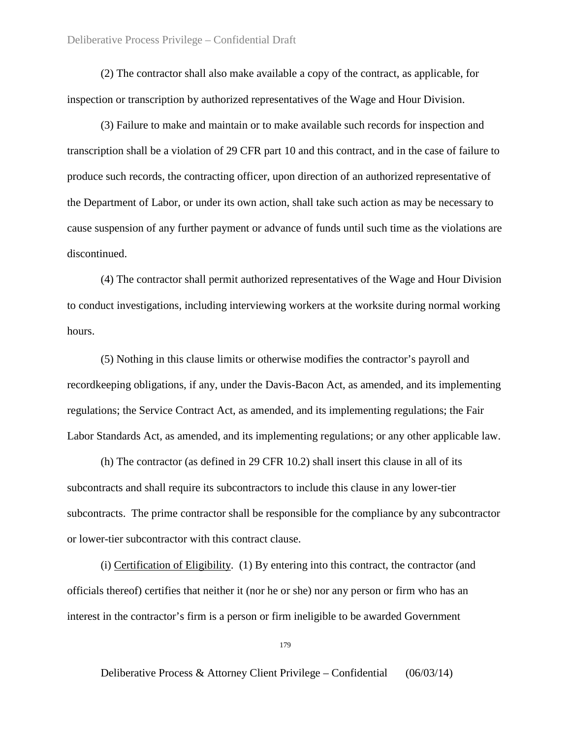(2) The contractor shall also make available a copy of the contract, as applicable, for inspection or transcription by authorized representatives of the Wage and Hour Division.

(3) Failure to make and maintain or to make available such records for inspection and transcription shall be a violation of 29 CFR part 10 and this contract, and in the case of failure to produce such records, the contracting officer, upon direction of an authorized representative of the Department of Labor, or under its own action, shall take such action as may be necessary to cause suspension of any further payment or advance of funds until such time as the violations are discontinued.

(4) The contractor shall permit authorized representatives of the Wage and Hour Division to conduct investigations, including interviewing workers at the worksite during normal working hours.

(5) Nothing in this clause limits or otherwise modifies the contractor's payroll and recordkeeping obligations, if any, under the Davis-Bacon Act, as amended, and its implementing regulations; the Service Contract Act, as amended, and its implementing regulations; the Fair Labor Standards Act, as amended, and its implementing regulations; or any other applicable law.

(h) The contractor (as defined in 29 CFR 10.2) shall insert this clause in all of its subcontracts and shall require its subcontractors to include this clause in any lower-tier subcontracts. The prime contractor shall be responsible for the compliance by any subcontractor or lower-tier subcontractor with this contract clause.

(i) Certification of Eligibility. (1) By entering into this contract, the contractor (and officials thereof) certifies that neither it (nor he or she) nor any person or firm who has an interest in the contractor's firm is a person or firm ineligible to be awarded Government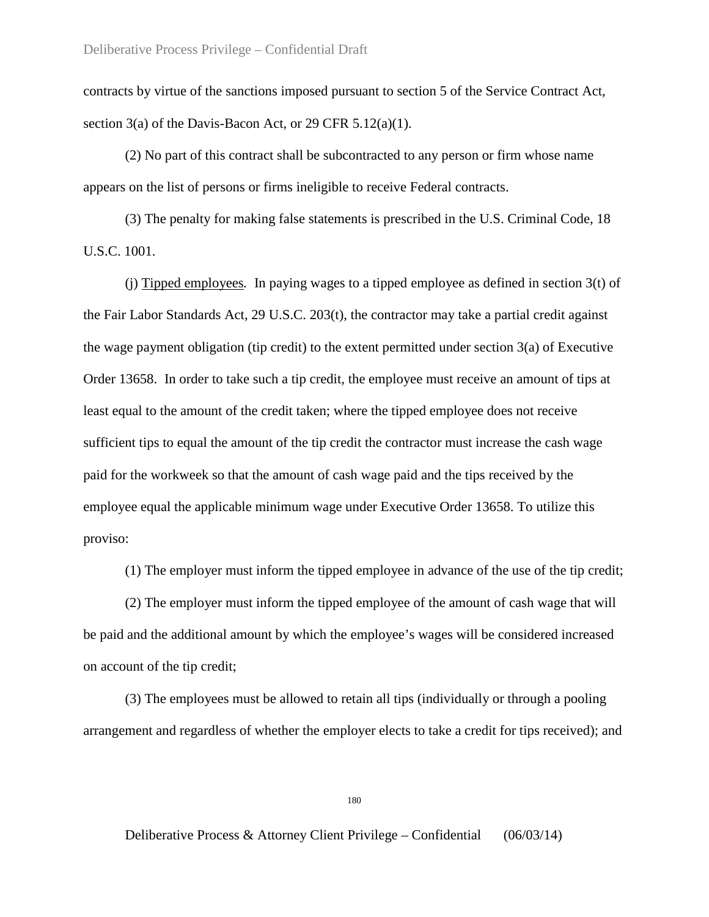contracts by virtue of the sanctions imposed pursuant to section 5 of the Service Contract Act, section 3(a) of the Davis-Bacon Act, or 29 CFR 5.12(a)(1).

(2) No part of this contract shall be subcontracted to any person or firm whose name appears on the list of persons or firms ineligible to receive Federal contracts.

(3) The penalty for making false statements is prescribed in the U.S. Criminal Code, 18 U.S.C. 1001.

(j) Tipped employees*.* In paying wages to a tipped employee as defined in section 3(t) of the Fair Labor Standards Act, 29 U.S.C. 203(t), the contractor may take a partial credit against the wage payment obligation (tip credit) to the extent permitted under section 3(a) of Executive Order 13658. In order to take such a tip credit, the employee must receive an amount of tips at least equal to the amount of the credit taken; where the tipped employee does not receive sufficient tips to equal the amount of the tip credit the contractor must increase the cash wage paid for the workweek so that the amount of cash wage paid and the tips received by the employee equal the applicable minimum wage under Executive Order 13658. To utilize this proviso:

(1) The employer must inform the tipped employee in advance of the use of the tip credit;

(2) The employer must inform the tipped employee of the amount of cash wage that will be paid and the additional amount by which the employee's wages will be considered increased on account of the tip credit;

(3) The employees must be allowed to retain all tips (individually or through a pooling arrangement and regardless of whether the employer elects to take a credit for tips received); and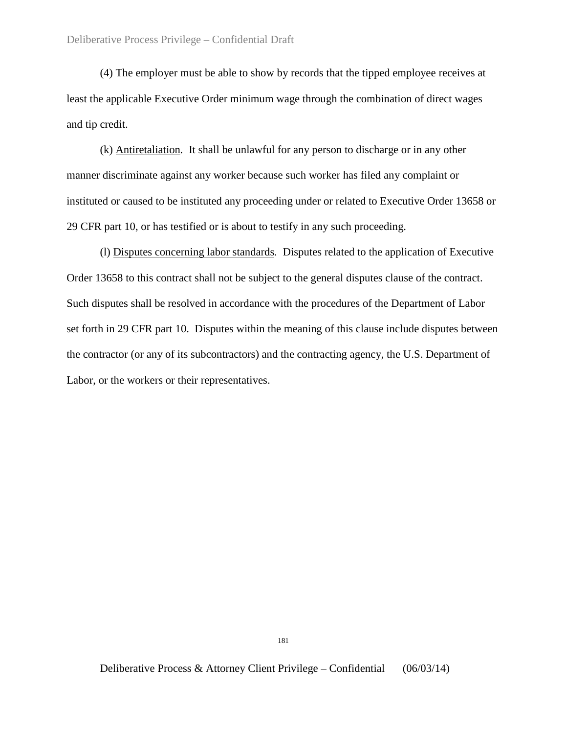(4) The employer must be able to show by records that the tipped employee receives at least the applicable Executive Order minimum wage through the combination of direct wages and tip credit.

(k) Antiretaliation. It shall be unlawful for any person to discharge or in any other manner discriminate against any worker because such worker has filed any complaint or instituted or caused to be instituted any proceeding under or related to Executive Order 13658 or 29 CFR part 10, or has testified or is about to testify in any such proceeding.

(l) Disputes concerning labor standards. Disputes related to the application of Executive Order 13658 to this contract shall not be subject to the general disputes clause of the contract. Such disputes shall be resolved in accordance with the procedures of the Department of Labor set forth in 29 CFR part 10. Disputes within the meaning of this clause include disputes between the contractor (or any of its subcontractors) and the contracting agency, the U.S. Department of Labor, or the workers or their representatives.